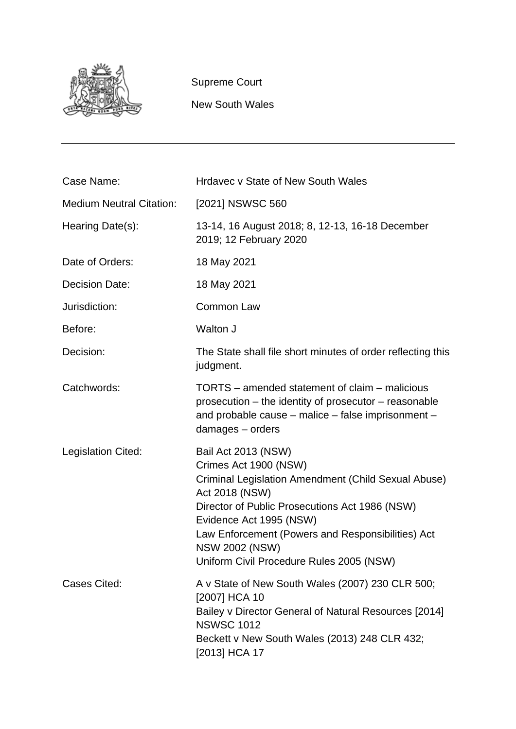Supreme Court

New South Wales

---

| | |
|---|---|
| Case Name: | Hrdavec v State of New South Wales |
| Medium Neutral Citation: | [2021] NSWSC 560 |
| Hearing Date(s): | 13-14, 16 August 2018; 8, 12-13, 16-18 December 2019; 12 February 2020 |
| Date of Orders: | 18 May 2021 |
| Decision Date: | 18 May 2021 |
| Jurisdiction: | Common Law |
| Before: | Walton J |
| Decision: | The State shall file short minutes of order reflecting this judgment. |
| Catchwords: | TORTS – amended statement of claim – malicious prosecution – the identity of prosecutor – reasonable and probable cause – malice – false imprisonment – damages – orders |
| Legislation Cited: | Bail Act 2013 (NSW)<br>Crimes Act 1900 (NSW)<br>Criminal Legislation Amendment (Child Sexual Abuse) Act 2018 (NSW)<br>Director of Public Prosecutions Act 1986 (NSW)<br>Evidence Act 1995 (NSW)<br>Law Enforcement (Powers and Responsibilities) Act NSW 2002 (NSW)<br>Uniform Civil Procedure Rules 2005 (NSW) |
| Cases Cited: | A v State of New South Wales (2007) 230 CLR 500; [2007] HCA 10<br>Bailey v Director General of Natural Resources [2014] NSWSC 1012<br>Beckett v New South Wales (2013) 248 CLR 432; [2013] HCA 17 |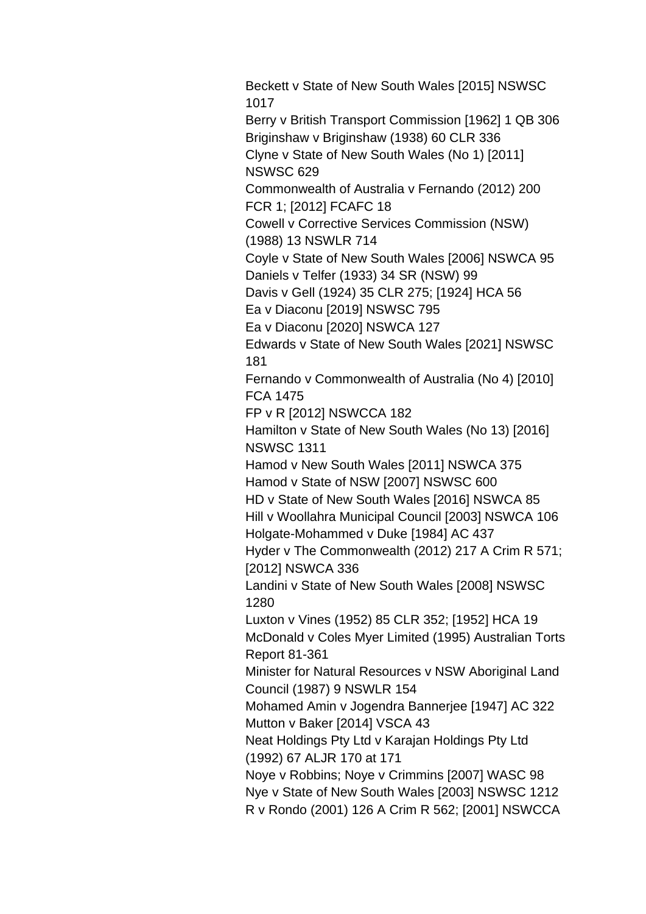Beckett v State of New South Wales [2015] NSWSC 1017

Berry v British Transport Commission [1962] 1 QB 306

Briginshaw v Briginshaw (1938) 60 CLR 336

Clyne v State of New South Wales (No 1) [2011] NSWSC 629

Commonwealth of Australia v Fernando (2012) 200 FCR 1; [2012] FCAFC 18

Cowell v Corrective Services Commission (NSW) (1988) 13 NSWLR 714

Coyle v State of New South Wales [2006] NSWCA 95

Daniels v Telfer (1933) 34 SR (NSW) 99

Davis v Gell (1924) 35 CLR 275; [1924] HCA 56

Ea v Diaconu [2019] NSWSC 795

Ea v Diaconu [2020] NSWCA 127

Edwards v State of New South Wales [2021] NSWSC 181

Fernando v Commonwealth of Australia (No 4) [2010] FCA 1475

FP v R [2012] NSWCCA 182

Hamilton v State of New South Wales (No 13) [2016] NSWSC 1311

Hamod v New South Wales [2011] NSWCA 375

Hamod v State of NSW [2007] NSWSC 600

HD v State of New South Wales [2016] NSWCA 85

Hill v Woollahra Municipal Council [2003] NSWCA 106

Holgate-Mohammed v Duke [1984] AC 437

Hyder v The Commonwealth (2012) 217 A Crim R 571; [2012] NSWCA 336

Landini v State of New South Wales [2008] NSWSC 1280

Luxton v Vines (1952) 85 CLR 352; [1952] HCA 19

McDonald v Coles Myer Limited (1995) Australian Torts Report 81-361

Minister for Natural Resources v NSW Aboriginal Land Council (1987) 9 NSWLR 154

Mohamed Amin v Jogendra Bannerjee [1947] AC 322

Mutton v Baker [2014] VSCA 43

Neat Holdings Pty Ltd v Karajan Holdings Pty Ltd (1992) 67 ALJR 170 at 171

Noye v Robbins; Noye v Crimmins [2007] WASC 98

Nye v State of New South Wales [2003] NSWSC 1212

R v Rondo (2001) 126 A Crim R 562; [2001] NSWCCA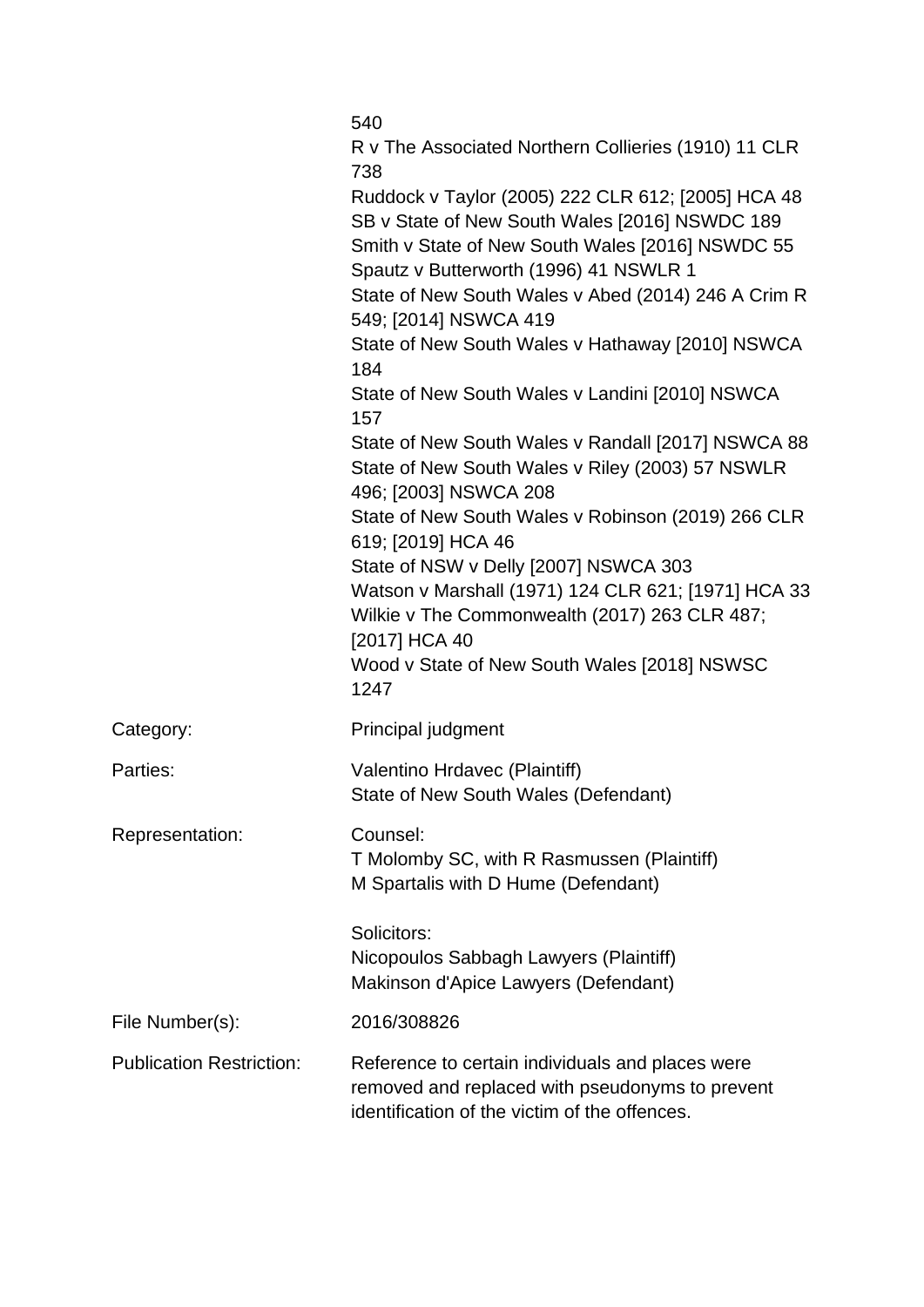540
R v The Associated Northern Collieries (1910) 11 CLR 738
Ruddock v Taylor (2005) 222 CLR 612; [2005] HCA 48
SB v State of New South Wales [2016] NSWDC 189
Smith v State of New South Wales [2016] NSWDC 55
Spautz v Butterworth (1996) 41 NSWLR 1
State of New South Wales v Abed (2014) 246 A Crim R 549; [2014] NSWCA 419
State of New South Wales v Hathaway [2010] NSWCA 184
State of New South Wales v Landini [2010] NSWCA 157
State of New South Wales v Randall [2017] NSWCA 88
State of New South Wales v Riley (2003) 57 NSWLR 496; [2003] NSWCA 208
State of New South Wales v Robinson (2019) 266 CLR 619; [2019] HCA 46
State of NSW v Delly [2007] NSWCA 303
Watson v Marshall (1971) 124 CLR 621; [1971] HCA 33
Wilkie v The Commonwealth (2017) 263 CLR 487; [2017] HCA 40
Wood v State of New South Wales [2018] NSWSC 1247

| | |
|---|---|
| Category: | Principal judgment |
| Parties: | Valentino Hrdavec (Plaintiff)<br>State of New South Wales (Defendant) |
| Representation: | Counsel:<br>T Molomby SC, with R Rasmussen (Plaintiff)<br>M Spartalis with D Hume (Defendant)<br><br>Solicitors:<br>Nicopoulos Sabbagh Lawyers (Plaintiff)<br>Makinson d'Apice Lawyers (Defendant) |
| File Number(s): | 2016/308826 |
| Publication Restriction: | Reference to certain individuals and places were removed and replaced with pseudonyms to prevent identification of the victim of the offences. |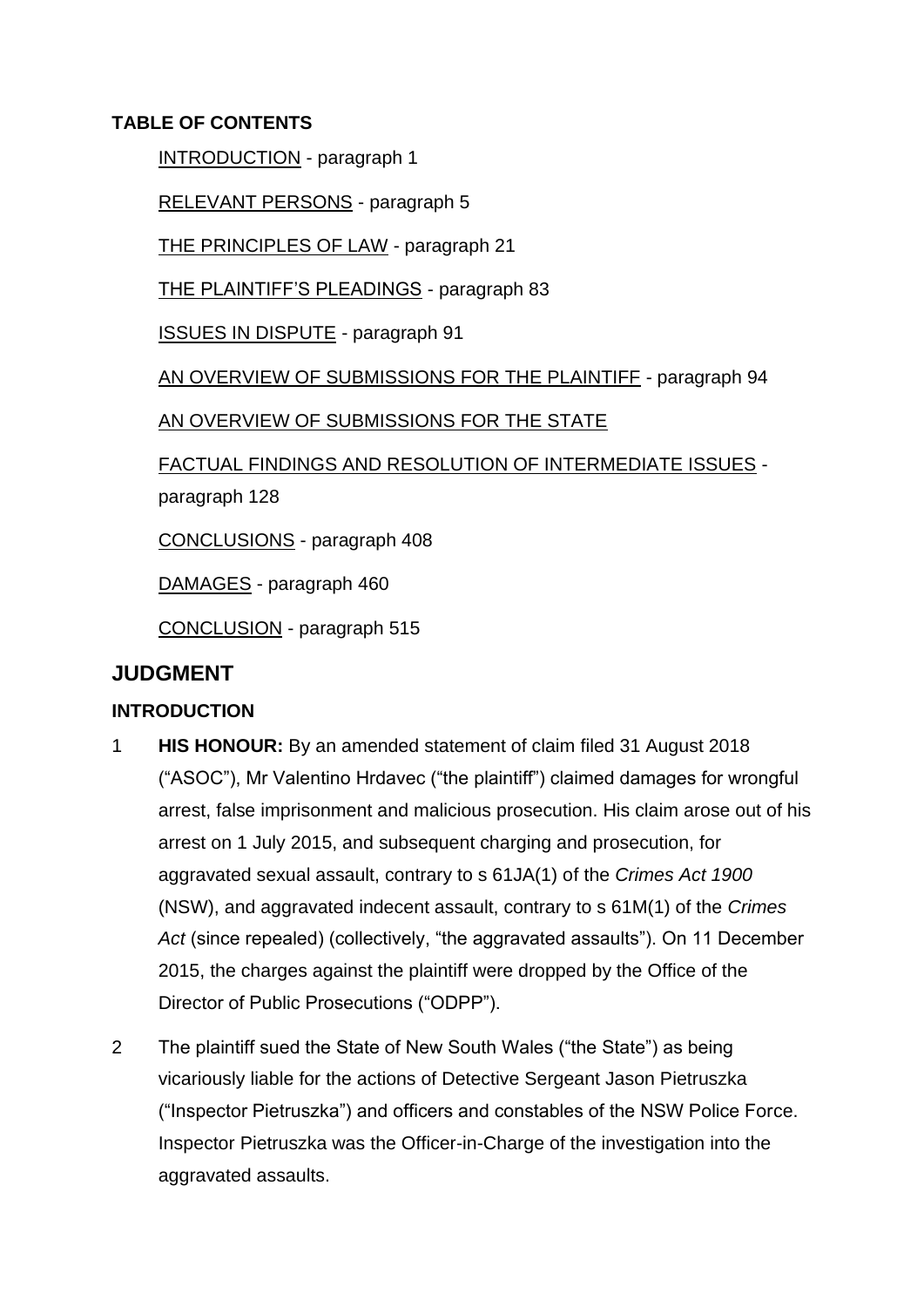**TABLE OF CONTENTS**

INTRODUCTION - paragraph 1

RELEVANT PERSONS - paragraph 5

THE PRINCIPLES OF LAW - paragraph 21

THE PLAINTIFF'S PLEADINGS - paragraph 83

ISSUES IN DISPUTE - paragraph 91

AN OVERVIEW OF SUBMISSIONS FOR THE PLAINTIFF - paragraph 94

AN OVERVIEW OF SUBMISSIONS FOR THE STATE

FACTUAL FINDINGS AND RESOLUTION OF INTERMEDIATE ISSUES - paragraph 128

CONCLUSIONS - paragraph 408

DAMAGES - paragraph 460

CONCLUSION - paragraph 515

## JUDGMENT

### INTRODUCTION

1 **HIS HONOUR:** By an amended statement of claim filed 31 August 2018 ("ASOC"), Mr Valentino Hrdavec ("the plaintiff") claimed damages for wrongful arrest, false imprisonment and malicious prosecution. His claim arose out of his arrest on 1 July 2015, and subsequent charging and prosecution, for aggravated sexual assault, contrary to s 61JA(1) of the *Crimes Act 1900* (NSW), and aggravated indecent assault, contrary to s 61M(1) of the *Crimes Act* (since repealed) (collectively, "the aggravated assaults"). On 11 December 2015, the charges against the plaintiff were dropped by the Office of the Director of Public Prosecutions ("ODPP").

2 The plaintiff sued the State of New South Wales ("the State") as being vicariously liable for the actions of Detective Sergeant Jason Pietruszka ("Inspector Pietruszka") and officers and constables of the NSW Police Force. Inspector Pietruszka was the Officer-in-Charge of the investigation into the aggravated assaults.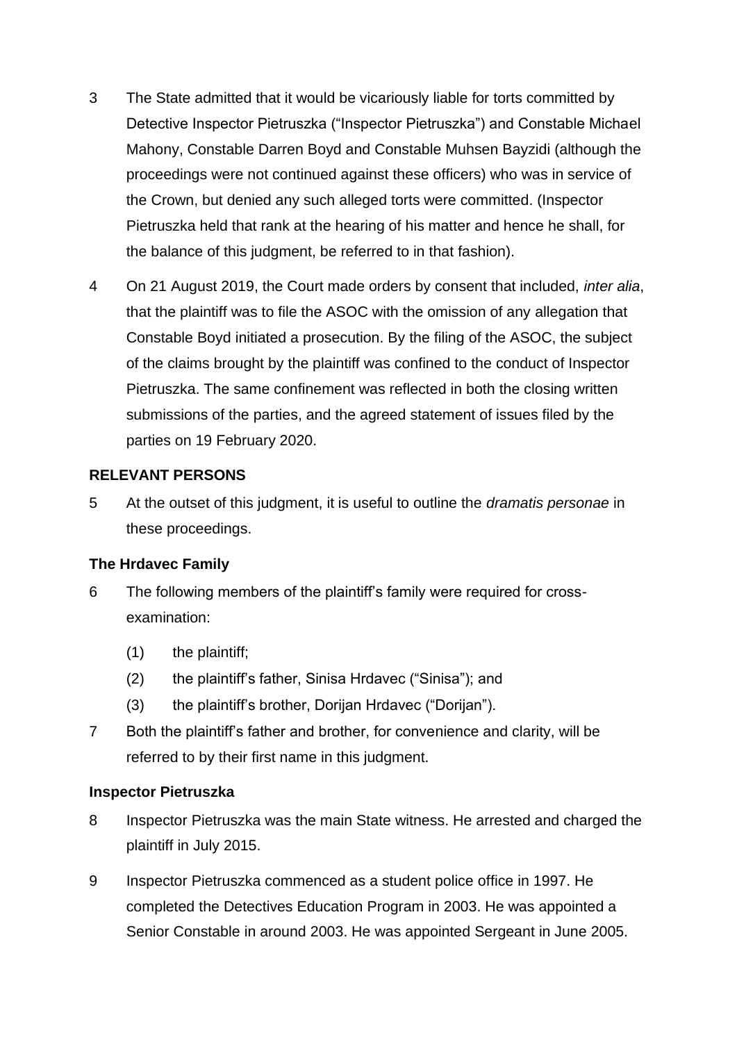3 The State admitted that it would be vicariously liable for torts committed by Detective Inspector Pietruszka ("Inspector Pietruszka") and Constable Michael Mahony, Constable Darren Boyd and Constable Muhsen Bayzidi (although the proceedings were not continued against these officers) who was in service of the Crown, but denied any such alleged torts were committed. (Inspector Pietruszka held that rank at the hearing of his matter and hence he shall, for the balance of this judgment, be referred to in that fashion).

4 On 21 August 2019, the Court made orders by consent that included, *inter alia*, that the plaintiff was to file the ASOC with the omission of any allegation that Constable Boyd initiated a prosecution. By the filing of the ASOC, the subject of the claims brought by the plaintiff was confined to the conduct of Inspector Pietruszka. The same confinement was reflected in both the closing written submissions of the parties, and the agreed statement of issues filed by the parties on 19 February 2020.

## RELEVANT PERSONS

5 At the outset of this judgment, it is useful to outline the *dramatis personae* in these proceedings.

### The Hrdavec Family

6 The following members of the plaintiff's family were required for cross-examination:

(1) the plaintiff;

(2) the plaintiff's father, Sinisa Hrdavec ("Sinisa"); and

(3) the plaintiff's brother, Dorijan Hrdavec ("Dorijan").

7 Both the plaintiff's father and brother, for convenience and clarity, will be referred to by their first name in this judgment.

### Inspector Pietruszka

8 Inspector Pietruszka was the main State witness. He arrested and charged the plaintiff in July 2015.

9 Inspector Pietruszka commenced as a student police office in 1997. He completed the Detectives Education Program in 2003. He was appointed a Senior Constable in around 2003. He was appointed Sergeant in June 2005.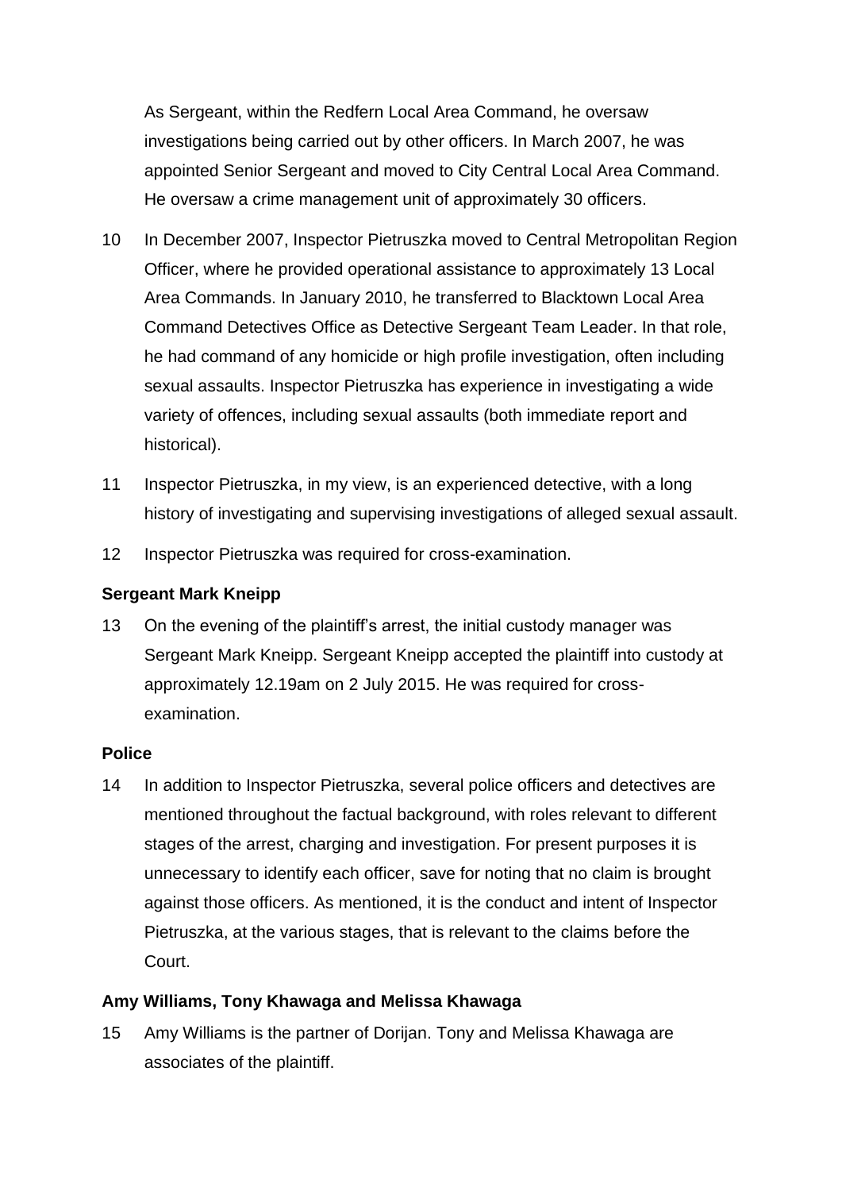As Sergeant, within the Redfern Local Area Command, he oversaw investigations being carried out by other officers. In March 2007, he was appointed Senior Sergeant and moved to City Central Local Area Command. He oversaw a crime management unit of approximately 30 officers.

10 In December 2007, Inspector Pietruszka moved to Central Metropolitan Region Officer, where he provided operational assistance to approximately 13 Local Area Commands. In January 2010, he transferred to Blacktown Local Area Command Detectives Office as Detective Sergeant Team Leader. In that role, he had command of any homicide or high profile investigation, often including sexual assaults. Inspector Pietruszka has experience in investigating a wide variety of offences, including sexual assaults (both immediate report and historical).

11 Inspector Pietruszka, in my view, is an experienced detective, with a long history of investigating and supervising investigations of alleged sexual assault.

12 Inspector Pietruszka was required for cross-examination.

**Sergeant Mark Kneipp**

13 On the evening of the plaintiff's arrest, the initial custody manager was Sergeant Mark Kneipp. Sergeant Kneipp accepted the plaintiff into custody at approximately 12.19am on 2 July 2015. He was required for cross-examination.

**Police**

14 In addition to Inspector Pietruszka, several police officers and detectives are mentioned throughout the factual background, with roles relevant to different stages of the arrest, charging and investigation. For present purposes it is unnecessary to identify each officer, save for noting that no claim is brought against those officers. As mentioned, it is the conduct and intent of Inspector Pietruszka, at the various stages, that is relevant to the claims before the Court.

**Amy Williams, Tony Khawaga and Melissa Khawaga**

15 Amy Williams is the partner of Dorijan. Tony and Melissa Khawaga are associates of the plaintiff.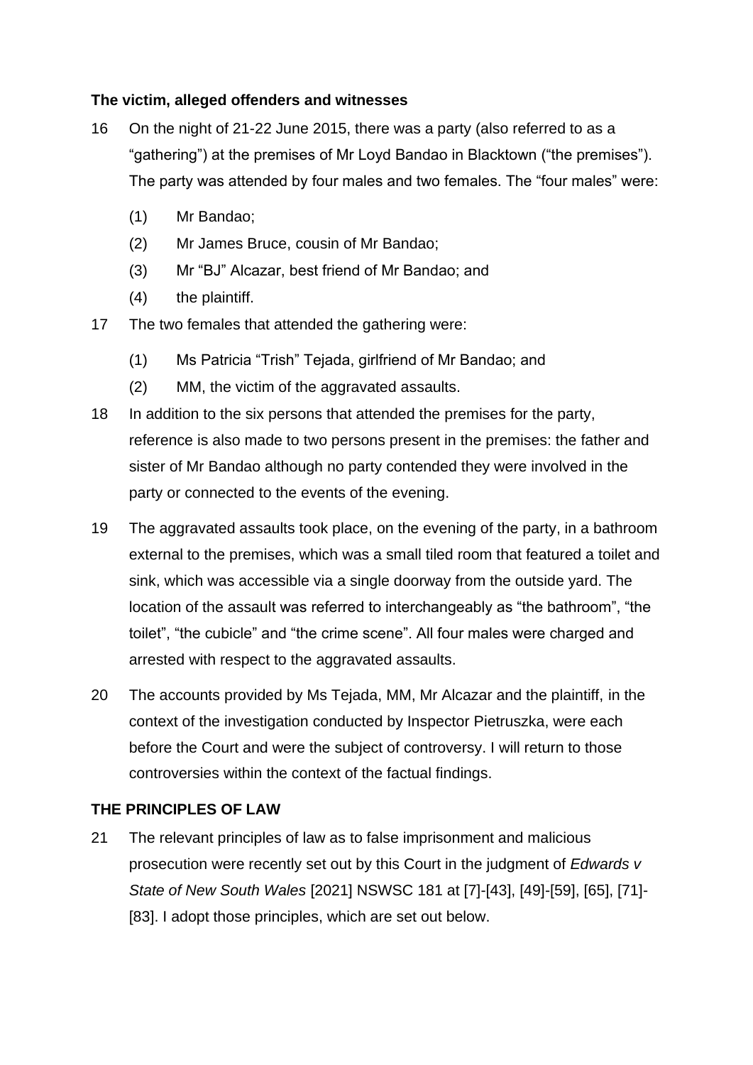### The victim, alleged offenders and witnesses

16 On the night of 21-22 June 2015, there was a party (also referred to as a "gathering") at the premises of Mr Loyd Bandao in Blacktown ("the premises"). The party was attended by four males and two females. The "four males" were:

(1) Mr Bandao;

(2) Mr James Bruce, cousin of Mr Bandao;

(3) Mr "BJ" Alcazar, best friend of Mr Bandao; and

(4) the plaintiff.

17 The two females that attended the gathering were:

(1) Ms Patricia "Trish" Tejada, girlfriend of Mr Bandao; and

(2) MM, the victim of the aggravated assaults.

18 In addition to the six persons that attended the premises for the party, reference is also made to two persons present in the premises: the father and sister of Mr Bandao although no party contended they were involved in the party or connected to the events of the evening.

19 The aggravated assaults took place, on the evening of the party, in a bathroom external to the premises, which was a small tiled room that featured a toilet and sink, which was accessible via a single doorway from the outside yard. The location of the assault was referred to interchangeably as "the bathroom", "the toilet", "the cubicle" and "the crime scene". All four males were charged and arrested with respect to the aggravated assaults.

20 The accounts provided by Ms Tejada, MM, Mr Alcazar and the plaintiff, in the context of the investigation conducted by Inspector Pietruszka, were each before the Court and were the subject of controversy. I will return to those controversies within the context of the factual findings.

## THE PRINCIPLES OF LAW

21 The relevant principles of law as to false imprisonment and malicious prosecution were recently set out by this Court in the judgment of *Edwards v State of New South Wales* [2021] NSWSC 181 at [7]-[43], [49]-[59], [65], [71]-[83]. I adopt those principles, which are set out below.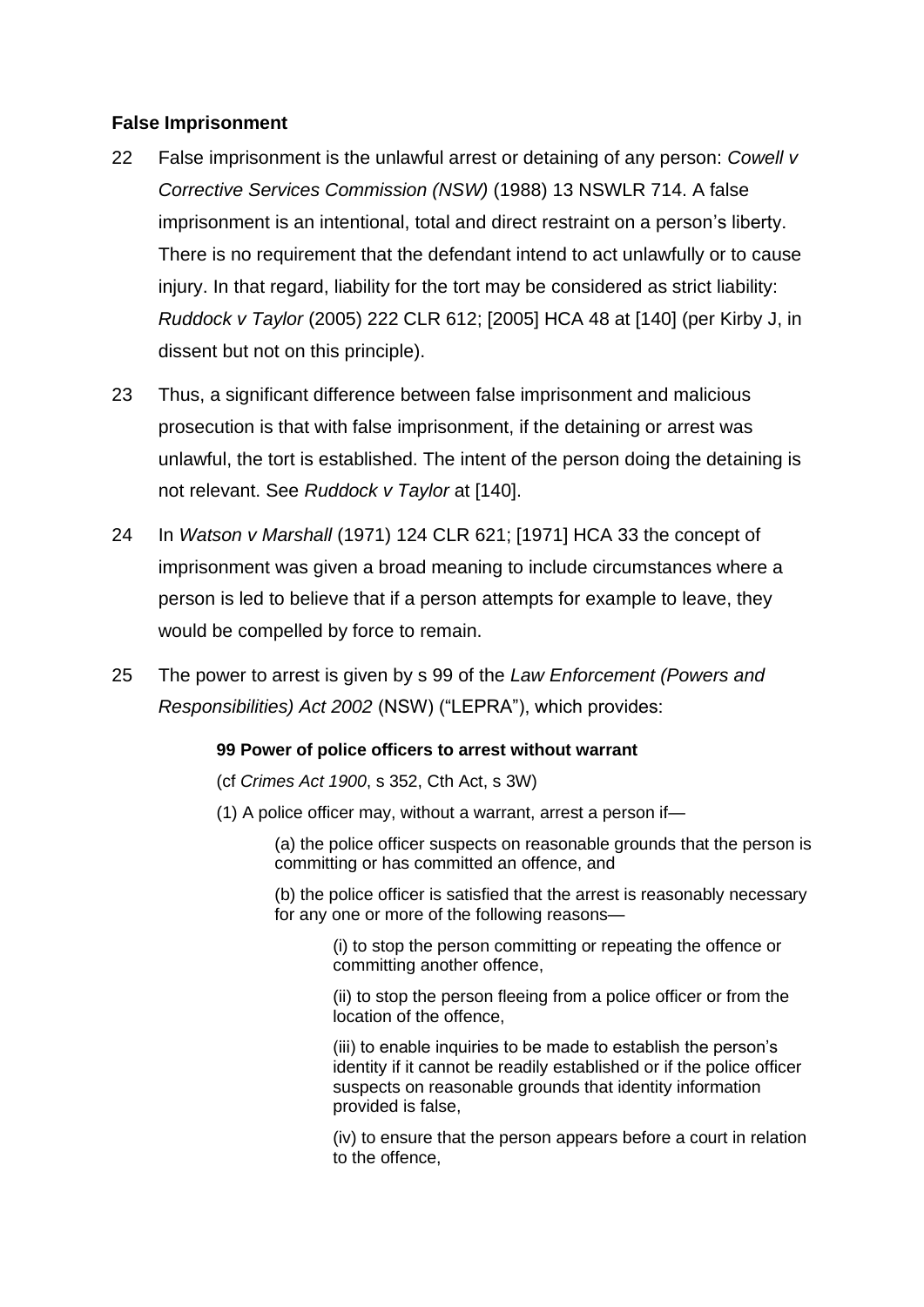**False Imprisonment**

22 False imprisonment is the unlawful arrest or detaining of any person: *Cowell v Corrective Services Commission (NSW)* (1988) 13 NSWLR 714. A false imprisonment is an intentional, total and direct restraint on a person's liberty. There is no requirement that the defendant intend to act unlawfully or to cause injury. In that regard, liability for the tort may be considered as strict liability: *Ruddock v Taylor* (2005) 222 CLR 612; [2005] HCA 48 at [140] (per Kirby J, in dissent but not on this principle).

23 Thus, a significant difference between false imprisonment and malicious prosecution is that with false imprisonment, if the detaining or arrest was unlawful, the tort is established. The intent of the person doing the detaining is not relevant. See *Ruddock v Taylor* at [140].

24 In *Watson v Marshall* (1971) 124 CLR 621; [1971] HCA 33 the concept of imprisonment was given a broad meaning to include circumstances where a person is led to believe that if a person attempts for example to leave, they would be compelled by force to remain.

25 The power to arrest is given by s 99 of the *Law Enforcement (Powers and Responsibilities) Act 2002* (NSW) ("LEPRA"), which provides:

> **99 Power of police officers to arrest without warrant**
>
> (cf *Crimes Act 1900*, s 352, Cth Act, s 3W)
>
> (1) A police officer may, without a warrant, arrest a person if—
>
> (a) the police officer suspects on reasonable grounds that the person is committing or has committed an offence, and
>
> (b) the police officer is satisfied that the arrest is reasonably necessary for any one or more of the following reasons—
>
> (i) to stop the person committing or repeating the offence or committing another offence,
>
> (ii) to stop the person fleeing from a police officer or from the location of the offence,
>
> (iii) to enable inquiries to be made to establish the person's identity if it cannot be readily established or if the police officer suspects on reasonable grounds that identity information provided is false,
>
> (iv) to ensure that the person appears before a court in relation to the offence,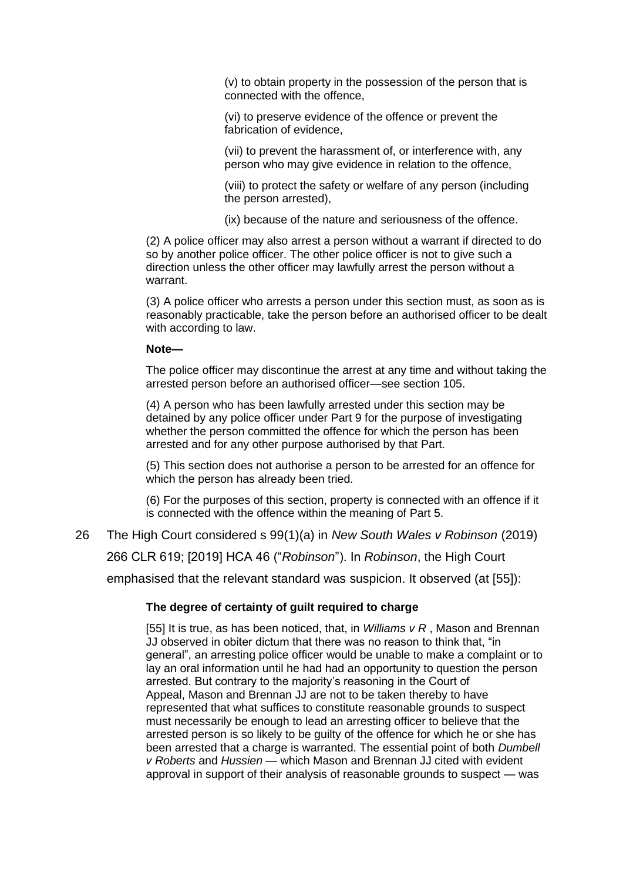(v) to obtain property in the possession of the person that is connected with the offence,

(vi) to preserve evidence of the offence or prevent the fabrication of evidence,

(vii) to prevent the harassment of, or interference with, any person who may give evidence in relation to the offence,

(viii) to protect the safety or welfare of any person (including the person arrested),

(ix) because of the nature and seriousness of the offence.

(2) A police officer may also arrest a person without a warrant if directed to do so by another police officer. The other police officer is not to give such a direction unless the other officer may lawfully arrest the person without a warrant.

(3) A police officer who arrests a person under this section must, as soon as is reasonably practicable, take the person before an authorised officer to be dealt with according to law.

**Note—**

The police officer may discontinue the arrest at any time and without taking the arrested person before an authorised officer—see section 105.

(4) A person who has been lawfully arrested under this section may be detained by any police officer under Part 9 for the purpose of investigating whether the person committed the offence for which the person has been arrested and for any other purpose authorised by that Part.

(5) This section does not authorise a person to be arrested for an offence for which the person has already been tried.

(6) For the purposes of this section, property is connected with an offence if it is connected with the offence within the meaning of Part 5.

26 The High Court considered s 99(1)(a) in *New South Wales v Robinson* (2019) 266 CLR 619; [2019] HCA 46 ("*Robinson*"). In *Robinson*, the High Court emphasised that the relevant standard was suspicion. It observed (at [55]):

> **The degree of certainty of guilt required to charge**
>
> [55] It is true, as has been noticed, that, in *Williams v R* , Mason and Brennan JJ observed in obiter dictum that there was no reason to think that, "in general", an arresting police officer would be unable to make a complaint or to lay an oral information until he had had an opportunity to question the person arrested. But contrary to the majority's reasoning in the Court of Appeal, Mason and Brennan JJ are not to be taken thereby to have represented that what suffices to constitute reasonable grounds to suspect must necessarily be enough to lead an arresting officer to believe that the arrested person is so likely to be guilty of the offence for which he or she has been arrested that a charge is warranted. The essential point of both *Dumbell v Roberts* and *Hussien* — which Mason and Brennan JJ cited with evident approval in support of their analysis of reasonable grounds to suspect — was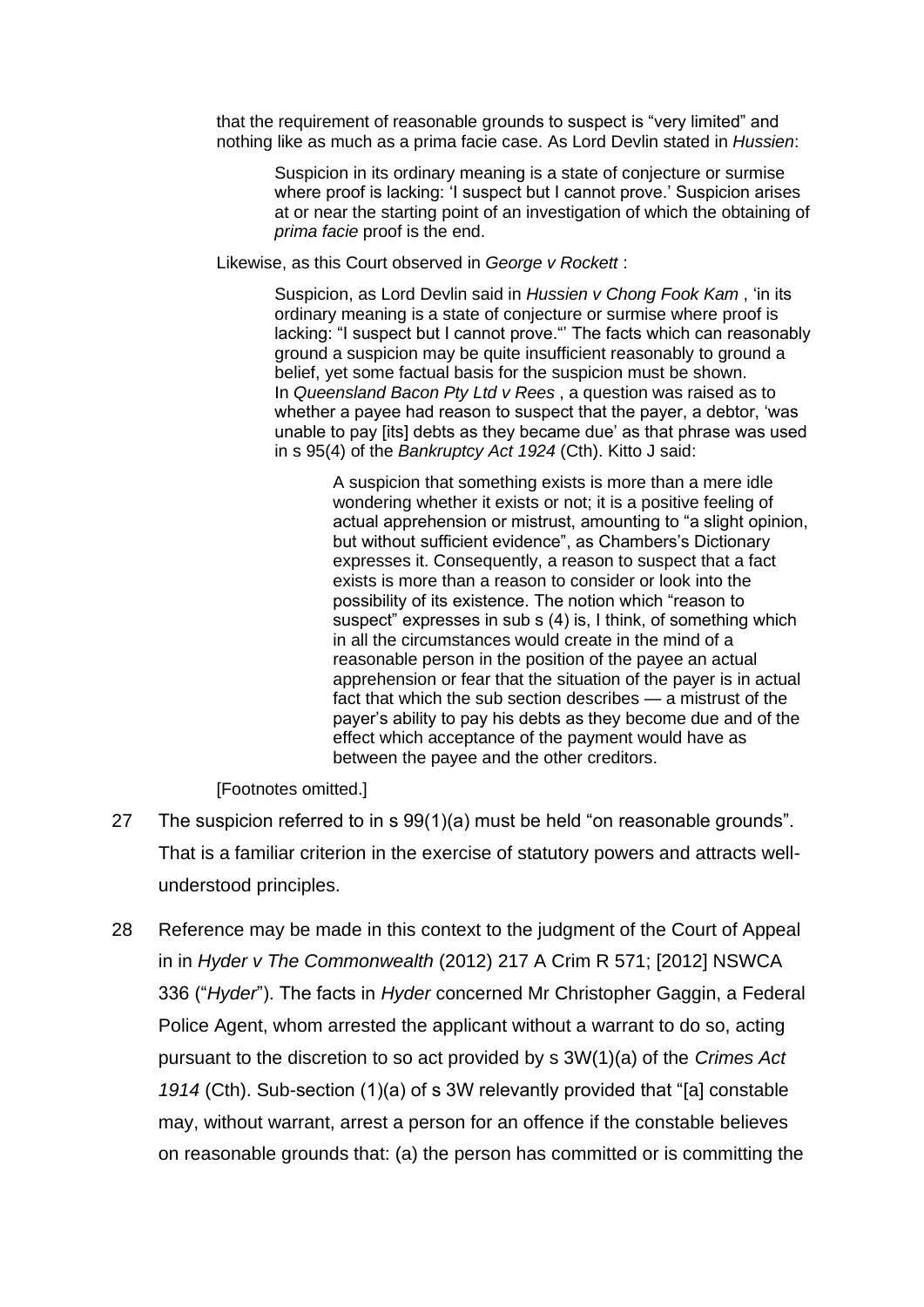that the requirement of reasonable grounds to suspect is "very limited" and nothing like as much as a prima facie case. As Lord Devlin stated in *Hussien*:

> Suspicion in its ordinary meaning is a state of conjecture or surmise where proof is lacking: 'I suspect but I cannot prove.' Suspicion arises at or near the starting point of an investigation of which the obtaining of *prima facie* proof is the end.

Likewise, as this Court observed in *George v Rockett* :

> Suspicion, as Lord Devlin said in *Hussien v Chong Fook Kam* , 'in its ordinary meaning is a state of conjecture or surmise where proof is lacking: "I suspect but I cannot prove."' The facts which can reasonably ground a suspicion may be quite insufficient reasonably to ground a belief, yet some factual basis for the suspicion must be shown. In *Queensland Bacon Pty Ltd v Rees* , a question was raised as to whether a payee had reason to suspect that the payer, a debtor, 'was unable to pay [its] debts as they became due' as that phrase was used in s 95(4) of the *Bankruptcy Act 1924* (Cth). Kitto J said:
>
> > A suspicion that something exists is more than a mere idle wondering whether it exists or not; it is a positive feeling of actual apprehension or mistrust, amounting to "a slight opinion, but without sufficient evidence", as Chambers's Dictionary expresses it. Consequently, a reason to suspect that a fact exists is more than a reason to consider or look into the possibility of its existence. The notion which "reason to suspect" expresses in sub s (4) is, I think, of something which in all the circumstances would create in the mind of a reasonable person in the position of the payee an actual apprehension or fear that the situation of the payer is in actual fact that which the sub section describes — a mistrust of the payer's ability to pay his debts as they become due and of the effect which acceptance of the payment would have as between the payee and the other creditors.

[Footnotes omitted.]

27 The suspicion referred to in s 99(1)(a) must be held "on reasonable grounds". That is a familiar criterion in the exercise of statutory powers and attracts well-understood principles.

28 Reference may be made in this context to the judgment of the Court of Appeal in in *Hyder v The Commonwealth* (2012) 217 A Crim R 571; [2012] NSWCA 336 ("*Hyder*"). The facts in *Hyder* concerned Mr Christopher Gaggin, a Federal Police Agent, whom arrested the applicant without a warrant to do so, acting pursuant to the discretion to so act provided by s 3W(1)(a) of the *Crimes Act 1914* (Cth). Sub-section (1)(a) of s 3W relevantly provided that "[a] constable may, without warrant, arrest a person for an offence if the constable believes on reasonable grounds that: (a) the person has committed or is committing the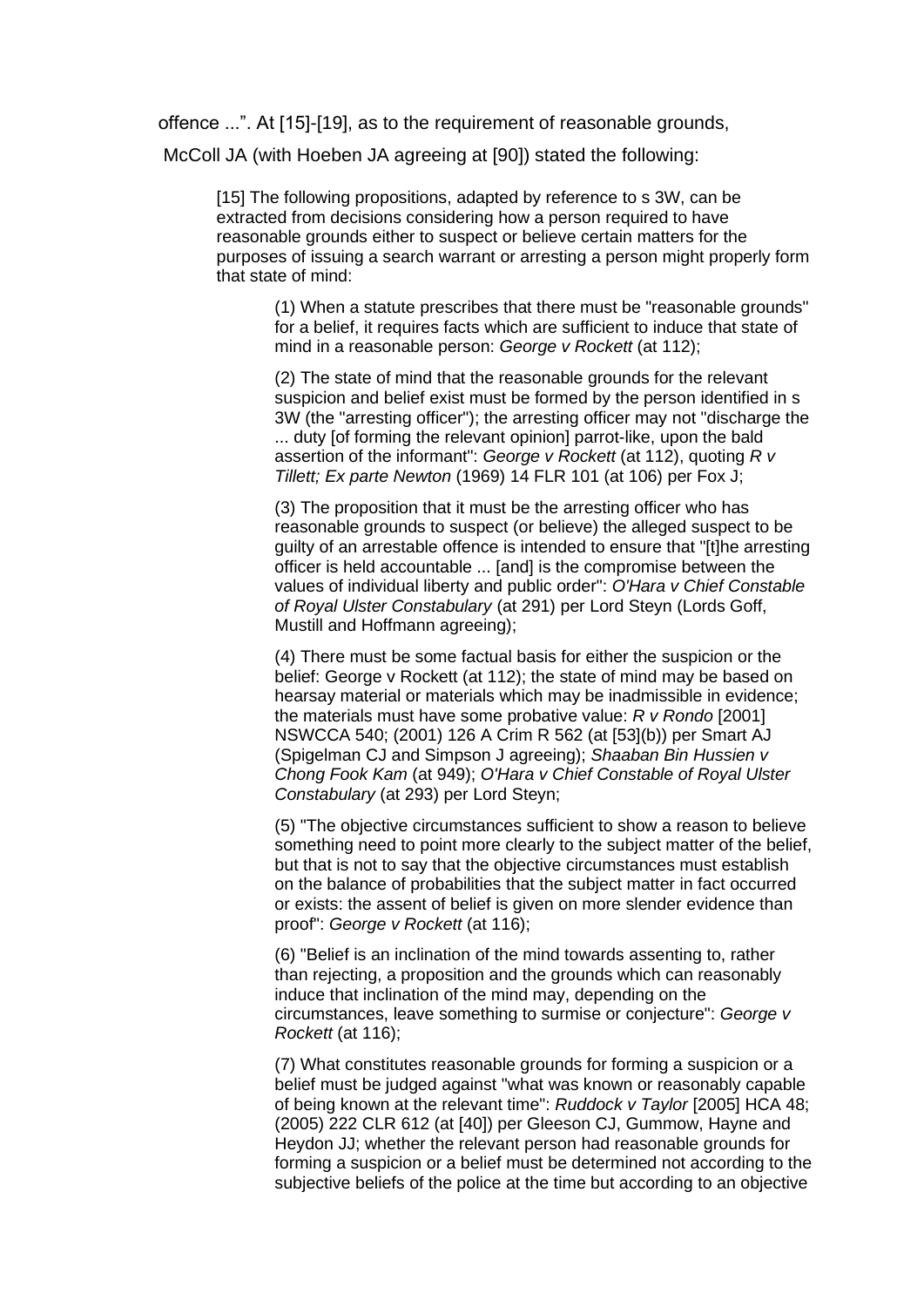offence ...". At [15]-[19], as to the requirement of reasonable grounds, McColl JA (with Hoeben JA agreeing at [90]) stated the following:

> [15] The following propositions, adapted by reference to s 3W, can be extracted from decisions considering how a person required to have reasonable grounds either to suspect or believe certain matters for the purposes of issuing a search warrant or arresting a person might properly form that state of mind:
>
> > (1) When a statute prescribes that there must be "reasonable grounds" for a belief, it requires facts which are sufficient to induce that state of mind in a reasonable person: *George v Rockett* (at 112);
> >
> > (2) The state of mind that the reasonable grounds for the relevant suspicion and belief exist must be formed by the person identified in s 3W (the "arresting officer"); the arresting officer may not "discharge the ... duty [of forming the relevant opinion] parrot-like, upon the bald assertion of the informant": *George v Rockett* (at 112), quoting *R v Tillett; Ex parte Newton* (1969) 14 FLR 101 (at 106) per Fox J;
> >
> > (3) The proposition that it must be the arresting officer who has reasonable grounds to suspect (or believe) the alleged suspect to be guilty of an arrestable offence is intended to ensure that "[t]he arresting officer is held accountable ... [and] is the compromise between the values of individual liberty and public order": *O'Hara v Chief Constable of Royal Ulster Constabulary* (at 291) per Lord Steyn (Lords Goff, Mustill and Hoffmann agreeing);
> >
> > (4) There must be some factual basis for either the suspicion or the belief: George v Rockett (at 112); the state of mind may be based on hearsay material or materials which may be inadmissible in evidence; the materials must have some probative value: *R v Rondo* [2001] NSWCCA 540; (2001) 126 A Crim R 562 (at [53](b)) per Smart AJ (Spigelman CJ and Simpson J agreeing); *Shaaban Bin Hussien v Chong Fook Kam* (at 949); *O'Hara v Chief Constable of Royal Ulster Constabulary* (at 293) per Lord Steyn;
> >
> > (5) "The objective circumstances sufficient to show a reason to believe something need to point more clearly to the subject matter of the belief, but that is not to say that the objective circumstances must establish on the balance of probabilities that the subject matter in fact occurred or exists: the assent of belief is given on more slender evidence than proof": *George v Rockett* (at 116);
> >
> > (6) "Belief is an inclination of the mind towards assenting to, rather than rejecting, a proposition and the grounds which can reasonably induce that inclination of the mind may, depending on the circumstances, leave something to surmise or conjecture": *George v Rockett* (at 116);
> >
> > (7) What constitutes reasonable grounds for forming a suspicion or a belief must be judged against "what was known or reasonably capable of being known at the relevant time": *Ruddock v Taylor* [2005] HCA 48; (2005) 222 CLR 612 (at [40]) per Gleeson CJ, Gummow, Hayne and Heydon JJ; whether the relevant person had reasonable grounds for forming a suspicion or a belief must be determined not according to the subjective beliefs of the police at the time but according to an objective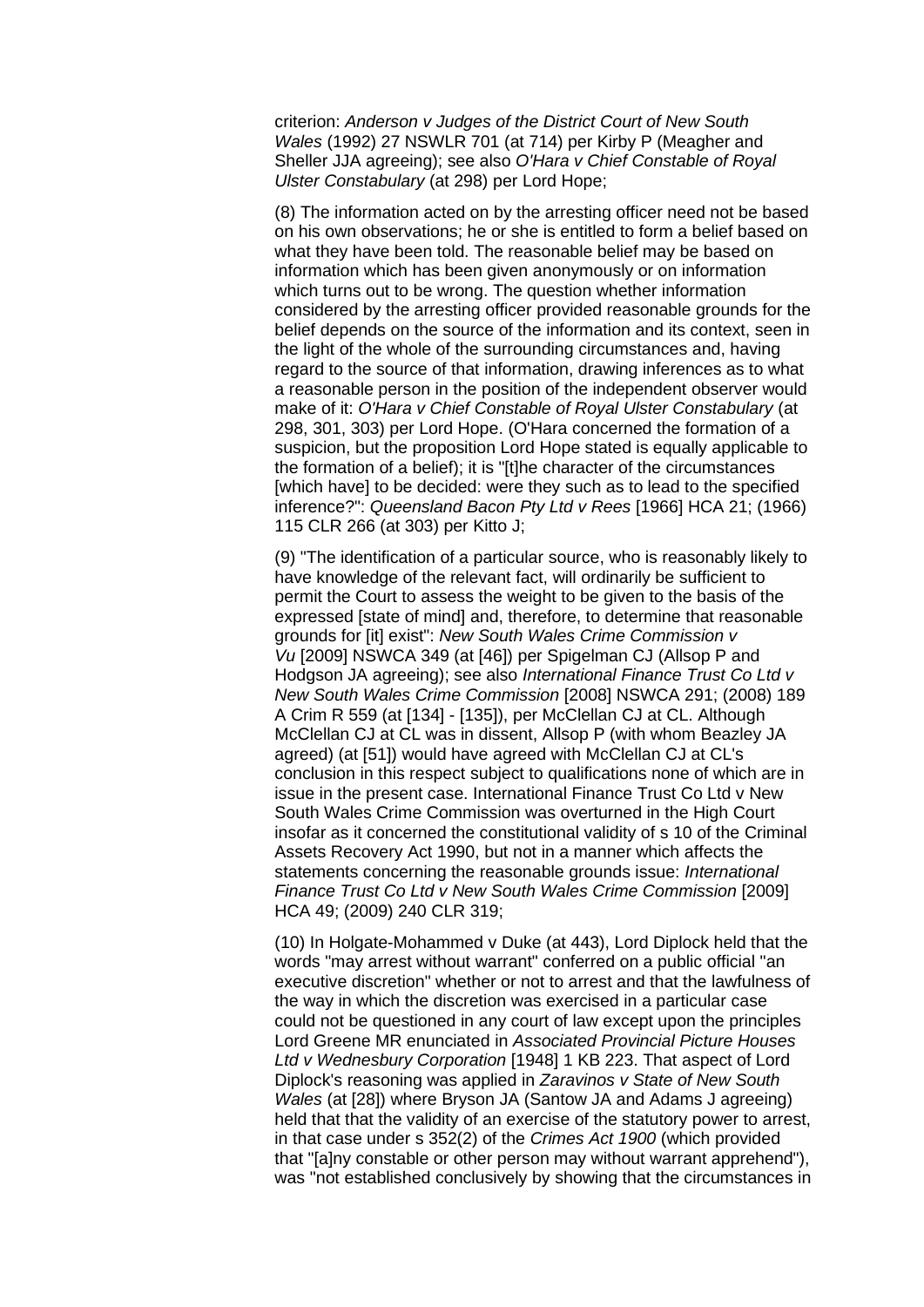criterion: *Anderson v Judges of the District Court of New South Wales* (1992) 27 NSWLR 701 (at 714) per Kirby P (Meagher and Sheller JJA agreeing); see also *O'Hara v Chief Constable of Royal Ulster Constabulary* (at 298) per Lord Hope;

(8) The information acted on by the arresting officer need not be based on his own observations; he or she is entitled to form a belief based on what they have been told. The reasonable belief may be based on information which has been given anonymously or on information which turns out to be wrong. The question whether information considered by the arresting officer provided reasonable grounds for the belief depends on the source of the information and its context, seen in the light of the whole of the surrounding circumstances and, having regard to the source of that information, drawing inferences as to what a reasonable person in the position of the independent observer would make of it: *O'Hara v Chief Constable of Royal Ulster Constabulary* (at 298, 301, 303) per Lord Hope. (O'Hara concerned the formation of a suspicion, but the proposition Lord Hope stated is equally applicable to the formation of a belief); it is "[t]he character of the circumstances [which have] to be decided: were they such as to lead to the specified inference?": *Queensland Bacon Pty Ltd v Rees* [1966] HCA 21; (1966) 115 CLR 266 (at 303) per Kitto J;

(9) "The identification of a particular source, who is reasonably likely to have knowledge of the relevant fact, will ordinarily be sufficient to permit the Court to assess the weight to be given to the basis of the expressed [state of mind] and, therefore, to determine that reasonable grounds for [it] exist": *New South Wales Crime Commission v Vu* [2009] NSWCA 349 (at [46]) per Spigelman CJ (Allsop P and Hodgson JA agreeing); see also *International Finance Trust Co Ltd v New South Wales Crime Commission* [2008] NSWCA 291; (2008) 189 A Crim R 559 (at [134] - [135]), per McClellan CJ at CL. Although McClellan CJ at CL was in dissent, Allsop P (with whom Beazley JA agreed) (at [51]) would have agreed with McClellan CJ at CL's conclusion in this respect subject to qualifications none of which are in issue in the present case. International Finance Trust Co Ltd v New South Wales Crime Commission was overturned in the High Court insofar as it concerned the constitutional validity of s 10 of the Criminal Assets Recovery Act 1990, but not in a manner which affects the statements concerning the reasonable grounds issue: *International Finance Trust Co Ltd v New South Wales Crime Commission* [2009] HCA 49; (2009) 240 CLR 319;

(10) In Holgate-Mohammed v Duke (at 443), Lord Diplock held that the words "may arrest without warrant" conferred on a public official "an executive discretion" whether or not to arrest and that the lawfulness of the way in which the discretion was exercised in a particular case could not be questioned in any court of law except upon the principles Lord Greene MR enunciated in *Associated Provincial Picture Houses Ltd v Wednesbury Corporation* [1948] 1 KB 223. That aspect of Lord Diplock's reasoning was applied in *Zaravinos v State of New South Wales* (at [28]) where Bryson JA (Santow JA and Adams J agreeing) held that that the validity of an exercise of the statutory power to arrest, in that case under s 352(2) of the *Crimes Act 1900* (which provided that "[a]ny constable or other person may without warrant apprehend"), was "not established conclusively by showing that the circumstances in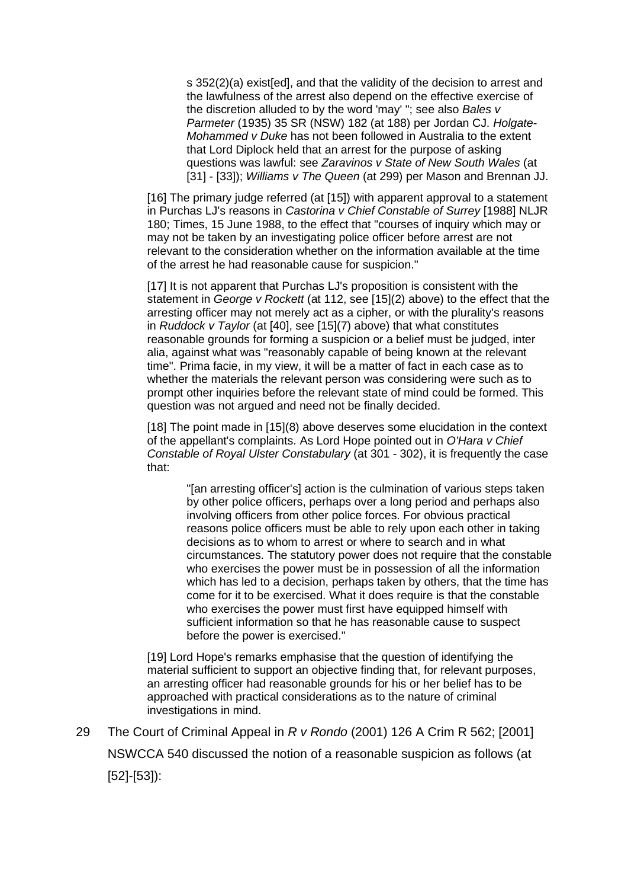> > s 352(2)(a) exist[ed], and that the validity of the decision to arrest and the lawfulness of the arrest also depend on the effective exercise of the discretion alluded to by the word 'may' "; see also *Bales v Parmeter* (1935) 35 SR (NSW) 182 (at 188) per Jordan CJ. *Holgate-Mohammed v Duke* has not been followed in Australia to the extent that Lord Diplock held that an arrest for the purpose of asking questions was lawful: see *Zaravinos v State of New South Wales* (at [31] - [33]); *Williams v The Queen* (at 299) per Mason and Brennan JJ.
>
> [16] The primary judge referred (at [15]) with apparent approval to a statement in Purchas LJ's reasons in *Castorina v Chief Constable of Surrey* [1988] NLJR 180; Times, 15 June 1988, to the effect that "courses of inquiry which may or may not be taken by an investigating police officer before arrest are not relevant to the consideration whether on the information available at the time of the arrest he had reasonable cause for suspicion."
>
> [17] It is not apparent that Purchas LJ's proposition is consistent with the statement in *George v Rockett* (at 112, see [15](2) above) to the effect that the arresting officer may not merely act as a cipher, or with the plurality's reasons in *Ruddock v Taylor* (at [40], see [15](7) above) that what constitutes reasonable grounds for forming a suspicion or a belief must be judged, inter alia, against what was "reasonably capable of being known at the relevant time". Prima facie, in my view, it will be a matter of fact in each case as to whether the materials the relevant person was considering were such as to prompt other inquiries before the relevant state of mind could be formed. This question was not argued and need not be finally decided.
>
> [18] The point made in [15](8) above deserves some elucidation in the context of the appellant's complaints. As Lord Hope pointed out in *O'Hara v Chief Constable of Royal Ulster Constabulary* (at 301 - 302), it is frequently the case that:
>
> > "[an arresting officer's] action is the culmination of various steps taken by other police officers, perhaps over a long period and perhaps also involving officers from other police forces. For obvious practical reasons police officers must be able to rely upon each other in taking decisions as to whom to arrest or where to search and in what circumstances. The statutory power does not require that the constable who exercises the power must be in possession of all the information which has led to a decision, perhaps taken by others, that the time has come for it to be exercised. What it does require is that the constable who exercises the power must first have equipped himself with sufficient information so that he has reasonable cause to suspect before the power is exercised."
>
> [19] Lord Hope's remarks emphasise that the question of identifying the material sufficient to support an objective finding that, for relevant purposes, an arresting officer had reasonable grounds for his or her belief has to be approached with practical considerations as to the nature of criminal investigations in mind.

29 The Court of Criminal Appeal in *R v Rondo* (2001) 126 A Crim R 562; [2001] NSWCCA 540 discussed the notion of a reasonable suspicion as follows (at [52]-[53]):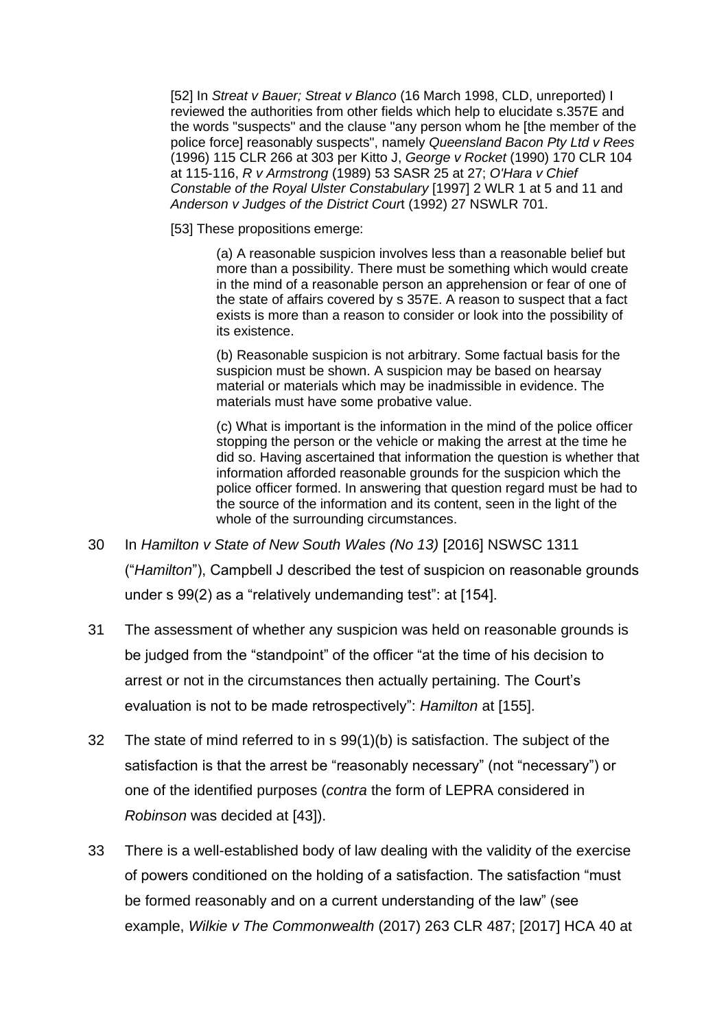> [52] In *Streat v Bauer; Streat v Blanco* (16 March 1998, CLD, unreported) I reviewed the authorities from other fields which help to elucidate s.357E and the words "suspects" and the clause "any person whom he [the member of the police force] reasonably suspects", namely *Queensland Bacon Pty Ltd v Rees* (1996) 115 CLR 266 at 303 per Kitto J, *George v Rocket* (1990) 170 CLR 104 at 115-116, *R v Armstrong* (1989) 53 SASR 25 at 27; *O'Hara v Chief Constable of the Royal Ulster Constabulary* [1997] 2 WLR 1 at 5 and 11 and *Anderson v Judges of the District Court* (1992) 27 NSWLR 701.
>
> [53] These propositions emerge:
>
> > (a) A reasonable suspicion involves less than a reasonable belief but more than a possibility. There must be something which would create in the mind of a reasonable person an apprehension or fear of one of the state of affairs covered by s 357E. A reason to suspect that a fact exists is more than a reason to consider or look into the possibility of its existence.
> >
> > (b) Reasonable suspicion is not arbitrary. Some factual basis for the suspicion must be shown. A suspicion may be based on hearsay material or materials which may be inadmissible in evidence. The materials must have some probative value.
> >
> > (c) What is important is the information in the mind of the police officer stopping the person or the vehicle or making the arrest at the time he did so. Having ascertained that information the question is whether that information afforded reasonable grounds for the suspicion which the police officer formed. In answering that question regard must be had to the source of the information and its content, seen in the light of the whole of the surrounding circumstances.

30 In *Hamilton v State of New South Wales (No 13)* [2016] NSWSC 1311 ("*Hamilton*"), Campbell J described the test of suspicion on reasonable grounds under s 99(2) as a "relatively undemanding test": at [154].

31 The assessment of whether any suspicion was held on reasonable grounds is be judged from the "standpoint" of the officer "at the time of his decision to arrest or not in the circumstances then actually pertaining. The Court's evaluation is not to be made retrospectively": *Hamilton* at [155].

32 The state of mind referred to in s 99(1)(b) is satisfaction. The subject of the satisfaction is that the arrest be "reasonably necessary" (not "necessary") or one of the identified purposes (*contra* the form of LEPRA considered in *Robinson* was decided at [43]).

33 There is a well-established body of law dealing with the validity of the exercise of powers conditioned on the holding of a satisfaction. The satisfaction "must be formed reasonably and on a current understanding of the law" (see example, *Wilkie v The Commonwealth* (2017) 263 CLR 487; [2017] HCA 40 at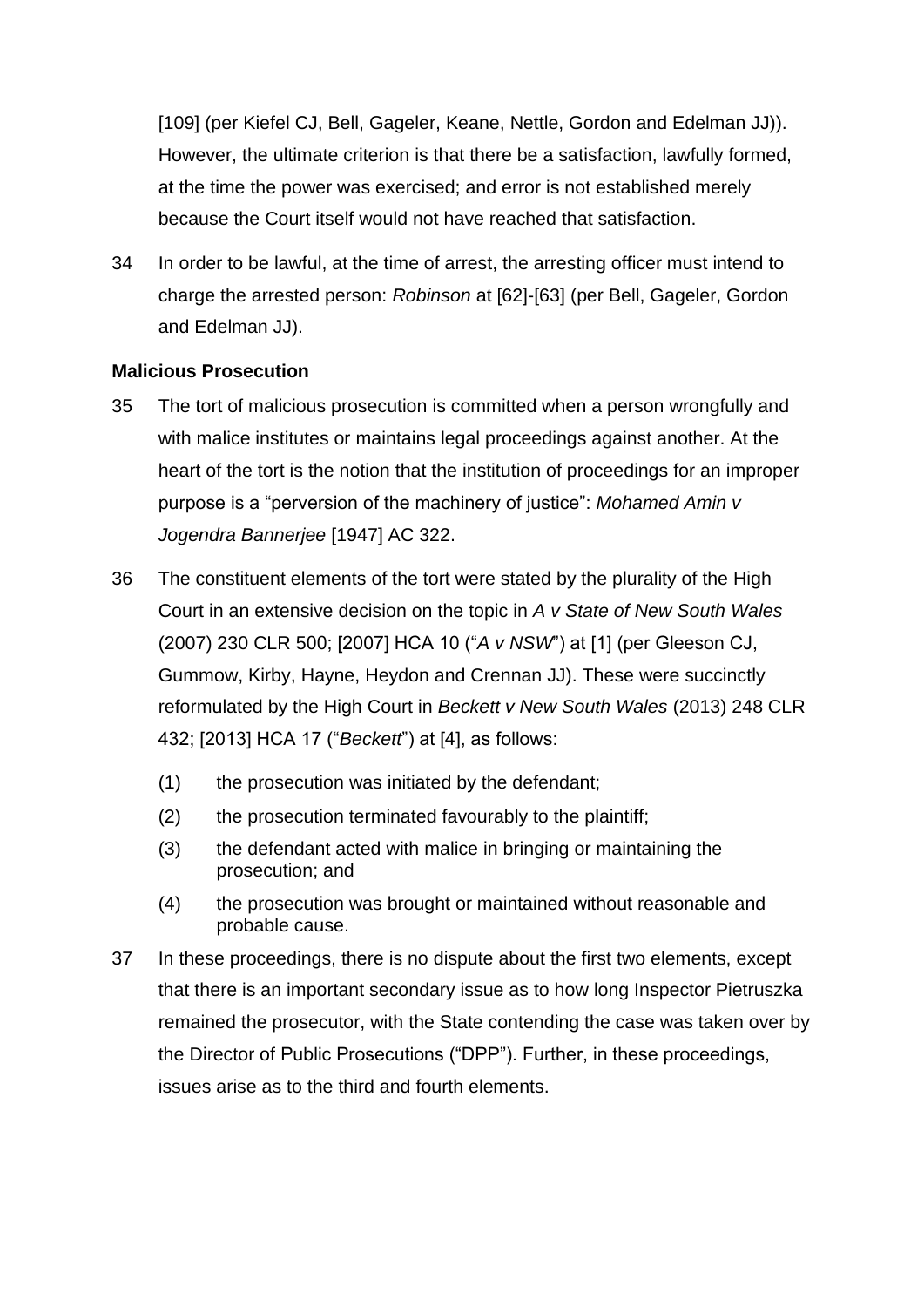[109] (per Kiefel CJ, Bell, Gageler, Keane, Nettle, Gordon and Edelman JJ)). However, the ultimate criterion is that there be a satisfaction, lawfully formed, at the time the power was exercised; and error is not established merely because the Court itself would not have reached that satisfaction.

34 In order to be lawful, at the time of arrest, the arresting officer must intend to charge the arrested person: *Robinson* at [62]-[63] (per Bell, Gageler, Gordon and Edelman JJ).

**Malicious Prosecution**

35 The tort of malicious prosecution is committed when a person wrongfully and with malice institutes or maintains legal proceedings against another. At the heart of the tort is the notion that the institution of proceedings for an improper purpose is a "perversion of the machinery of justice": *Mohamed Amin v Jogendra Bannerjee* [1947] AC 322.

36 The constituent elements of the tort were stated by the plurality of the High Court in an extensive decision on the topic in *A v State of New South Wales* (2007) 230 CLR 500; [2007] HCA 10 ("*A v NSW*") at [1] (per Gleeson CJ, Gummow, Kirby, Hayne, Heydon and Crennan JJ). These were succinctly reformulated by the High Court in *Beckett v New South Wales* (2013) 248 CLR 432; [2013] HCA 17 ("*Beckett*") at [4], as follows:

(1) the prosecution was initiated by the defendant;

(2) the prosecution terminated favourably to the plaintiff;

(3) the defendant acted with malice in bringing or maintaining the prosecution; and

(4) the prosecution was brought or maintained without reasonable and probable cause.

37 In these proceedings, there is no dispute about the first two elements, except that there is an important secondary issue as to how long Inspector Pietruszka remained the prosecutor, with the State contending the case was taken over by the Director of Public Prosecutions ("DPP"). Further, in these proceedings, issues arise as to the third and fourth elements.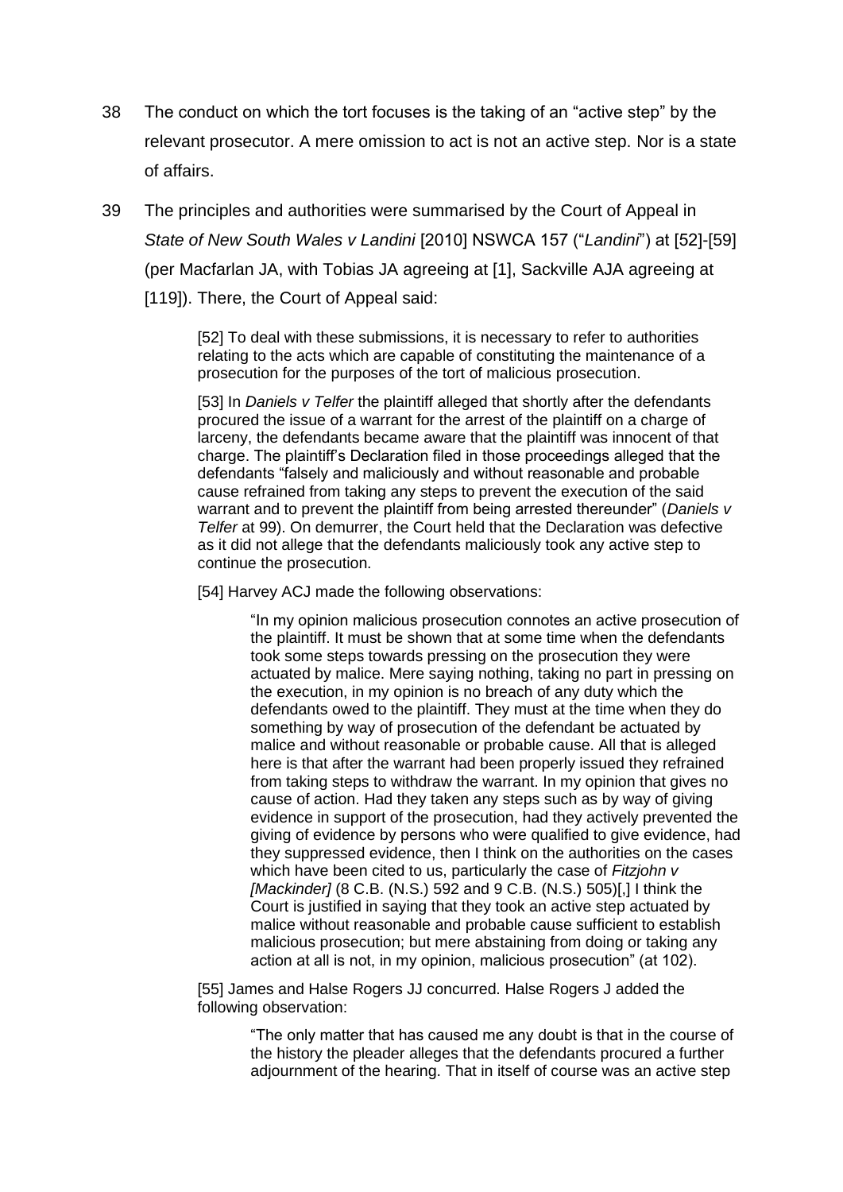38 The conduct on which the tort focuses is the taking of an "active step" by the relevant prosecutor. A mere omission to act is not an active step. Nor is a state of affairs.

39 The principles and authorities were summarised by the Court of Appeal in *State of New South Wales v Landini* [2010] NSWCA 157 ("*Landini*") at [52]-[59] (per Macfarlan JA, with Tobias JA agreeing at [1], Sackville AJA agreeing at [119]). There, the Court of Appeal said:

> [52] To deal with these submissions, it is necessary to refer to authorities relating to the acts which are capable of constituting the maintenance of a prosecution for the purposes of the tort of malicious prosecution.
>
> [53] In *Daniels v Telfer* the plaintiff alleged that shortly after the defendants procured the issue of a warrant for the arrest of the plaintiff on a charge of larceny, the defendants became aware that the plaintiff was innocent of that charge. The plaintiff's Declaration filed in those proceedings alleged that the defendants "falsely and maliciously and without reasonable and probable cause refrained from taking any steps to prevent the execution of the said warrant and to prevent the plaintiff from being arrested thereunder" (*Daniels v Telfer* at 99). On demurrer, the Court held that the Declaration was defective as it did not allege that the defendants maliciously took any active step to continue the prosecution.
>
> [54] Harvey ACJ made the following observations:
>
>> "In my opinion malicious prosecution connotes an active prosecution of the plaintiff. It must be shown that at some time when the defendants took some steps towards pressing on the prosecution they were actuated by malice. Mere saying nothing, taking no part in pressing on the execution, in my opinion is no breach of any duty which the defendants owed to the plaintiff. They must at the time when they do something by way of prosecution of the defendant be actuated by malice and without reasonable or probable cause. All that is alleged here is that after the warrant had been properly issued they refrained from taking steps to withdraw the warrant. In my opinion that gives no cause of action. Had they taken any steps such as by way of giving evidence in support of the prosecution, had they actively prevented the giving of evidence by persons who were qualified to give evidence, had they suppressed evidence, then I think on the authorities on the cases which have been cited to us, particularly the case of *Fitzjohn v [Mackinder]* (8 C.B. (N.S.) 592 and 9 C.B. (N.S.) 505)[,] I think the Court is justified in saying that they took an active step actuated by malice without reasonable and probable cause sufficient to establish malicious prosecution; but mere abstaining from doing or taking any action at all is not, in my opinion, malicious prosecution" (at 102).
>
> [55] James and Halse Rogers JJ concurred. Halse Rogers J added the following observation:
>
>> "The only matter that has caused me any doubt is that in the course of the history the pleader alleges that the defendants procured a further adjournment of the hearing. That in itself of course was an active step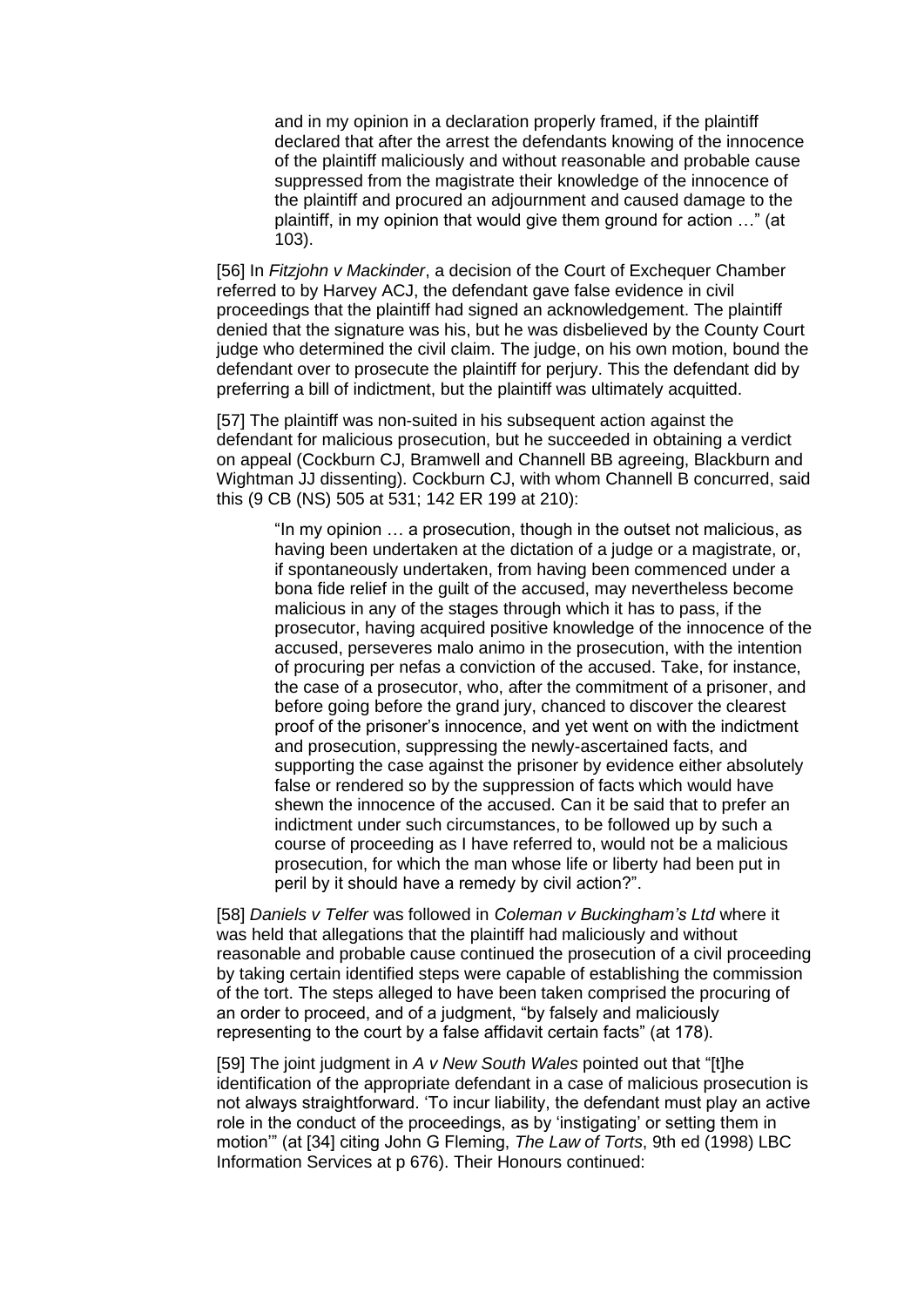> and in my opinion in a declaration properly framed, if the plaintiff declared that after the arrest the defendants knowing of the innocence of the plaintiff maliciously and without reasonable and probable cause suppressed from the magistrate their knowledge of the innocence of the plaintiff and procured an adjournment and caused damage to the plaintiff, in my opinion that would give them ground for action …" (at 103).

[56] In *Fitzjohn v Mackinder*, a decision of the Court of Exchequer Chamber referred to by Harvey ACJ, the defendant gave false evidence in civil proceedings that the plaintiff had signed an acknowledgement. The plaintiff denied that the signature was his, but he was disbelieved by the County Court judge who determined the civil claim. The judge, on his own motion, bound the defendant over to prosecute the plaintiff for perjury. This the defendant did by preferring a bill of indictment, but the plaintiff was ultimately acquitted.

[57] The plaintiff was non-suited in his subsequent action against the defendant for malicious prosecution, but he succeeded in obtaining a verdict on appeal (Cockburn CJ, Bramwell and Channell BB agreeing, Blackburn and Wightman JJ dissenting). Cockburn CJ, with whom Channell B concurred, said this (9 CB (NS) 505 at 531; 142 ER 199 at 210):

> "In my opinion … a prosecution, though in the outset not malicious, as having been undertaken at the dictation of a judge or a magistrate, or, if spontaneously undertaken, from having been commenced under a bona fide relief in the guilt of the accused, may nevertheless become malicious in any of the stages through which it has to pass, if the prosecutor, having acquired positive knowledge of the innocence of the accused, perseveres malo animo in the prosecution, with the intention of procuring per nefas a conviction of the accused. Take, for instance, the case of a prosecutor, who, after the commitment of a prisoner, and before going before the grand jury, chanced to discover the clearest proof of the prisoner's innocence, and yet went on with the indictment and prosecution, suppressing the newly-ascertained facts, and supporting the case against the prisoner by evidence either absolutely false or rendered so by the suppression of facts which would have shewn the innocence of the accused. Can it be said that to prefer an indictment under such circumstances, to be followed up by such a course of proceeding as I have referred to, would not be a malicious prosecution, for which the man whose life or liberty had been put in peril by it should have a remedy by civil action?".

[58] *Daniels v Telfer* was followed in *Coleman v Buckingham's Ltd* where it was held that allegations that the plaintiff had maliciously and without reasonable and probable cause continued the prosecution of a civil proceeding by taking certain identified steps were capable of establishing the commission of the tort. The steps alleged to have been taken comprised the procuring of an order to proceed, and of a judgment, "by falsely and maliciously representing to the court by a false affidavit certain facts" (at 178).

[59] The joint judgment in *A v New South Wales* pointed out that "[t]he identification of the appropriate defendant in a case of malicious prosecution is not always straightforward. 'To incur liability, the defendant must play an active role in the conduct of the proceedings, as by 'instigating' or setting them in motion'" (at [34] citing John G Fleming, *The Law of Torts*, 9th ed (1998) LBC Information Services at p 676). Their Honours continued: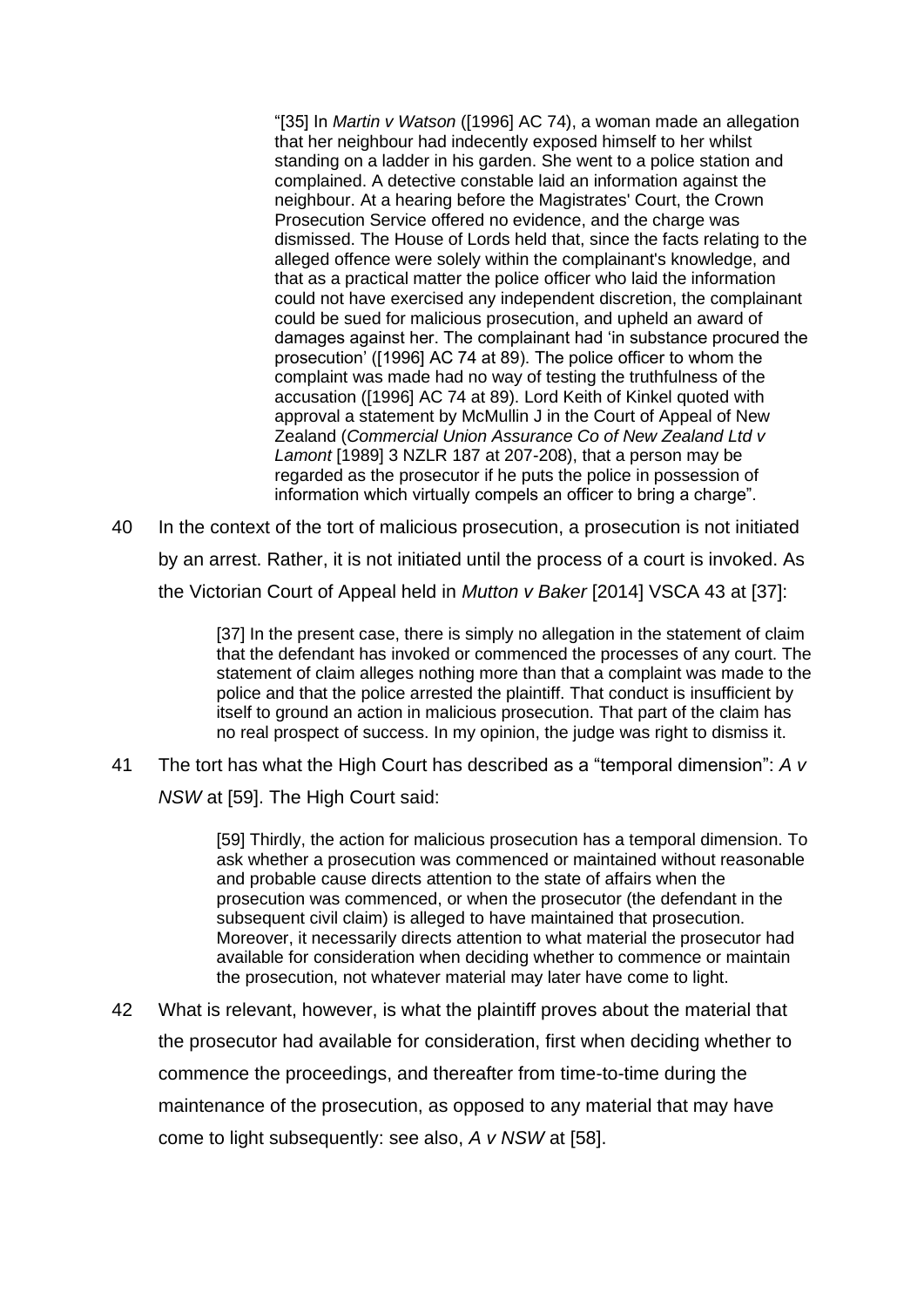> "[35] In *Martin v Watson* ([1996] AC 74), a woman made an allegation that her neighbour had indecently exposed himself to her whilst standing on a ladder in his garden. She went to a police station and complained. A detective constable laid an information against the neighbour. At a hearing before the Magistrates' Court, the Crown Prosecution Service offered no evidence, and the charge was dismissed. The House of Lords held that, since the facts relating to the alleged offence were solely within the complainant's knowledge, and that as a practical matter the police officer who laid the information could not have exercised any independent discretion, the complainant could be sued for malicious prosecution, and upheld an award of damages against her. The complainant had 'in substance procured the prosecution' ([1996] AC 74 at 89). The police officer to whom the complaint was made had no way of testing the truthfulness of the accusation ([1996] AC 74 at 89). Lord Keith of Kinkel quoted with approval a statement by McMullin J in the Court of Appeal of New Zealand (*Commercial Union Assurance Co of New Zealand Ltd v Lamont* [1989] 3 NZLR 187 at 207-208), that a person may be regarded as the prosecutor if he puts the police in possession of information which virtually compels an officer to bring a charge".

40 In the context of the tort of malicious prosecution, a prosecution is not initiated by an arrest. Rather, it is not initiated until the process of a court is invoked. As the Victorian Court of Appeal held in *Mutton v Baker* [2014] VSCA 43 at [37]:

> [37] In the present case, there is simply no allegation in the statement of claim that the defendant has invoked or commenced the processes of any court. The statement of claim alleges nothing more than that a complaint was made to the police and that the police arrested the plaintiff. That conduct is insufficient by itself to ground an action in malicious prosecution. That part of the claim has no real prospect of success. In my opinion, the judge was right to dismiss it.

41 The tort has what the High Court has described as a "temporal dimension": *A v NSW* at [59]. The High Court said:

> [59] Thirdly, the action for malicious prosecution has a temporal dimension. To ask whether a prosecution was commenced or maintained without reasonable and probable cause directs attention to the state of affairs when the prosecution was commenced, or when the prosecutor (the defendant in the subsequent civil claim) is alleged to have maintained that prosecution. Moreover, it necessarily directs attention to what material the prosecutor had available for consideration when deciding whether to commence or maintain the prosecution, not whatever material may later have come to light.

42 What is relevant, however, is what the plaintiff proves about the material that the prosecutor had available for consideration, first when deciding whether to commence the proceedings, and thereafter from time-to-time during the maintenance of the prosecution, as opposed to any material that may have come to light subsequently: see also, *A v NSW* at [58].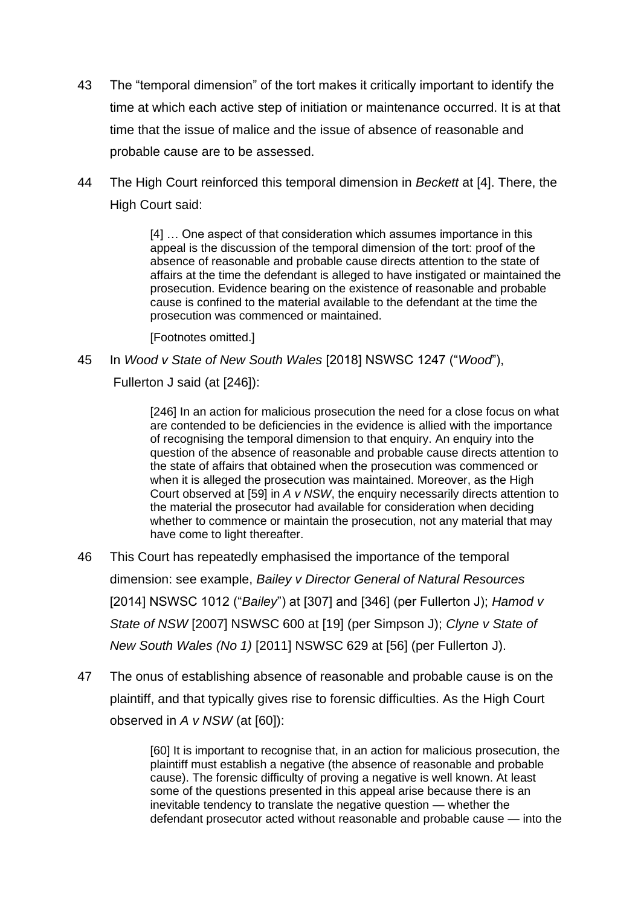43 The "temporal dimension" of the tort makes it critically important to identify the time at which each active step of initiation or maintenance occurred. It is at that time that the issue of malice and the issue of absence of reasonable and probable cause are to be assessed.

44 The High Court reinforced this temporal dimension in *Beckett* at [4]. There, the High Court said:

> [4] … One aspect of that consideration which assumes importance in this appeal is the discussion of the temporal dimension of the tort: proof of the absence of reasonable and probable cause directs attention to the state of affairs at the time the defendant is alleged to have instigated or maintained the prosecution. Evidence bearing on the existence of reasonable and probable cause is confined to the material available to the defendant at the time the prosecution was commenced or maintained.
>
> [Footnotes omitted.]

45 In *Wood v State of New South Wales* [2018] NSWSC 1247 ("*Wood*"), Fullerton J said (at [246]):

> [246] In an action for malicious prosecution the need for a close focus on what are contended to be deficiencies in the evidence is allied with the importance of recognising the temporal dimension to that enquiry. An enquiry into the question of the absence of reasonable and probable cause directs attention to the state of affairs that obtained when the prosecution was commenced or when it is alleged the prosecution was maintained. Moreover, as the High Court observed at [59] in *A v NSW*, the enquiry necessarily directs attention to the material the prosecutor had available for consideration when deciding whether to commence or maintain the prosecution, not any material that may have come to light thereafter.

46 This Court has repeatedly emphasised the importance of the temporal dimension: see example, *Bailey v Director General of Natural Resources* [2014] NSWSC 1012 ("*Bailey*") at [307] and [346] (per Fullerton J); *Hamod v State of NSW* [2007] NSWSC 600 at [19] (per Simpson J); *Clyne v State of New South Wales (No 1)* [2011] NSWSC 629 at [56] (per Fullerton J).

47 The onus of establishing absence of reasonable and probable cause is on the plaintiff, and that typically gives rise to forensic difficulties. As the High Court observed in *A v NSW* (at [60]):

> [60] It is important to recognise that, in an action for malicious prosecution, the plaintiff must establish a negative (the absence of reasonable and probable cause). The forensic difficulty of proving a negative is well known. At least some of the questions presented in this appeal arise because there is an inevitable tendency to translate the negative question — whether the defendant prosecutor acted without reasonable and probable cause — into the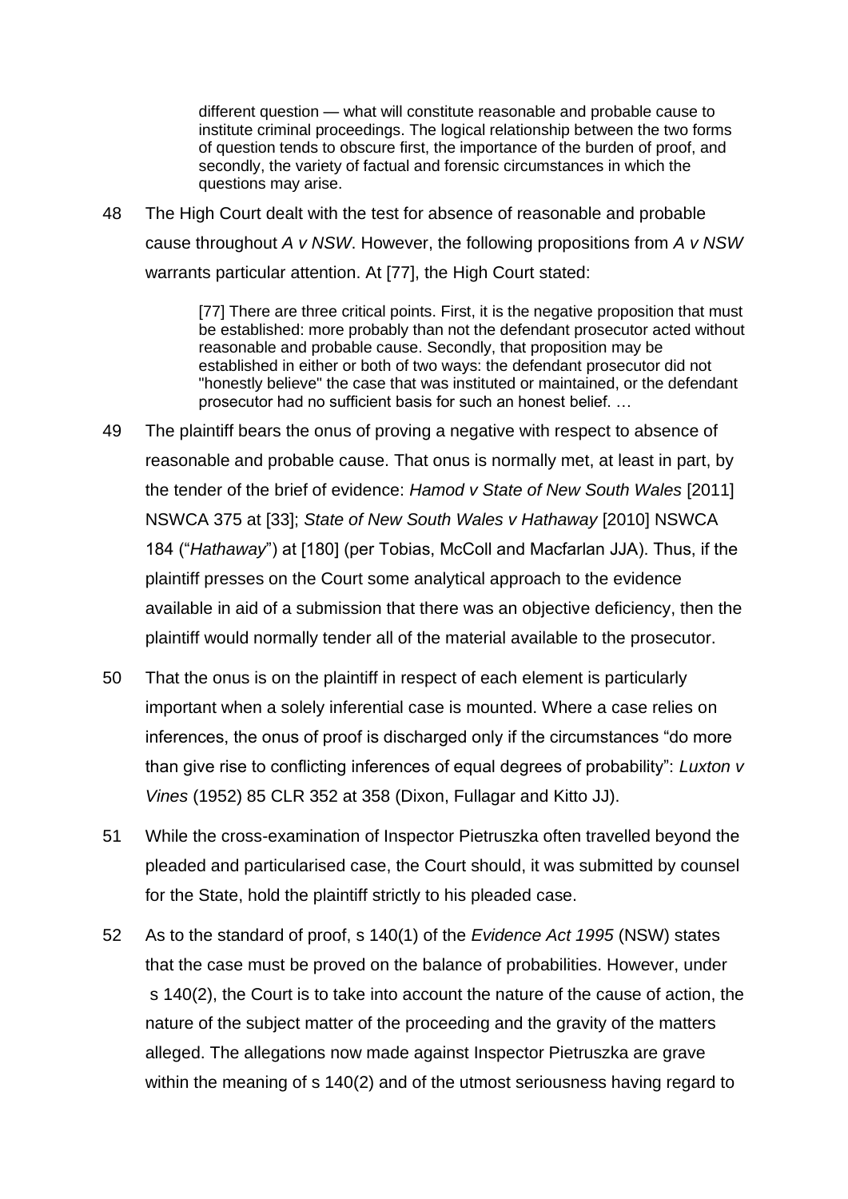> different question — what will constitute reasonable and probable cause to institute criminal proceedings. The logical relationship between the two forms of question tends to obscure first, the importance of the burden of proof, and secondly, the variety of factual and forensic circumstances in which the questions may arise.

48 The High Court dealt with the test for absence of reasonable and probable cause throughout *A v NSW*. However, the following propositions from *A v NSW* warrants particular attention. At [77], the High Court stated:

> [77] There are three critical points. First, it is the negative proposition that must be established: more probably than not the defendant prosecutor acted without reasonable and probable cause. Secondly, that proposition may be established in either or both of two ways: the defendant prosecutor did not "honestly believe" the case that was instituted or maintained, or the defendant prosecutor had no sufficient basis for such an honest belief. …

49 The plaintiff bears the onus of proving a negative with respect to absence of reasonable and probable cause. That onus is normally met, at least in part, by the tender of the brief of evidence: *Hamod v State of New South Wales* [2011] NSWCA 375 at [33]; *State of New South Wales v Hathaway* [2010] NSWCA 184 ("*Hathaway*") at [180] (per Tobias, McColl and Macfarlan JJA). Thus, if the plaintiff presses on the Court some analytical approach to the evidence available in aid of a submission that there was an objective deficiency, then the plaintiff would normally tender all of the material available to the prosecutor.

50 That the onus is on the plaintiff in respect of each element is particularly important when a solely inferential case is mounted. Where a case relies on inferences, the onus of proof is discharged only if the circumstances "do more than give rise to conflicting inferences of equal degrees of probability": *Luxton v Vines* (1952) 85 CLR 352 at 358 (Dixon, Fullagar and Kitto JJ).

51 While the cross-examination of Inspector Pietruszka often travelled beyond the pleaded and particularised case, the Court should, it was submitted by counsel for the State, hold the plaintiff strictly to his pleaded case.

52 As to the standard of proof, s 140(1) of the *Evidence Act 1995* (NSW) states that the case must be proved on the balance of probabilities. However, under s 140(2), the Court is to take into account the nature of the cause of action, the nature of the subject matter of the proceeding and the gravity of the matters alleged. The allegations now made against Inspector Pietruszka are grave within the meaning of s 140(2) and of the utmost seriousness having regard to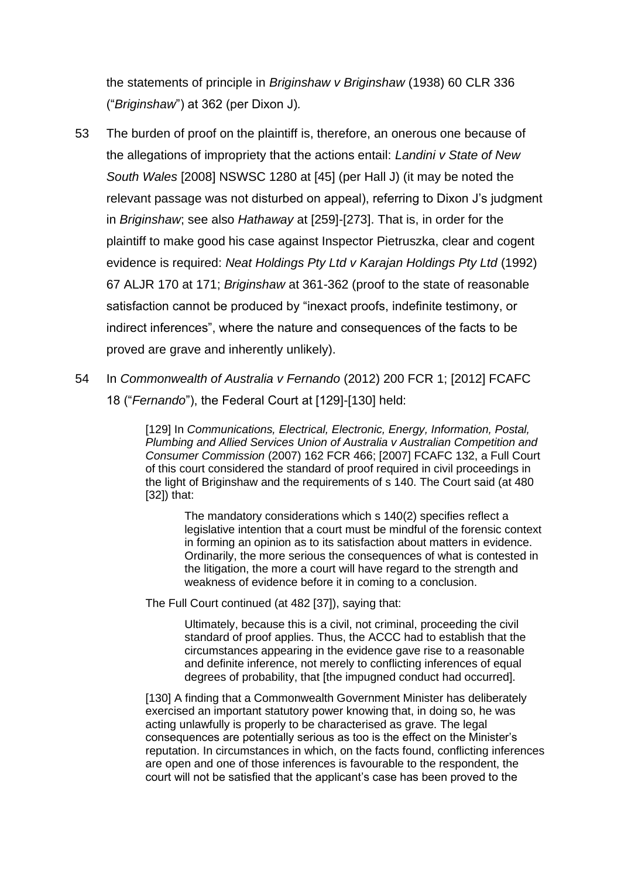the statements of principle in *Briginshaw v Briginshaw* (1938) 60 CLR 336 ("*Briginshaw*") at 362 (per Dixon J).

53 The burden of proof on the plaintiff is, therefore, an onerous one because of the allegations of impropriety that the actions entail: *Landini v State of New South Wales* [2008] NSWSC 1280 at [45] (per Hall J) (it may be noted the relevant passage was not disturbed on appeal), referring to Dixon J's judgment in *Briginshaw*; see also *Hathaway* at [259]-[273]. That is, in order for the plaintiff to make good his case against Inspector Pietruszka, clear and cogent evidence is required: *Neat Holdings Pty Ltd v Karajan Holdings Pty Ltd* (1992) 67 ALJR 170 at 171; *Briginshaw* at 361-362 (proof to the state of reasonable satisfaction cannot be produced by "inexact proofs, indefinite testimony, or indirect inferences", where the nature and consequences of the facts to be proved are grave and inherently unlikely).

54 In *Commonwealth of Australia v Fernando* (2012) 200 FCR 1; [2012] FCAFC 18 ("*Fernando*"), the Federal Court at [129]-[130] held:

> [129] In *Communications, Electrical, Electronic, Energy, Information, Postal, Plumbing and Allied Services Union of Australia v Australian Competition and Consumer Commission* (2007) 162 FCR 466; [2007] FCAFC 132, a Full Court of this court considered the standard of proof required in civil proceedings in the light of Briginshaw and the requirements of s 140. The Court said (at 480 [32]) that:
>
>> The mandatory considerations which s 140(2) specifies reflect a legislative intention that a court must be mindful of the forensic context in forming an opinion as to its satisfaction about matters in evidence. Ordinarily, the more serious the consequences of what is contested in the litigation, the more a court will have regard to the strength and weakness of evidence before it in coming to a conclusion.
>
> The Full Court continued (at 482 [37]), saying that:
>
>> Ultimately, because this is a civil, not criminal, proceeding the civil standard of proof applies. Thus, the ACCC had to establish that the circumstances appearing in the evidence gave rise to a reasonable and definite inference, not merely to conflicting inferences of equal degrees of probability, that [the impugned conduct had occurred].
>
> [130] A finding that a Commonwealth Government Minister has deliberately exercised an important statutory power knowing that, in doing so, he was acting unlawfully is properly to be characterised as grave. The legal consequences are potentially serious as too is the effect on the Minister's reputation. In circumstances in which, on the facts found, conflicting inferences are open and one of those inferences is favourable to the respondent, the court will not be satisfied that the applicant's case has been proved to the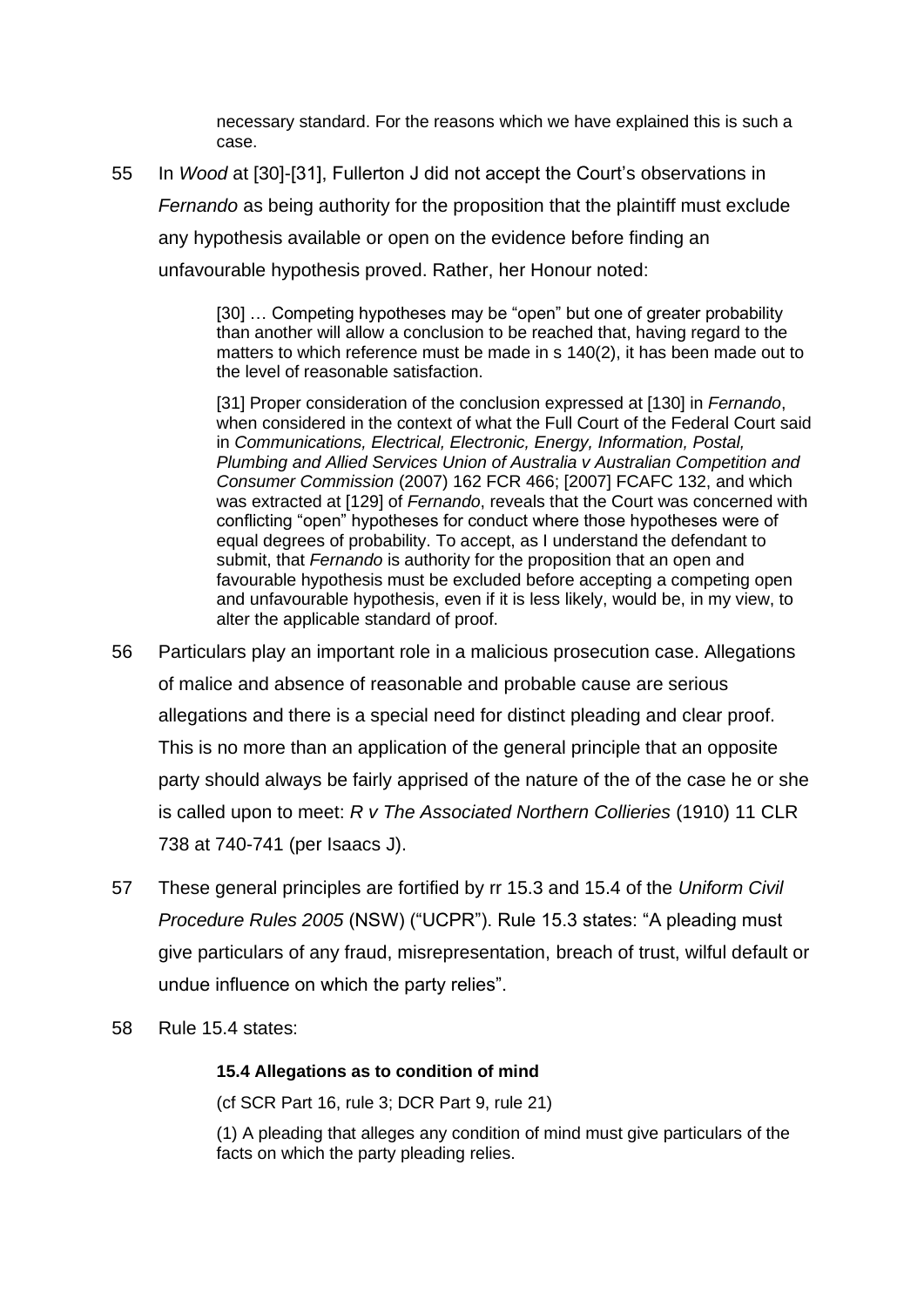> necessary standard. For the reasons which we have explained this is such a case.

55 In *Wood* at [30]-[31], Fullerton J did not accept the Court's observations in *Fernando* as being authority for the proposition that the plaintiff must exclude any hypothesis available or open on the evidence before finding an unfavourable hypothesis proved. Rather, her Honour noted:

> [30] … Competing hypotheses may be "open" but one of greater probability than another will allow a conclusion to be reached that, having regard to the matters to which reference must be made in s 140(2), it has been made out to the level of reasonable satisfaction.
>
> [31] Proper consideration of the conclusion expressed at [130] in *Fernando*, when considered in the context of what the Full Court of the Federal Court said in *Communications, Electrical, Electronic, Energy, Information, Postal, Plumbing and Allied Services Union of Australia v Australian Competition and Consumer Commission* (2007) 162 FCR 466; [2007] FCAFC 132, and which was extracted at [129] of *Fernando*, reveals that the Court was concerned with conflicting "open" hypotheses for conduct where those hypotheses were of equal degrees of probability. To accept, as I understand the defendant to submit, that *Fernando* is authority for the proposition that an open and favourable hypothesis must be excluded before accepting a competing open and unfavourable hypothesis, even if it is less likely, would be, in my view, to alter the applicable standard of proof.

56 Particulars play an important role in a malicious prosecution case. Allegations of malice and absence of reasonable and probable cause are serious allegations and there is a special need for distinct pleading and clear proof. This is no more than an application of the general principle that an opposite party should always be fairly apprised of the nature of the of the case he or she is called upon to meet: *R v The Associated Northern Collieries* (1910) 11 CLR 738 at 740-741 (per Isaacs J).

57 These general principles are fortified by rr 15.3 and 15.4 of the *Uniform Civil Procedure Rules 2005* (NSW) ("UCPR"). Rule 15.3 states: "A pleading must give particulars of any fraud, misrepresentation, breach of trust, wilful default or undue influence on which the party relies".

58 Rule 15.4 states:

> **15.4 Allegations as to condition of mind**
>
> (cf SCR Part 16, rule 3; DCR Part 9, rule 21)
>
> (1) A pleading that alleges any condition of mind must give particulars of the facts on which the party pleading relies.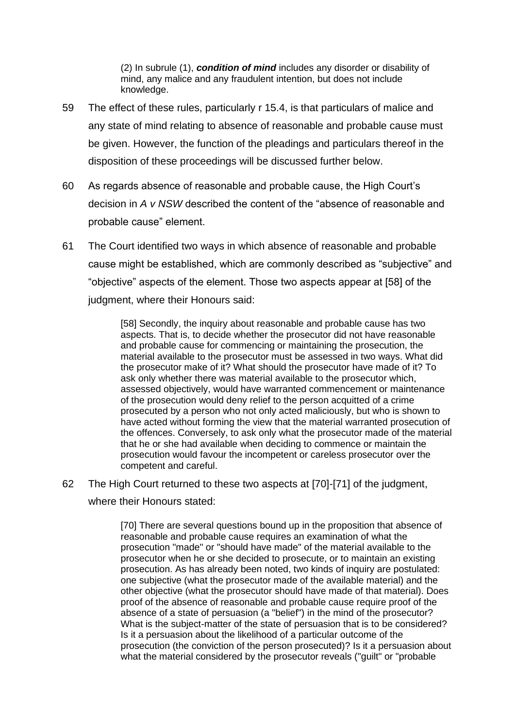> (2) In subrule (1), ***condition of mind*** includes any disorder or disability of mind, any malice and any fraudulent intention, but does not include knowledge.

59 The effect of these rules, particularly r 15.4, is that particulars of malice and any state of mind relating to absence of reasonable and probable cause must be given. However, the function of the pleadings and particulars thereof in the disposition of these proceedings will be discussed further below.

60 As regards absence of reasonable and probable cause, the High Court's decision in *A v NSW* described the content of the "absence of reasonable and probable cause" element.

61 The Court identified two ways in which absence of reasonable and probable cause might be established, which are commonly described as "subjective" and "objective" aspects of the element. Those two aspects appear at [58] of the judgment, where their Honours said:

> [58] Secondly, the inquiry about reasonable and probable cause has two aspects. That is, to decide whether the prosecutor did not have reasonable and probable cause for commencing or maintaining the prosecution, the material available to the prosecutor must be assessed in two ways. What did the prosecutor make of it? What should the prosecutor have made of it? To ask only whether there was material available to the prosecutor which, assessed objectively, would have warranted commencement or maintenance of the prosecution would deny relief to the person acquitted of a crime prosecuted by a person who not only acted maliciously, but who is shown to have acted without forming the view that the material warranted prosecution of the offences. Conversely, to ask only what the prosecutor made of the material that he or she had available when deciding to commence or maintain the prosecution would favour the incompetent or careless prosecutor over the competent and careful.

62 The High Court returned to these two aspects at [70]-[71] of the judgment, where their Honours stated:

> [70] There are several questions bound up in the proposition that absence of reasonable and probable cause requires an examination of what the prosecution "made" or "should have made" of the material available to the prosecutor when he or she decided to prosecute, or to maintain an existing prosecution. As has already been noted, two kinds of inquiry are postulated: one subjective (what the prosecutor made of the available material) and the other objective (what the prosecutor should have made of that material). Does proof of the absence of reasonable and probable cause require proof of the absence of a state of persuasion (a "belief") in the mind of the prosecutor? What is the subject-matter of the state of persuasion that is to be considered? Is it a persuasion about the likelihood of a particular outcome of the prosecution (the conviction of the person prosecuted)? Is it a persuasion about what the material considered by the prosecutor reveals ("guilt" or "probable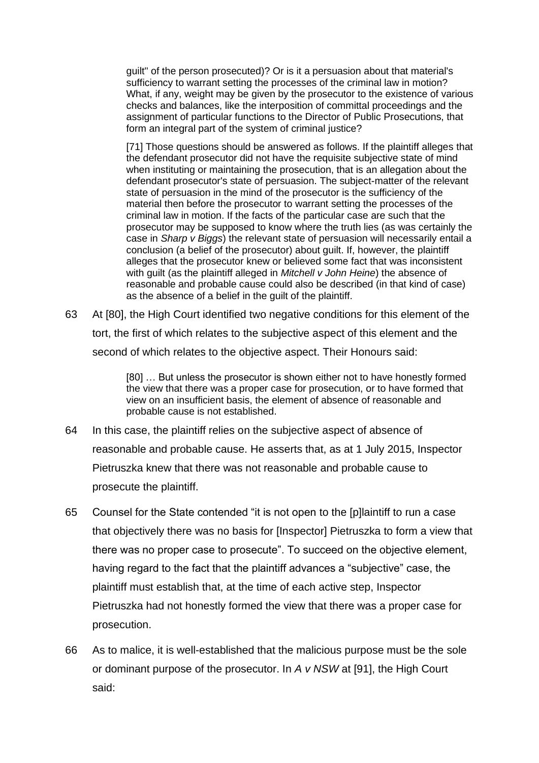> guilt" of the person prosecuted)? Or is it a persuasion about that material's sufficiency to warrant setting the processes of the criminal law in motion? What, if any, weight may be given by the prosecutor to the existence of various checks and balances, like the interposition of committal proceedings and the assignment of particular functions to the Director of Public Prosecutions, that form an integral part of the system of criminal justice?
>
> [71] Those questions should be answered as follows. If the plaintiff alleges that the defendant prosecutor did not have the requisite subjective state of mind when instituting or maintaining the prosecution, that is an allegation about the defendant prosecutor's state of persuasion. The subject-matter of the relevant state of persuasion in the mind of the prosecutor is the sufficiency of the material then before the prosecutor to warrant setting the processes of the criminal law in motion. If the facts of the particular case are such that the prosecutor may be supposed to know where the truth lies (as was certainly the case in *Sharp v Biggs*) the relevant state of persuasion will necessarily entail a conclusion (a belief of the prosecutor) about guilt. If, however, the plaintiff alleges that the prosecutor knew or believed some fact that was inconsistent with guilt (as the plaintiff alleged in *Mitchell v John Heine*) the absence of reasonable and probable cause could also be described (in that kind of case) as the absence of a belief in the guilt of the plaintiff.

63 At [80], the High Court identified two negative conditions for this element of the tort, the first of which relates to the subjective aspect of this element and the second of which relates to the objective aspect. Their Honours said:

> [80] … But unless the prosecutor is shown either not to have honestly formed the view that there was a proper case for prosecution, or to have formed that view on an insufficient basis, the element of absence of reasonable and probable cause is not established.

64 In this case, the plaintiff relies on the subjective aspect of absence of reasonable and probable cause. He asserts that, as at 1 July 2015, Inspector Pietruszka knew that there was not reasonable and probable cause to prosecute the plaintiff.

65 Counsel for the State contended "it is not open to the [p]laintiff to run a case that objectively there was no basis for [Inspector] Pietruszka to form a view that there was no proper case to prosecute". To succeed on the objective element, having regard to the fact that the plaintiff advances a "subjective" case, the plaintiff must establish that, at the time of each active step, Inspector Pietruszka had not honestly formed the view that there was a proper case for prosecution.

66 As to malice, it is well-established that the malicious purpose must be the sole or dominant purpose of the prosecutor. In *A v NSW* at [91], the High Court said: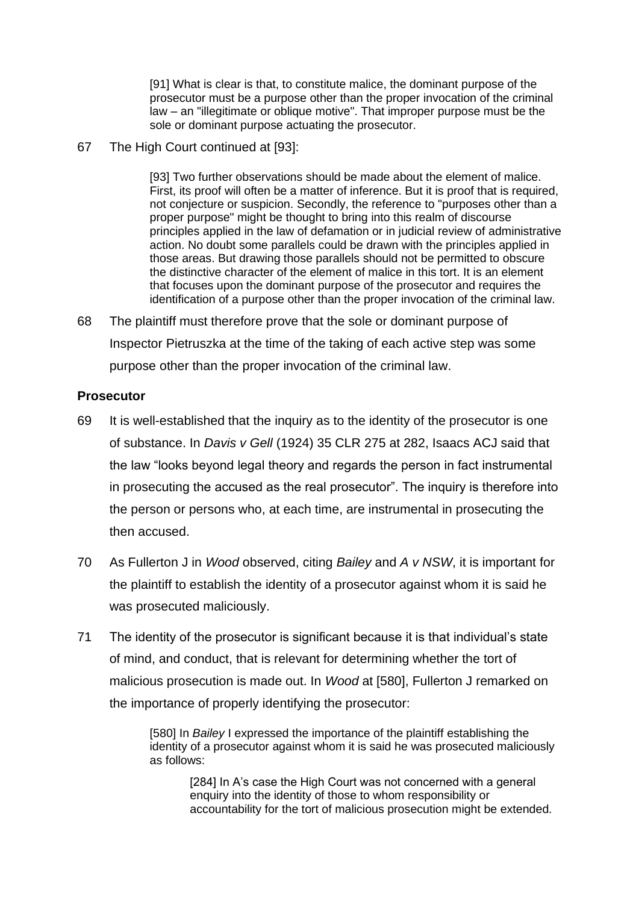> [91] What is clear is that, to constitute malice, the dominant purpose of the prosecutor must be a purpose other than the proper invocation of the criminal law – an "illegitimate or oblique motive". That improper purpose must be the sole or dominant purpose actuating the prosecutor.

67 The High Court continued at [93]:

> [93] Two further observations should be made about the element of malice. First, its proof will often be a matter of inference. But it is proof that is required, not conjecture or suspicion. Secondly, the reference to "purposes other than a proper purpose" might be thought to bring into this realm of discourse principles applied in the law of defamation or in judicial review of administrative action. No doubt some parallels could be drawn with the principles applied in those areas. But drawing those parallels should not be permitted to obscure the distinctive character of the element of malice in this tort. It is an element that focuses upon the dominant purpose of the prosecutor and requires the identification of a purpose other than the proper invocation of the criminal law.

68 The plaintiff must therefore prove that the sole or dominant purpose of Inspector Pietruszka at the time of the taking of each active step was some purpose other than the proper invocation of the criminal law.

**Prosecutor**

69 It is well-established that the inquiry as to the identity of the prosecutor is one of substance. In *Davis v Gell* (1924) 35 CLR 275 at 282, Isaacs ACJ said that the law "looks beyond legal theory and regards the person in fact instrumental in prosecuting the accused as the real prosecutor". The inquiry is therefore into the person or persons who, at each time, are instrumental in prosecuting the then accused.

70 As Fullerton J in *Wood* observed, citing *Bailey* and *A v NSW*, it is important for the plaintiff to establish the identity of a prosecutor against whom it is said he was prosecuted maliciously.

71 The identity of the prosecutor is significant because it is that individual's state of mind, and conduct, that is relevant for determining whether the tort of malicious prosecution is made out. In *Wood* at [580], Fullerton J remarked on the importance of properly identifying the prosecutor:

> [580] In *Bailey* I expressed the importance of the plaintiff establishing the identity of a prosecutor against whom it is said he was prosecuted maliciously as follows:
>
> > [284] In A's case the High Court was not concerned with a general enquiry into the identity of those to whom responsibility or accountability for the tort of malicious prosecution might be extended.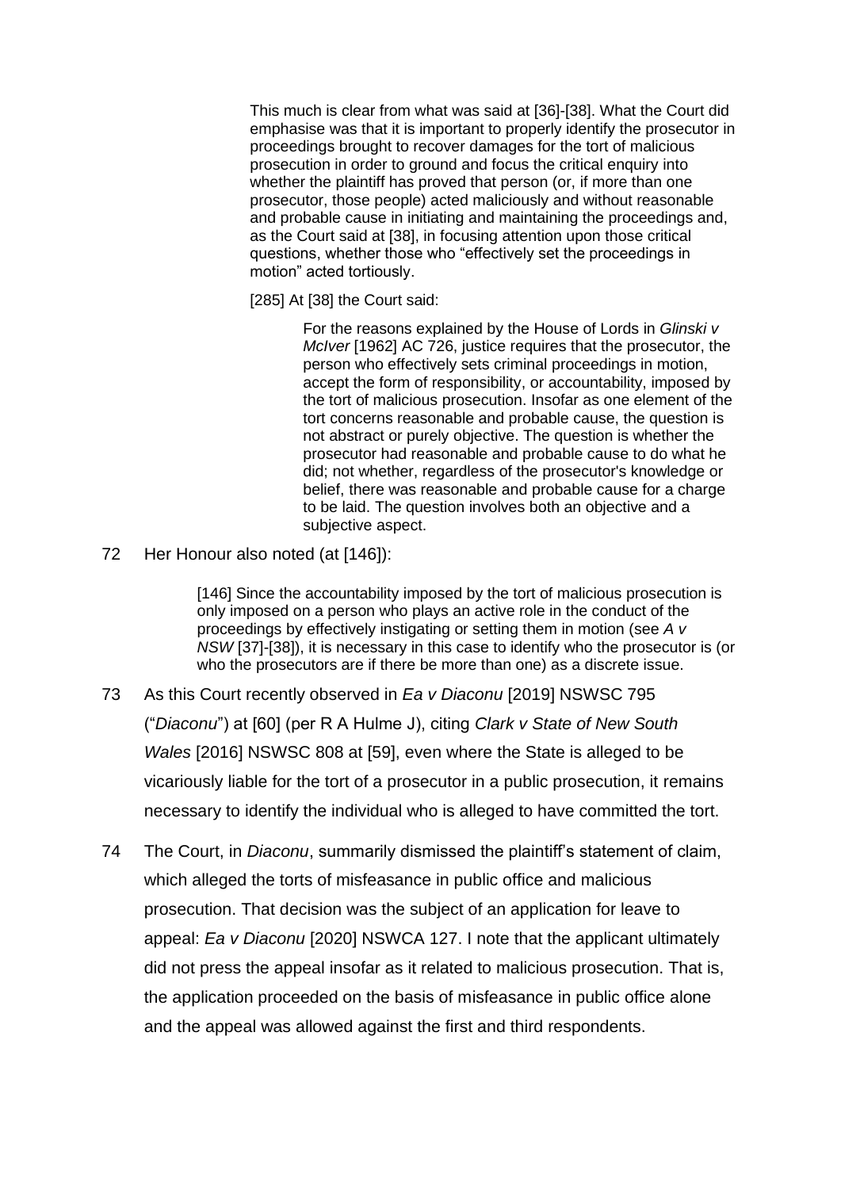> This much is clear from what was said at [36]-[38]. What the Court did emphasise was that it is important to properly identify the prosecutor in proceedings brought to recover damages for the tort of malicious prosecution in order to ground and focus the critical enquiry into whether the plaintiff has proved that person (or, if more than one prosecutor, those people) acted maliciously and without reasonable and probable cause in initiating and maintaining the proceedings and, as the Court said at [38], in focusing attention upon those critical questions, whether those who "effectively set the proceedings in motion" acted tortiously.
>
> [285] At [38] the Court said:
>
>> For the reasons explained by the House of Lords in *Glinski v McIver* [1962] AC 726, justice requires that the prosecutor, the person who effectively sets criminal proceedings in motion, accept the form of responsibility, or accountability, imposed by the tort of malicious prosecution. Insofar as one element of the tort concerns reasonable and probable cause, the question is not abstract or purely objective. The question is whether the prosecutor had reasonable and probable cause to do what he did; not whether, regardless of the prosecutor's knowledge or belief, there was reasonable and probable cause for a charge to be laid. The question involves both an objective and a subjective aspect.

72 Her Honour also noted (at [146]):

> [146] Since the accountability imposed by the tort of malicious prosecution is only imposed on a person who plays an active role in the conduct of the proceedings by effectively instigating or setting them in motion (see *A v NSW* [37]-[38]), it is necessary in this case to identify who the prosecutor is (or who the prosecutors are if there be more than one) as a discrete issue.

73 As this Court recently observed in *Ea v Diaconu* [2019] NSWSC 795 ("*Diaconu*") at [60] (per R A Hulme J), citing *Clark v State of New South Wales* [2016] NSWSC 808 at [59], even where the State is alleged to be vicariously liable for the tort of a prosecutor in a public prosecution, it remains necessary to identify the individual who is alleged to have committed the tort.

74 The Court, in *Diaconu*, summarily dismissed the plaintiff's statement of claim, which alleged the torts of misfeasance in public office and malicious prosecution. That decision was the subject of an application for leave to appeal: *Ea v Diaconu* [2020] NSWCA 127. I note that the applicant ultimately did not press the appeal insofar as it related to malicious prosecution. That is, the application proceeded on the basis of misfeasance in public office alone and the appeal was allowed against the first and third respondents.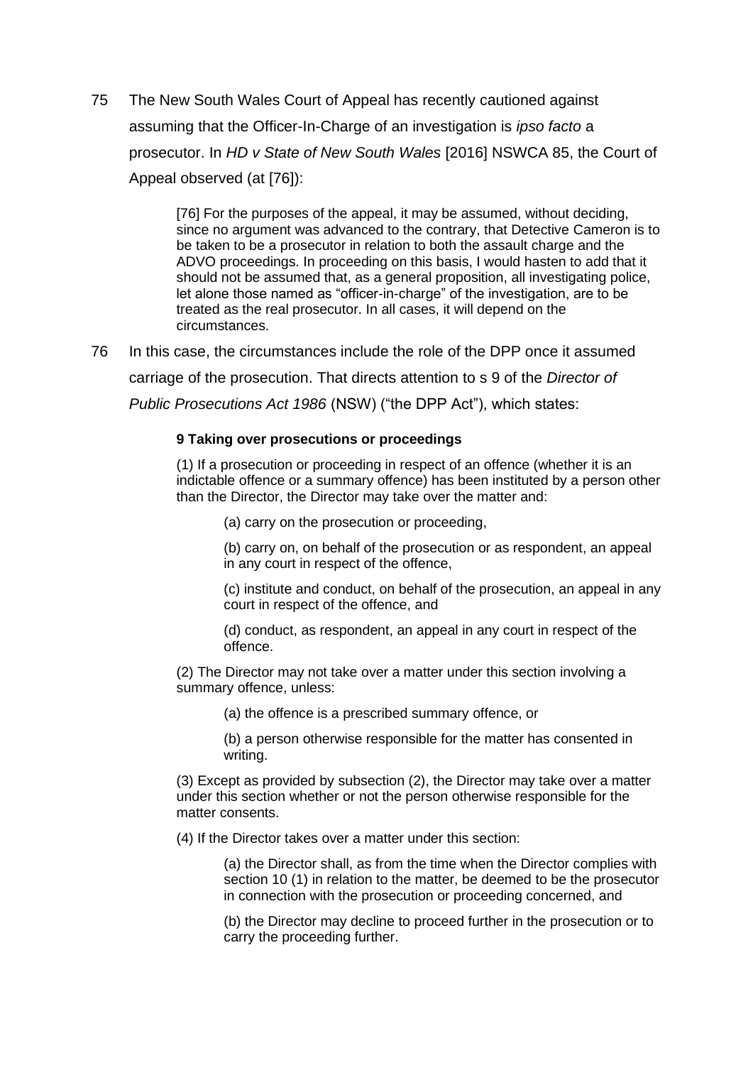75 The New South Wales Court of Appeal has recently cautioned against assuming that the Officer-In-Charge of an investigation is *ipso facto* a prosecutor. In *HD v State of New South Wales* [2016] NSWCA 85, the Court of Appeal observed (at [76]):

> [76] For the purposes of the appeal, it may be assumed, without deciding, since no argument was advanced to the contrary, that Detective Cameron is to be taken to be a prosecutor in relation to both the assault charge and the ADVO proceedings. In proceeding on this basis, I would hasten to add that it should not be assumed that, as a general proposition, all investigating police, let alone those named as "officer-in-charge" of the investigation, are to be treated as the real prosecutor. In all cases, it will depend on the circumstances.

76 In this case, the circumstances include the role of the DPP once it assumed carriage of the prosecution. That directs attention to s 9 of the *Director of Public Prosecutions Act 1986* (NSW) ("the DPP Act"), which states:

> **9 Taking over prosecutions or proceedings**
>
> (1) If a prosecution or proceeding in respect of an offence (whether it is an indictable offence or a summary offence) has been instituted by a person other than the Director, the Director may take over the matter and:
>
> > (a) carry on the prosecution or proceeding,
> >
> > (b) carry on, on behalf of the prosecution or as respondent, an appeal in any court in respect of the offence,
> >
> > (c) institute and conduct, on behalf of the prosecution, an appeal in any court in respect of the offence, and
> >
> > (d) conduct, as respondent, an appeal in any court in respect of the offence.
>
> (2) The Director may not take over a matter under this section involving a summary offence, unless:
>
> > (a) the offence is a prescribed summary offence, or
> >
> > (b) a person otherwise responsible for the matter has consented in writing.
>
> (3) Except as provided by subsection (2), the Director may take over a matter under this section whether or not the person otherwise responsible for the matter consents.
>
> (4) If the Director takes over a matter under this section:
>
> > (a) the Director shall, as from the time when the Director complies with section 10 (1) in relation to the matter, be deemed to be the prosecutor in connection with the prosecution or proceeding concerned, and
> >
> > (b) the Director may decline to proceed further in the prosecution or to carry the proceeding further.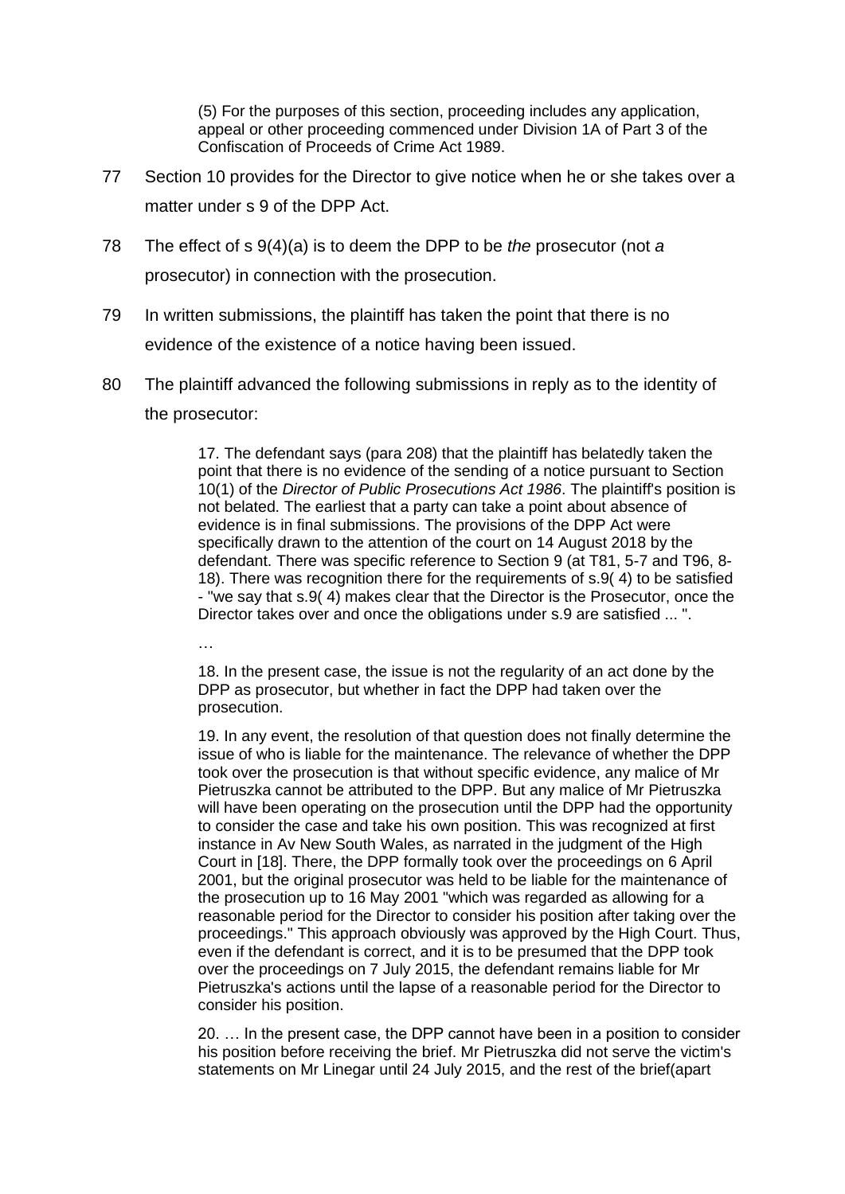> (5) For the purposes of this section, proceeding includes any application, appeal or other proceeding commenced under Division 1A of Part 3 of the Confiscation of Proceeds of Crime Act 1989.

77 Section 10 provides for the Director to give notice when he or she takes over a matter under s 9 of the DPP Act.

78 The effect of s 9(4)(a) is to deem the DPP to be *the* prosecutor (not *a* prosecutor) in connection with the prosecution.

79 In written submissions, the plaintiff has taken the point that there is no evidence of the existence of a notice having been issued.

80 The plaintiff advanced the following submissions in reply as to the identity of the prosecutor:

> 17. The defendant says (para 208) that the plaintiff has belatedly taken the point that there is no evidence of the sending of a notice pursuant to Section 10(1) of the *Director of Public Prosecutions Act 1986*. The plaintiff's position is not belated. The earliest that a party can take a point about absence of evidence is in final submissions. The provisions of the DPP Act were specifically drawn to the attention of the court on 14 August 2018 by the defendant. There was specific reference to Section 9 (at T81, 5-7 and T96, 8-18). There was recognition there for the requirements of s.9( 4) to be satisfied - "we say that s.9( 4) makes clear that the Director is the Prosecutor, once the Director takes over and once the obligations under s.9 are satisfied ... ".
>
> …
>
> 18. In the present case, the issue is not the regularity of an act done by the DPP as prosecutor, but whether in fact the DPP had taken over the prosecution.
>
> 19. In any event, the resolution of that question does not finally determine the issue of who is liable for the maintenance. The relevance of whether the DPP took over the prosecution is that without specific evidence, any malice of Mr Pietruszka cannot be attributed to the DPP. But any malice of Mr Pietruszka will have been operating on the prosecution until the DPP had the opportunity to consider the case and take his own position. This was recognized at first instance in Av New South Wales, as narrated in the judgment of the High Court in [18]. There, the DPP formally took over the proceedings on 6 April 2001, but the original prosecutor was held to be liable for the maintenance of the prosecution up to 16 May 2001 "which was regarded as allowing for a reasonable period for the Director to consider his position after taking over the proceedings." This approach obviously was approved by the High Court. Thus, even if the defendant is correct, and it is to be presumed that the DPP took over the proceedings on 7 July 2015, the defendant remains liable for Mr Pietruszka's actions until the lapse of a reasonable period for the Director to consider his position.
>
> 20. … In the present case, the DPP cannot have been in a position to consider his position before receiving the brief. Mr Pietruszka did not serve the victim's statements on Mr Linegar until 24 July 2015, and the rest of the brief(apart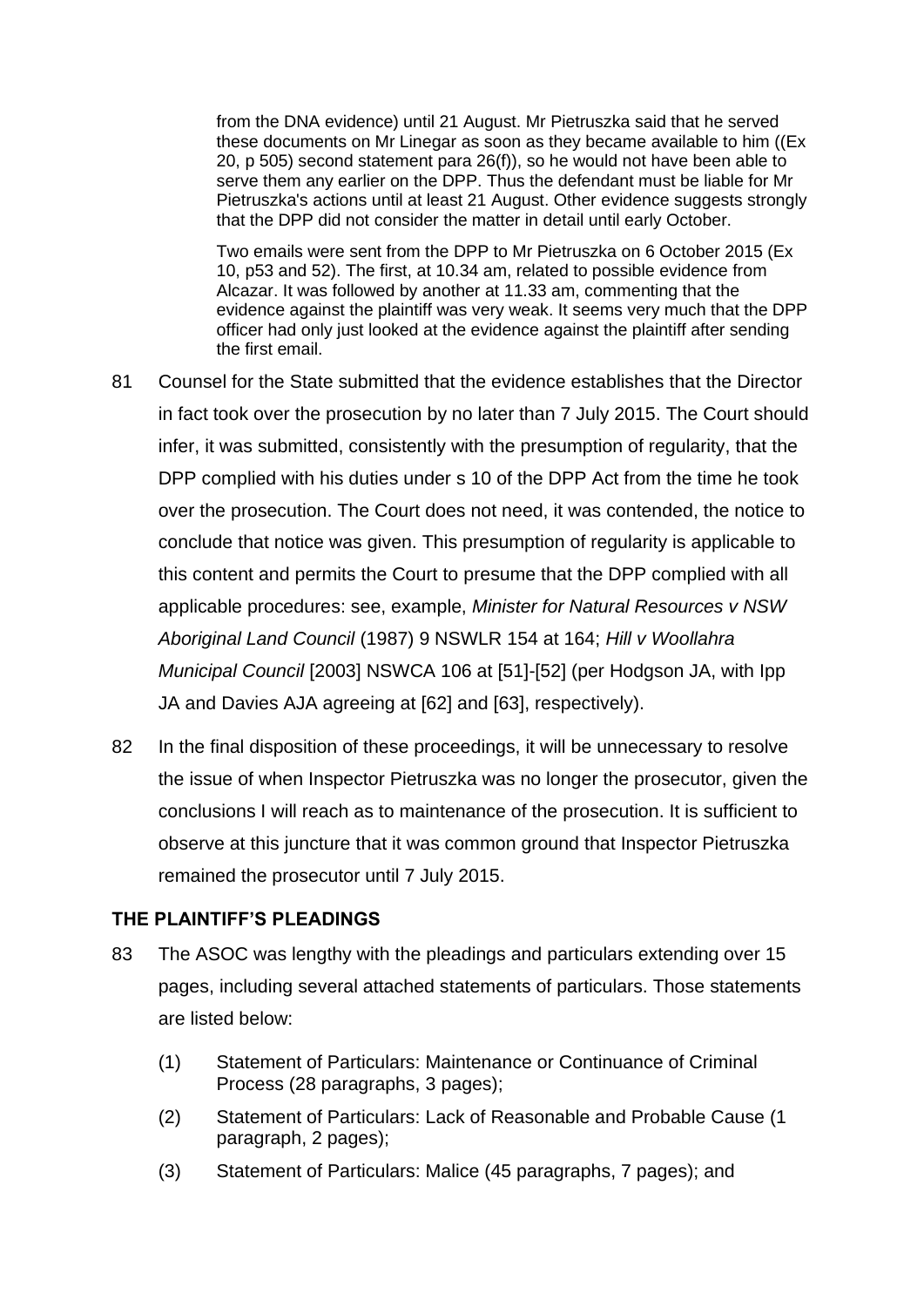> from the DNA evidence) until 21 August. Mr Pietruszka said that he served these documents on Mr Linegar as soon as they became available to him ((Ex 20, p 505) second statement para 26(f)), so he would not have been able to serve them any earlier on the DPP. Thus the defendant must be liable for Mr Pietruszka's actions until at least 21 August. Other evidence suggests strongly that the DPP did not consider the matter in detail until early October.
>
> Two emails were sent from the DPP to Mr Pietruszka on 6 October 2015 (Ex 10, p53 and 52). The first, at 10.34 am, related to possible evidence from Alcazar. It was followed by another at 11.33 am, commenting that the evidence against the plaintiff was very weak. It seems very much that the DPP officer had only just looked at the evidence against the plaintiff after sending the first email.

81 Counsel for the State submitted that the evidence establishes that the Director in fact took over the prosecution by no later than 7 July 2015. The Court should infer, it was submitted, consistently with the presumption of regularity, that the DPP complied with his duties under s 10 of the DPP Act from the time he took over the prosecution. The Court does not need, it was contended, the notice to conclude that notice was given. This presumption of regularity is applicable to this content and permits the Court to presume that the DPP complied with all applicable procedures: see, example, *Minister for Natural Resources v NSW Aboriginal Land Council* (1987) 9 NSWLR 154 at 164; *Hill v Woollahra Municipal Council* [2003] NSWCA 106 at [51]-[52] (per Hodgson JA, with Ipp JA and Davies AJA agreeing at [62] and [63], respectively).

82 In the final disposition of these proceedings, it will be unnecessary to resolve the issue of when Inspector Pietruszka was no longer the prosecutor, given the conclusions I will reach as to maintenance of the prosecution. It is sufficient to observe at this juncture that it was common ground that Inspector Pietruszka remained the prosecutor until 7 July 2015.

## THE PLAINTIFF'S PLEADINGS

83 The ASOC was lengthy with the pleadings and particulars extending over 15 pages, including several attached statements of particulars. Those statements are listed below:

(1) Statement of Particulars: Maintenance or Continuance of Criminal Process (28 paragraphs, 3 pages);

(2) Statement of Particulars: Lack of Reasonable and Probable Cause (1 paragraph, 2 pages);

(3) Statement of Particulars: Malice (45 paragraphs, 7 pages); and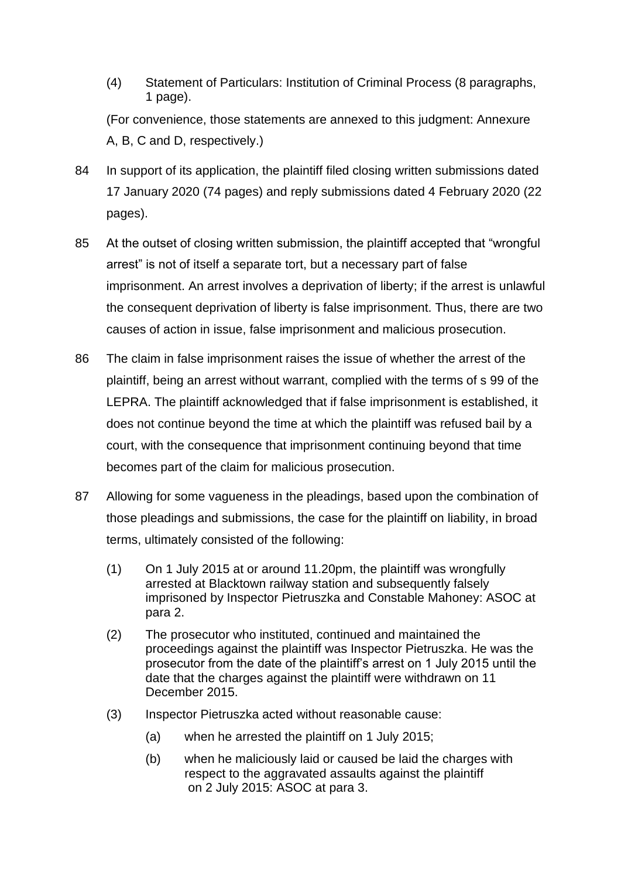(4) Statement of Particulars: Institution of Criminal Process (8 paragraphs, 1 page).

(For convenience, those statements are annexed to this judgment: Annexure A, B, C and D, respectively.)

84 In support of its application, the plaintiff filed closing written submissions dated 17 January 2020 (74 pages) and reply submissions dated 4 February 2020 (22 pages).

85 At the outset of closing written submission, the plaintiff accepted that “wrongful arrest” is not of itself a separate tort, but a necessary part of false imprisonment. An arrest involves a deprivation of liberty; if the arrest is unlawful the consequent deprivation of liberty is false imprisonment. Thus, there are two causes of action in issue, false imprisonment and malicious prosecution.

86 The claim in false imprisonment raises the issue of whether the arrest of the plaintiff, being an arrest without warrant, complied with the terms of s 99 of the LEPRA. The plaintiff acknowledged that if false imprisonment is established, it does not continue beyond the time at which the plaintiff was refused bail by a court, with the consequence that imprisonment continuing beyond that time becomes part of the claim for malicious prosecution.

87 Allowing for some vagueness in the pleadings, based upon the combination of those pleadings and submissions, the case for the plaintiff on liability, in broad terms, ultimately consisted of the following:

(1) On 1 July 2015 at or around 11.20pm, the plaintiff was wrongfully arrested at Blacktown railway station and subsequently falsely imprisoned by Inspector Pietruszka and Constable Mahoney: ASOC at para 2.

(2) The prosecutor who instituted, continued and maintained the proceedings against the plaintiff was Inspector Pietruszka. He was the prosecutor from the date of the plaintiff’s arrest on 1 July 2015 until the date that the charges against the plaintiff were withdrawn on 11 December 2015.

(3) Inspector Pietruszka acted without reasonable cause:

  (a) when he arrested the plaintiff on 1 July 2015;

  (b) when he maliciously laid or caused be laid the charges with respect to the aggravated assaults against the plaintiff on 2 July 2015: ASOC at para 3.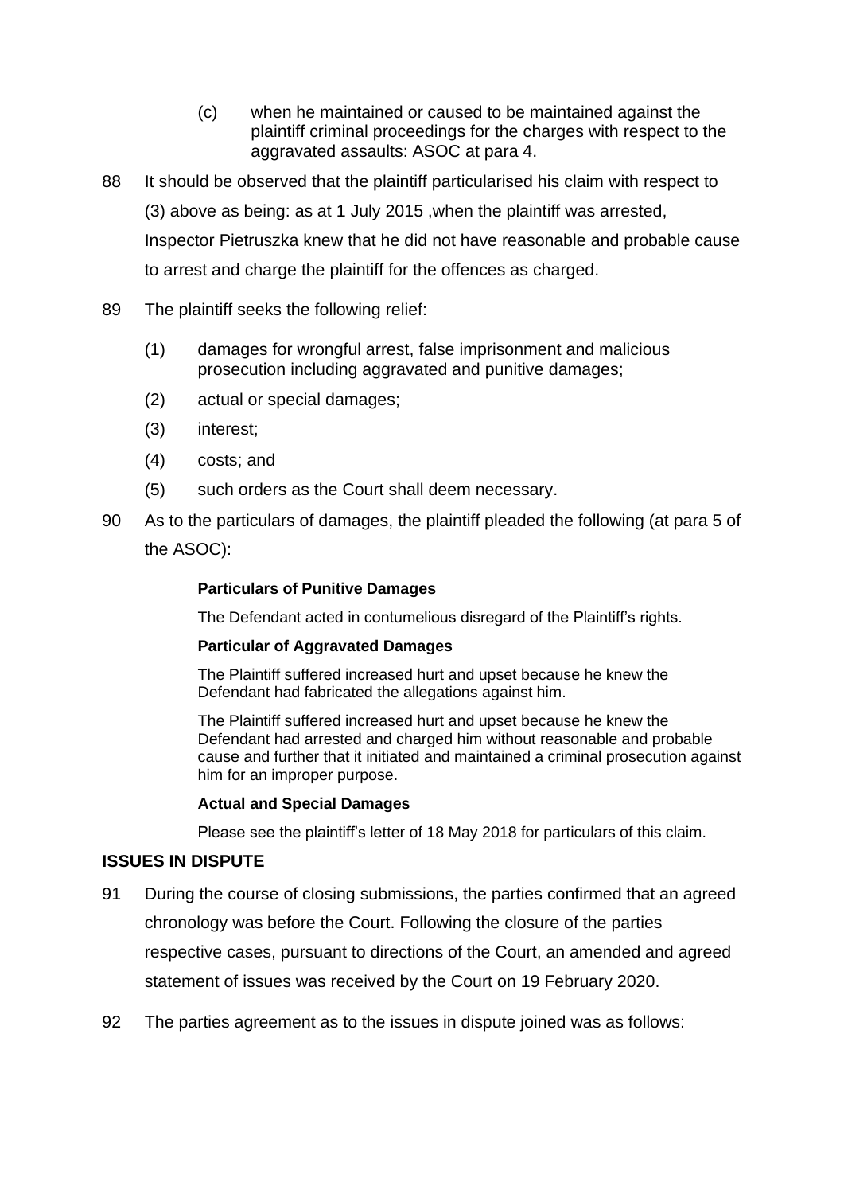(c) when he maintained or caused to be maintained against the plaintiff criminal proceedings for the charges with respect to the aggravated assaults: ASOC at para 4.

88 It should be observed that the plaintiff particularised his claim with respect to (3) above as being: as at 1 July 2015 ,when the plaintiff was arrested, Inspector Pietruszka knew that he did not have reasonable and probable cause to arrest and charge the plaintiff for the offences as charged.

89 The plaintiff seeks the following relief:

(1) damages for wrongful arrest, false imprisonment and malicious prosecution including aggravated and punitive damages;

(2) actual or special damages;

(3) interest;

(4) costs; and

(5) such orders as the Court shall deem necessary.

90 As to the particulars of damages, the plaintiff pleaded the following (at para 5 of the ASOC):

> **Particulars of Punitive Damages**
>
> The Defendant acted in contumelious disregard of the Plaintiff's rights.
>
> **Particular of Aggravated Damages**
>
> The Plaintiff suffered increased hurt and upset because he knew the Defendant had fabricated the allegations against him.
>
> The Plaintiff suffered increased hurt and upset because he knew the Defendant had arrested and charged him without reasonable and probable cause and further that it initiated and maintained a criminal prosecution against him for an improper purpose.
>
> **Actual and Special Damages**
>
> Please see the plaintiff's letter of 18 May 2018 for particulars of this claim.

## ISSUES IN DISPUTE

91 During the course of closing submissions, the parties confirmed that an agreed chronology was before the Court. Following the closure of the parties respective cases, pursuant to directions of the Court, an amended and agreed statement of issues was received by the Court on 19 February 2020.

92 The parties agreement as to the issues in dispute joined was as follows: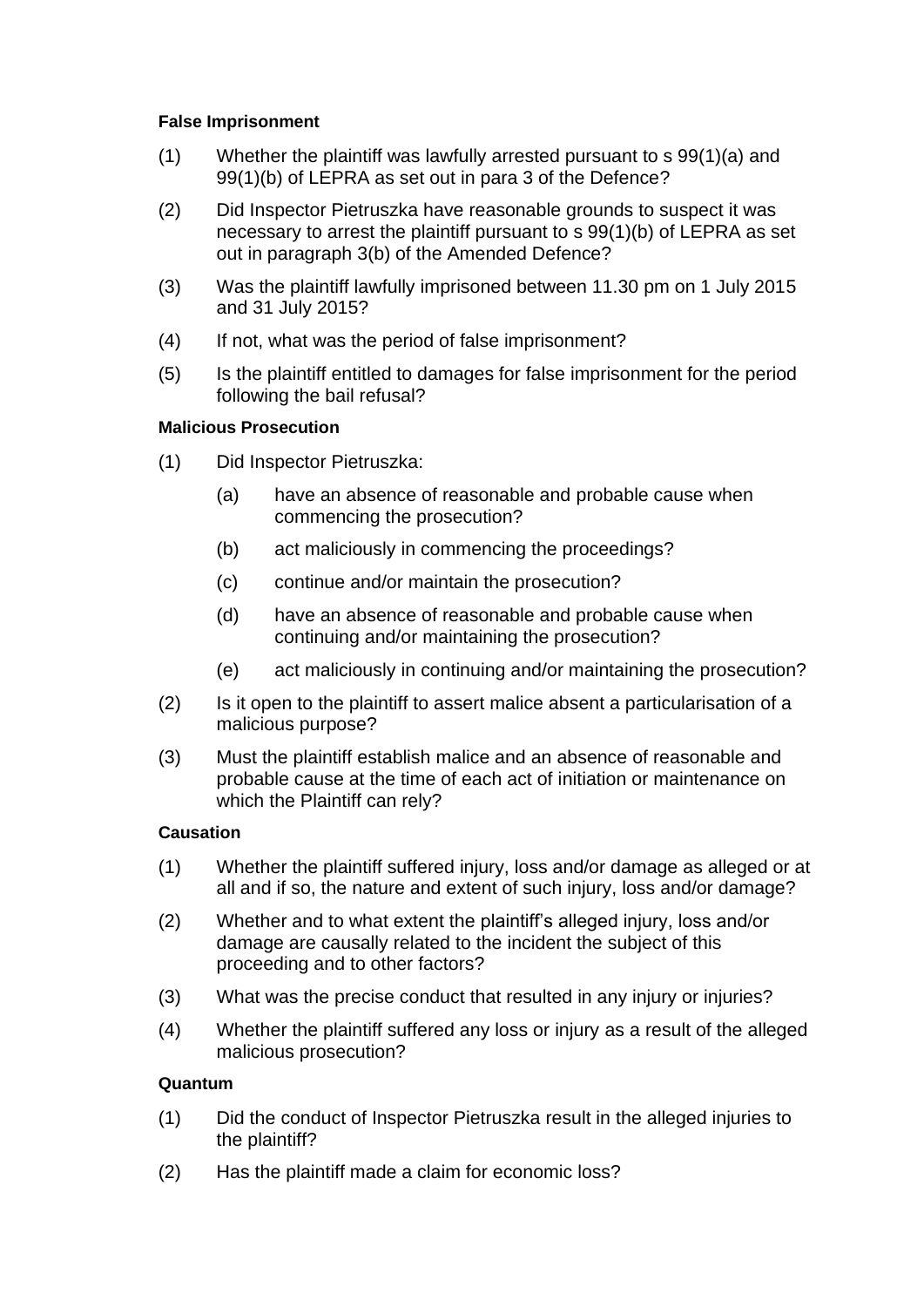**False Imprisonment**

(1) Whether the plaintiff was lawfully arrested pursuant to s 99(1)(a) and 99(1)(b) of LEPRA as set out in para 3 of the Defence?

(2) Did Inspector Pietruszka have reasonable grounds to suspect it was necessary to arrest the plaintiff pursuant to s 99(1)(b) of LEPRA as set out in paragraph 3(b) of the Amended Defence?

(3) Was the plaintiff lawfully imprisoned between 11.30 pm on 1 July 2015 and 31 July 2015?

(4) If not, what was the period of false imprisonment?

(5) Is the plaintiff entitled to damages for false imprisonment for the period following the bail refusal?

**Malicious Prosecution**

(1) Did Inspector Pietruszka:

   (a) have an absence of reasonable and probable cause when commencing the prosecution?

   (b) act maliciously in commencing the proceedings?

   (c) continue and/or maintain the prosecution?

   (d) have an absence of reasonable and probable cause when continuing and/or maintaining the prosecution?

   (e) act maliciously in continuing and/or maintaining the prosecution?

(2) Is it open to the plaintiff to assert malice absent a particularisation of a malicious purpose?

(3) Must the plaintiff establish malice and an absence of reasonable and probable cause at the time of each act of initiation or maintenance on which the Plaintiff can rely?

**Causation**

(1) Whether the plaintiff suffered injury, loss and/or damage as alleged or at all and if so, the nature and extent of such injury, loss and/or damage?

(2) Whether and to what extent the plaintiff's alleged injury, loss and/or damage are causally related to the incident the subject of this proceeding and to other factors?

(3) What was the precise conduct that resulted in any injury or injuries?

(4) Whether the plaintiff suffered any loss or injury as a result of the alleged malicious prosecution?

**Quantum**

(1) Did the conduct of Inspector Pietruszka result in the alleged injuries to the plaintiff?

(2) Has the plaintiff made a claim for economic loss?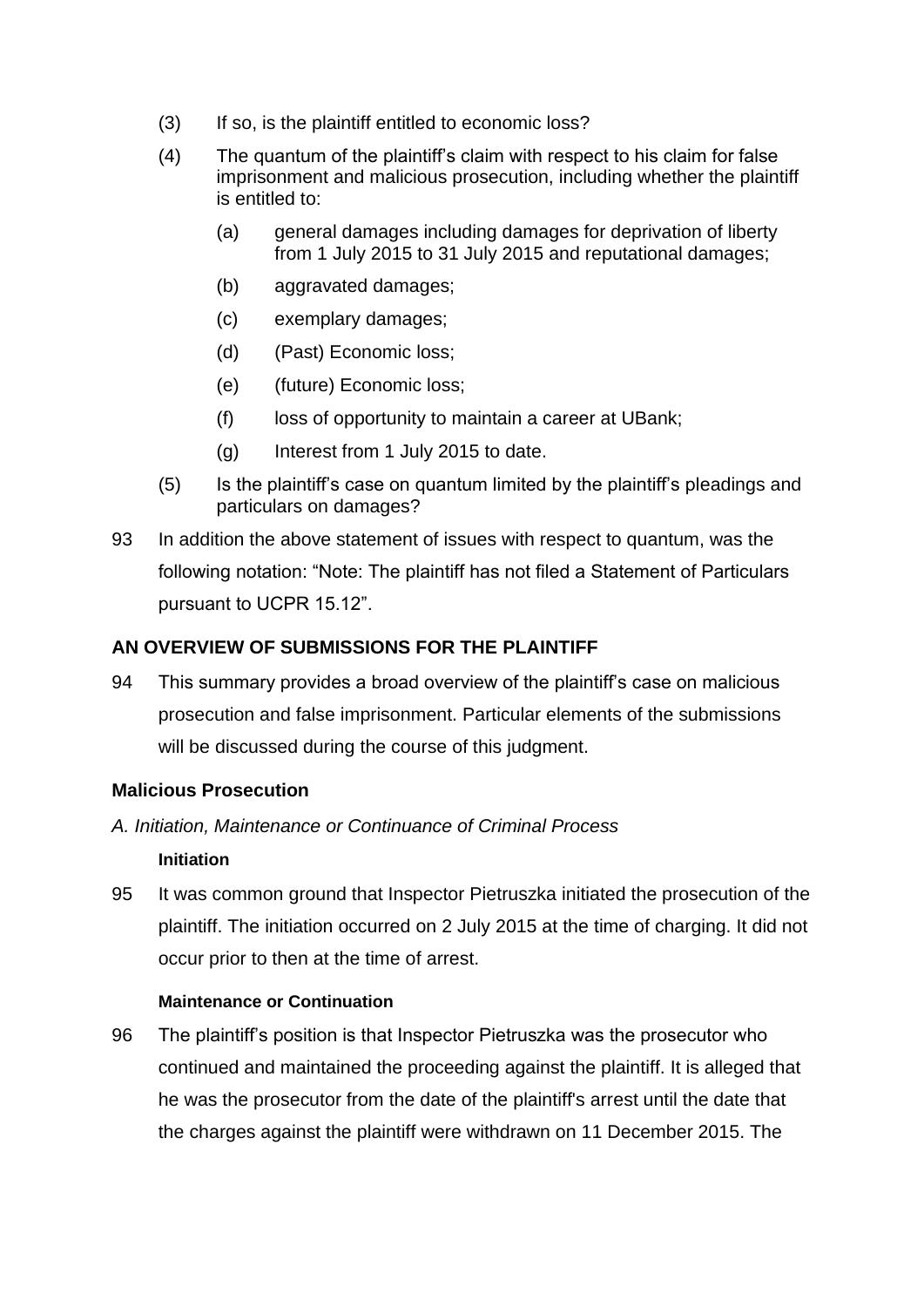(3) If so, is the plaintiff entitled to economic loss?

(4) The quantum of the plaintiff's claim with respect to his claim for false imprisonment and malicious prosecution, including whether the plaintiff is entitled to:

   (a) general damages including damages for deprivation of liberty from 1 July 2015 to 31 July 2015 and reputational damages;

   (b) aggravated damages;

   (c) exemplary damages;

   (d) (Past) Economic loss;

   (e) (future) Economic loss;

   (f) loss of opportunity to maintain a career at UBank;

   (g) Interest from 1 July 2015 to date.

(5) Is the plaintiff's case on quantum limited by the plaintiff's pleadings and particulars on damages?

93 In addition the above statement of issues with respect to quantum, was the following notation: "Note: The plaintiff has not filed a Statement of Particulars pursuant to UCPR 15.12".

## AN OVERVIEW OF SUBMISSIONS FOR THE PLAINTIFF

94 This summary provides a broad overview of the plaintiff's case on malicious prosecution and false imprisonment. Particular elements of the submissions will be discussed during the course of this judgment.

### Malicious Prosecution

*A. Initiation, Maintenance or Continuance of Criminal Process*

#### Initiation

95 It was common ground that Inspector Pietruszka initiated the prosecution of the plaintiff. The initiation occurred on 2 July 2015 at the time of charging. It did not occur prior to then at the time of arrest.

#### Maintenance or Continuation

96 The plaintiff's position is that Inspector Pietruszka was the prosecutor who continued and maintained the proceeding against the plaintiff. It is alleged that he was the prosecutor from the date of the plaintiff's arrest until the date that the charges against the plaintiff were withdrawn on 11 December 2015. The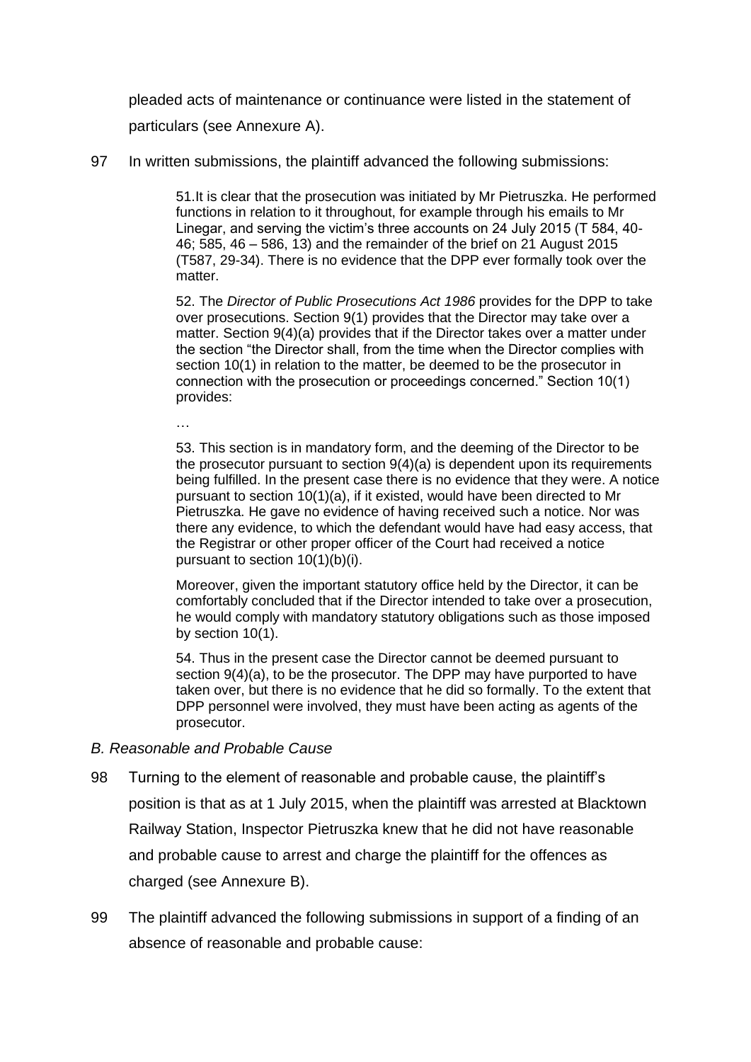pleaded acts of maintenance or continuance were listed in the statement of particulars (see Annexure A).

97 In written submissions, the plaintiff advanced the following submissions:

> 51.It is clear that the prosecution was initiated by Mr Pietruszka. He performed functions in relation to it throughout, for example through his emails to Mr Linegar, and serving the victim's three accounts on 24 July 2015 (T 584, 40-46; 585, 46 – 586, 13) and the remainder of the brief on 21 August 2015 (T587, 29-34). There is no evidence that the DPP ever formally took over the matter.
>
> 52. The *Director of Public Prosecutions Act 1986* provides for the DPP to take over prosecutions. Section 9(1) provides that the Director may take over a matter. Section 9(4)(a) provides that if the Director takes over a matter under the section "the Director shall, from the time when the Director complies with section 10(1) in relation to the matter, be deemed to be the prosecutor in connection with the prosecution or proceedings concerned." Section 10(1) provides:
>
> …
>
> 53. This section is in mandatory form, and the deeming of the Director to be the prosecutor pursuant to section 9(4)(a) is dependent upon its requirements being fulfilled. In the present case there is no evidence that they were. A notice pursuant to section 10(1)(a), if it existed, would have been directed to Mr Pietruszka. He gave no evidence of having received such a notice. Nor was there any evidence, to which the defendant would have had easy access, that the Registrar or other proper officer of the Court had received a notice pursuant to section 10(1)(b)(i).
>
> Moreover, given the important statutory office held by the Director, it can be comfortably concluded that if the Director intended to take over a prosecution, he would comply with mandatory statutory obligations such as those imposed by section 10(1).
>
> 54. Thus in the present case the Director cannot be deemed pursuant to section 9(4)(a), to be the prosecutor. The DPP may have purported to have taken over, but there is no evidence that he did so formally. To the extent that DPP personnel were involved, they must have been acting as agents of the prosecutor.

*B. Reasonable and Probable Cause*

98 Turning to the element of reasonable and probable cause, the plaintiff's position is that as at 1 July 2015, when the plaintiff was arrested at Blacktown Railway Station, Inspector Pietruszka knew that he did not have reasonable and probable cause to arrest and charge the plaintiff for the offences as charged (see Annexure B).

99 The plaintiff advanced the following submissions in support of a finding of an absence of reasonable and probable cause: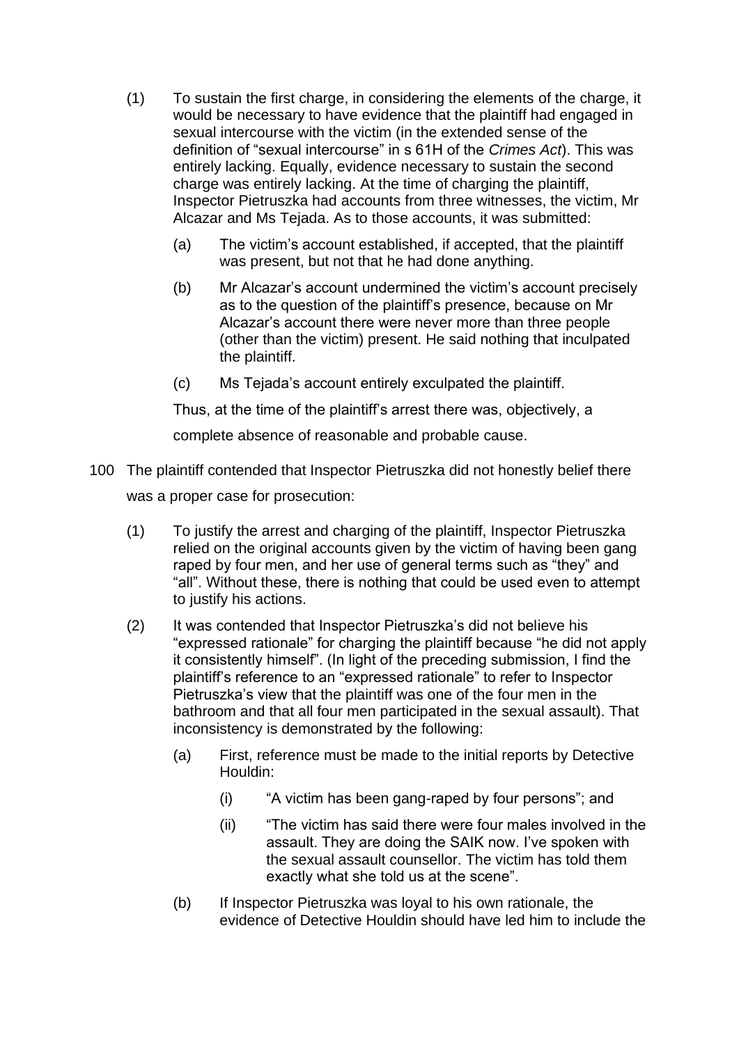(1) To sustain the first charge, in considering the elements of the charge, it would be necessary to have evidence that the plaintiff had engaged in sexual intercourse with the victim (in the extended sense of the definition of "sexual intercourse" in s 61H of the *Crimes Act*). This was entirely lacking. Equally, evidence necessary to sustain the second charge was entirely lacking. At the time of charging the plaintiff, Inspector Pietruszka had accounts from three witnesses, the victim, Mr Alcazar and Ms Tejada. As to those accounts, it was submitted:

   (a) The victim's account established, if accepted, that the plaintiff was present, but not that he had done anything.

   (b) Mr Alcazar's account undermined the victim's account precisely as to the question of the plaintiff's presence, because on Mr Alcazar's account there were never more than three people (other than the victim) present. He said nothing that inculpated the plaintiff.

   (c) Ms Tejada's account entirely exculpated the plaintiff.

   Thus, at the time of the plaintiff's arrest there was, objectively, a complete absence of reasonable and probable cause.

100 The plaintiff contended that Inspector Pietruszka did not honestly belief there was a proper case for prosecution:

(1) To justify the arrest and charging of the plaintiff, Inspector Pietruszka relied on the original accounts given by the victim of having been gang raped by four men, and her use of general terms such as "they" and "all". Without these, there is nothing that could be used even to attempt to justify his actions.

(2) It was contended that Inspector Pietruszka's did not believe his "expressed rationale" for charging the plaintiff because "he did not apply it consistently himself". (In light of the preceding submission, I find the plaintiff's reference to an "expressed rationale" to refer to Inspector Pietruszka's view that the plaintiff was one of the four men in the bathroom and that all four men participated in the sexual assault). That inconsistency is demonstrated by the following:

   (a) First, reference must be made to the initial reports by Detective Houldin:

      (i) "A victim has been gang-raped by four persons"; and

      (ii) "The victim has said there were four males involved in the assault. They are doing the SAIK now. I've spoken with the sexual assault counsellor. The victim has told them exactly what she told us at the scene".

   (b) If Inspector Pietruszka was loyal to his own rationale, the evidence of Detective Houldin should have led him to include the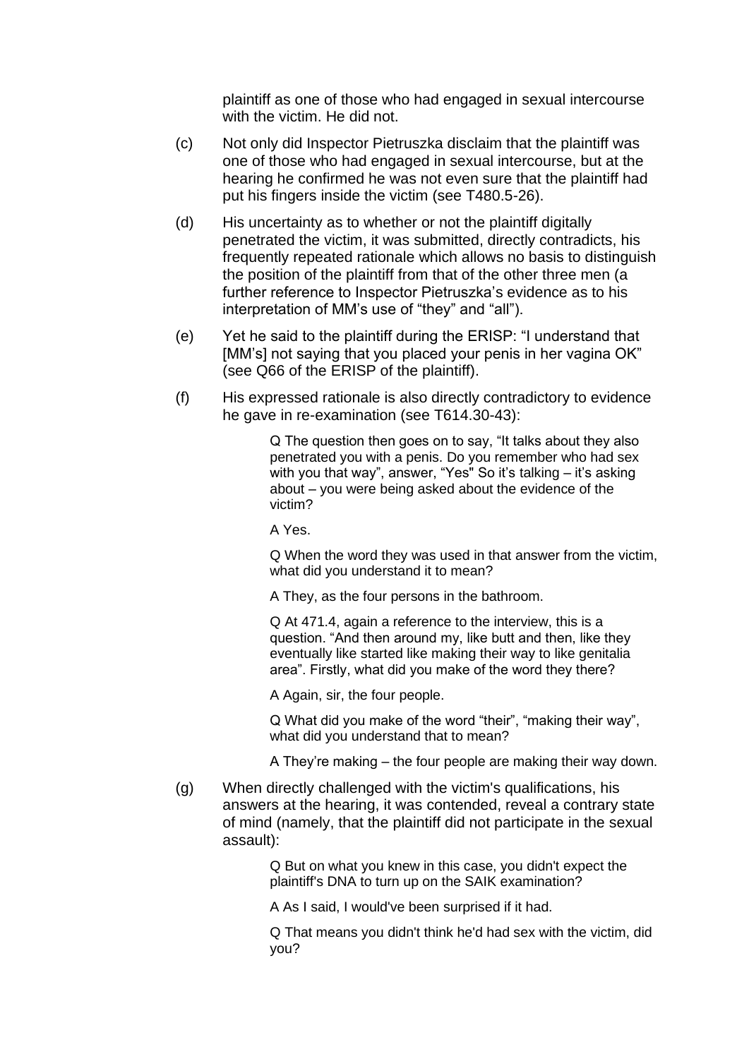plaintiff as one of those who had engaged in sexual intercourse with the victim. He did not.

(c) Not only did Inspector Pietruszka disclaim that the plaintiff was one of those who had engaged in sexual intercourse, but at the hearing he confirmed he was not even sure that the plaintiff had put his fingers inside the victim (see T480.5-26).

(d) His uncertainty as to whether or not the plaintiff digitally penetrated the victim, it was submitted, directly contradicts, his frequently repeated rationale which allows no basis to distinguish the position of the plaintiff from that of the other three men (a further reference to Inspector Pietruszka's evidence as to his interpretation of MM's use of "they" and "all").

(e) Yet he said to the plaintiff during the ERISP: "I understand that [MM's] not saying that you placed your penis in her vagina OK" (see Q66 of the ERISP of the plaintiff).

(f) His expressed rationale is also directly contradictory to evidence he gave in re-examination (see T614.30-43):

> Q The question then goes on to say, "It talks about they also penetrated you with a penis. Do you remember who had sex with you that way", answer, "Yes" So it's talking – it's asking about – you were being asked about the evidence of the victim?
>
> A Yes.
>
> Q When the word they was used in that answer from the victim, what did you understand it to mean?
>
> A They, as the four persons in the bathroom.
>
> Q At 471.4, again a reference to the interview, this is a question. "And then around my, like butt and then, like they eventually like started like making their way to like genitalia area". Firstly, what did you make of the word they there?
>
> A Again, sir, the four people.
>
> Q What did you make of the word "their", "making their way", what did you understand that to mean?
>
> A They're making – the four people are making their way down.

(g) When directly challenged with the victim's qualifications, his answers at the hearing, it was contended, reveal a contrary state of mind (namely, that the plaintiff did not participate in the sexual assault):

> Q But on what you knew in this case, you didn't expect the plaintiff's DNA to turn up on the SAIK examination?
>
> A As I said, I would've been surprised if it had.
>
> Q That means you didn't think he'd had sex with the victim, did you?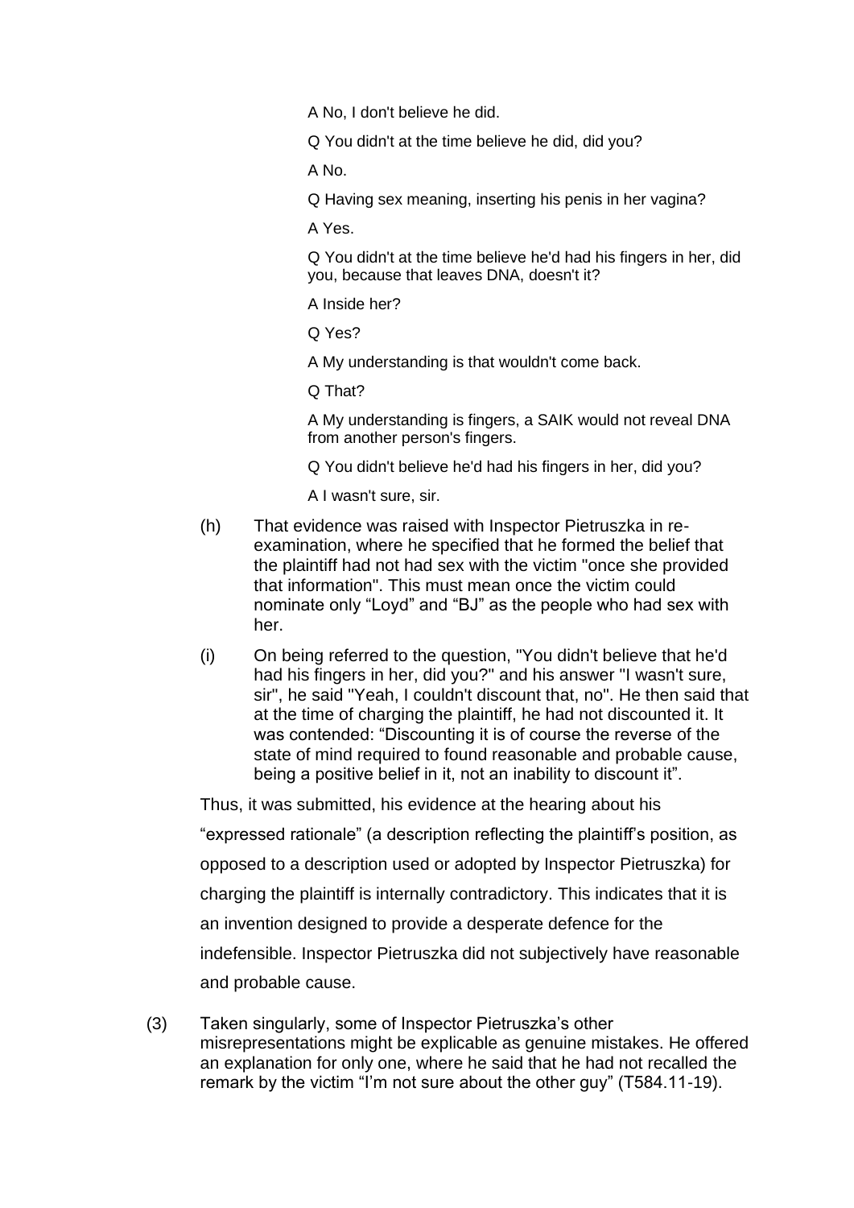A No, I don't believe he did.

Q You didn't at the time believe he did, did you?

A No.

Q Having sex meaning, inserting his penis in her vagina?

A Yes.

Q You didn't at the time believe he'd had his fingers in her, did you, because that leaves DNA, doesn't it?

A Inside her?

Q Yes?

A My understanding is that wouldn't come back.

Q That?

A My understanding is fingers, a SAIK would not reveal DNA from another person's fingers.

Q You didn't believe he'd had his fingers in her, did you?

A I wasn't sure, sir.

(h) That evidence was raised with Inspector Pietruszka in re-examination, where he specified that he formed the belief that the plaintiff had not had sex with the victim "once she provided that information". This must mean once the victim could nominate only "Loyd" and "BJ" as the people who had sex with her.

(i) On being referred to the question, "You didn't believe that he'd had his fingers in her, did you?" and his answer "I wasn't sure, sir", he said "Yeah, I couldn't discount that, no". He then said that at the time of charging the plaintiff, he had not discounted it. It was contended: "Discounting it is of course the reverse of the state of mind required to found reasonable and probable cause, being a positive belief in it, not an inability to discount it".

Thus, it was submitted, his evidence at the hearing about his "expressed rationale" (a description reflecting the plaintiff's position, as opposed to a description used or adopted by Inspector Pietruszka) for charging the plaintiff is internally contradictory. This indicates that it is an invention designed to provide a desperate defence for the indefensible. Inspector Pietruszka did not subjectively have reasonable and probable cause.

(3) Taken singularly, some of Inspector Pietruszka's other misrepresentations might be explicable as genuine mistakes. He offered an explanation for only one, where he said that he had not recalled the remark by the victim "I'm not sure about the other guy" (T584.11-19).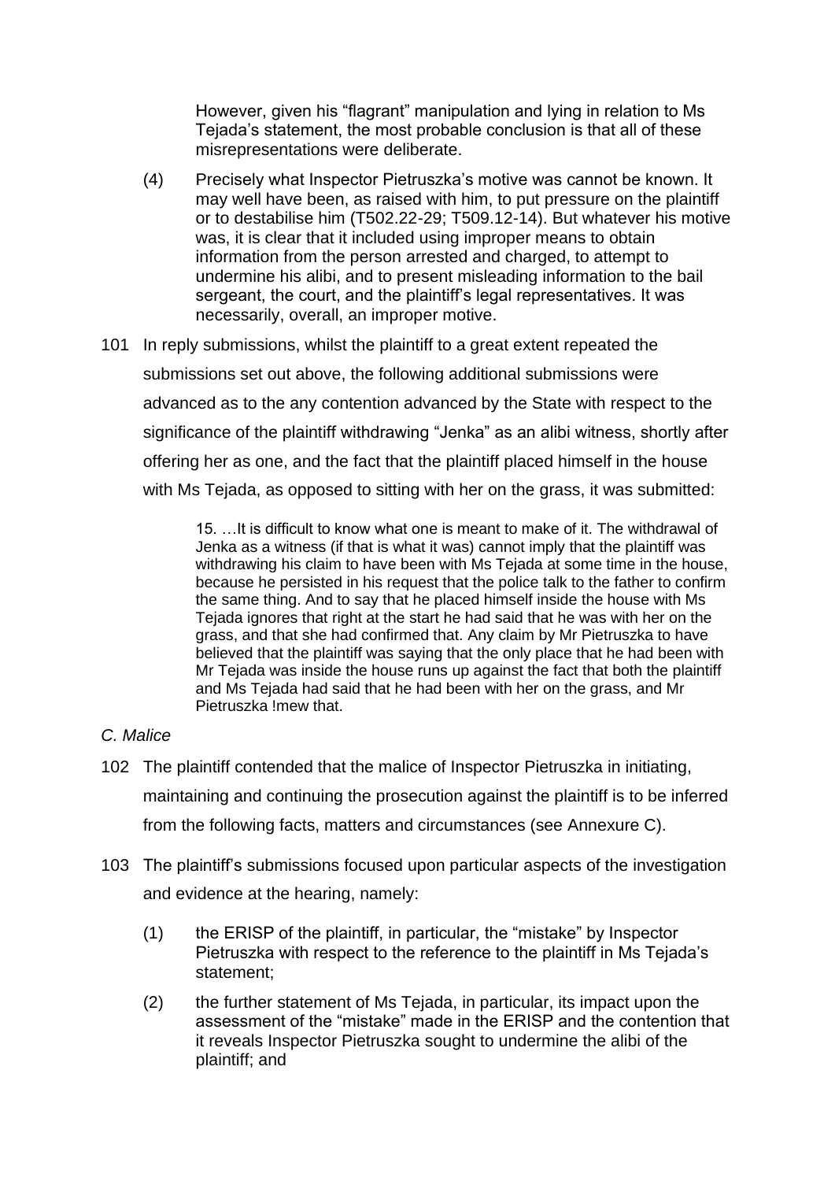However, given his "flagrant" manipulation and lying in relation to Ms Tejada's statement, the most probable conclusion is that all of these misrepresentations were deliberate.

(4) Precisely what Inspector Pietruszka's motive was cannot be known. It may well have been, as raised with him, to put pressure on the plaintiff or to destabilise him (T502.22-29; T509.12-14). But whatever his motive was, it is clear that it included using improper means to obtain information from the person arrested and charged, to attempt to undermine his alibi, and to present misleading information to the bail sergeant, the court, and the plaintiff's legal representatives. It was necessarily, overall, an improper motive.

101 In reply submissions, whilst the plaintiff to a great extent repeated the submissions set out above, the following additional submissions were advanced as to the any contention advanced by the State with respect to the significance of the plaintiff withdrawing "Jenka" as an alibi witness, shortly after offering her as one, and the fact that the plaintiff placed himself in the house with Ms Tejada, as opposed to sitting with her on the grass, it was submitted:

> 15. …It is difficult to know what one is meant to make of it. The withdrawal of Jenka as a witness (if that is what it was) cannot imply that the plaintiff was withdrawing his claim to have been with Ms Tejada at some time in the house, because he persisted in his request that the police talk to the father to confirm the same thing. And to say that he placed himself inside the house with Ms Tejada ignores that right at the start he had said that he was with her on the grass, and that she had confirmed that. Any claim by Mr Pietruszka to have believed that the plaintiff was saying that the only place that he had been with Mr Tejada was inside the house runs up against the fact that both the plaintiff and Ms Tejada had said that he had been with her on the grass, and Mr Pietruszka !mew that.

*C. Malice*

102 The plaintiff contended that the malice of Inspector Pietruszka in initiating, maintaining and continuing the prosecution against the plaintiff is to be inferred from the following facts, matters and circumstances (see Annexure C).

103 The plaintiff's submissions focused upon particular aspects of the investigation and evidence at the hearing, namely:

(1) the ERISP of the plaintiff, in particular, the "mistake" by Inspector Pietruszka with respect to the reference to the plaintiff in Ms Tejada's statement;

(2) the further statement of Ms Tejada, in particular, its impact upon the assessment of the "mistake" made in the ERISP and the contention that it reveals Inspector Pietruszka sought to undermine the alibi of the plaintiff; and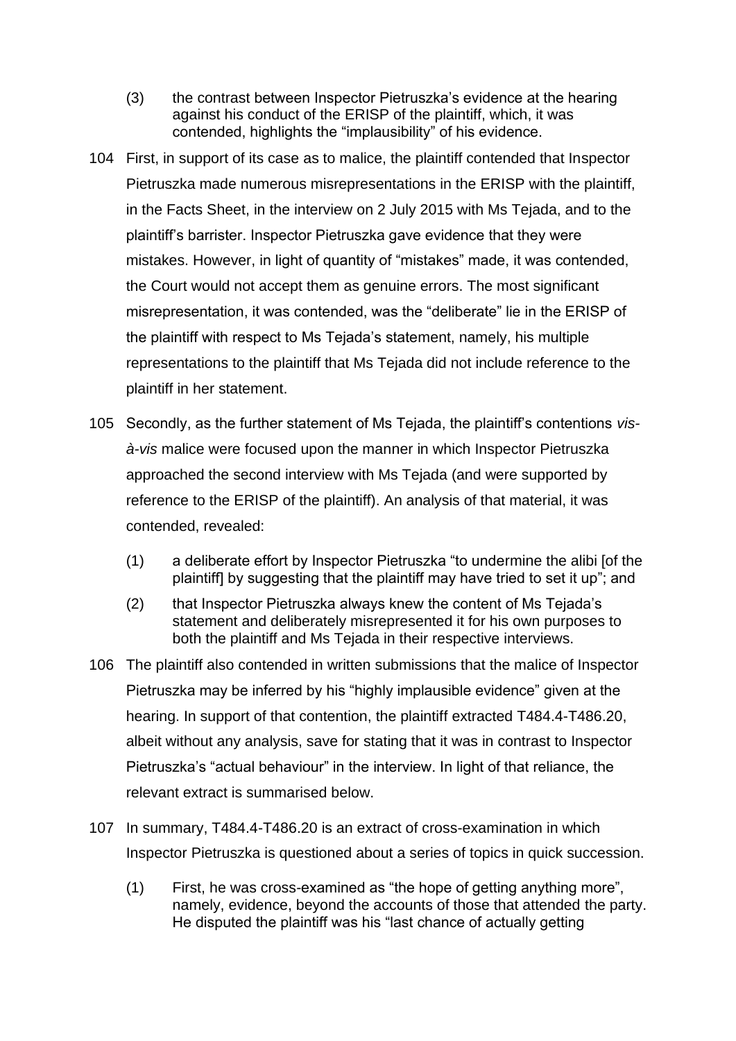(3) the contrast between Inspector Pietruszka's evidence at the hearing against his conduct of the ERISP of the plaintiff, which, it was contended, highlights the "implausibility" of his evidence.

104 First, in support of its case as to malice, the plaintiff contended that Inspector Pietruszka made numerous misrepresentations in the ERISP with the plaintiff, in the Facts Sheet, in the interview on 2 July 2015 with Ms Tejada, and to the plaintiff's barrister. Inspector Pietruszka gave evidence that they were mistakes. However, in light of quantity of "mistakes" made, it was contended, the Court would not accept them as genuine errors. The most significant misrepresentation, it was contended, was the "deliberate" lie in the ERISP of the plaintiff with respect to Ms Tejada's statement, namely, his multiple representations to the plaintiff that Ms Tejada did not include reference to the plaintiff in her statement.

105 Secondly, as the further statement of Ms Tejada, the plaintiff's contentions *vis-à-vis* malice were focused upon the manner in which Inspector Pietruszka approached the second interview with Ms Tejada (and were supported by reference to the ERISP of the plaintiff). An analysis of that material, it was contended, revealed:

(1) a deliberate effort by Inspector Pietruszka "to undermine the alibi [of the plaintiff] by suggesting that the plaintiff may have tried to set it up"; and

(2) that Inspector Pietruszka always knew the content of Ms Tejada's statement and deliberately misrepresented it for his own purposes to both the plaintiff and Ms Tejada in their respective interviews.

106 The plaintiff also contended in written submissions that the malice of Inspector Pietruszka may be inferred by his "highly implausible evidence" given at the hearing. In support of that contention, the plaintiff extracted T484.4-T486.20, albeit without any analysis, save for stating that it was in contrast to Inspector Pietruszka's "actual behaviour" in the interview. In light of that reliance, the relevant extract is summarised below.

107 In summary, T484.4-T486.20 is an extract of cross-examination in which Inspector Pietruszka is questioned about a series of topics in quick succession.

(1) First, he was cross-examined as "the hope of getting anything more", namely, evidence, beyond the accounts of those that attended the party. He disputed the plaintiff was his "last chance of actually getting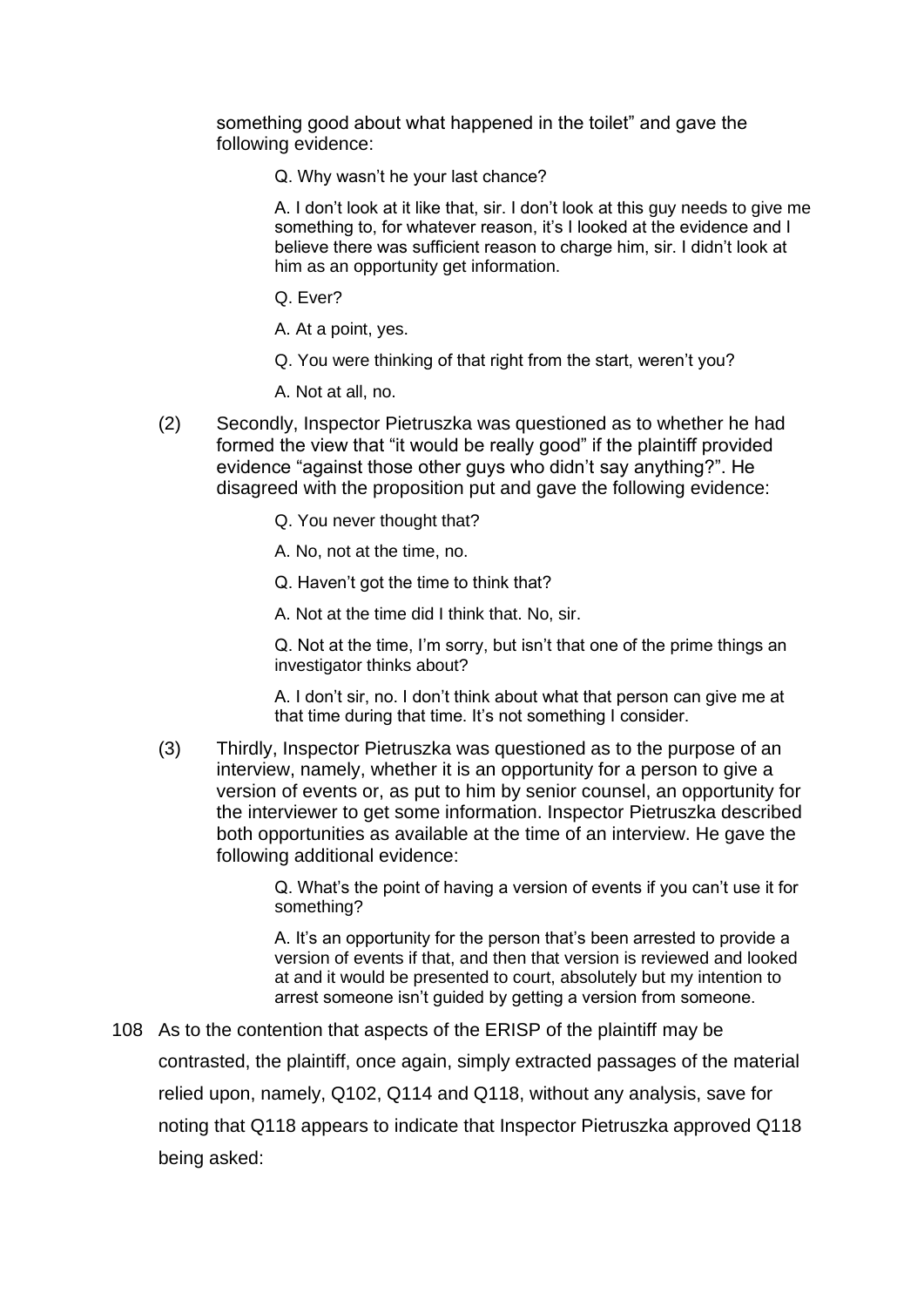something good about what happened in the toilet" and gave the following evidence:

> Q. Why wasn't he your last chance?
>
> A. I don't look at it like that, sir. I don't look at this guy needs to give me something to, for whatever reason, it's I looked at the evidence and I believe there was sufficient reason to charge him, sir. I didn't look at him as an opportunity get information.
>
> Q. Ever?
>
> A. At a point, yes.
>
> Q. You were thinking of that right from the start, weren't you?
>
> A. Not at all, no.

(2) Secondly, Inspector Pietruszka was questioned as to whether he had formed the view that "it would be really good" if the plaintiff provided evidence "against those other guys who didn't say anything?". He disagreed with the proposition put and gave the following evidence:

> Q. You never thought that?
>
> A. No, not at the time, no.
>
> Q. Haven't got the time to think that?
>
> A. Not at the time did I think that. No, sir.
>
> Q. Not at the time, I'm sorry, but isn't that one of the prime things an investigator thinks about?
>
> A. I don't sir, no. I don't think about what that person can give me at that time during that time. It's not something I consider.

(3) Thirdly, Inspector Pietruszka was questioned as to the purpose of an interview, namely, whether it is an opportunity for a person to give a version of events or, as put to him by senior counsel, an opportunity for the interviewer to get some information. Inspector Pietruszka described both opportunities as available at the time of an interview. He gave the following additional evidence:

> Q. What's the point of having a version of events if you can't use it for something?
>
> A. It's an opportunity for the person that's been arrested to provide a version of events if that, and then that version is reviewed and looked at and it would be presented to court, absolutely but my intention to arrest someone isn't guided by getting a version from someone.

108 As to the contention that aspects of the ERISP of the plaintiff may be contrasted, the plaintiff, once again, simply extracted passages of the material relied upon, namely, Q102, Q114 and Q118, without any analysis, save for noting that Q118 appears to indicate that Inspector Pietruszka approved Q118 being asked: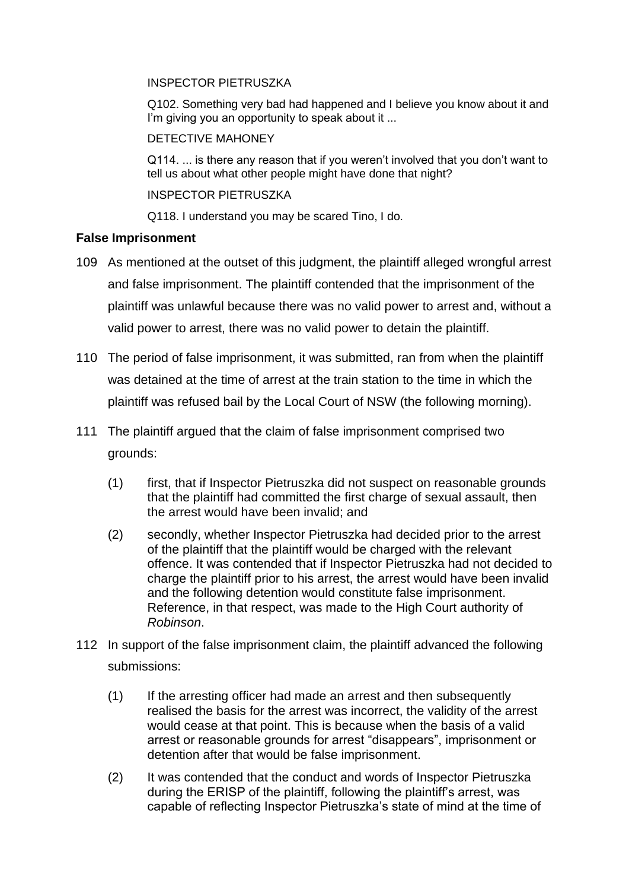INSPECTOR PIETRUSZKA

Q102. Something very bad had happened and I believe you know about it and I'm giving you an opportunity to speak about it ...

DETECTIVE MAHONEY

Q114. ... is there any reason that if you weren't involved that you don't want to tell us about what other people might have done that night?

INSPECTOR PIETRUSZKA

Q118. I understand you may be scared Tino, I do.

**False Imprisonment**

109 As mentioned at the outset of this judgment, the plaintiff alleged wrongful arrest and false imprisonment. The plaintiff contended that the imprisonment of the plaintiff was unlawful because there was no valid power to arrest and, without a valid power to arrest, there was no valid power to detain the plaintiff.

110 The period of false imprisonment, it was submitted, ran from when the plaintiff was detained at the time of arrest at the train station to the time in which the plaintiff was refused bail by the Local Court of NSW (the following morning).

111 The plaintiff argued that the claim of false imprisonment comprised two grounds:

(1) first, that if Inspector Pietruszka did not suspect on reasonable grounds that the plaintiff had committed the first charge of sexual assault, then the arrest would have been invalid; and

(2) secondly, whether Inspector Pietruszka had decided prior to the arrest of the plaintiff that the plaintiff would be charged with the relevant offence. It was contended that if Inspector Pietruszka had not decided to charge the plaintiff prior to his arrest, the arrest would have been invalid and the following detention would constitute false imprisonment. Reference, in that respect, was made to the High Court authority of *Robinson*.

112 In support of the false imprisonment claim, the plaintiff advanced the following submissions:

(1) If the arresting officer had made an arrest and then subsequently realised the basis for the arrest was incorrect, the validity of the arrest would cease at that point. This is because when the basis of a valid arrest or reasonable grounds for arrest "disappears", imprisonment or detention after that would be false imprisonment.

(2) It was contended that the conduct and words of Inspector Pietruszka during the ERISP of the plaintiff, following the plaintiff's arrest, was capable of reflecting Inspector Pietruszka's state of mind at the time of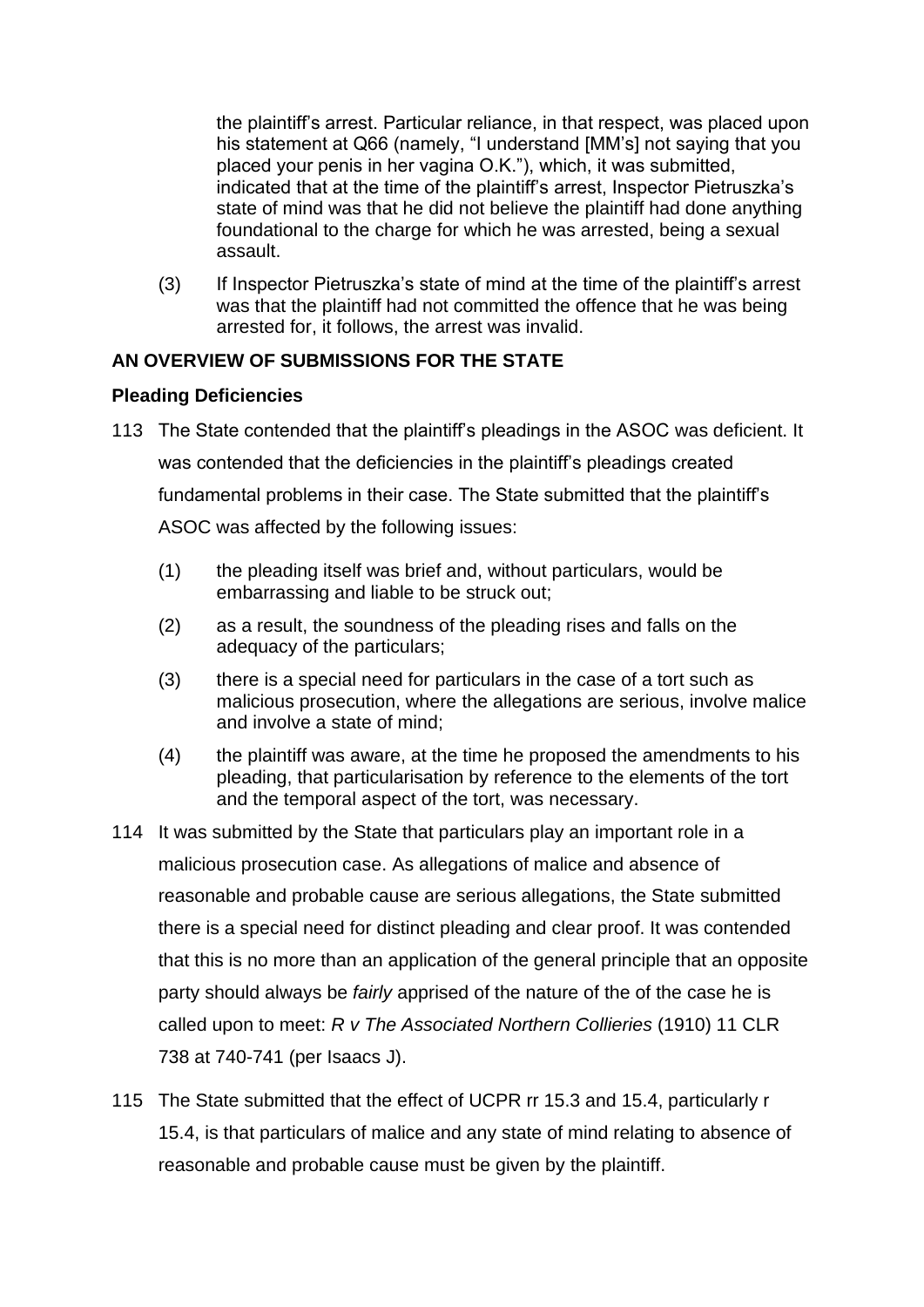the plaintiff's arrest. Particular reliance, in that respect, was placed upon his statement at Q66 (namely, "I understand [MM's] not saying that you placed your penis in her vagina O.K."), which, it was submitted, indicated that at the time of the plaintiff's arrest, Inspector Pietruszka's state of mind was that he did not believe the plaintiff had done anything foundational to the charge for which he was arrested, being a sexual assault.

(3) If Inspector Pietruszka's state of mind at the time of the plaintiff's arrest was that the plaintiff had not committed the offence that he was being arrested for, it follows, the arrest was invalid.

## AN OVERVIEW OF SUBMISSIONS FOR THE STATE

### Pleading Deficiencies

113 The State contended that the plaintiff's pleadings in the ASOC was deficient. It was contended that the deficiencies in the plaintiff's pleadings created fundamental problems in their case. The State submitted that the plaintiff's ASOC was affected by the following issues:

(1) the pleading itself was brief and, without particulars, would be embarrassing and liable to be struck out;

(2) as a result, the soundness of the pleading rises and falls on the adequacy of the particulars;

(3) there is a special need for particulars in the case of a tort such as malicious prosecution, where the allegations are serious, involve malice and involve a state of mind;

(4) the plaintiff was aware, at the time he proposed the amendments to his pleading, that particularisation by reference to the elements of the tort and the temporal aspect of the tort, was necessary.

114 It was submitted by the State that particulars play an important role in a malicious prosecution case. As allegations of malice and absence of reasonable and probable cause are serious allegations, the State submitted there is a special need for distinct pleading and clear proof. It was contended that this is no more than an application of the general principle that an opposite party should always be *fairly* apprised of the nature of the of the case he is called upon to meet: *R v The Associated Northern Collieries* (1910) 11 CLR 738 at 740-741 (per Isaacs J).

115 The State submitted that the effect of UCPR rr 15.3 and 15.4, particularly r 15.4, is that particulars of malice and any state of mind relating to absence of reasonable and probable cause must be given by the plaintiff.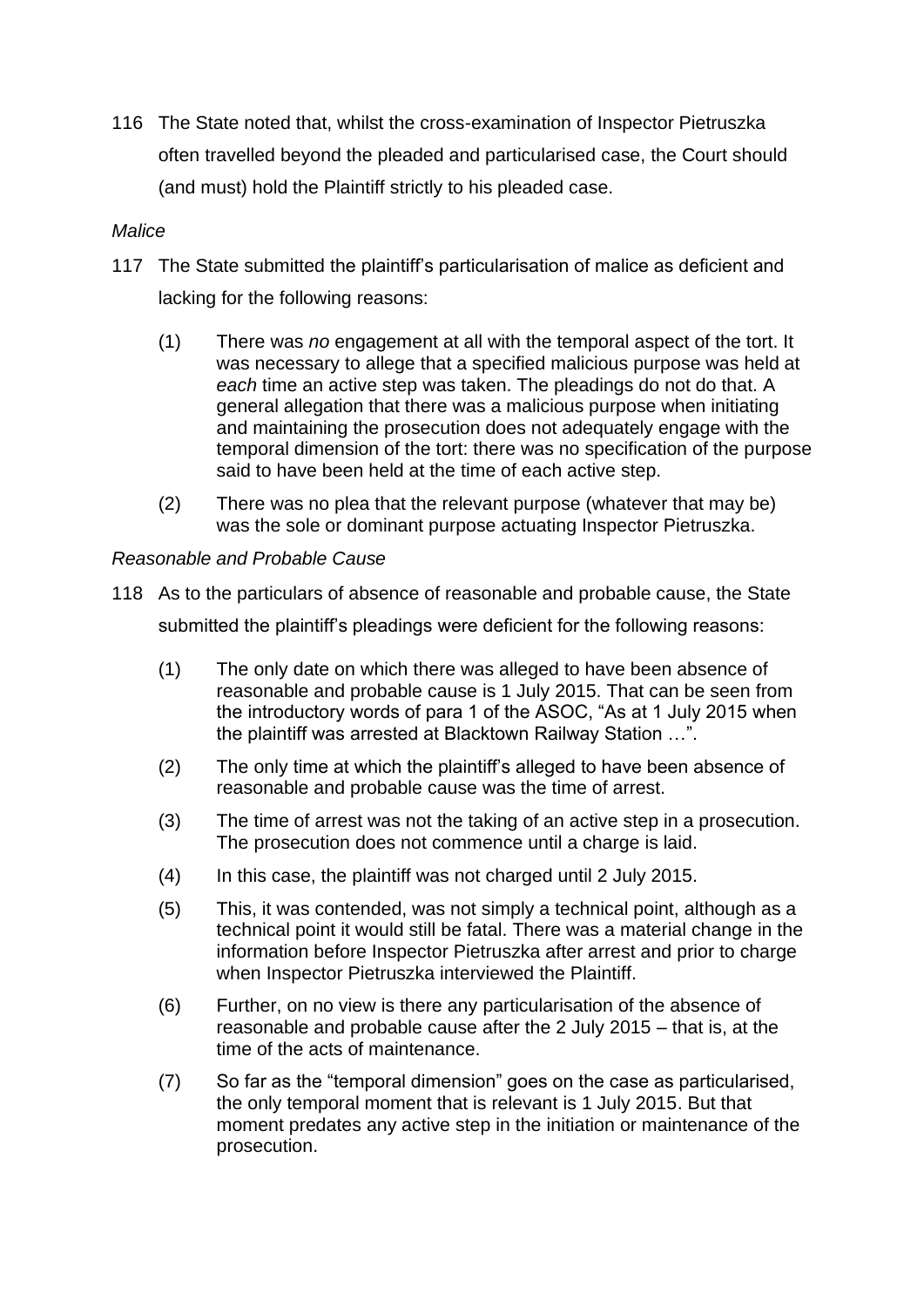116 The State noted that, whilst the cross-examination of Inspector Pietruszka often travelled beyond the pleaded and particularised case, the Court should (and must) hold the Plaintiff strictly to his pleaded case.

*Malice*

117 The State submitted the plaintiff's particularisation of malice as deficient and lacking for the following reasons:

(1) There was *no* engagement at all with the temporal aspect of the tort. It was necessary to allege that a specified malicious purpose was held at *each* time an active step was taken. The pleadings do not do that. A general allegation that there was a malicious purpose when initiating and maintaining the prosecution does not adequately engage with the temporal dimension of the tort: there was no specification of the purpose said to have been held at the time of each active step.

(2) There was no plea that the relevant purpose (whatever that may be) was the sole or dominant purpose actuating Inspector Pietruszka.

*Reasonable and Probable Cause*

118 As to the particulars of absence of reasonable and probable cause, the State submitted the plaintiff's pleadings were deficient for the following reasons:

(1) The only date on which there was alleged to have been absence of reasonable and probable cause is 1 July 2015. That can be seen from the introductory words of para 1 of the ASOC, "As at 1 July 2015 when the plaintiff was arrested at Blacktown Railway Station …".

(2) The only time at which the plaintiff's alleged to have been absence of reasonable and probable cause was the time of arrest.

(3) The time of arrest was not the taking of an active step in a prosecution. The prosecution does not commence until a charge is laid.

(4) In this case, the plaintiff was not charged until 2 July 2015.

(5) This, it was contended, was not simply a technical point, although as a technical point it would still be fatal. There was a material change in the information before Inspector Pietruszka after arrest and prior to charge when Inspector Pietruszka interviewed the Plaintiff.

(6) Further, on no view is there any particularisation of the absence of reasonable and probable cause after the 2 July 2015 – that is, at the time of the acts of maintenance.

(7) So far as the "temporal dimension" goes on the case as particularised, the only temporal moment that is relevant is 1 July 2015. But that moment predates any active step in the initiation or maintenance of the prosecution.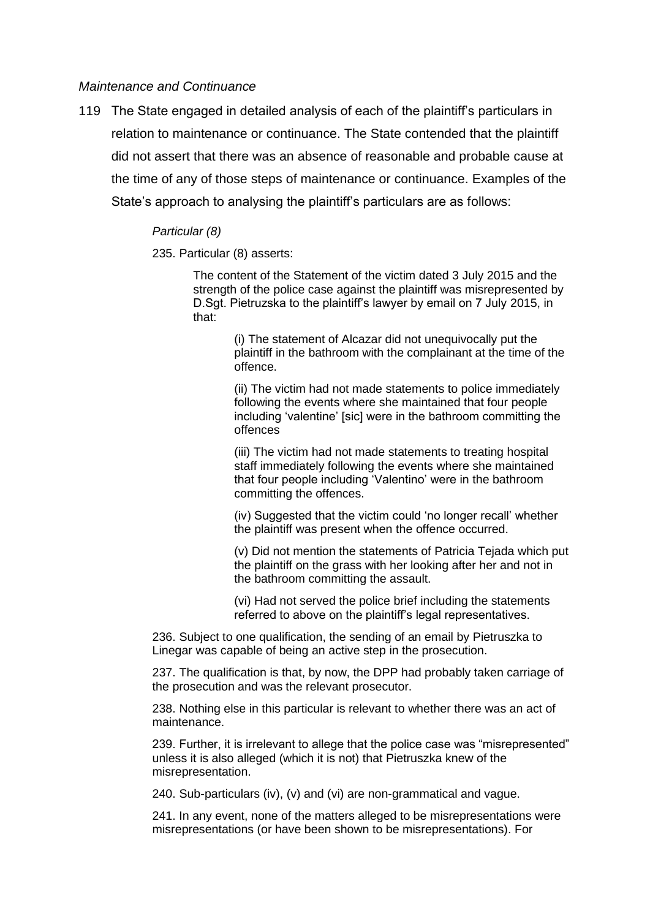*Maintenance and Continuance*

119 The State engaged in detailed analysis of each of the plaintiff's particulars in relation to maintenance or continuance. The State contended that the plaintiff did not assert that there was an absence of reasonable and probable cause at the time of any of those steps of maintenance or continuance. Examples of the State's approach to analysing the plaintiff's particulars are as follows:

> *Particular (8)*
>
> 235. Particular (8) asserts:
>
> > The content of the Statement of the victim dated 3 July 2015 and the strength of the police case against the plaintiff was misrepresented by D.Sgt. Pietruzska to the plaintiff's lawyer by email on 7 July 2015, in that:
> >
> > > (i) The statement of Alcazar did not unequivocally put the plaintiff in the bathroom with the complainant at the time of the offence.
> > >
> > > (ii) The victim had not made statements to police immediately following the events where she maintained that four people including 'valentine' [sic] were in the bathroom committing the offences
> > >
> > > (iii) The victim had not made statements to treating hospital staff immediately following the events where she maintained that four people including 'Valentino' were in the bathroom committing the offences.
> > >
> > > (iv) Suggested that the victim could 'no longer recall' whether the plaintiff was present when the offence occurred.
> > >
> > > (v) Did not mention the statements of Patricia Tejada which put the plaintiff on the grass with her looking after her and not in the bathroom committing the assault.
> > >
> > > (vi) Had not served the police brief including the statements referred to above on the plaintiff's legal representatives.
>
> 236. Subject to one qualification, the sending of an email by Pietruszka to Linegar was capable of being an active step in the prosecution.
>
> 237. The qualification is that, by now, the DPP had probably taken carriage of the prosecution and was the relevant prosecutor.
>
> 238. Nothing else in this particular is relevant to whether there was an act of maintenance.
>
> 239. Further, it is irrelevant to allege that the police case was "misrepresented" unless it is also alleged (which it is not) that Pietruszka knew of the misrepresentation.
>
> 240. Sub-particulars (iv), (v) and (vi) are non-grammatical and vague.
>
> 241. In any event, none of the matters alleged to be misrepresentations were misrepresentations (or have been shown to be misrepresentations). For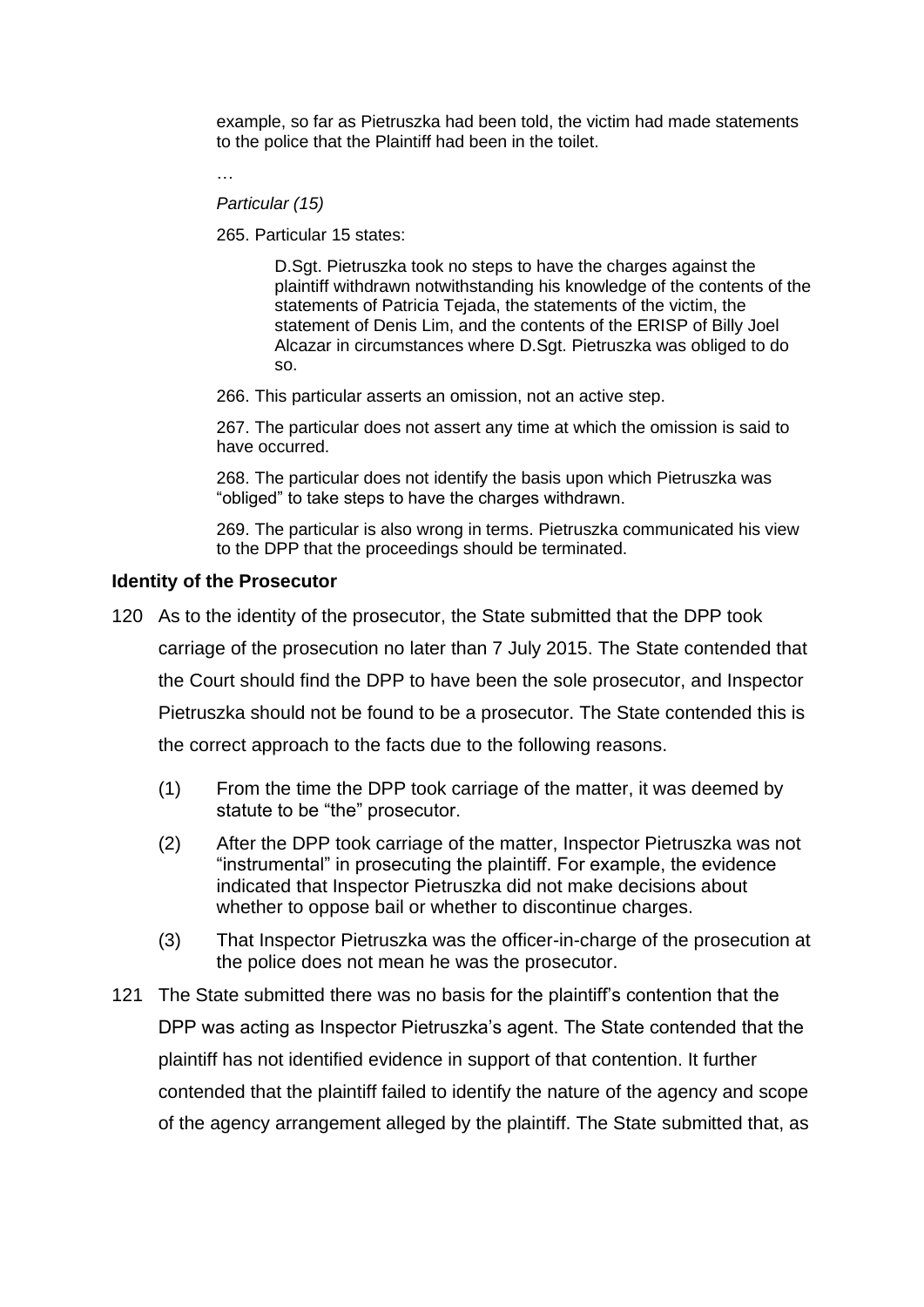> example, so far as Pietruszka had been told, the victim had made statements to the police that the Plaintiff had been in the toilet.
>
> …
>
> *Particular (15)*
>
> 265. Particular 15 states:
>
> > D.Sgt. Pietruszka took no steps to have the charges against the plaintiff withdrawn notwithstanding his knowledge of the contents of the statements of Patricia Tejada, the statements of the victim, the statement of Denis Lim, and the contents of the ERISP of Billy Joel Alcazar in circumstances where D.Sgt. Pietruszka was obliged to do so.
>
> 266. This particular asserts an omission, not an active step.
>
> 267. The particular does not assert any time at which the omission is said to have occurred.
>
> 268. The particular does not identify the basis upon which Pietruszka was "obliged" to take steps to have the charges withdrawn.
>
> 269. The particular is also wrong in terms. Pietruszka communicated his view to the DPP that the proceedings should be terminated.

**Identity of the Prosecutor**

120 As to the identity of the prosecutor, the State submitted that the DPP took carriage of the prosecution no later than 7 July 2015. The State contended that the Court should find the DPP to have been the sole prosecutor, and Inspector Pietruszka should not be found to be a prosecutor. The State contended this is the correct approach to the facts due to the following reasons.

(1) From the time the DPP took carriage of the matter, it was deemed by statute to be "the" prosecutor.

(2) After the DPP took carriage of the matter, Inspector Pietruszka was not "instrumental" in prosecuting the plaintiff. For example, the evidence indicated that Inspector Pietruszka did not make decisions about whether to oppose bail or whether to discontinue charges.

(3) That Inspector Pietruszka was the officer-in-charge of the prosecution at the police does not mean he was the prosecutor.

121 The State submitted there was no basis for the plaintiff's contention that the DPP was acting as Inspector Pietruszka's agent. The State contended that the plaintiff has not identified evidence in support of that contention. It further contended that the plaintiff failed to identify the nature of the agency and scope of the agency arrangement alleged by the plaintiff. The State submitted that, as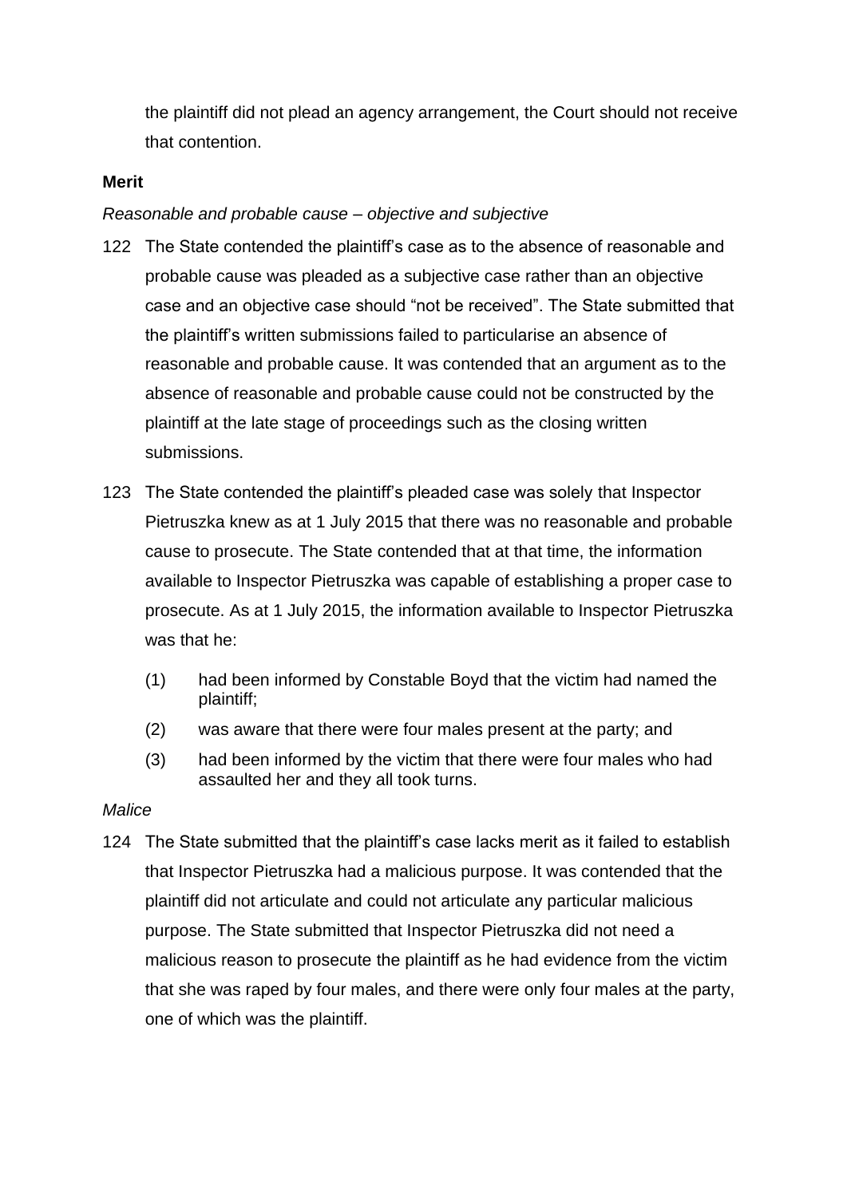the plaintiff did not plead an agency arrangement, the Court should not receive that contention.

**Merit**

*Reasonable and probable cause – objective and subjective*

122 The State contended the plaintiff's case as to the absence of reasonable and probable cause was pleaded as a subjective case rather than an objective case and an objective case should "not be received". The State submitted that the plaintiff's written submissions failed to particularise an absence of reasonable and probable cause. It was contended that an argument as to the absence of reasonable and probable cause could not be constructed by the plaintiff at the late stage of proceedings such as the closing written submissions.

123 The State contended the plaintiff's pleaded case was solely that Inspector Pietruszka knew as at 1 July 2015 that there was no reasonable and probable cause to prosecute. The State contended that at that time, the information available to Inspector Pietruszka was capable of establishing a proper case to prosecute. As at 1 July 2015, the information available to Inspector Pietruszka was that he:

(1) had been informed by Constable Boyd that the victim had named the plaintiff;

(2) was aware that there were four males present at the party; and

(3) had been informed by the victim that there were four males who had assaulted her and they all took turns.

*Malice*

124 The State submitted that the plaintiff's case lacks merit as it failed to establish that Inspector Pietruszka had a malicious purpose. It was contended that the plaintiff did not articulate and could not articulate any particular malicious purpose. The State submitted that Inspector Pietruszka did not need a malicious reason to prosecute the plaintiff as he had evidence from the victim that she was raped by four males, and there were only four males at the party, one of which was the plaintiff.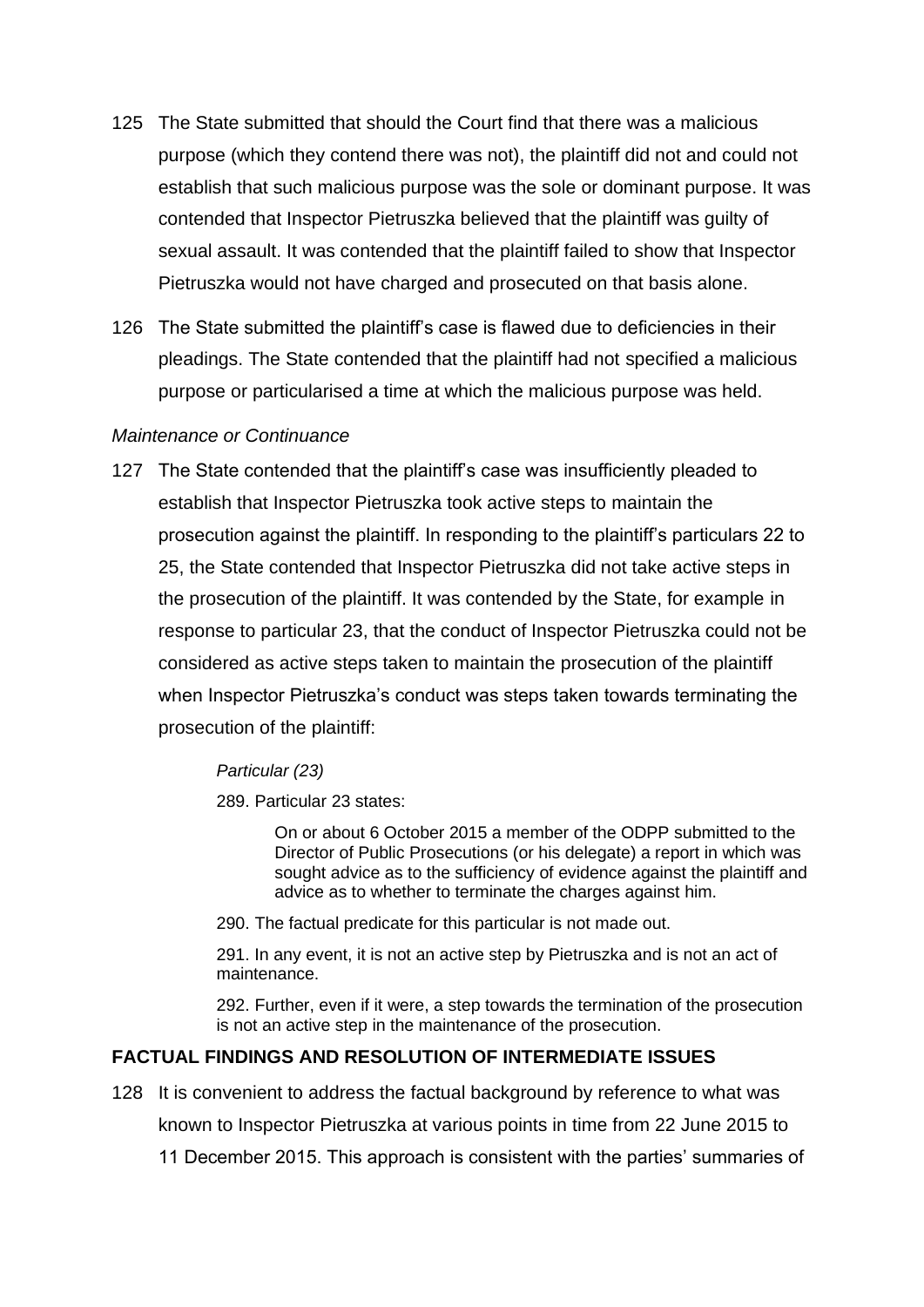125 The State submitted that should the Court find that there was a malicious purpose (which they contend there was not), the plaintiff did not and could not establish that such malicious purpose was the sole or dominant purpose. It was contended that Inspector Pietruszka believed that the plaintiff was guilty of sexual assault. It was contended that the plaintiff failed to show that Inspector Pietruszka would not have charged and prosecuted on that basis alone.

126 The State submitted the plaintiff's case is flawed due to deficiencies in their pleadings. The State contended that the plaintiff had not specified a malicious purpose or particularised a time at which the malicious purpose was held.

*Maintenance or Continuance*

127 The State contended that the plaintiff's case was insufficiently pleaded to establish that Inspector Pietruszka took active steps to maintain the prosecution against the plaintiff. In responding to the plaintiff's particulars 22 to 25, the State contended that Inspector Pietruszka did not take active steps in the prosecution of the plaintiff. It was contended by the State, for example in response to particular 23, that the conduct of Inspector Pietruszka could not be considered as active steps taken to maintain the prosecution of the plaintiff when Inspector Pietruszka's conduct was steps taken towards terminating the prosecution of the plaintiff:

> *Particular (23)*
>
> 289. Particular 23 states:
>
> > On or about 6 October 2015 a member of the ODPP submitted to the Director of Public Prosecutions (or his delegate) a report in which was sought advice as to the sufficiency of evidence against the plaintiff and advice as to whether to terminate the charges against him.
>
> 290. The factual predicate for this particular is not made out.
>
> 291. In any event, it is not an active step by Pietruszka and is not an act of maintenance.
>
> 292. Further, even if it were, a step towards the termination of the prosecution is not an active step in the maintenance of the prosecution.

## FACTUAL FINDINGS AND RESOLUTION OF INTERMEDIATE ISSUES

128 It is convenient to address the factual background by reference to what was known to Inspector Pietruszka at various points in time from 22 June 2015 to 11 December 2015. This approach is consistent with the parties' summaries of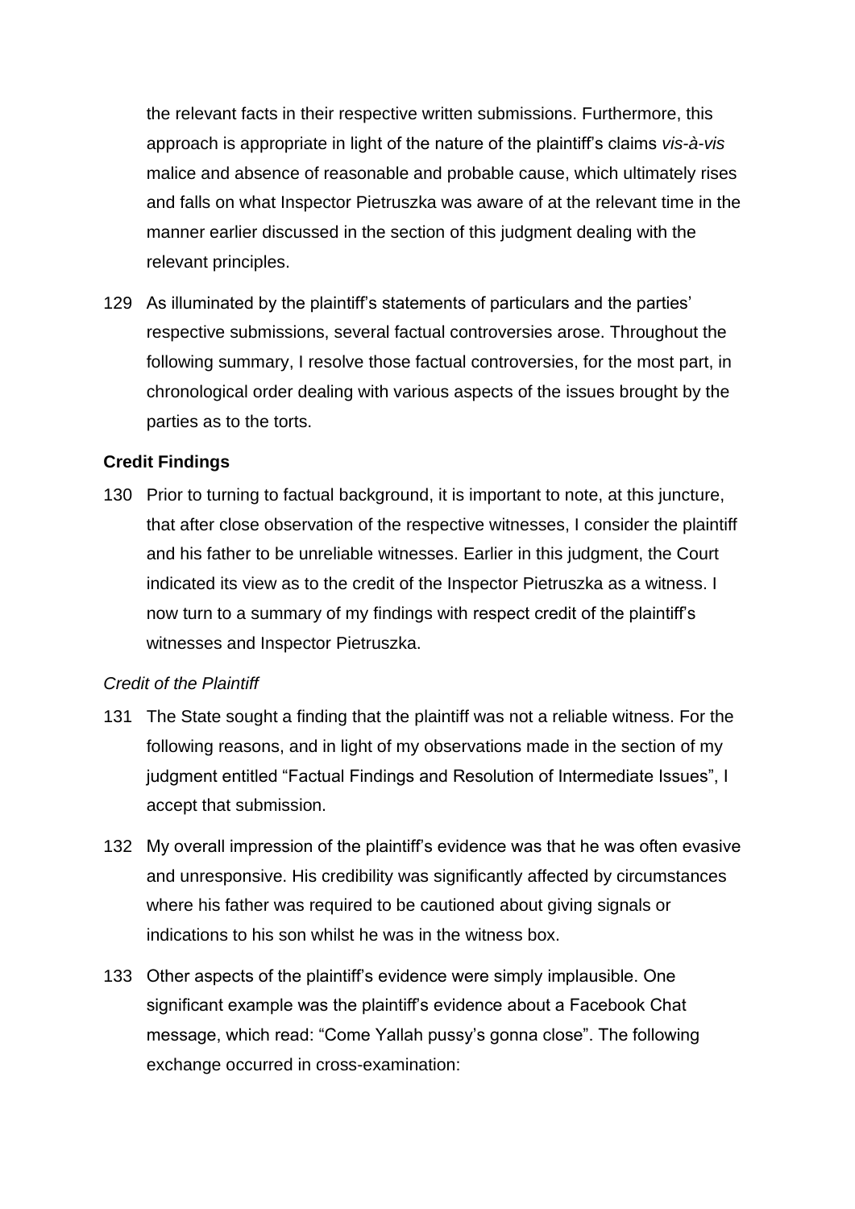the relevant facts in their respective written submissions. Furthermore, this approach is appropriate in light of the nature of the plaintiff's claims *vis-à-vis* malice and absence of reasonable and probable cause, which ultimately rises and falls on what Inspector Pietruszka was aware of at the relevant time in the manner earlier discussed in the section of this judgment dealing with the relevant principles.

129 As illuminated by the plaintiff's statements of particulars and the parties' respective submissions, several factual controversies arose. Throughout the following summary, I resolve those factual controversies, for the most part, in chronological order dealing with various aspects of the issues brought by the parties as to the torts.

**Credit Findings**

130 Prior to turning to factual background, it is important to note, at this juncture, that after close observation of the respective witnesses, I consider the plaintiff and his father to be unreliable witnesses. Earlier in this judgment, the Court indicated its view as to the credit of the Inspector Pietruszka as a witness. I now turn to a summary of my findings with respect credit of the plaintiff's witnesses and Inspector Pietruszka.

*Credit of the Plaintiff*

131 The State sought a finding that the plaintiff was not a reliable witness. For the following reasons, and in light of my observations made in the section of my judgment entitled "Factual Findings and Resolution of Intermediate Issues", I accept that submission.

132 My overall impression of the plaintiff's evidence was that he was often evasive and unresponsive. His credibility was significantly affected by circumstances where his father was required to be cautioned about giving signals or indications to his son whilst he was in the witness box.

133 Other aspects of the plaintiff's evidence were simply implausible. One significant example was the plaintiff's evidence about a Facebook Chat message, which read: "Come Yallah pussy's gonna close". The following exchange occurred in cross-examination: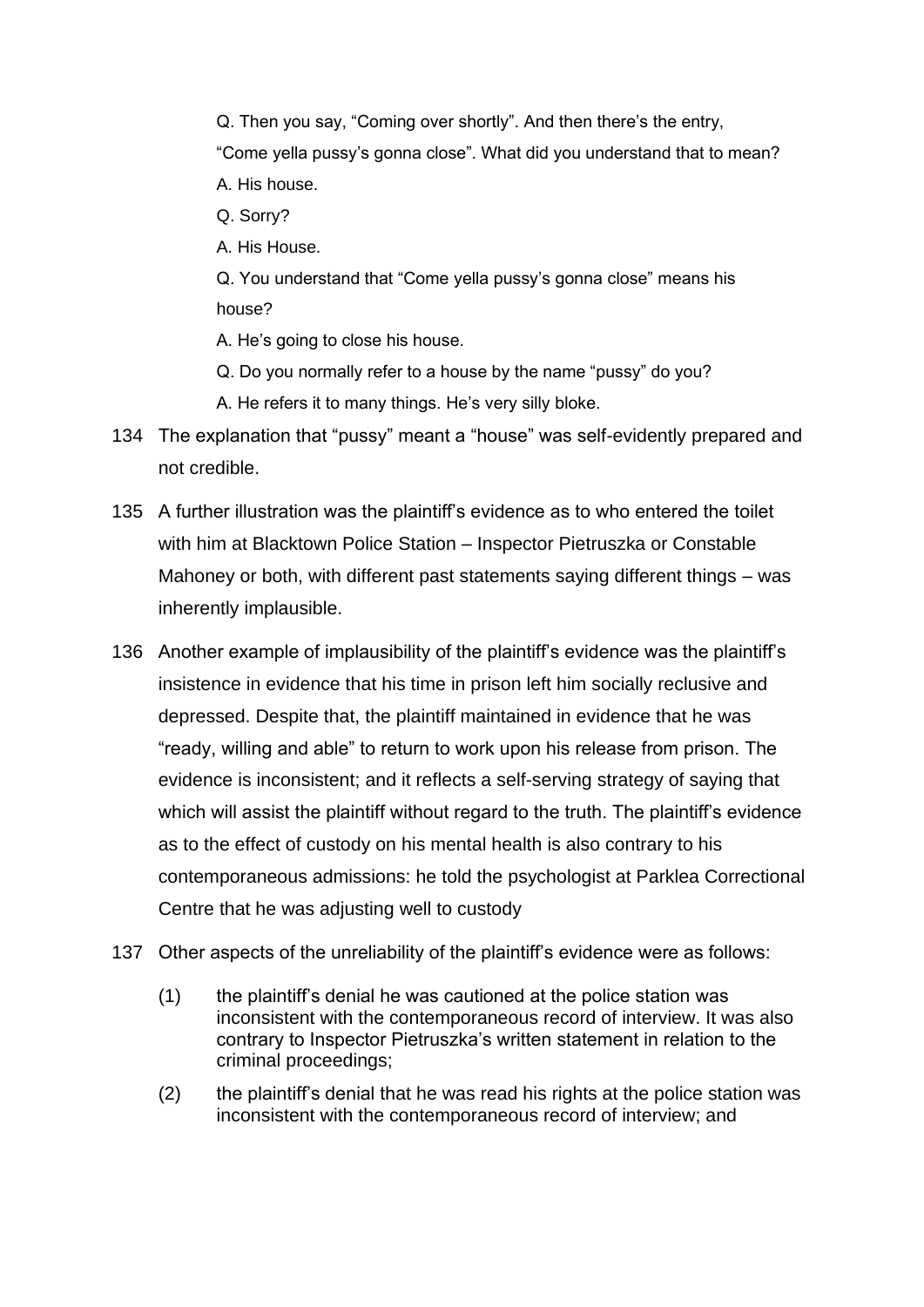Q. Then you say, "Coming over shortly". And then there's the entry, "Come yella pussy's gonna close". What did you understand that to mean?

A. His house.

Q. Sorry?

A. His House.

Q. You understand that "Come yella pussy's gonna close" means his house?

A. He's going to close his house.

Q. Do you normally refer to a house by the name "pussy" do you?

A. He refers it to many things. He's very silly bloke.

134 The explanation that "pussy" meant a "house" was self-evidently prepared and not credible.

135 A further illustration was the plaintiff's evidence as to who entered the toilet with him at Blacktown Police Station – Inspector Pietruszka or Constable Mahoney or both, with different past statements saying different things – was inherently implausible.

136 Another example of implausibility of the plaintiff's evidence was the plaintiff's insistence in evidence that his time in prison left him socially reclusive and depressed. Despite that, the plaintiff maintained in evidence that he was "ready, willing and able" to return to work upon his release from prison. The evidence is inconsistent; and it reflects a self-serving strategy of saying that which will assist the plaintiff without regard to the truth. The plaintiff's evidence as to the effect of custody on his mental health is also contrary to his contemporaneous admissions: he told the psychologist at Parklea Correctional Centre that he was adjusting well to custody

137 Other aspects of the unreliability of the plaintiff's evidence were as follows:

(1) the plaintiff's denial he was cautioned at the police station was inconsistent with the contemporaneous record of interview. It was also contrary to Inspector Pietruszka's written statement in relation to the criminal proceedings;

(2) the plaintiff's denial that he was read his rights at the police station was inconsistent with the contemporaneous record of interview; and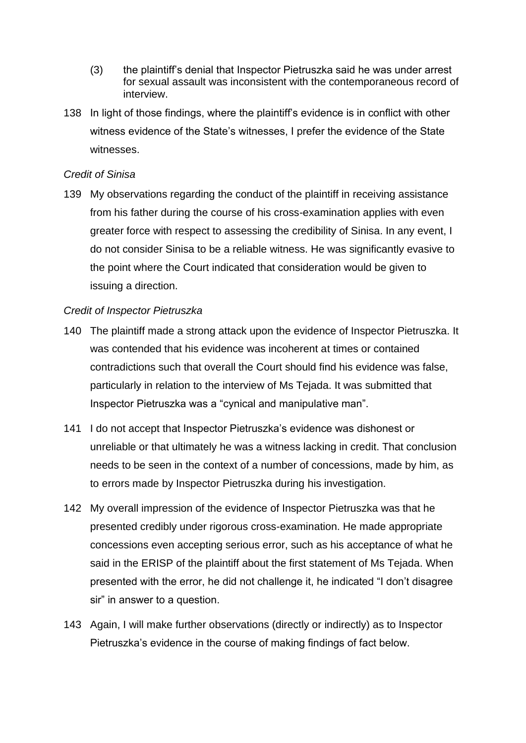(3) the plaintiff's denial that Inspector Pietruszka said he was under arrest for sexual assault was inconsistent with the contemporaneous record of interview.

138 In light of those findings, where the plaintiff's evidence is in conflict with other witness evidence of the State's witnesses, I prefer the evidence of the State witnesses.

*Credit of Sinisa*

139 My observations regarding the conduct of the plaintiff in receiving assistance from his father during the course of his cross-examination applies with even greater force with respect to assessing the credibility of Sinisa. In any event, I do not consider Sinisa to be a reliable witness. He was significantly evasive to the point where the Court indicated that consideration would be given to issuing a direction.

*Credit of Inspector Pietruszka*

140 The plaintiff made a strong attack upon the evidence of Inspector Pietruszka. It was contended that his evidence was incoherent at times or contained contradictions such that overall the Court should find his evidence was false, particularly in relation to the interview of Ms Tejada. It was submitted that Inspector Pietruszka was a "cynical and manipulative man".

141 I do not accept that Inspector Pietruszka's evidence was dishonest or unreliable or that ultimately he was a witness lacking in credit. That conclusion needs to be seen in the context of a number of concessions, made by him, as to errors made by Inspector Pietruszka during his investigation.

142 My overall impression of the evidence of Inspector Pietruszka was that he presented credibly under rigorous cross-examination. He made appropriate concessions even accepting serious error, such as his acceptance of what he said in the ERISP of the plaintiff about the first statement of Ms Tejada. When presented with the error, he did not challenge it, he indicated "I don't disagree sir" in answer to a question.

143 Again, I will make further observations (directly or indirectly) as to Inspector Pietruszka's evidence in the course of making findings of fact below.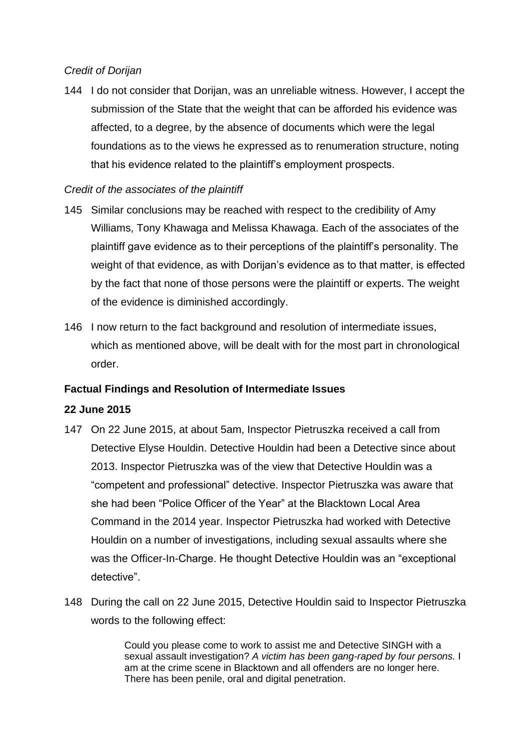*Credit of Dorijan*

144 I do not consider that Dorijan, was an unreliable witness. However, I accept the submission of the State that the weight that can be afforded his evidence was affected, to a degree, by the absence of documents which were the legal foundations as to the views he expressed as to renumeration structure, noting that his evidence related to the plaintiff's employment prospects.

*Credit of the associates of the plaintiff*

145 Similar conclusions may be reached with respect to the credibility of Amy Williams, Tony Khawaga and Melissa Khawaga. Each of the associates of the plaintiff gave evidence as to their perceptions of the plaintiff's personality. The weight of that evidence, as with Dorijan's evidence as to that matter, is effected by the fact that none of those persons were the plaintiff or experts. The weight of the evidence is diminished accordingly.

146 I now return to the fact background and resolution of intermediate issues, which as mentioned above, will be dealt with for the most part in chronological order.

**Factual Findings and Resolution of Intermediate Issues**

**22 June 2015**

147 On 22 June 2015, at about 5am, Inspector Pietruszka received a call from Detective Elyse Houldin. Detective Houldin had been a Detective since about 2013. Inspector Pietruszka was of the view that Detective Houldin was a "competent and professional" detective. Inspector Pietruszka was aware that she had been "Police Officer of the Year" at the Blacktown Local Area Command in the 2014 year. Inspector Pietruszka had worked with Detective Houldin on a number of investigations, including sexual assaults where she was the Officer-In-Charge. He thought Detective Houldin was an "exceptional detective".

148 During the call on 22 June 2015, Detective Houldin said to Inspector Pietruszka words to the following effect:

> Could you please come to work to assist me and Detective SINGH with a sexual assault investigation? *A victim has been gang-raped by four persons.* I am at the crime scene in Blacktown and all offenders are no longer here. There has been penile, oral and digital penetration.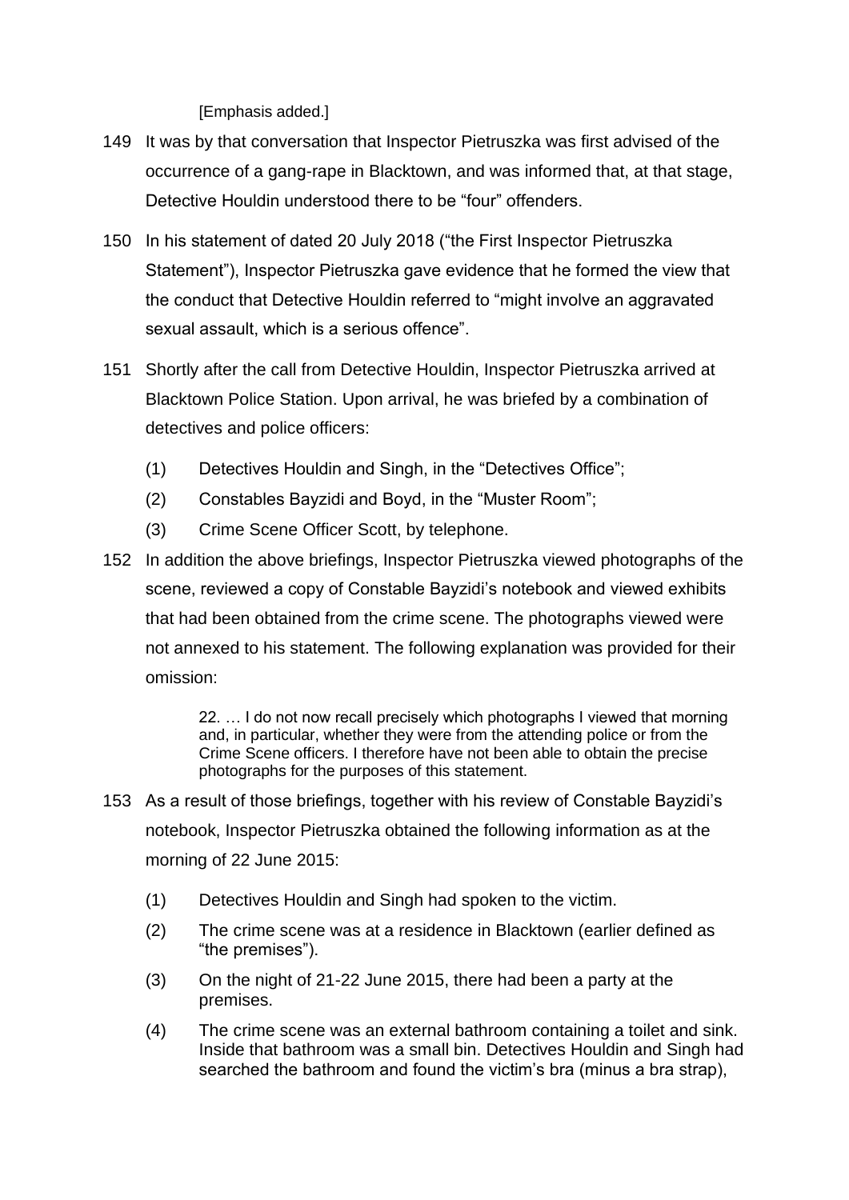[Emphasis added.]

149 It was by that conversation that Inspector Pietruszka was first advised of the occurrence of a gang-rape in Blacktown, and was informed that, at that stage, Detective Houldin understood there to be "four" offenders.

150 In his statement of dated 20 July 2018 ("the First Inspector Pietruszka Statement"), Inspector Pietruszka gave evidence that he formed the view that the conduct that Detective Houldin referred to "might involve an aggravated sexual assault, which is a serious offence".

151 Shortly after the call from Detective Houldin, Inspector Pietruszka arrived at Blacktown Police Station. Upon arrival, he was briefed by a combination of detectives and police officers:

(1) Detectives Houldin and Singh, in the "Detectives Office";

(2) Constables Bayzidi and Boyd, in the "Muster Room";

(3) Crime Scene Officer Scott, by telephone.

152 In addition the above briefings, Inspector Pietruszka viewed photographs of the scene, reviewed a copy of Constable Bayzidi's notebook and viewed exhibits that had been obtained from the crime scene. The photographs viewed were not annexed to his statement. The following explanation was provided for their omission:

> 22. … I do not now recall precisely which photographs I viewed that morning and, in particular, whether they were from the attending police or from the Crime Scene officers. I therefore have not been able to obtain the precise photographs for the purposes of this statement.

153 As a result of those briefings, together with his review of Constable Bayzidi's notebook, Inspector Pietruszka obtained the following information as at the morning of 22 June 2015:

(1) Detectives Houldin and Singh had spoken to the victim.

(2) The crime scene was at a residence in Blacktown (earlier defined as "the premises").

(3) On the night of 21-22 June 2015, there had been a party at the premises.

(4) The crime scene was an external bathroom containing a toilet and sink. Inside that bathroom was a small bin. Detectives Houldin and Singh had searched the bathroom and found the victim's bra (minus a bra strap),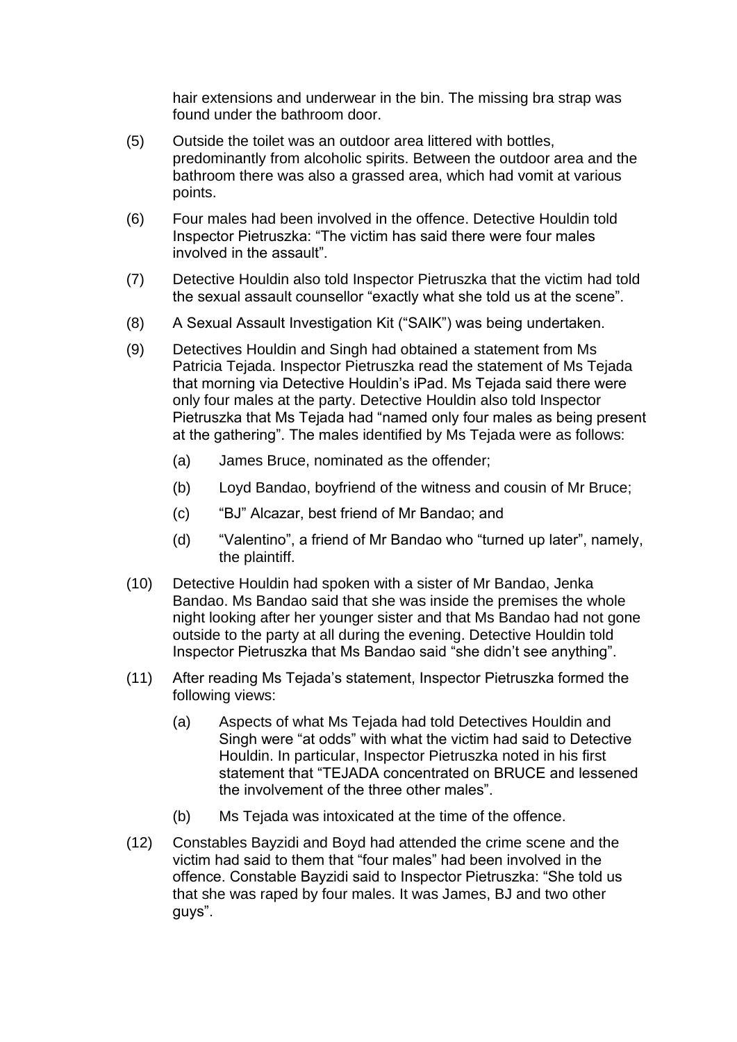hair extensions and underwear in the bin. The missing bra strap was found under the bathroom door.

(5) Outside the toilet was an outdoor area littered with bottles, predominantly from alcoholic spirits. Between the outdoor area and the bathroom there was also a grassed area, which had vomit at various points.

(6) Four males had been involved in the offence. Detective Houldin told Inspector Pietruszka: "The victim has said there were four males involved in the assault".

(7) Detective Houldin also told Inspector Pietruszka that the victim had told the sexual assault counsellor "exactly what she told us at the scene".

(8) A Sexual Assault Investigation Kit ("SAIK") was being undertaken.

(9) Detectives Houldin and Singh had obtained a statement from Ms Patricia Tejada. Inspector Pietruszka read the statement of Ms Tejada that morning via Detective Houldin's iPad. Ms Tejada said there were only four males at the party. Detective Houldin also told Inspector Pietruszka that Ms Tejada had "named only four males as being present at the gathering". The males identified by Ms Tejada were as follows:

   (a) James Bruce, nominated as the offender;

   (b) Loyd Bandao, boyfriend of the witness and cousin of Mr Bruce;

   (c) "BJ" Alcazar, best friend of Mr Bandao; and

   (d) "Valentino", a friend of Mr Bandao who "turned up later", namely, the plaintiff.

(10) Detective Houldin had spoken with a sister of Mr Bandao, Jenka Bandao. Ms Bandao said that she was inside the premises the whole night looking after her younger sister and that Ms Bandao had not gone outside to the party at all during the evening. Detective Houldin told Inspector Pietruszka that Ms Bandao said "she didn't see anything".

(11) After reading Ms Tejada's statement, Inspector Pietruszka formed the following views:

   (a) Aspects of what Ms Tejada had told Detectives Houldin and Singh were "at odds" with what the victim had said to Detective Houldin. In particular, Inspector Pietruszka noted in his first statement that "TEJADA concentrated on BRUCE and lessened the involvement of the three other males".

   (b) Ms Tejada was intoxicated at the time of the offence.

(12) Constables Bayzidi and Boyd had attended the crime scene and the victim had said to them that "four males" had been involved in the offence. Constable Bayzidi said to Inspector Pietruszka: "She told us that she was raped by four males. It was James, BJ and two other guys".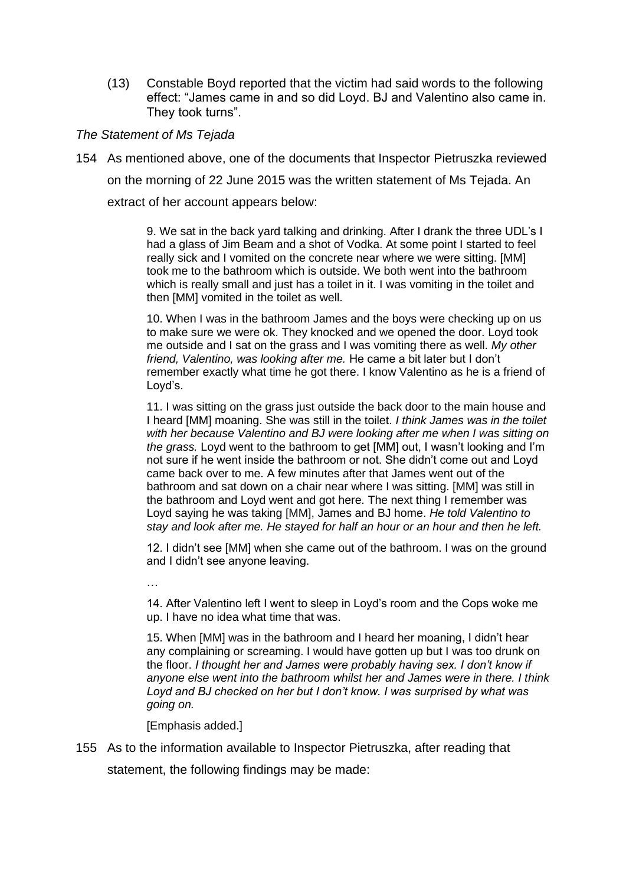(13) Constable Boyd reported that the victim had said words to the following effect: "James came in and so did Loyd. BJ and Valentino also came in. They took turns".

*The Statement of Ms Tejada*

154 As mentioned above, one of the documents that Inspector Pietruszka reviewed on the morning of 22 June 2015 was the written statement of Ms Tejada. An extract of her account appears below:

> 9. We sat in the back yard talking and drinking. After I drank the three UDL's I had a glass of Jim Beam and a shot of Vodka. At some point I started to feel really sick and I vomited on the concrete near where we were sitting. [MM] took me to the bathroom which is outside. We both went into the bathroom which is really small and just has a toilet in it. I was vomiting in the toilet and then [MM] vomited in the toilet as well.
>
> 10. When I was in the bathroom James and the boys were checking up on us to make sure we were ok. They knocked and we opened the door. Loyd took me outside and I sat on the grass and I was vomiting there as well. *My other friend, Valentino, was looking after me.* He came a bit later but I don't remember exactly what time he got there. I know Valentino as he is a friend of Loyd's.
>
> 11. I was sitting on the grass just outside the back door to the main house and I heard [MM] moaning. She was still in the toilet. *I think James was in the toilet with her because Valentino and BJ were looking after me when I was sitting on the grass.* Loyd went to the bathroom to get [MM] out, I wasn't looking and I'm not sure if he went inside the bathroom or not. She didn't come out and Loyd came back over to me. A few minutes after that James went out of the bathroom and sat down on a chair near where I was sitting. [MM] was still in the bathroom and Loyd went and got here. The next thing I remember was Loyd saying he was taking [MM], James and BJ home. *He told Valentino to stay and look after me. He stayed for half an hour or an hour and then he left.*
>
> 12. I didn't see [MM] when she came out of the bathroom. I was on the ground and I didn't see anyone leaving.
>
> …
>
> 14. After Valentino left I went to sleep in Loyd's room and the Cops woke me up. I have no idea what time that was.
>
> 15. When [MM] was in the bathroom and I heard her moaning, I didn't hear any complaining or screaming. I would have gotten up but I was too drunk on the floor. *I thought her and James were probably having sex. I don't know if anyone else went into the bathroom whilst her and James were in there. I think Loyd and BJ checked on her but I don't know. I was surprised by what was going on.*
>
> [Emphasis added.]

155 As to the information available to Inspector Pietruszka, after reading that statement, the following findings may be made: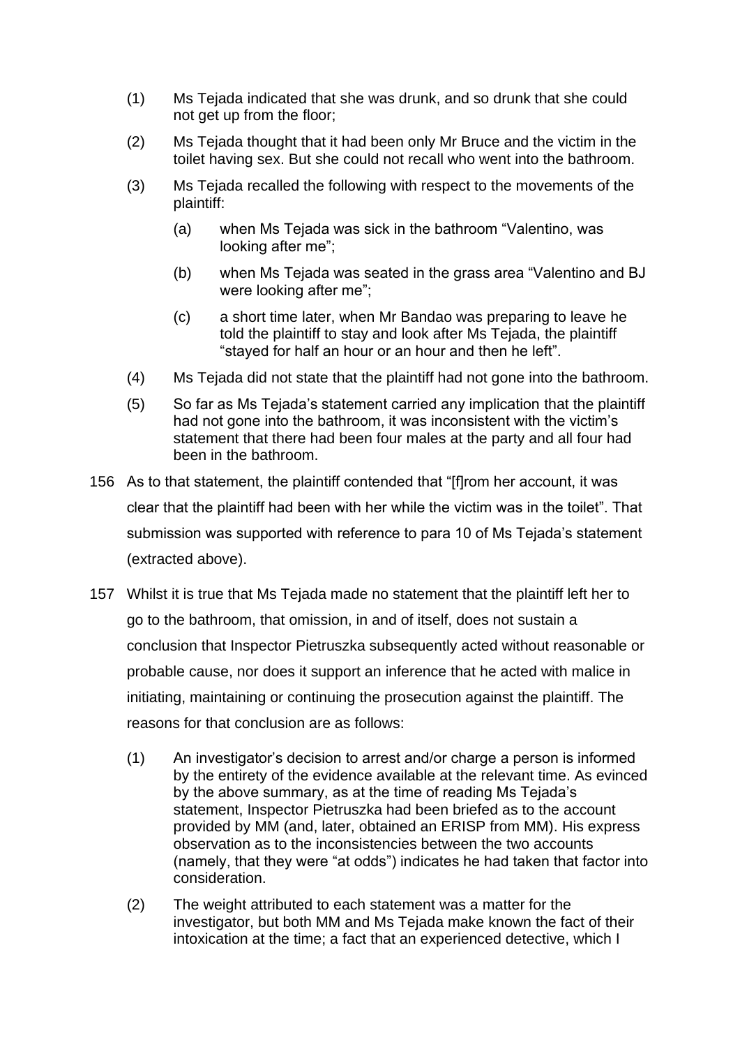(1) Ms Tejada indicated that she was drunk, and so drunk that she could not get up from the floor;

(2) Ms Tejada thought that it had been only Mr Bruce and the victim in the toilet having sex. But she could not recall who went into the bathroom.

(3) Ms Tejada recalled the following with respect to the movements of the plaintiff:

   (a) when Ms Tejada was sick in the bathroom "Valentino, was looking after me";

   (b) when Ms Tejada was seated in the grass area "Valentino and BJ were looking after me";

   (c) a short time later, when Mr Bandao was preparing to leave he told the plaintiff to stay and look after Ms Tejada, the plaintiff "stayed for half an hour or an hour and then he left".

(4) Ms Tejada did not state that the plaintiff had not gone into the bathroom.

(5) So far as Ms Tejada's statement carried any implication that the plaintiff had not gone into the bathroom, it was inconsistent with the victim's statement that there had been four males at the party and all four had been in the bathroom.

156 As to that statement, the plaintiff contended that "[f]rom her account, it was clear that the plaintiff had been with her while the victim was in the toilet". That submission was supported with reference to para 10 of Ms Tejada's statement (extracted above).

157 Whilst it is true that Ms Tejada made no statement that the plaintiff left her to go to the bathroom, that omission, in and of itself, does not sustain a conclusion that Inspector Pietruszka subsequently acted without reasonable or probable cause, nor does it support an inference that he acted with malice in initiating, maintaining or continuing the prosecution against the plaintiff. The reasons for that conclusion are as follows:

(1) An investigator's decision to arrest and/or charge a person is informed by the entirety of the evidence available at the relevant time. As evinced by the above summary, as at the time of reading Ms Tejada's statement, Inspector Pietruszka had been briefed as to the account provided by MM (and, later, obtained an ERISP from MM). His express observation as to the inconsistencies between the two accounts (namely, that they were "at odds") indicates he had taken that factor into consideration.

(2) The weight attributed to each statement was a matter for the investigator, but both MM and Ms Tejada make known the fact of their intoxication at the time; a fact that an experienced detective, which I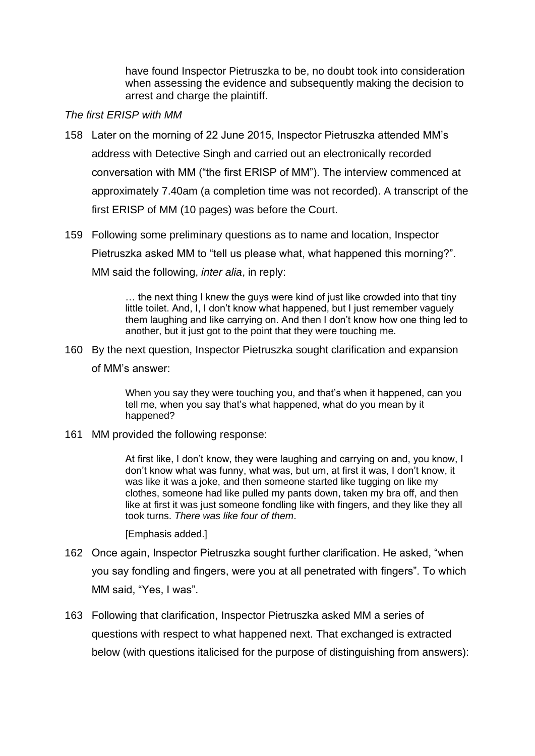have found Inspector Pietruszka to be, no doubt took into consideration when assessing the evidence and subsequently making the decision to arrest and charge the plaintiff.

*The first ERISP with MM*

158 Later on the morning of 22 June 2015, Inspector Pietruszka attended MM's address with Detective Singh and carried out an electronically recorded conversation with MM ("the first ERISP of MM"). The interview commenced at approximately 7.40am (a completion time was not recorded). A transcript of the first ERISP of MM (10 pages) was before the Court.

159 Following some preliminary questions as to name and location, Inspector Pietruszka asked MM to "tell us please what, what happened this morning?". MM said the following, *inter alia*, in reply:

> … the next thing I knew the guys were kind of just like crowded into that tiny little toilet. And, I, I don't know what happened, but I just remember vaguely them laughing and like carrying on. And then I don't know how one thing led to another, but it just got to the point that they were touching me.

160 By the next question, Inspector Pietruszka sought clarification and expansion of MM's answer:

> When you say they were touching you, and that's when it happened, can you tell me, when you say that's what happened, what do you mean by it happened?

161 MM provided the following response:

> At first like, I don't know, they were laughing and carrying on and, you know, I don't know what was funny, what was, but um, at first it was, I don't know, it was like it was a joke, and then someone started like tugging on like my clothes, someone had like pulled my pants down, taken my bra off, and then like at first it was just someone fondling like with fingers, and they like they all took turns. *There was like four of them*.
>
> [Emphasis added.]

162 Once again, Inspector Pietruszka sought further clarification. He asked, "when you say fondling and fingers, were you at all penetrated with fingers". To which MM said, "Yes, I was".

163 Following that clarification, Inspector Pietruszka asked MM a series of questions with respect to what happened next. That exchanged is extracted below (with questions italicised for the purpose of distinguishing from answers):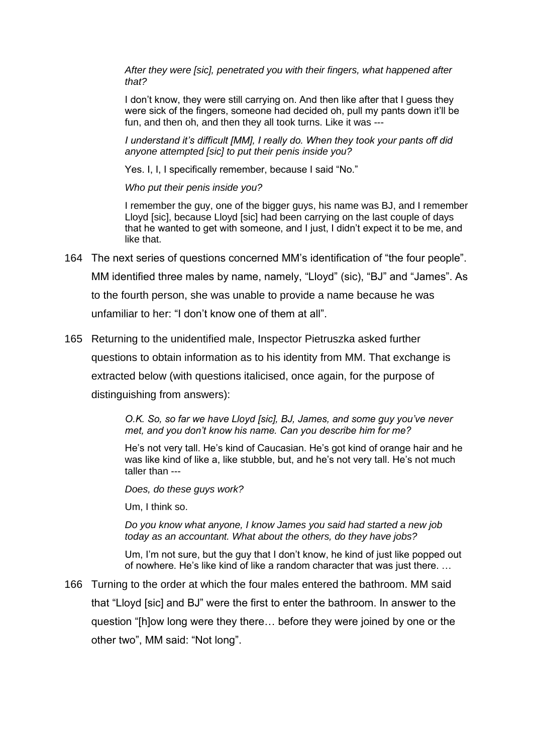> *After they were [sic], penetrated you with their fingers, what happened after that?*
>
> I don't know, they were still carrying on. And then like after that I guess they were sick of the fingers, someone had decided oh, pull my pants down it'll be fun, and then oh, and then they all took turns. Like it was ---
>
> *I understand it's difficult [MM], I really do. When they took your pants off did anyone attempted [sic] to put their penis inside you?*
>
> Yes. I, I, I specifically remember, because I said "No."
>
> *Who put their penis inside you?*
>
> I remember the guy, one of the bigger guys, his name was BJ, and I remember Lloyd [sic], because Lloyd [sic] had been carrying on the last couple of days that he wanted to get with someone, and I just, I didn't expect it to be me, and like that.

164 The next series of questions concerned MM's identification of "the four people". MM identified three males by name, namely, "Lloyd" (sic), "BJ" and "James". As to the fourth person, she was unable to provide a name because he was unfamiliar to her: "I don't know one of them at all".

165 Returning to the unidentified male, Inspector Pietruszka asked further questions to obtain information as to his identity from MM. That exchange is extracted below (with questions italicised, once again, for the purpose of distinguishing from answers):

> *O.K. So, so far we have Lloyd [sic], BJ, James, and some guy you've never met, and you don't know his name. Can you describe him for me?*
>
> He's not very tall. He's kind of Caucasian. He's got kind of orange hair and he was like kind of like a, like stubble, but, and he's not very tall. He's not much taller than ---
>
> *Does, do these guys work?*
>
> Um, I think so.
>
> *Do you know what anyone, I know James you said had started a new job today as an accountant. What about the others, do they have jobs?*
>
> Um, I'm not sure, but the guy that I don't know, he kind of just like popped out of nowhere. He's like kind of like a random character that was just there. …

166 Turning to the order at which the four males entered the bathroom. MM said that "Lloyd [sic] and BJ" were the first to enter the bathroom. In answer to the question "[h]ow long were they there… before they were joined by one or the other two", MM said: "Not long".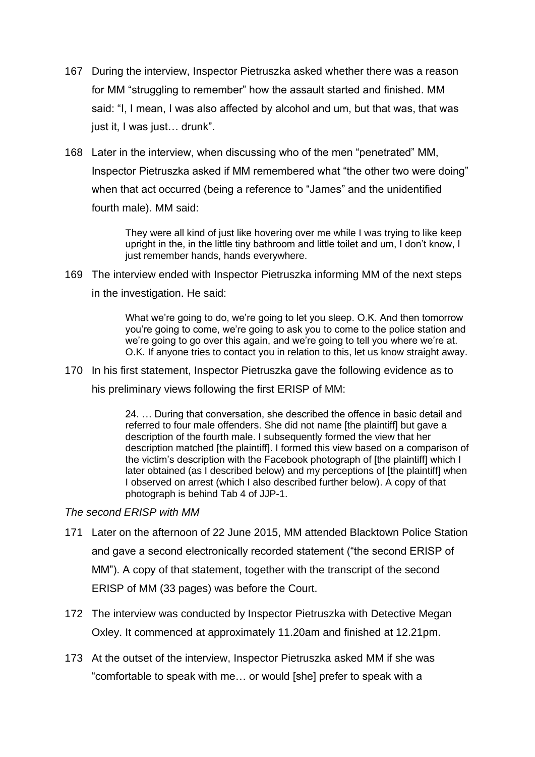167 During the interview, Inspector Pietruszka asked whether there was a reason for MM "struggling to remember" how the assault started and finished. MM said: "I, I mean, I was also affected by alcohol and um, but that was, that was just it, I was just… drunk".

168 Later in the interview, when discussing who of the men "penetrated" MM, Inspector Pietruszka asked if MM remembered what "the other two were doing" when that act occurred (being a reference to "James" and the unidentified fourth male). MM said:

> They were all kind of just like hovering over me while I was trying to like keep upright in the, in the little tiny bathroom and little toilet and um, I don't know, I just remember hands, hands everywhere.

169 The interview ended with Inspector Pietruszka informing MM of the next steps in the investigation. He said:

> What we're going to do, we're going to let you sleep. O.K. And then tomorrow you're going to come, we're going to ask you to come to the police station and we're going to go over this again, and we're going to tell you where we're at. O.K. If anyone tries to contact you in relation to this, let us know straight away.

170 In his first statement, Inspector Pietruszka gave the following evidence as to his preliminary views following the first ERISP of MM:

> 24. … During that conversation, she described the offence in basic detail and referred to four male offenders. She did not name [the plaintiff] but gave a description of the fourth male. I subsequently formed the view that her description matched [the plaintiff]. I formed this view based on a comparison of the victim's description with the Facebook photograph of [the plaintiff] which I later obtained (as I described below) and my perceptions of [the plaintiff] when I observed on arrest (which I also described further below). A copy of that photograph is behind Tab 4 of JJP-1.

*The second ERISP with MM*

171 Later on the afternoon of 22 June 2015, MM attended Blacktown Police Station and gave a second electronically recorded statement ("the second ERISP of MM"). A copy of that statement, together with the transcript of the second ERISP of MM (33 pages) was before the Court.

172 The interview was conducted by Inspector Pietruszka with Detective Megan Oxley. It commenced at approximately 11.20am and finished at 12.21pm.

173 At the outset of the interview, Inspector Pietruszka asked MM if she was "comfortable to speak with me… or would [she] prefer to speak with a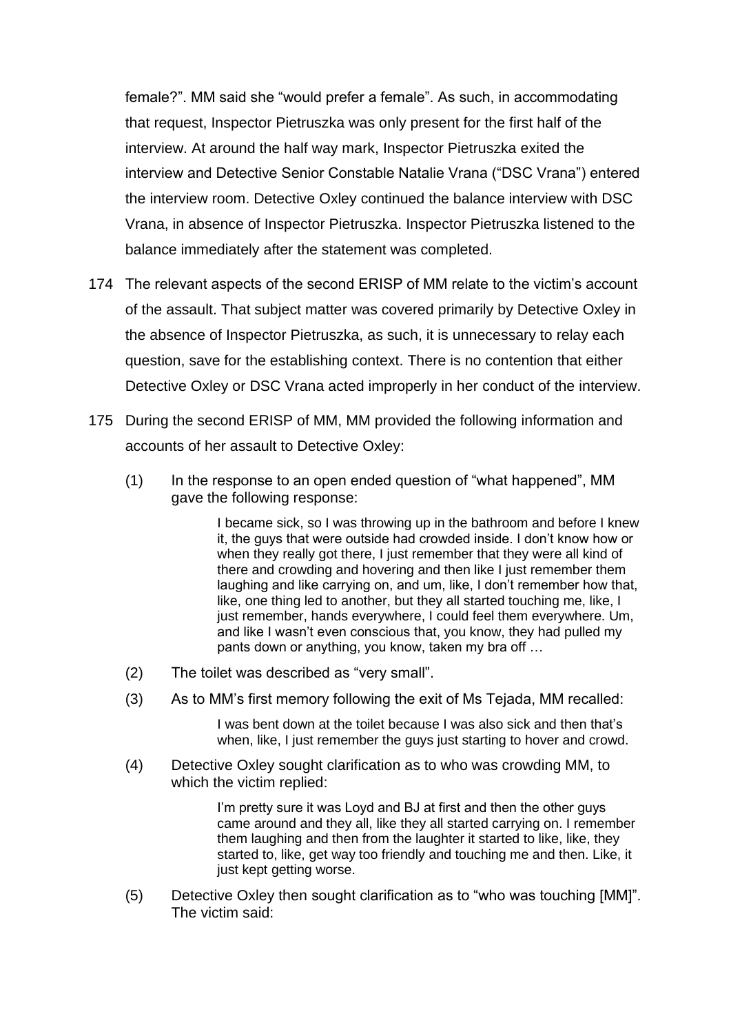female?". MM said she "would prefer a female". As such, in accommodating that request, Inspector Pietruszka was only present for the first half of the interview. At around the half way mark, Inspector Pietruszka exited the interview and Detective Senior Constable Natalie Vrana ("DSC Vrana") entered the interview room. Detective Oxley continued the balance interview with DSC Vrana, in absence of Inspector Pietruszka. Inspector Pietruszka listened to the balance immediately after the statement was completed.

174 The relevant aspects of the second ERISP of MM relate to the victim's account of the assault. That subject matter was covered primarily by Detective Oxley in the absence of Inspector Pietruszka, as such, it is unnecessary to relay each question, save for the establishing context. There is no contention that either Detective Oxley or DSC Vrana acted improperly in her conduct of the interview.

175 During the second ERISP of MM, MM provided the following information and accounts of her assault to Detective Oxley:

(1) In the response to an open ended question of "what happened", MM gave the following response:

> I became sick, so I was throwing up in the bathroom and before I knew it, the guys that were outside had crowded inside. I don't know how or when they really got there, I just remember that they were all kind of there and crowding and hovering and then like I just remember them laughing and like carrying on, and um, like, I don't remember how that, like, one thing led to another, but they all started touching me, like, I just remember, hands everywhere, I could feel them everywhere. Um, and like I wasn't even conscious that, you know, they had pulled my pants down or anything, you know, taken my bra off …

(2) The toilet was described as "very small".

(3) As to MM's first memory following the exit of Ms Tejada, MM recalled:

> I was bent down at the toilet because I was also sick and then that's when, like, I just remember the guys just starting to hover and crowd.

(4) Detective Oxley sought clarification as to who was crowding MM, to which the victim replied:

> I'm pretty sure it was Loyd and BJ at first and then the other guys came around and they all, like they all started carrying on. I remember them laughing and then from the laughter it started to like, like, they started to, like, get way too friendly and touching me and then. Like, it just kept getting worse.

(5) Detective Oxley then sought clarification as to "who was touching [MM]". The victim said: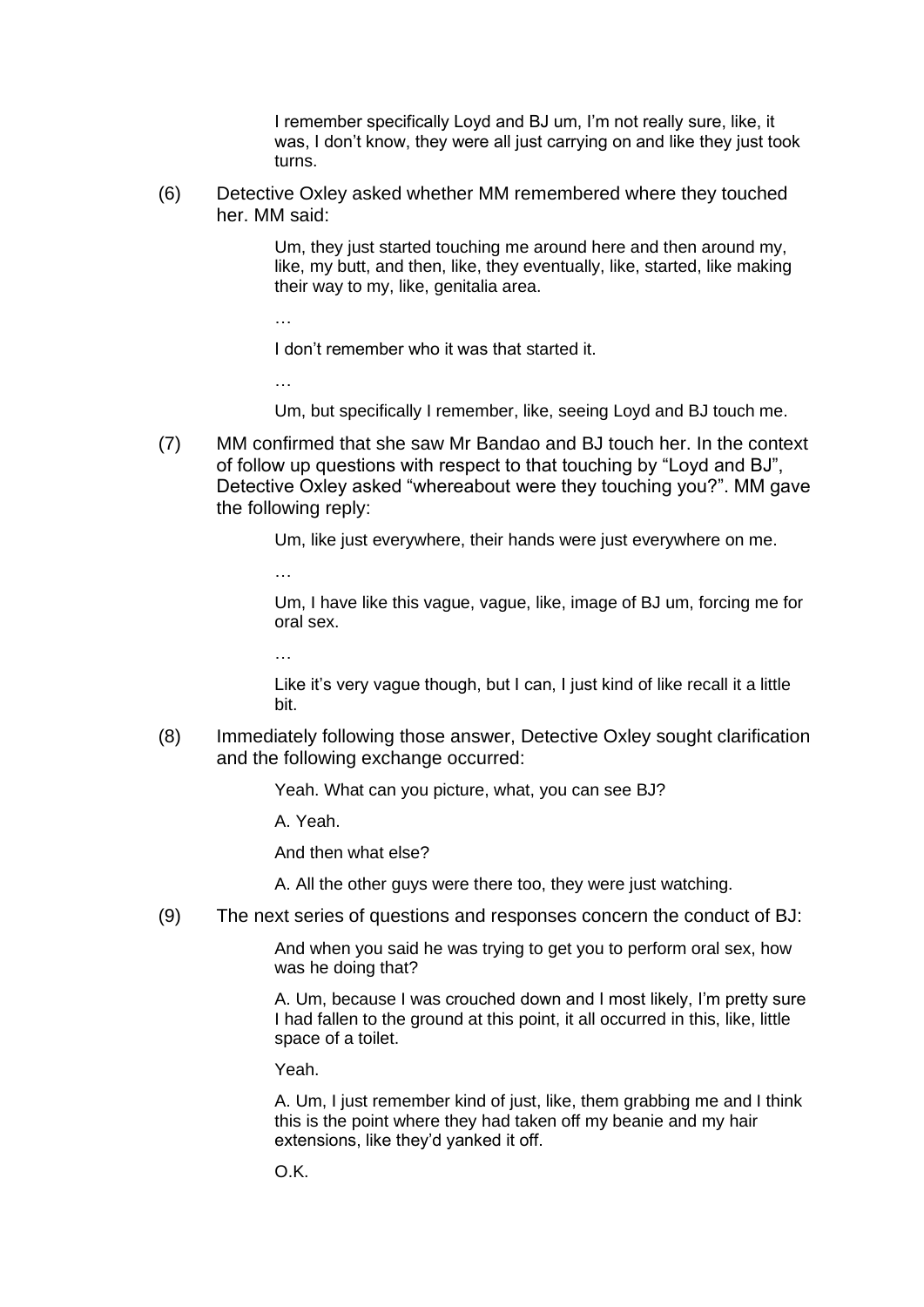> I remember specifically Loyd and BJ um, I'm not really sure, like, it was, I don't know, they were all just carrying on and like they just took turns.

(6) Detective Oxley asked whether MM remembered where they touched her. MM said:

> Um, they just started touching me around here and then around my, like, my butt, and then, like, they eventually, like, started, like making their way to my, like, genitalia area.
>
> …
>
> I don't remember who it was that started it.
>
> …
>
> Um, but specifically I remember, like, seeing Loyd and BJ touch me.

(7) MM confirmed that she saw Mr Bandao and BJ touch her. In the context of follow up questions with respect to that touching by "Loyd and BJ", Detective Oxley asked "whereabout were they touching you?". MM gave the following reply:

> Um, like just everywhere, their hands were just everywhere on me.
>
> …
>
> Um, I have like this vague, vague, like, image of BJ um, forcing me for oral sex.
>
> …
>
> Like it's very vague though, but I can, I just kind of like recall it a little bit.

(8) Immediately following those answer, Detective Oxley sought clarification and the following exchange occurred:

> Yeah. What can you picture, what, you can see BJ?
>
> A. Yeah.
>
> And then what else?
>
> A. All the other guys were there too, they were just watching.

(9) The next series of questions and responses concern the conduct of BJ:

> And when you said he was trying to get you to perform oral sex, how was he doing that?
>
> A. Um, because I was crouched down and I most likely, I'm pretty sure I had fallen to the ground at this point, it all occurred in this, like, little space of a toilet.
>
> Yeah.
>
> A. Um, I just remember kind of just, like, them grabbing me and I think this is the point where they had taken off my beanie and my hair extensions, like they'd yanked it off.
>
> O.K.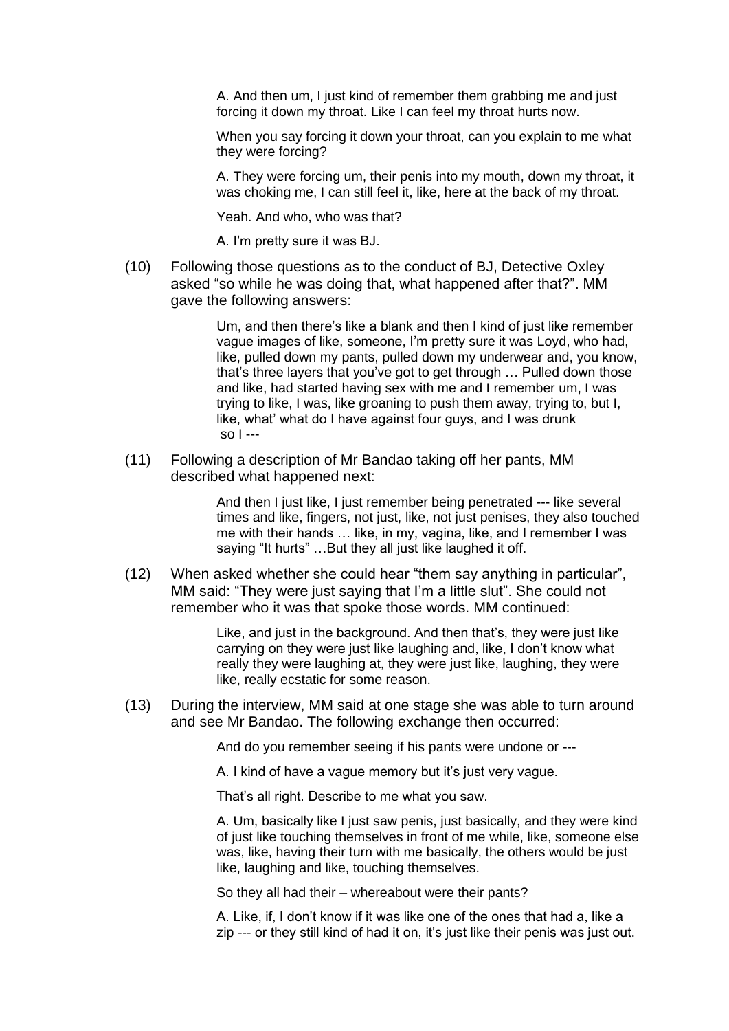> A. And then um, I just kind of remember them grabbing me and just forcing it down my throat. Like I can feel my throat hurts now.
>
> When you say forcing it down your throat, can you explain to me what they were forcing?
>
> A. They were forcing um, their penis into my mouth, down my throat, it was choking me, I can still feel it, like, here at the back of my throat.
>
> Yeah. And who, who was that?
>
> A. I'm pretty sure it was BJ.

(10) Following those questions as to the conduct of BJ, Detective Oxley asked "so while he was doing that, what happened after that?". MM gave the following answers:

> Um, and then there's like a blank and then I kind of just like remember vague images of like, someone, I'm pretty sure it was Loyd, who had, like, pulled down my pants, pulled down my underwear and, you know, that's three layers that you've got to get through … Pulled down those and like, had started having sex with me and I remember um, I was trying to like, I was, like groaning to push them away, trying to, but I, like, what' what do I have against four guys, and I was drunk so I ---

(11) Following a description of Mr Bandao taking off her pants, MM described what happened next:

> And then I just like, I just remember being penetrated --- like several times and like, fingers, not just, like, not just penises, they also touched me with their hands … like, in my, vagina, like, and I remember I was saying "It hurts" …But they all just like laughed it off.

(12) When asked whether she could hear "them say anything in particular", MM said: "They were just saying that I'm a little slut". She could not remember who it was that spoke those words. MM continued:

> Like, and just in the background. And then that's, they were just like carrying on they were just like laughing and, like, I don't know what really they were laughing at, they were just like, laughing, they were like, really ecstatic for some reason.

(13) During the interview, MM said at one stage she was able to turn around and see Mr Bandao. The following exchange then occurred:

> And do you remember seeing if his pants were undone or ---
>
> A. I kind of have a vague memory but it's just very vague.
>
> That's all right. Describe to me what you saw.
>
> A. Um, basically like I just saw penis, just basically, and they were kind of just like touching themselves in front of me while, like, someone else was, like, having their turn with me basically, the others would be just like, laughing and like, touching themselves.
>
> So they all had their – whereabout were their pants?
>
> A. Like, if, I don't know if it was like one of the ones that had a, like a zip --- or they still kind of had it on, it's just like their penis was just out.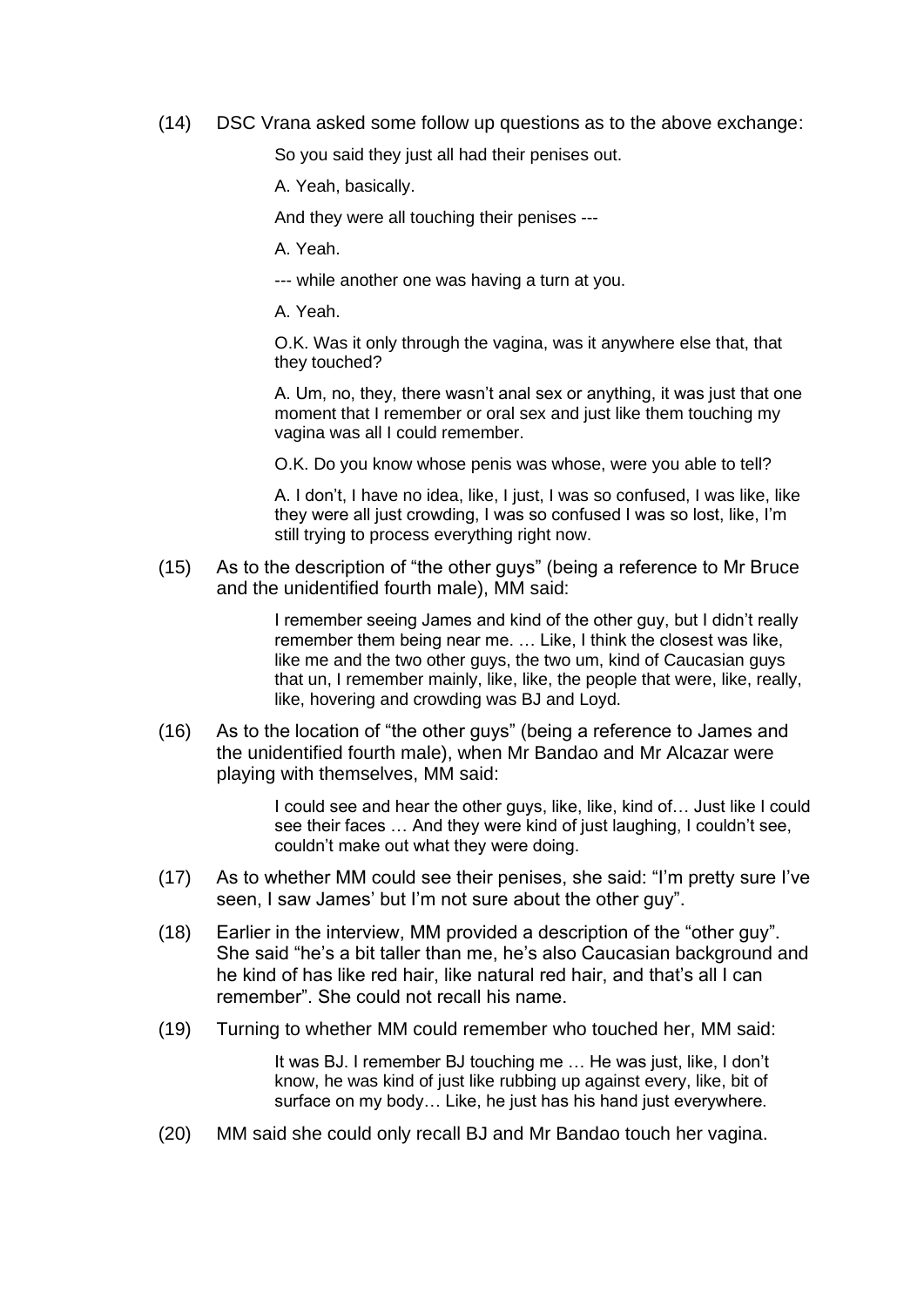(14) DSC Vrana asked some follow up questions as to the above exchange:

> So you said they just all had their penises out.
>
> A. Yeah, basically.
>
> And they were all touching their penises ---
>
> A. Yeah.
>
> --- while another one was having a turn at you.
>
> A. Yeah.
>
> O.K. Was it only through the vagina, was it anywhere else that, that they touched?
>
> A. Um, no, they, there wasn't anal sex or anything, it was just that one moment that I remember or oral sex and just like them touching my vagina was all I could remember.
>
> O.K. Do you know whose penis was whose, were you able to tell?
>
> A. I don't, I have no idea, like, I just, I was so confused, I was like, like they were all just crowding, I was so confused I was so lost, like, I'm still trying to process everything right now.

(15) As to the description of "the other guys" (being a reference to Mr Bruce and the unidentified fourth male), MM said:

> I remember seeing James and kind of the other guy, but I didn't really remember them being near me. … Like, I think the closest was like, like me and the two other guys, the two um, kind of Caucasian guys that un, I remember mainly, like, like, the people that were, like, really, like, hovering and crowding was BJ and Loyd.

(16) As to the location of "the other guys" (being a reference to James and the unidentified fourth male), when Mr Bandao and Mr Alcazar were playing with themselves, MM said:

> I could see and hear the other guys, like, like, kind of… Just like I could see their faces … And they were kind of just laughing, I couldn't see, couldn't make out what they were doing.

(17) As to whether MM could see their penises, she said: "I'm pretty sure I've seen, I saw James' but I'm not sure about the other guy".

(18) Earlier in the interview, MM provided a description of the "other guy". She said "he's a bit taller than me, he's also Caucasian background and he kind of has like red hair, like natural red hair, and that's all I can remember". She could not recall his name.

(19) Turning to whether MM could remember who touched her, MM said:

> It was BJ. I remember BJ touching me … He was just, like, I don't know, he was kind of just like rubbing up against every, like, bit of surface on my body… Like, he just has his hand just everywhere.

(20) MM said she could only recall BJ and Mr Bandao touch her vagina.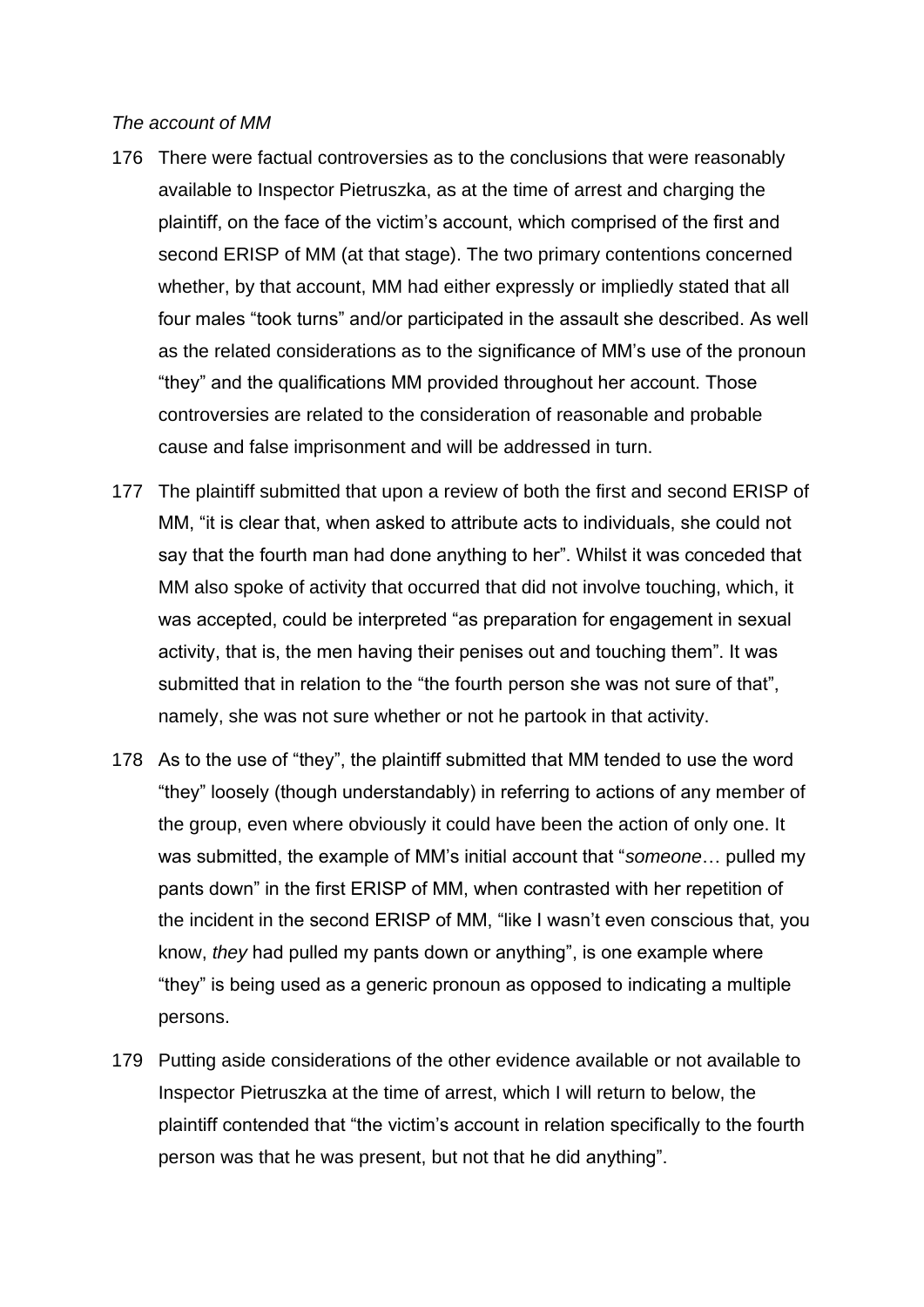*The account of MM*

176 There were factual controversies as to the conclusions that were reasonably available to Inspector Pietruszka, as at the time of arrest and charging the plaintiff, on the face of the victim's account, which comprised of the first and second ERISP of MM (at that stage). The two primary contentions concerned whether, by that account, MM had either expressly or impliedly stated that all four males "took turns" and/or participated in the assault she described. As well as the related considerations as to the significance of MM's use of the pronoun "they" and the qualifications MM provided throughout her account. Those controversies are related to the consideration of reasonable and probable cause and false imprisonment and will be addressed in turn.

177 The plaintiff submitted that upon a review of both the first and second ERISP of MM, "it is clear that, when asked to attribute acts to individuals, she could not say that the fourth man had done anything to her". Whilst it was conceded that MM also spoke of activity that occurred that did not involve touching, which, it was accepted, could be interpreted "as preparation for engagement in sexual activity, that is, the men having their penises out and touching them". It was submitted that in relation to the "the fourth person she was not sure of that", namely, she was not sure whether or not he partook in that activity.

178 As to the use of "they", the plaintiff submitted that MM tended to use the word "they" loosely (though understandably) in referring to actions of any member of the group, even where obviously it could have been the action of only one. It was submitted, the example of MM's initial account that "*someone*… pulled my pants down" in the first ERISP of MM, when contrasted with her repetition of the incident in the second ERISP of MM, "like I wasn't even conscious that, you know, *they* had pulled my pants down or anything", is one example where "they" is being used as a generic pronoun as opposed to indicating a multiple persons.

179 Putting aside considerations of the other evidence available or not available to Inspector Pietruszka at the time of arrest, which I will return to below, the plaintiff contended that "the victim's account in relation specifically to the fourth person was that he was present, but not that he did anything".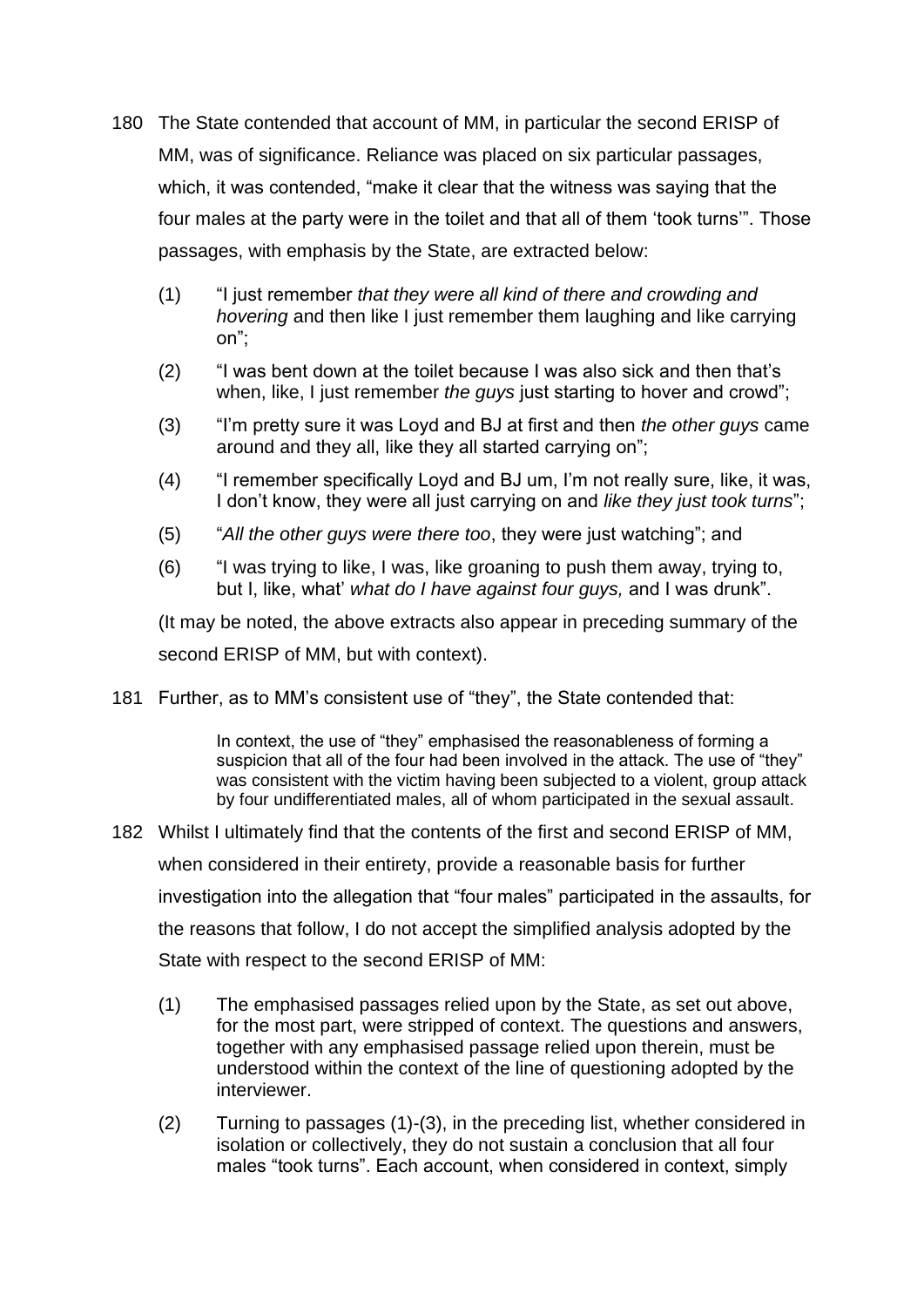180 The State contended that account of MM, in particular the second ERISP of MM, was of significance. Reliance was placed on six particular passages, which, it was contended, "make it clear that the witness was saying that the four males at the party were in the toilet and that all of them 'took turns'". Those passages, with emphasis by the State, are extracted below:

(1) "I just remember *that they were all kind of there and crowding and hovering* and then like I just remember them laughing and like carrying on";

(2) "I was bent down at the toilet because I was also sick and then that's when, like, I just remember *the guys* just starting to hover and crowd";

(3) "I'm pretty sure it was Loyd and BJ at first and then *the other guys* came around and they all, like they all started carrying on";

(4) "I remember specifically Loyd and BJ um, I'm not really sure, like, it was, I don't know, they were all just carrying on and *like they just took turns*";

(5) "*All the other guys were there too*, they were just watching"; and

(6) "I was trying to like, I was, like groaning to push them away, trying to, but I, like, what' *what do I have against four guys,* and I was drunk".

(It may be noted, the above extracts also appear in preceding summary of the second ERISP of MM, but with context).

181 Further, as to MM's consistent use of "they", the State contended that:

> In context, the use of "they" emphasised the reasonableness of forming a suspicion that all of the four had been involved in the attack. The use of "they" was consistent with the victim having been subjected to a violent, group attack by four undifferentiated males, all of whom participated in the sexual assault.

182 Whilst I ultimately find that the contents of the first and second ERISP of MM, when considered in their entirety, provide a reasonable basis for further investigation into the allegation that "four males" participated in the assaults, for the reasons that follow, I do not accept the simplified analysis adopted by the State with respect to the second ERISP of MM:

(1) The emphasised passages relied upon by the State, as set out above, for the most part, were stripped of context. The questions and answers, together with any emphasised passage relied upon therein, must be understood within the context of the line of questioning adopted by the interviewer.

(2) Turning to passages (1)-(3), in the preceding list, whether considered in isolation or collectively, they do not sustain a conclusion that all four males "took turns". Each account, when considered in context, simply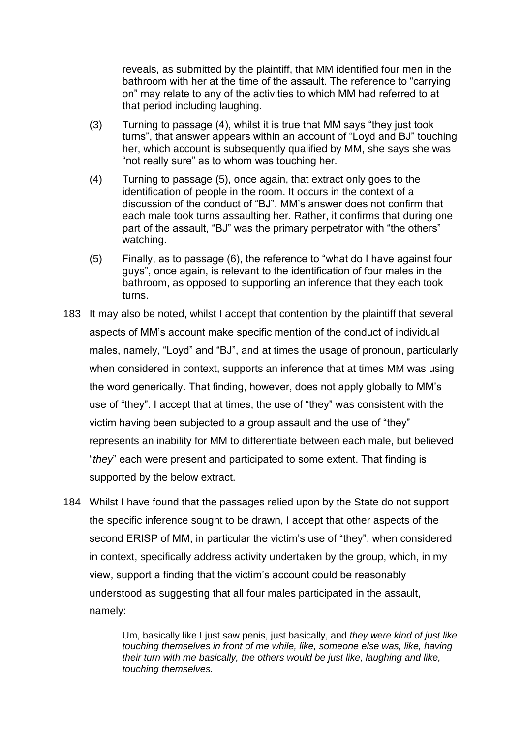reveals, as submitted by the plaintiff, that MM identified four men in the bathroom with her at the time of the assault. The reference to "carrying on" may relate to any of the activities to which MM had referred to at that period including laughing.

(3) Turning to passage (4), whilst it is true that MM says "they just took turns", that answer appears within an account of "Loyd and BJ" touching her, which account is subsequently qualified by MM, she says she was "not really sure" as to whom was touching her.

(4) Turning to passage (5), once again, that extract only goes to the identification of people in the room. It occurs in the context of a discussion of the conduct of "BJ". MM's answer does not confirm that each male took turns assaulting her. Rather, it confirms that during one part of the assault, "BJ" was the primary perpetrator with "the others" watching.

(5) Finally, as to passage (6), the reference to "what do I have against four guys", once again, is relevant to the identification of four males in the bathroom, as opposed to supporting an inference that they each took turns.

183 It may also be noted, whilst I accept that contention by the plaintiff that several aspects of MM's account make specific mention of the conduct of individual males, namely, "Loyd" and "BJ", and at times the usage of pronoun, particularly when considered in context, supports an inference that at times MM was using the word generically. That finding, however, does not apply globally to MM's use of "they". I accept that at times, the use of "they" was consistent with the victim having been subjected to a group assault and the use of "they" represents an inability for MM to differentiate between each male, but believed "*they*" each were present and participated to some extent. That finding is supported by the below extract.

184 Whilst I have found that the passages relied upon by the State do not support the specific inference sought to be drawn, I accept that other aspects of the second ERISP of MM, in particular the victim's use of "they", when considered in context, specifically address activity undertaken by the group, which, in my view, support a finding that the victim's account could be reasonably understood as suggesting that all four males participated in the assault, namely:

> Um, basically like I just saw penis, just basically, and *they were kind of just like touching themselves in front of me while, like, someone else was, like, having their turn with me basically, the others would be just like, laughing and like, touching themselves.*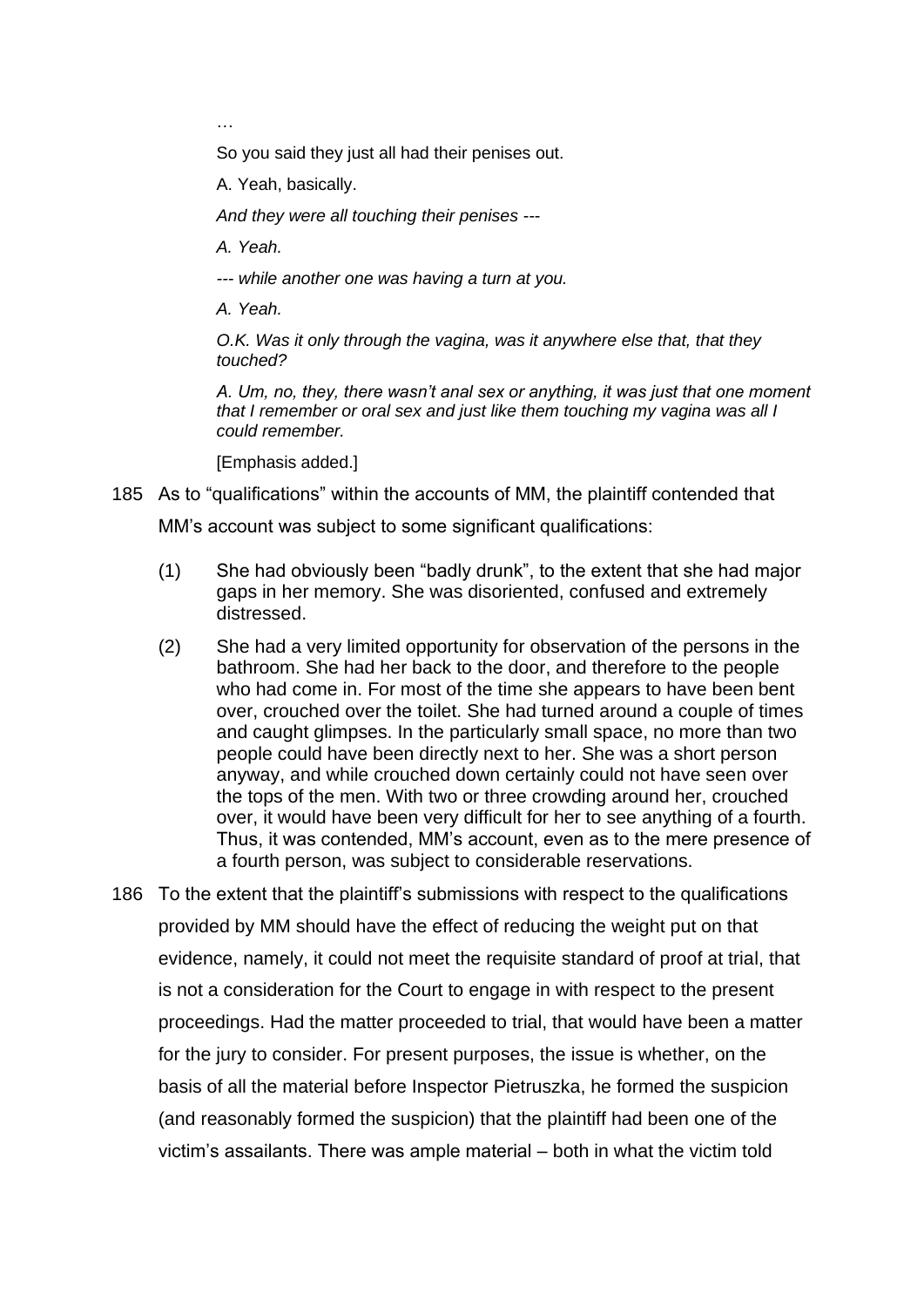…

So you said they just all had their penises out.

A. Yeah, basically.

*And they were all touching their penises ---*

*A. Yeah.*

*--- while another one was having a turn at you.*

*A. Yeah.*

*O.K. Was it only through the vagina, was it anywhere else that, that they touched?*

*A. Um, no, they, there wasn't anal sex or anything, it was just that one moment that I remember or oral sex and just like them touching my vagina was all I could remember.*

[Emphasis added.]

185 As to "qualifications" within the accounts of MM, the plaintiff contended that MM's account was subject to some significant qualifications:

(1) She had obviously been "badly drunk", to the extent that she had major gaps in her memory. She was disoriented, confused and extremely distressed.

(2) She had a very limited opportunity for observation of the persons in the bathroom. She had her back to the door, and therefore to the people who had come in. For most of the time she appears to have been bent over, crouched over the toilet. She had turned around a couple of times and caught glimpses. In the particularly small space, no more than two people could have been directly next to her. She was a short person anyway, and while crouched down certainly could not have seen over the tops of the men. With two or three crowding around her, crouched over, it would have been very difficult for her to see anything of a fourth. Thus, it was contended, MM's account, even as to the mere presence of a fourth person, was subject to considerable reservations.

186 To the extent that the plaintiff's submissions with respect to the qualifications provided by MM should have the effect of reducing the weight put on that evidence, namely, it could not meet the requisite standard of proof at trial, that is not a consideration for the Court to engage in with respect to the present proceedings. Had the matter proceeded to trial, that would have been a matter for the jury to consider. For present purposes, the issue is whether, on the basis of all the material before Inspector Pietruszka, he formed the suspicion (and reasonably formed the suspicion) that the plaintiff had been one of the victim's assailants. There was ample material – both in what the victim told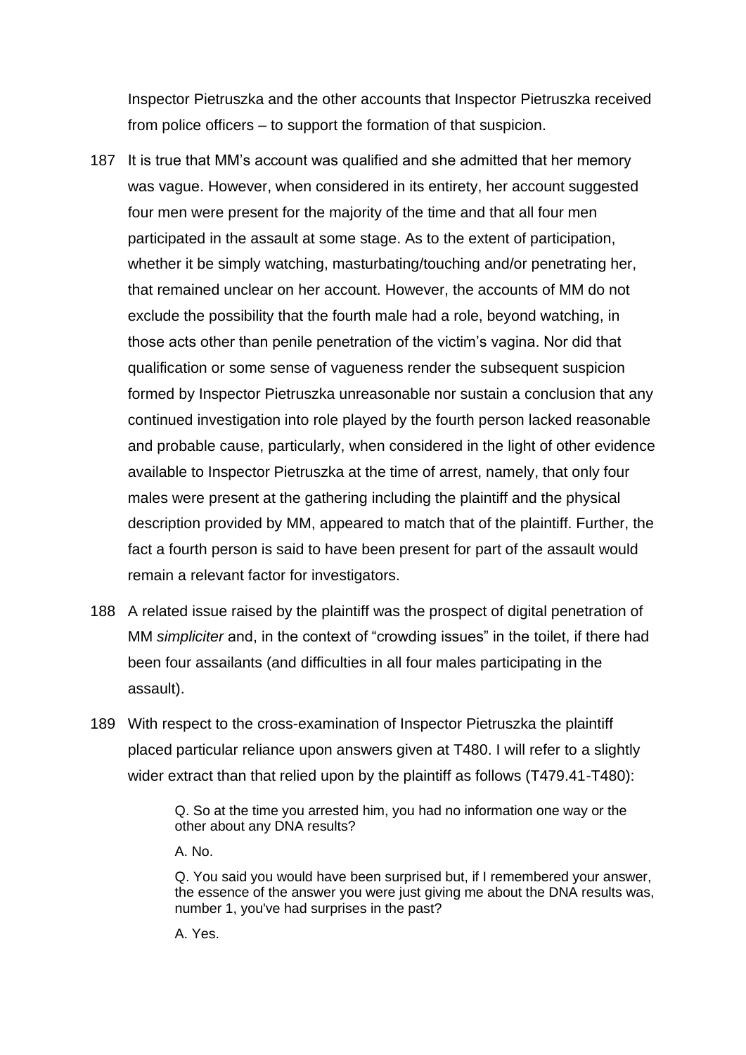Inspector Pietruszka and the other accounts that Inspector Pietruszka received from police officers – to support the formation of that suspicion.

187 It is true that MM's account was qualified and she admitted that her memory was vague. However, when considered in its entirety, her account suggested four men were present for the majority of the time and that all four men participated in the assault at some stage. As to the extent of participation, whether it be simply watching, masturbating/touching and/or penetrating her, that remained unclear on her account. However, the accounts of MM do not exclude the possibility that the fourth male had a role, beyond watching, in those acts other than penile penetration of the victim's vagina. Nor did that qualification or some sense of vagueness render the subsequent suspicion formed by Inspector Pietruszka unreasonable nor sustain a conclusion that any continued investigation into role played by the fourth person lacked reasonable and probable cause, particularly, when considered in the light of other evidence available to Inspector Pietruszka at the time of arrest, namely, that only four males were present at the gathering including the plaintiff and the physical description provided by MM, appeared to match that of the plaintiff. Further, the fact a fourth person is said to have been present for part of the assault would remain a relevant factor for investigators.

188 A related issue raised by the plaintiff was the prospect of digital penetration of MM *simpliciter* and, in the context of "crowding issues" in the toilet, if there had been four assailants (and difficulties in all four males participating in the assault).

189 With respect to the cross-examination of Inspector Pietruszka the plaintiff placed particular reliance upon answers given at T480. I will refer to a slightly wider extract than that relied upon by the plaintiff as follows (T479.41-T480):

> Q. So at the time you arrested him, you had no information one way or the other about any DNA results?
>
> A. No.
>
> Q. You said you would have been surprised but, if I remembered your answer, the essence of the answer you were just giving me about the DNA results was, number 1, you've had surprises in the past?
>
> A. Yes.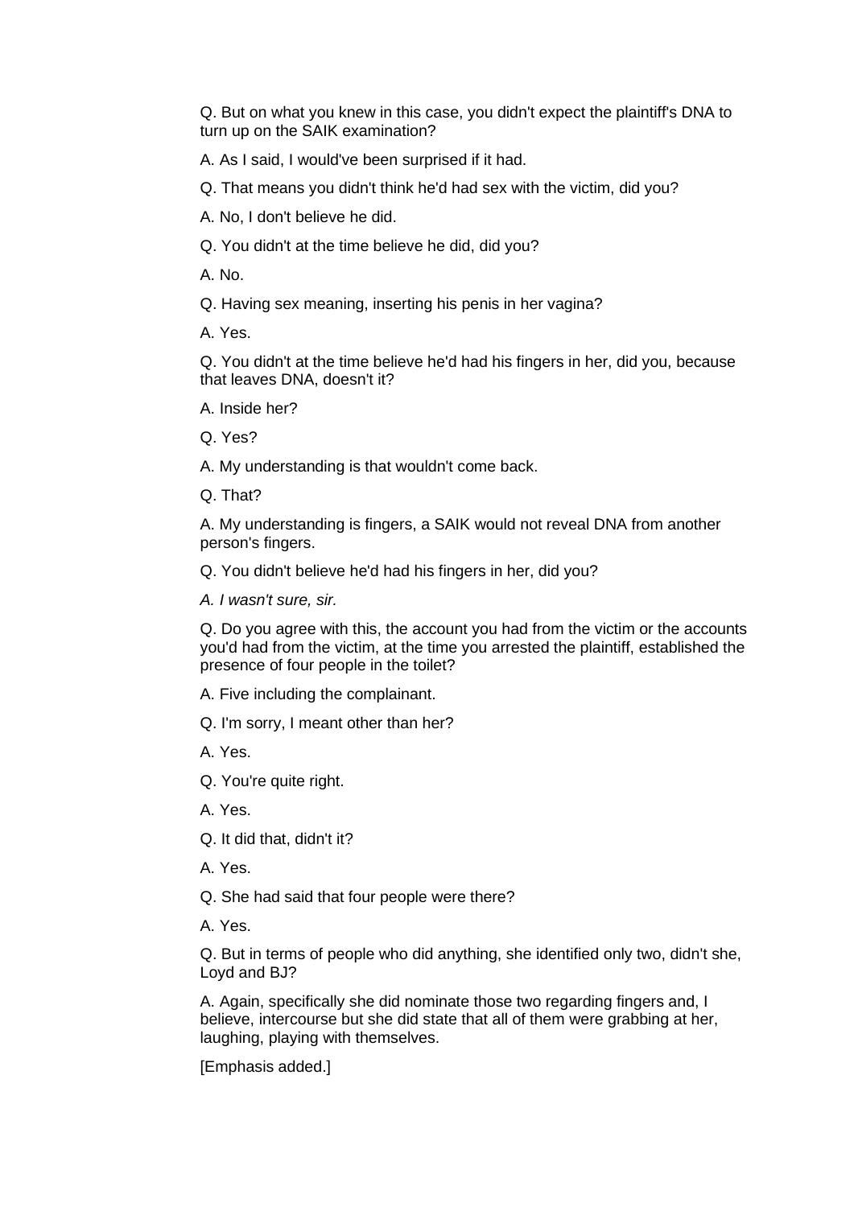Q. But on what you knew in this case, you didn't expect the plaintiff's DNA to turn up on the SAIK examination?

A. As I said, I would've been surprised if it had.

Q. That means you didn't think he'd had sex with the victim, did you?

A. No, I don't believe he did.

Q. You didn't at the time believe he did, did you?

A. No.

Q. Having sex meaning, inserting his penis in her vagina?

A. Yes.

Q. You didn't at the time believe he'd had his fingers in her, did you, because that leaves DNA, doesn't it?

A. Inside her?

Q. Yes?

A. My understanding is that wouldn't come back.

Q. That?

A. My understanding is fingers, a SAIK would not reveal DNA from another person's fingers.

Q. You didn't believe he'd had his fingers in her, did you?

*A. I wasn't sure, sir.*

Q. Do you agree with this, the account you had from the victim or the accounts you'd had from the victim, at the time you arrested the plaintiff, established the presence of four people in the toilet?

A. Five including the complainant.

Q. I'm sorry, I meant other than her?

A. Yes.

Q. You're quite right.

A. Yes.

Q. It did that, didn't it?

A. Yes.

Q. She had said that four people were there?

A. Yes.

Q. But in terms of people who did anything, she identified only two, didn't she, Loyd and BJ?

A. Again, specifically she did nominate those two regarding fingers and, I believe, intercourse but she did state that all of them were grabbing at her, laughing, playing with themselves.

[Emphasis added.]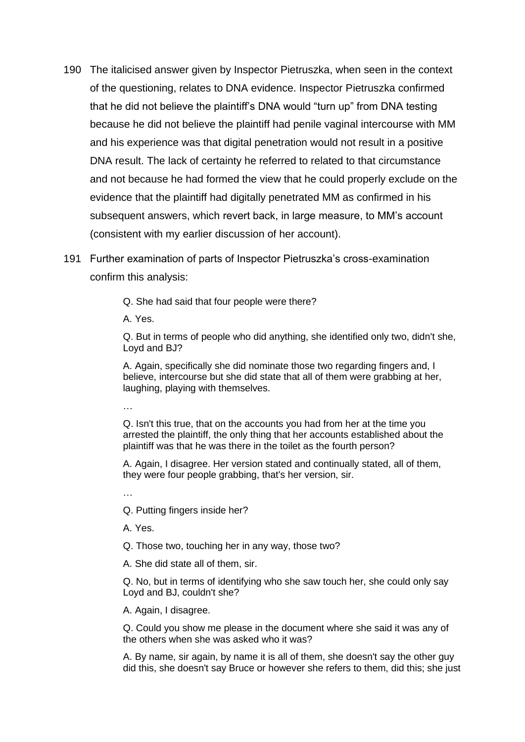190 The italicised answer given by Inspector Pietruszka, when seen in the context of the questioning, relates to DNA evidence. Inspector Pietruszka confirmed that he did not believe the plaintiff's DNA would "turn up" from DNA testing because he did not believe the plaintiff had penile vaginal intercourse with MM and his experience was that digital penetration would not result in a positive DNA result. The lack of certainty he referred to related to that circumstance and not because he had formed the view that he could properly exclude on the evidence that the plaintiff had digitally penetrated MM as confirmed in his subsequent answers, which revert back, in large measure, to MM's account (consistent with my earlier discussion of her account).

191 Further examination of parts of Inspector Pietruszka's cross-examination confirm this analysis:

> Q. She had said that four people were there?
>
> A. Yes.
>
> Q. But in terms of people who did anything, she identified only two, didn't she, Loyd and BJ?
>
> A. Again, specifically she did nominate those two regarding fingers and, I believe, intercourse but she did state that all of them were grabbing at her, laughing, playing with themselves.
>
> …
>
> Q. Isn't this true, that on the accounts you had from her at the time you arrested the plaintiff, the only thing that her accounts established about the plaintiff was that he was there in the toilet as the fourth person?
>
> A. Again, I disagree. Her version stated and continually stated, all of them, they were four people grabbing, that's her version, sir.
>
> …
>
> Q. Putting fingers inside her?
>
> A. Yes.
>
> Q. Those two, touching her in any way, those two?
>
> A. She did state all of them, sir.
>
> Q. No, but in terms of identifying who she saw touch her, she could only say Loyd and BJ, couldn't she?
>
> A. Again, I disagree.
>
> Q. Could you show me please in the document where she said it was any of the others when she was asked who it was?
>
> A. By name, sir again, by name it is all of them, she doesn't say the other guy did this, she doesn't say Bruce or however she refers to them, did this; she just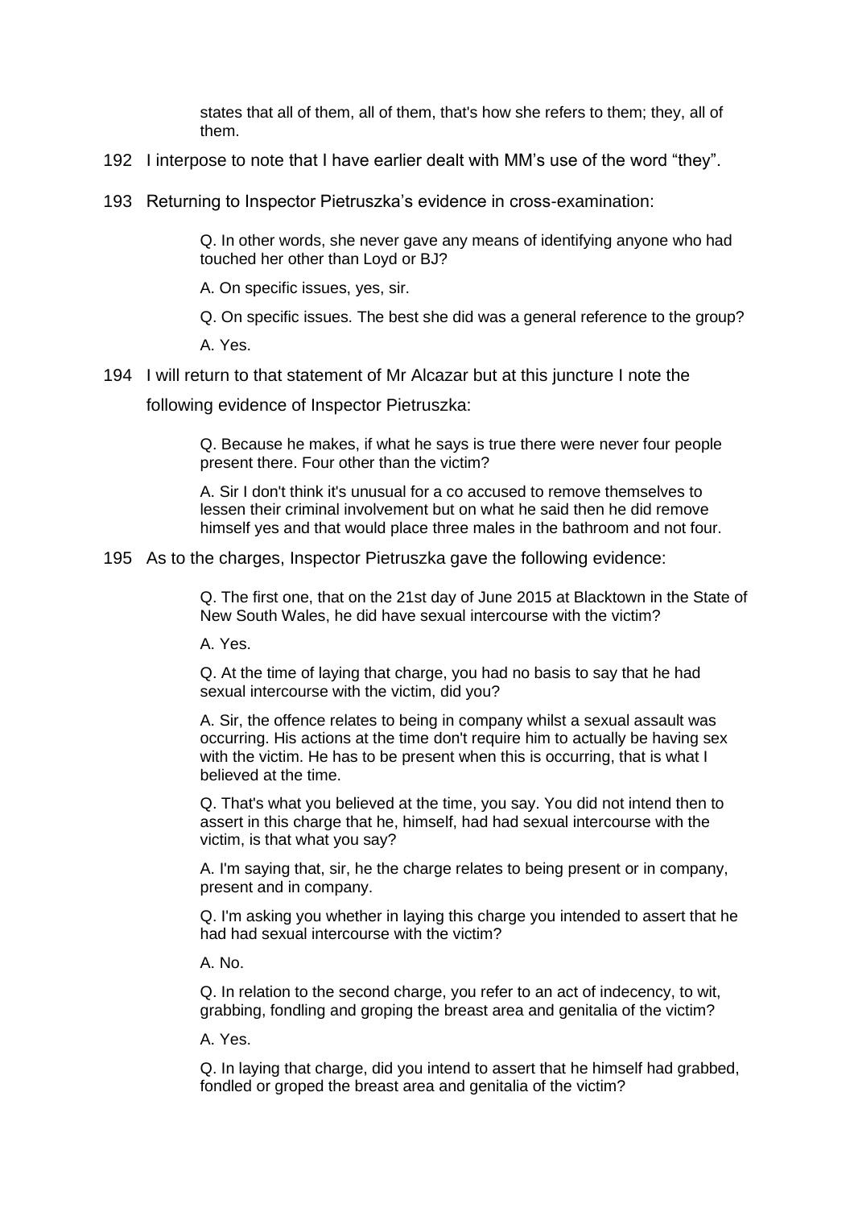> states that all of them, all of them, that's how she refers to them; they, all of them.

192 I interpose to note that I have earlier dealt with MM's use of the word "they".

193 Returning to Inspector Pietruszka's evidence in cross-examination:

> Q. In other words, she never gave any means of identifying anyone who had touched her other than Loyd or BJ?
>
> A. On specific issues, yes, sir.
>
> Q. On specific issues. The best she did was a general reference to the group?
>
> A. Yes.

194 I will return to that statement of Mr Alcazar but at this juncture I note the following evidence of Inspector Pietruszka:

> Q. Because he makes, if what he says is true there were never four people present there. Four other than the victim?
>
> A. Sir I don't think it's unusual for a co accused to remove themselves to lessen their criminal involvement but on what he said then he did remove himself yes and that would place three males in the bathroom and not four.

195 As to the charges, Inspector Pietruszka gave the following evidence:

> Q. The first one, that on the 21st day of June 2015 at Blacktown in the State of New South Wales, he did have sexual intercourse with the victim?
>
> A. Yes.
>
> Q. At the time of laying that charge, you had no basis to say that he had sexual intercourse with the victim, did you?
>
> A. Sir, the offence relates to being in company whilst a sexual assault was occurring. His actions at the time don't require him to actually be having sex with the victim. He has to be present when this is occurring, that is what I believed at the time.
>
> Q. That's what you believed at the time, you say. You did not intend then to assert in this charge that he, himself, had had sexual intercourse with the victim, is that what you say?
>
> A. I'm saying that, sir, he the charge relates to being present or in company, present and in company.
>
> Q. I'm asking you whether in laying this charge you intended to assert that he had had sexual intercourse with the victim?
>
> A. No.
>
> Q. In relation to the second charge, you refer to an act of indecency, to wit, grabbing, fondling and groping the breast area and genitalia of the victim?
>
> A. Yes.
>
> Q. In laying that charge, did you intend to assert that he himself had grabbed, fondled or groped the breast area and genitalia of the victim?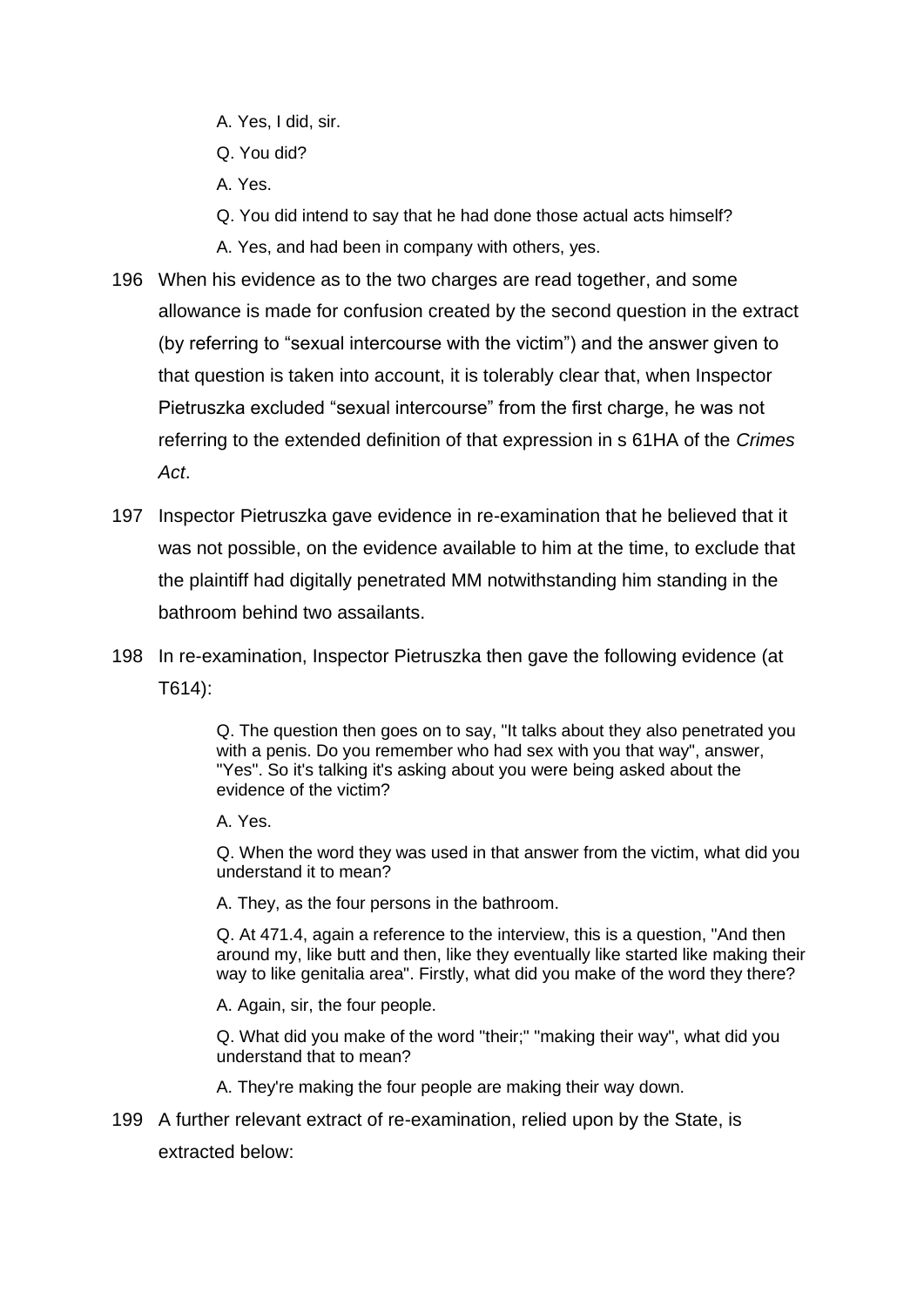A. Yes, I did, sir.

Q. You did?

A. Yes.

Q. You did intend to say that he had done those actual acts himself?

A. Yes, and had been in company with others, yes.

196 When his evidence as to the two charges are read together, and some allowance is made for confusion created by the second question in the extract (by referring to "sexual intercourse with the victim") and the answer given to that question is taken into account, it is tolerably clear that, when Inspector Pietruszka excluded "sexual intercourse" from the first charge, he was not referring to the extended definition of that expression in s 61HA of the *Crimes Act*.

197 Inspector Pietruszka gave evidence in re-examination that he believed that it was not possible, on the evidence available to him at the time, to exclude that the plaintiff had digitally penetrated MM notwithstanding him standing in the bathroom behind two assailants.

198 In re-examination, Inspector Pietruszka then gave the following evidence (at T614):

> Q. The question then goes on to say, "It talks about they also penetrated you with a penis. Do you remember who had sex with you that way", answer, "Yes". So it's talking it's asking about you were being asked about the evidence of the victim?
>
> A. Yes.
>
> Q. When the word they was used in that answer from the victim, what did you understand it to mean?
>
> A. They, as the four persons in the bathroom.
>
> Q. At 471.4, again a reference to the interview, this is a question, "And then around my, like butt and then, like they eventually like started like making their way to like genitalia area". Firstly, what did you make of the word they there?
>
> A. Again, sir, the four people.
>
> Q. What did you make of the word "their;" "making their way", what did you understand that to mean?
>
> A. They're making the four people are making their way down.

199 A further relevant extract of re-examination, relied upon by the State, is extracted below: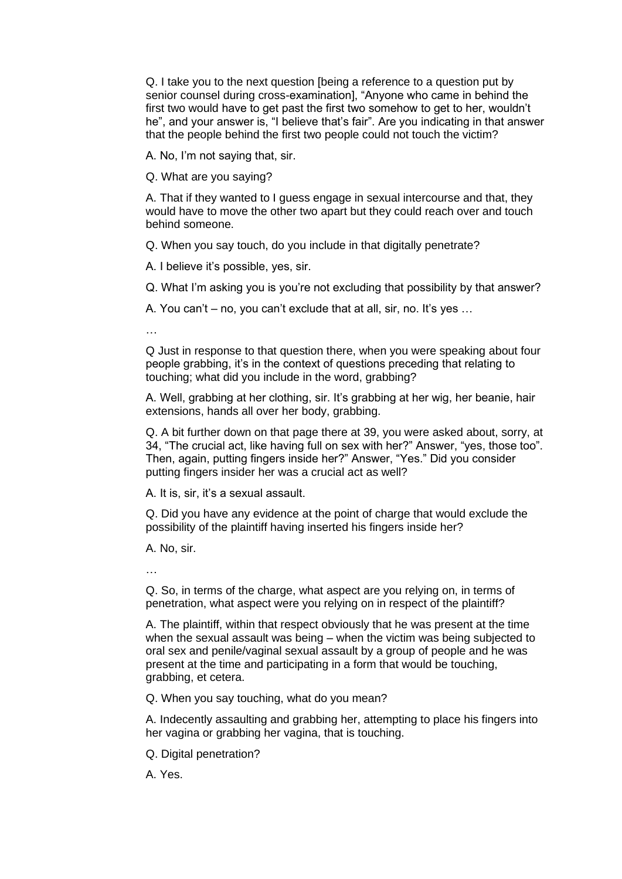Q. I take you to the next question [being a reference to a question put by senior counsel during cross-examination], "Anyone who came in behind the first two would have to get past the first two somehow to get to her, wouldn't he", and your answer is, "I believe that's fair". Are you indicating in that answer that the people behind the first two people could not touch the victim?

A. No, I'm not saying that, sir.

Q. What are you saying?

A. That if they wanted to I guess engage in sexual intercourse and that, they would have to move the other two apart but they could reach over and touch behind someone.

Q. When you say touch, do you include in that digitally penetrate?

A. I believe it's possible, yes, sir.

Q. What I'm asking you is you're not excluding that possibility by that answer?

A. You can't – no, you can't exclude that at all, sir, no. It's yes …

…

Q Just in response to that question there, when you were speaking about four people grabbing, it's in the context of questions preceding that relating to touching; what did you include in the word, grabbing?

A. Well, grabbing at her clothing, sir. It's grabbing at her wig, her beanie, hair extensions, hands all over her body, grabbing.

Q. A bit further down on that page there at 39, you were asked about, sorry, at 34, "The crucial act, like having full on sex with her?" Answer, "yes, those too". Then, again, putting fingers inside her?" Answer, "Yes." Did you consider putting fingers insider her was a crucial act as well?

A. It is, sir, it's a sexual assault.

Q. Did you have any evidence at the point of charge that would exclude the possibility of the plaintiff having inserted his fingers inside her?

A. No, sir.

…

Q. So, in terms of the charge, what aspect are you relying on, in terms of penetration, what aspect were you relying on in respect of the plaintiff?

A. The plaintiff, within that respect obviously that he was present at the time when the sexual assault was being – when the victim was being subjected to oral sex and penile/vaginal sexual assault by a group of people and he was present at the time and participating in a form that would be touching, grabbing, et cetera.

Q. When you say touching, what do you mean?

A. Indecently assaulting and grabbing her, attempting to place his fingers into her vagina or grabbing her vagina, that is touching.

Q. Digital penetration?

A. Yes.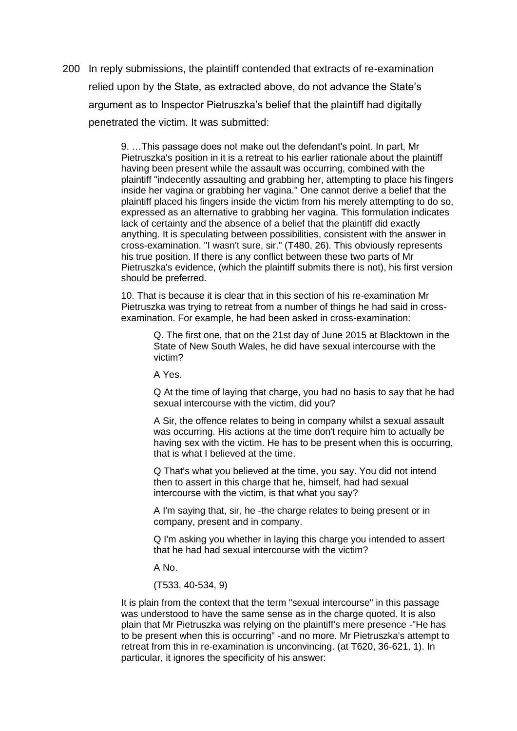200 In reply submissions, the plaintiff contended that extracts of re-examination relied upon by the State, as extracted above, do not advance the State's argument as to Inspector Pietruszka's belief that the plaintiff had digitally penetrated the victim. It was submitted:

> 9. …This passage does not make out the defendant's point. In part, Mr Pietruszka's position in it is a retreat to his earlier rationale about the plaintiff having been present while the assault was occurring, combined with the plaintiff "indecently assaulting and grabbing her, attempting to place his fingers inside her vagina or grabbing her vagina." One cannot derive a belief that the plaintiff placed his fingers inside the victim from his merely attempting to do so, expressed as an alternative to grabbing her vagina. This formulation indicates lack of certainty and the absence of a belief that the plaintiff did exactly anything. It is speculating between possibilities, consistent with the answer in cross-examination. "I wasn't sure, sir." (T480, 26). This obviously represents his true position. If there is any conflict between these two parts of Mr Pietruszka's evidence, (which the plaintiff submits there is not), his first version should be preferred.
>
> 10. That is because it is clear that in this section of his re-examination Mr Pietruszka was trying to retreat from a number of things he had said in cross-examination. For example, he had been asked in cross-examination:
>
> > Q. The first one, that on the 21st day of June 2015 at Blacktown in the State of New South Wales, he did have sexual intercourse with the victim?
> >
> > A Yes.
> >
> > Q At the time of laying that charge, you had no basis to say that he had sexual intercourse with the victim, did you?
> >
> > A Sir, the offence relates to being in company whilst a sexual assault was occurring. His actions at the time don't require him to actually be having sex with the victim. He has to be present when this is occurring, that is what I believed at the time.
> >
> > Q That's what you believed at the time, you say. You did not intend then to assert in this charge that he, himself, had had sexual intercourse with the victim, is that what you say?
> >
> > A I'm saying that, sir, he -the charge relates to being present or in company, present and in company.
> >
> > Q I'm asking you whether in laying this charge you intended to assert that he had had sexual intercourse with the victim?
> >
> > A No.
> >
> > (T533, 40-534, 9)
>
> It is plain from the context that the term "sexual intercourse" in this passage was understood to have the same sense as in the charge quoted. It is also plain that Mr Pietruszka was relying on the plaintiff's mere presence -"He has to be present when this is occurring" -and no more. Mr Pietruszka's attempt to retreat from this in re-examination is unconvincing. (at T620, 36-621, 1). In particular, it ignores the specificity of his answer: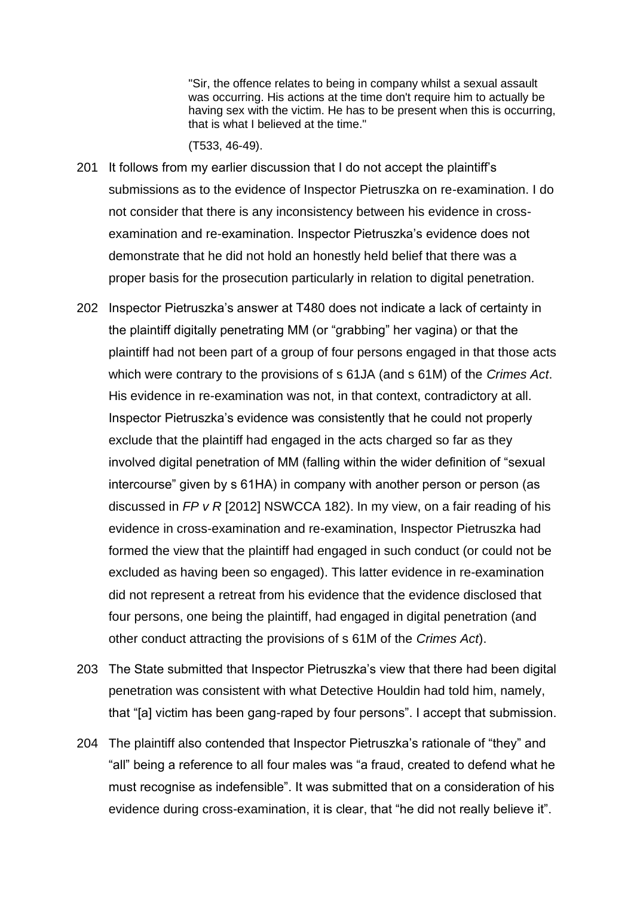> "Sir, the offence relates to being in company whilst a sexual assault was occurring. His actions at the time don't require him to actually be having sex with the victim. He has to be present when this is occurring, that is what I believed at the time."
>
> (T533, 46-49).

201 It follows from my earlier discussion that I do not accept the plaintiff's submissions as to the evidence of Inspector Pietruszka on re-examination. I do not consider that there is any inconsistency between his evidence in cross-examination and re-examination. Inspector Pietruszka's evidence does not demonstrate that he did not hold an honestly held belief that there was a proper basis for the prosecution particularly in relation to digital penetration.

202 Inspector Pietruszka's answer at T480 does not indicate a lack of certainty in the plaintiff digitally penetrating MM (or "grabbing" her vagina) or that the plaintiff had not been part of a group of four persons engaged in that those acts which were contrary to the provisions of s 61JA (and s 61M) of the *Crimes Act*. His evidence in re-examination was not, in that context, contradictory at all. Inspector Pietruszka's evidence was consistently that he could not properly exclude that the plaintiff had engaged in the acts charged so far as they involved digital penetration of MM (falling within the wider definition of "sexual intercourse" given by s 61HA) in company with another person or person (as discussed in *FP v R* [2012] NSWCCA 182). In my view, on a fair reading of his evidence in cross-examination and re-examination, Inspector Pietruszka had formed the view that the plaintiff had engaged in such conduct (or could not be excluded as having been so engaged). This latter evidence in re-examination did not represent a retreat from his evidence that the evidence disclosed that four persons, one being the plaintiff, had engaged in digital penetration (and other conduct attracting the provisions of s 61M of the *Crimes Act*).

203 The State submitted that Inspector Pietruszka's view that there had been digital penetration was consistent with what Detective Houldin had told him, namely, that "[a] victim has been gang-raped by four persons". I accept that submission.

204 The plaintiff also contended that Inspector Pietruszka's rationale of "they" and "all" being a reference to all four males was "a fraud, created to defend what he must recognise as indefensible". It was submitted that on a consideration of his evidence during cross-examination, it is clear, that "he did not really believe it".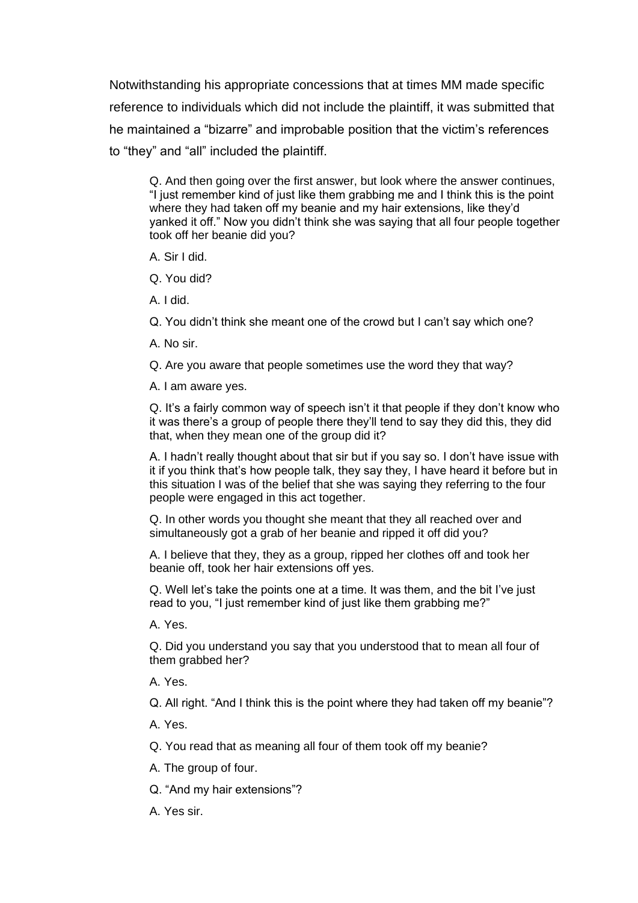Notwithstanding his appropriate concessions that at times MM made specific reference to individuals which did not include the plaintiff, it was submitted that he maintained a "bizarre" and improbable position that the victim's references to "they" and "all" included the plaintiff.

> Q. And then going over the first answer, but look where the answer continues, "I just remember kind of just like them grabbing me and I think this is the point where they had taken off my beanie and my hair extensions, like they'd yanked it off." Now you didn't think she was saying that all four people together took off her beanie did you?
>
> A. Sir I did.
>
> Q. You did?
>
> A. I did.
>
> Q. You didn't think she meant one of the crowd but I can't say which one?
>
> A. No sir.
>
> Q. Are you aware that people sometimes use the word they that way?
>
> A. I am aware yes.
>
> Q. It's a fairly common way of speech isn't it that people if they don't know who it was there's a group of people there they'll tend to say they did this, they did that, when they mean one of the group did it?
>
> A. I hadn't really thought about that sir but if you say so. I don't have issue with it if you think that's how people talk, they say they, I have heard it before but in this situation I was of the belief that she was saying they referring to the four people were engaged in this act together.
>
> Q. In other words you thought she meant that they all reached over and simultaneously got a grab of her beanie and ripped it off did you?
>
> A. I believe that they, they as a group, ripped her clothes off and took her beanie off, took her hair extensions off yes.
>
> Q. Well let's take the points one at a time. It was them, and the bit I've just read to you, "I just remember kind of just like them grabbing me?"
>
> A. Yes.
>
> Q. Did you understand you say that you understood that to mean all four of them grabbed her?
>
> A. Yes.
>
> Q. All right. "And I think this is the point where they had taken off my beanie"?
>
> A. Yes.
>
> Q. You read that as meaning all four of them took off my beanie?
>
> A. The group of four.
>
> Q. "And my hair extensions"?
>
> A. Yes sir.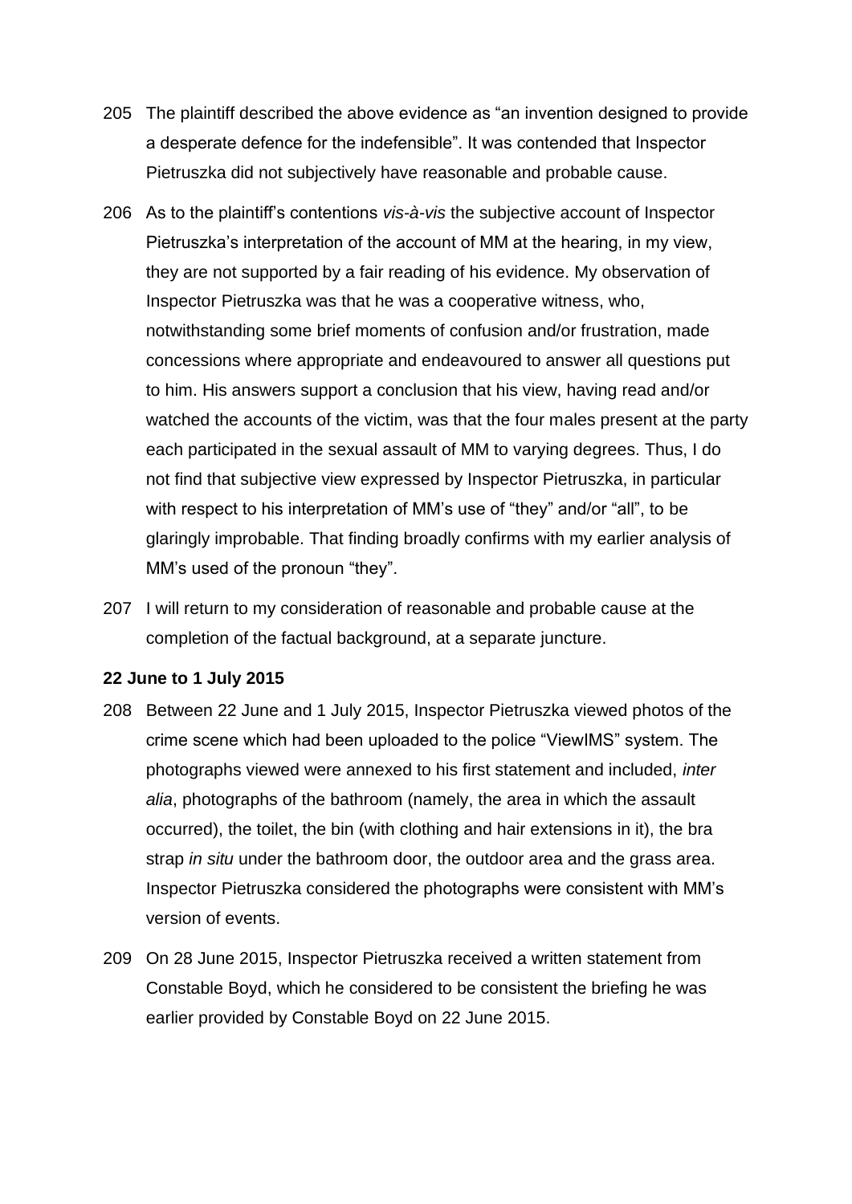205 The plaintiff described the above evidence as "an invention designed to provide a desperate defence for the indefensible". It was contended that Inspector Pietruszka did not subjectively have reasonable and probable cause.

206 As to the plaintiff's contentions *vis-à-vis* the subjective account of Inspector Pietruszka's interpretation of the account of MM at the hearing, in my view, they are not supported by a fair reading of his evidence. My observation of Inspector Pietruszka was that he was a cooperative witness, who, notwithstanding some brief moments of confusion and/or frustration, made concessions where appropriate and endeavoured to answer all questions put to him. His answers support a conclusion that his view, having read and/or watched the accounts of the victim, was that the four males present at the party each participated in the sexual assault of MM to varying degrees. Thus, I do not find that subjective view expressed by Inspector Pietruszka, in particular with respect to his interpretation of MM's use of "they" and/or "all", to be glaringly improbable. That finding broadly confirms with my earlier analysis of MM's used of the pronoun "they".

207 I will return to my consideration of reasonable and probable cause at the completion of the factual background, at a separate juncture.

**22 June to 1 July 2015**

208 Between 22 June and 1 July 2015, Inspector Pietruszka viewed photos of the crime scene which had been uploaded to the police "ViewIMS" system. The photographs viewed were annexed to his first statement and included, *inter alia*, photographs of the bathroom (namely, the area in which the assault occurred), the toilet, the bin (with clothing and hair extensions in it), the bra strap *in situ* under the bathroom door, the outdoor area and the grass area. Inspector Pietruszka considered the photographs were consistent with MM's version of events.

209 On 28 June 2015, Inspector Pietruszka received a written statement from Constable Boyd, which he considered to be consistent the briefing he was earlier provided by Constable Boyd on 22 June 2015.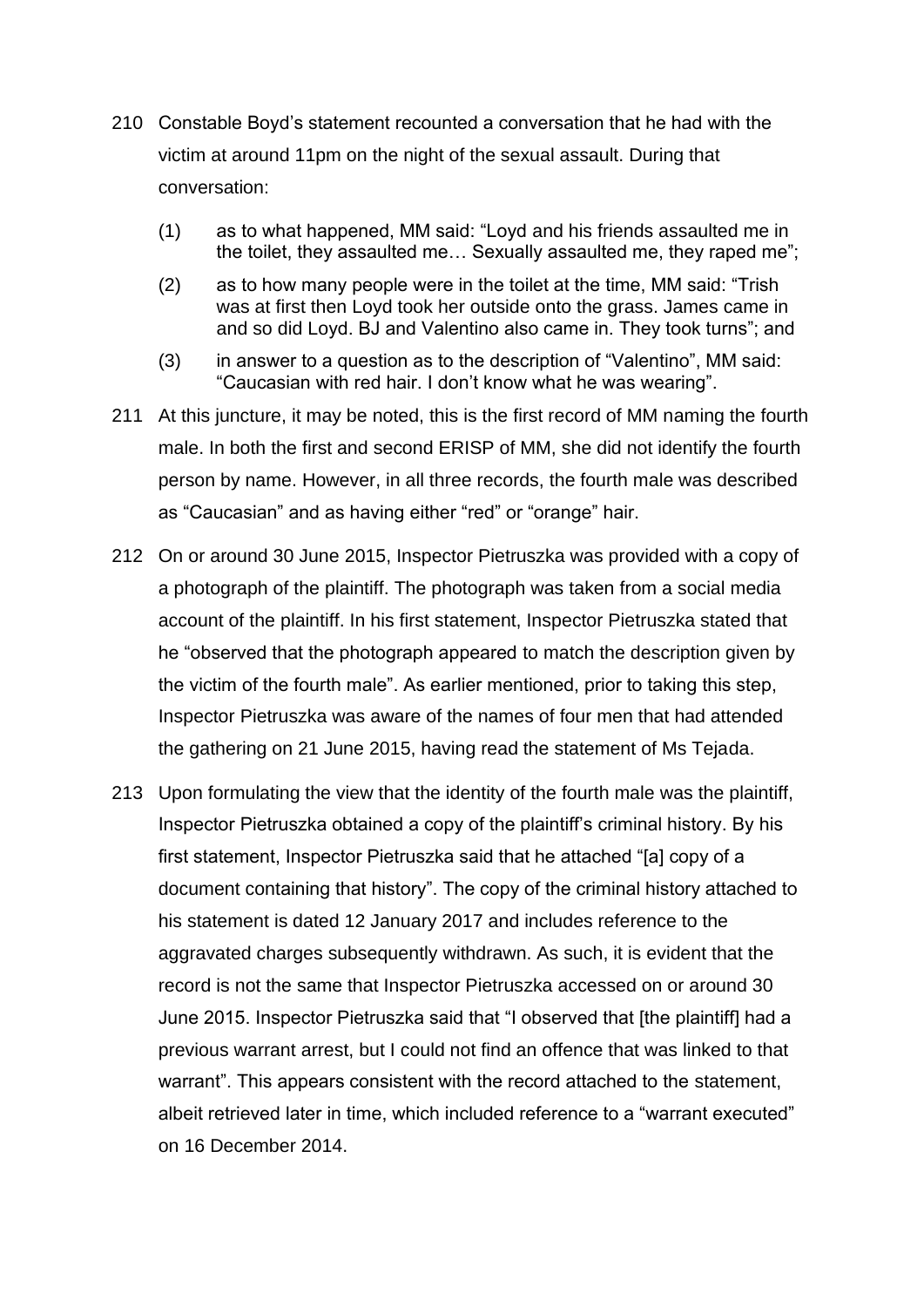210 Constable Boyd's statement recounted a conversation that he had with the victim at around 11pm on the night of the sexual assault. During that conversation:

(1) as to what happened, MM said: "Loyd and his friends assaulted me in the toilet, they assaulted me… Sexually assaulted me, they raped me";

(2) as to how many people were in the toilet at the time, MM said: "Trish was at first then Loyd took her outside onto the grass. James came in and so did Loyd. BJ and Valentino also came in. They took turns"; and

(3) in answer to a question as to the description of "Valentino", MM said: "Caucasian with red hair. I don't know what he was wearing".

211 At this juncture, it may be noted, this is the first record of MM naming the fourth male. In both the first and second ERISP of MM, she did not identify the fourth person by name. However, in all three records, the fourth male was described as "Caucasian" and as having either "red" or "orange" hair.

212 On or around 30 June 2015, Inspector Pietruszka was provided with a copy of a photograph of the plaintiff. The photograph was taken from a social media account of the plaintiff. In his first statement, Inspector Pietruszka stated that he "observed that the photograph appeared to match the description given by the victim of the fourth male". As earlier mentioned, prior to taking this step, Inspector Pietruszka was aware of the names of four men that had attended the gathering on 21 June 2015, having read the statement of Ms Tejada.

213 Upon formulating the view that the identity of the fourth male was the plaintiff, Inspector Pietruszka obtained a copy of the plaintiff's criminal history. By his first statement, Inspector Pietruszka said that he attached "[a] copy of a document containing that history". The copy of the criminal history attached to his statement is dated 12 January 2017 and includes reference to the aggravated charges subsequently withdrawn. As such, it is evident that the record is not the same that Inspector Pietruszka accessed on or around 30 June 2015. Inspector Pietruszka said that "I observed that [the plaintiff] had a previous warrant arrest, but I could not find an offence that was linked to that warrant". This appears consistent with the record attached to the statement, albeit retrieved later in time, which included reference to a "warrant executed" on 16 December 2014.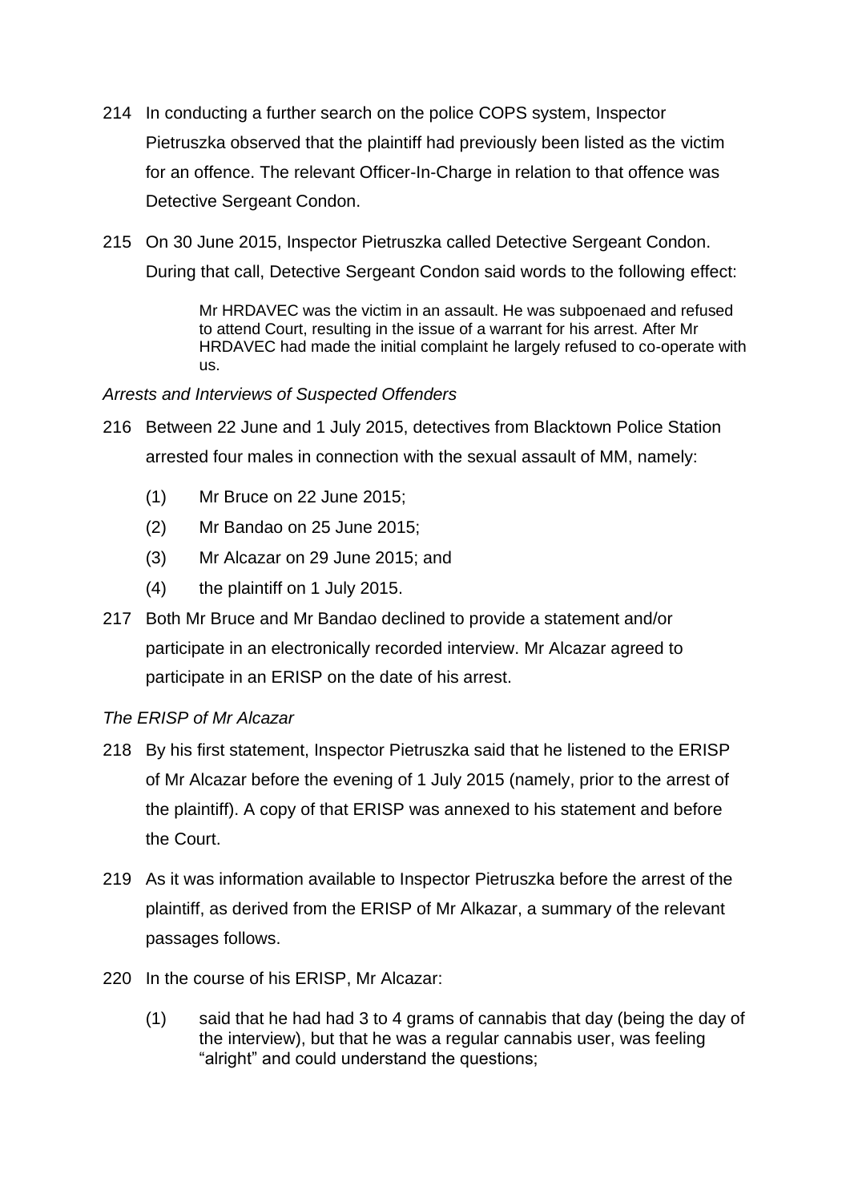214 In conducting a further search on the police COPS system, Inspector Pietruszka observed that the plaintiff had previously been listed as the victim for an offence. The relevant Officer-In-Charge in relation to that offence was Detective Sergeant Condon.

215 On 30 June 2015, Inspector Pietruszka called Detective Sergeant Condon. During that call, Detective Sergeant Condon said words to the following effect:

> Mr HRDAVEC was the victim in an assault. He was subpoenaed and refused to attend Court, resulting in the issue of a warrant for his arrest. After Mr HRDAVEC had made the initial complaint he largely refused to co-operate with us.

*Arrests and Interviews of Suspected Offenders*

216 Between 22 June and 1 July 2015, detectives from Blacktown Police Station arrested four males in connection with the sexual assault of MM, namely:

(1) Mr Bruce on 22 June 2015;

(2) Mr Bandao on 25 June 2015;

(3) Mr Alcazar on 29 June 2015; and

(4) the plaintiff on 1 July 2015.

217 Both Mr Bruce and Mr Bandao declined to provide a statement and/or participate in an electronically recorded interview. Mr Alcazar agreed to participate in an ERISP on the date of his arrest.

*The ERISP of Mr Alcazar*

218 By his first statement, Inspector Pietruszka said that he listened to the ERISP of Mr Alcazar before the evening of 1 July 2015 (namely, prior to the arrest of the plaintiff). A copy of that ERISP was annexed to his statement and before the Court.

219 As it was information available to Inspector Pietruszka before the arrest of the plaintiff, as derived from the ERISP of Mr Alkazar, a summary of the relevant passages follows.

220 In the course of his ERISP, Mr Alcazar:

(1) said that he had had 3 to 4 grams of cannabis that day (being the day of the interview), but that he was a regular cannabis user, was feeling "alright" and could understand the questions;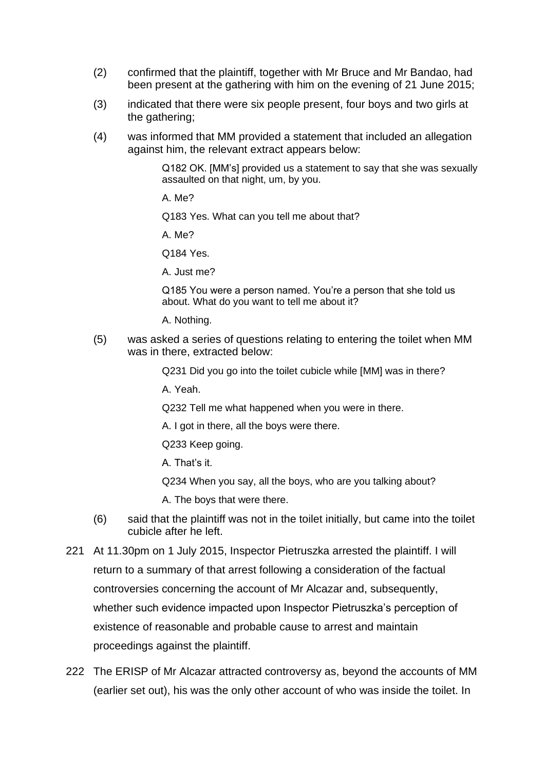(2) confirmed that the plaintiff, together with Mr Bruce and Mr Bandao, had been present at the gathering with him on the evening of 21 June 2015;

(3) indicated that there were six people present, four boys and two girls at the gathering;

(4) was informed that MM provided a statement that included an allegation against him, the relevant extract appears below:

> Q182 OK. [MM's] provided us a statement to say that she was sexually assaulted on that night, um, by you.
>
> A. Me?
>
> Q183 Yes. What can you tell me about that?
>
> A. Me?
>
> Q184 Yes.
>
> A. Just me?
>
> Q185 You were a person named. You're a person that she told us about. What do you want to tell me about it?
>
> A. Nothing.

(5) was asked a series of questions relating to entering the toilet when MM was in there, extracted below:

> Q231 Did you go into the toilet cubicle while [MM] was in there?
>
> A. Yeah.
>
> Q232 Tell me what happened when you were in there.
>
> A. I got in there, all the boys were there.
>
> Q233 Keep going.
>
> A. That's it.
>
> Q234 When you say, all the boys, who are you talking about?
>
> A. The boys that were there.

(6) said that the plaintiff was not in the toilet initially, but came into the toilet cubicle after he left.

221 At 11.30pm on 1 July 2015, Inspector Pietruszka arrested the plaintiff. I will return to a summary of that arrest following a consideration of the factual controversies concerning the account of Mr Alcazar and, subsequently, whether such evidence impacted upon Inspector Pietruszka's perception of existence of reasonable and probable cause to arrest and maintain proceedings against the plaintiff.

222 The ERISP of Mr Alcazar attracted controversy as, beyond the accounts of MM (earlier set out), his was the only other account of who was inside the toilet. In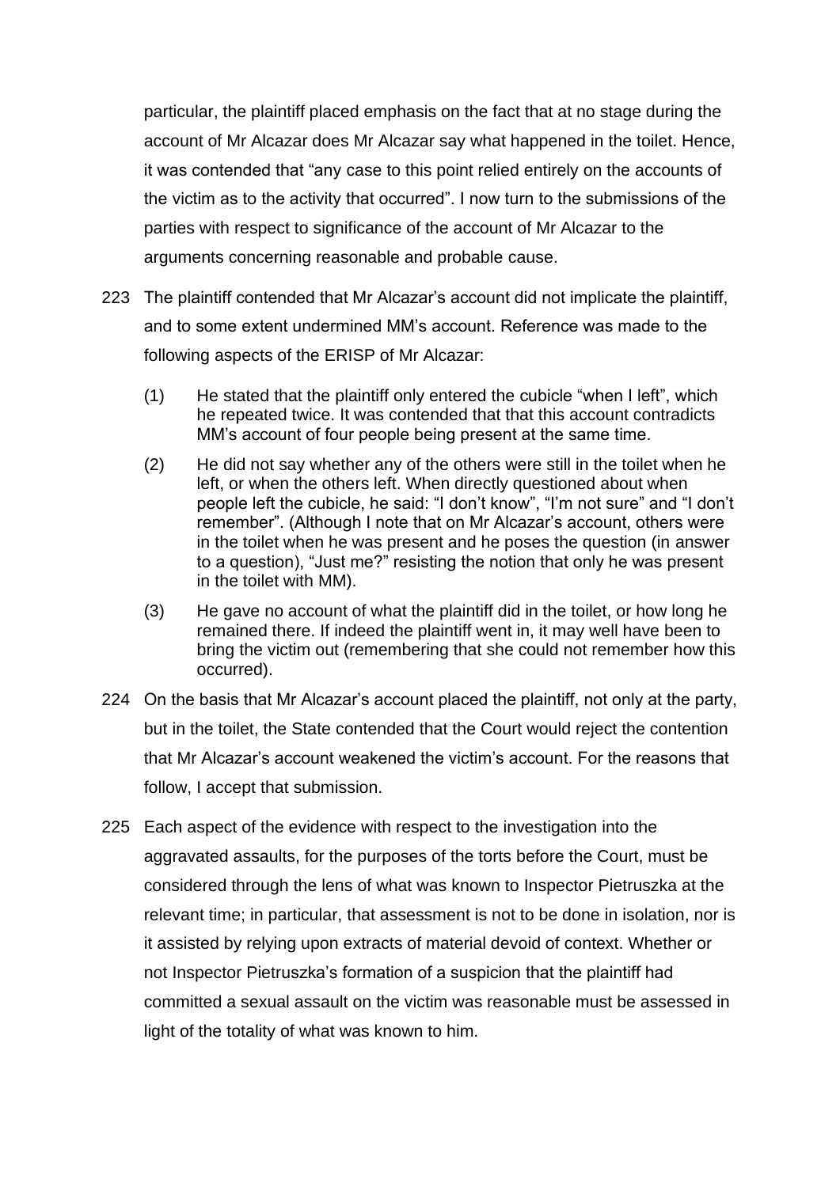particular, the plaintiff placed emphasis on the fact that at no stage during the account of Mr Alcazar does Mr Alcazar say what happened in the toilet. Hence, it was contended that "any case to this point relied entirely on the accounts of the victim as to the activity that occurred". I now turn to the submissions of the parties with respect to significance of the account of Mr Alcazar to the arguments concerning reasonable and probable cause.

223 The plaintiff contended that Mr Alcazar's account did not implicate the plaintiff, and to some extent undermined MM's account. Reference was made to the following aspects of the ERISP of Mr Alcazar:

(1) He stated that the plaintiff only entered the cubicle "when I left", which he repeated twice. It was contended that that this account contradicts MM's account of four people being present at the same time.

(2) He did not say whether any of the others were still in the toilet when he left, or when the others left. When directly questioned about when people left the cubicle, he said: "I don't know", "I'm not sure" and "I don't remember". (Although I note that on Mr Alcazar's account, others were in the toilet when he was present and he poses the question (in answer to a question), "Just me?" resisting the notion that only he was present in the toilet with MM).

(3) He gave no account of what the plaintiff did in the toilet, or how long he remained there. If indeed the plaintiff went in, it may well have been to bring the victim out (remembering that she could not remember how this occurred).

224 On the basis that Mr Alcazar's account placed the plaintiff, not only at the party, but in the toilet, the State contended that the Court would reject the contention that Mr Alcazar's account weakened the victim's account. For the reasons that follow, I accept that submission.

225 Each aspect of the evidence with respect to the investigation into the aggravated assaults, for the purposes of the torts before the Court, must be considered through the lens of what was known to Inspector Pietruszka at the relevant time; in particular, that assessment is not to be done in isolation, nor is it assisted by relying upon extracts of material devoid of context. Whether or not Inspector Pietruszka's formation of a suspicion that the plaintiff had committed a sexual assault on the victim was reasonable must be assessed in light of the totality of what was known to him.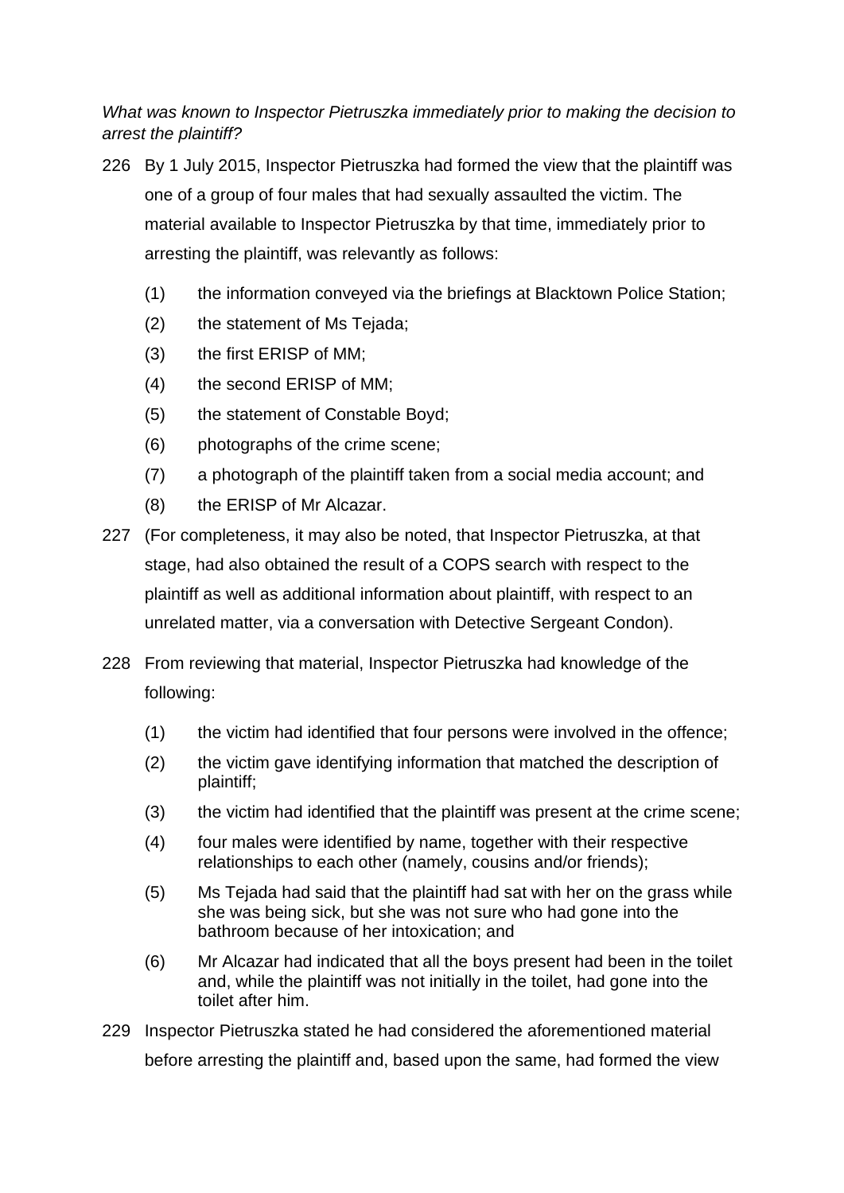*What was known to Inspector Pietruszka immediately prior to making the decision to arrest the plaintiff?*

226 By 1 July 2015, Inspector Pietruszka had formed the view that the plaintiff was one of a group of four males that had sexually assaulted the victim. The material available to Inspector Pietruszka by that time, immediately prior to arresting the plaintiff, was relevantly as follows:

(1) the information conveyed via the briefings at Blacktown Police Station;

(2) the statement of Ms Tejada;

(3) the first ERISP of MM;

(4) the second ERISP of MM;

(5) the statement of Constable Boyd;

(6) photographs of the crime scene;

(7) a photograph of the plaintiff taken from a social media account; and

(8) the ERISP of Mr Alcazar.

227 (For completeness, it may also be noted, that Inspector Pietruszka, at that stage, had also obtained the result of a COPS search with respect to the plaintiff as well as additional information about plaintiff, with respect to an unrelated matter, via a conversation with Detective Sergeant Condon).

228 From reviewing that material, Inspector Pietruszka had knowledge of the following:

(1) the victim had identified that four persons were involved in the offence;

(2) the victim gave identifying information that matched the description of plaintiff;

(3) the victim had identified that the plaintiff was present at the crime scene;

(4) four males were identified by name, together with their respective relationships to each other (namely, cousins and/or friends);

(5) Ms Tejada had said that the plaintiff had sat with her on the grass while she was being sick, but she was not sure who had gone into the bathroom because of her intoxication; and

(6) Mr Alcazar had indicated that all the boys present had been in the toilet and, while the plaintiff was not initially in the toilet, had gone into the toilet after him.

229 Inspector Pietruszka stated he had considered the aforementioned material before arresting the plaintiff and, based upon the same, had formed the view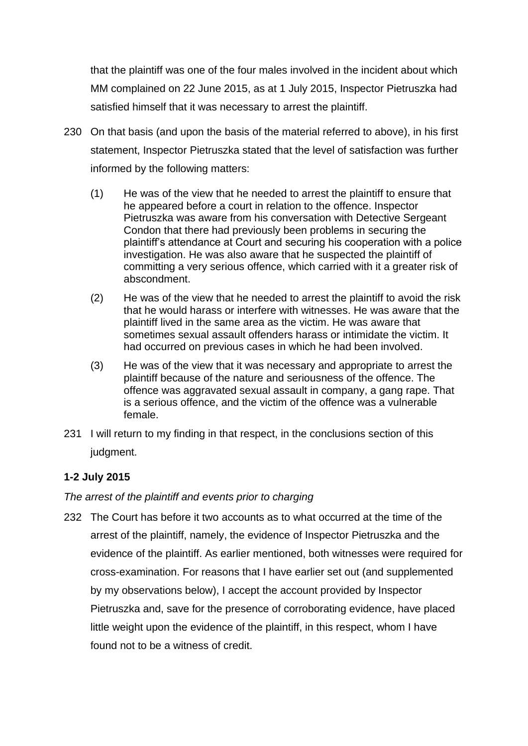that the plaintiff was one of the four males involved in the incident about which MM complained on 22 June 2015, as at 1 July 2015, Inspector Pietruszka had satisfied himself that it was necessary to arrest the plaintiff.

230 On that basis (and upon the basis of the material referred to above), in his first statement, Inspector Pietruszka stated that the level of satisfaction was further informed by the following matters:

(1) He was of the view that he needed to arrest the plaintiff to ensure that he appeared before a court in relation to the offence. Inspector Pietruszka was aware from his conversation with Detective Sergeant Condon that there had previously been problems in securing the plaintiff's attendance at Court and securing his cooperation with a police investigation. He was also aware that he suspected the plaintiff of committing a very serious offence, which carried with it a greater risk of abscondment.

(2) He was of the view that he needed to arrest the plaintiff to avoid the risk that he would harass or interfere with witnesses. He was aware that the plaintiff lived in the same area as the victim. He was aware that sometimes sexual assault offenders harass or intimidate the victim. It had occurred on previous cases in which he had been involved.

(3) He was of the view that it was necessary and appropriate to arrest the plaintiff because of the nature and seriousness of the offence. The offence was aggravated sexual assault in company, a gang rape. That is a serious offence, and the victim of the offence was a vulnerable female.

231 I will return to my finding in that respect, in the conclusions section of this judgment.

**1-2 July 2015**

*The arrest of the plaintiff and events prior to charging*

232 The Court has before it two accounts as to what occurred at the time of the arrest of the plaintiff, namely, the evidence of Inspector Pietruszka and the evidence of the plaintiff. As earlier mentioned, both witnesses were required for cross-examination. For reasons that I have earlier set out (and supplemented by my observations below), I accept the account provided by Inspector Pietruszka and, save for the presence of corroborating evidence, have placed little weight upon the evidence of the plaintiff, in this respect, whom I have found not to be a witness of credit.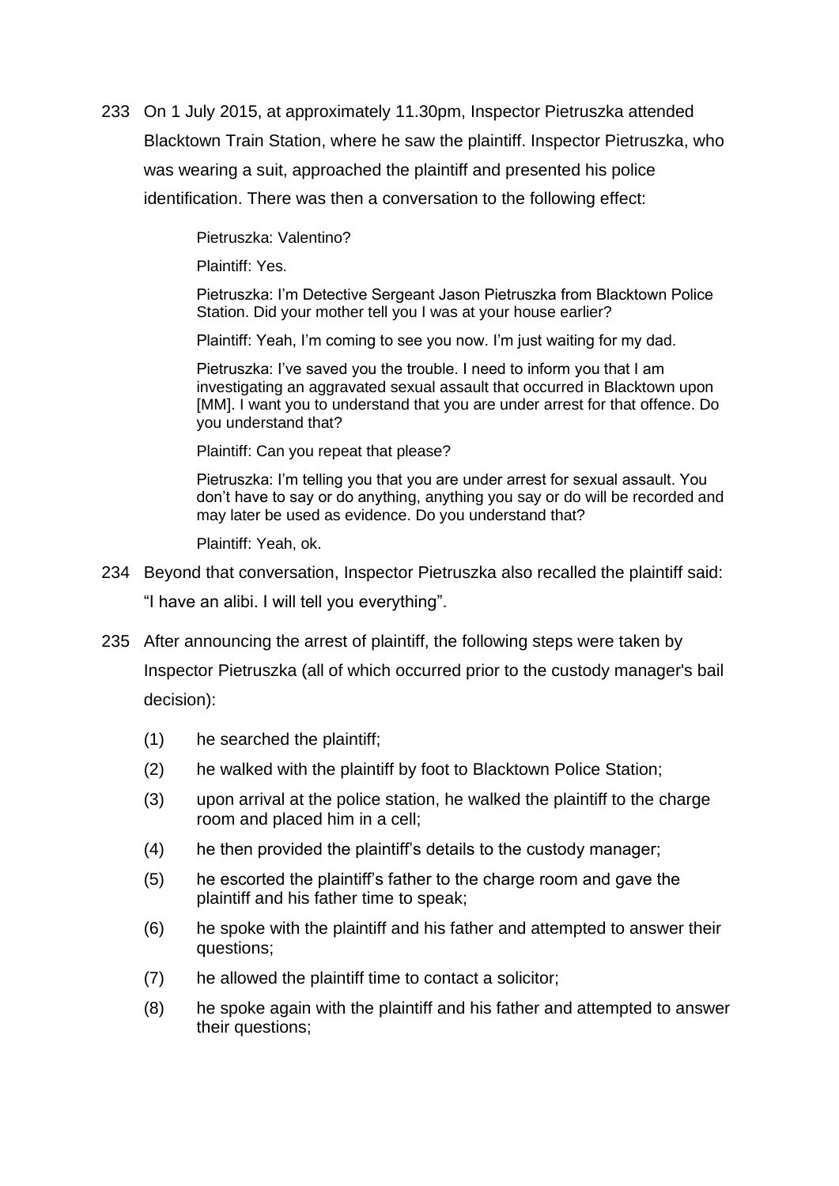233 On 1 July 2015, at approximately 11.30pm, Inspector Pietruszka attended Blacktown Train Station, where he saw the plaintiff. Inspector Pietruszka, who was wearing a suit, approached the plaintiff and presented his police identification. There was then a conversation to the following effect:

> Pietruszka: Valentino?
>
> Plaintiff: Yes.
>
> Pietruszka: I'm Detective Sergeant Jason Pietruszka from Blacktown Police Station. Did your mother tell you I was at your house earlier?
>
> Plaintiff: Yeah, I'm coming to see you now. I'm just waiting for my dad.
>
> Pietruszka: I've saved you the trouble. I need to inform you that I am investigating an aggravated sexual assault that occurred in Blacktown upon [MM]. I want you to understand that you are under arrest for that offence. Do you understand that?
>
> Plaintiff: Can you repeat that please?
>
> Pietruszka: I'm telling you that you are under arrest for sexual assault. You don't have to say or do anything, anything you say or do will be recorded and may later be used as evidence. Do you understand that?
>
> Plaintiff: Yeah, ok.

234 Beyond that conversation, Inspector Pietruszka also recalled the plaintiff said: "I have an alibi. I will tell you everything".

235 After announcing the arrest of plaintiff, the following steps were taken by Inspector Pietruszka (all of which occurred prior to the custody manager's bail decision):

(1) he searched the plaintiff;

(2) he walked with the plaintiff by foot to Blacktown Police Station;

(3) upon arrival at the police station, he walked the plaintiff to the charge room and placed him in a cell;

(4) he then provided the plaintiff's details to the custody manager;

(5) he escorted the plaintiff's father to the charge room and gave the plaintiff and his father time to speak;

(6) he spoke with the plaintiff and his father and attempted to answer their questions;

(7) he allowed the plaintiff time to contact a solicitor;

(8) he spoke again with the plaintiff and his father and attempted to answer their questions;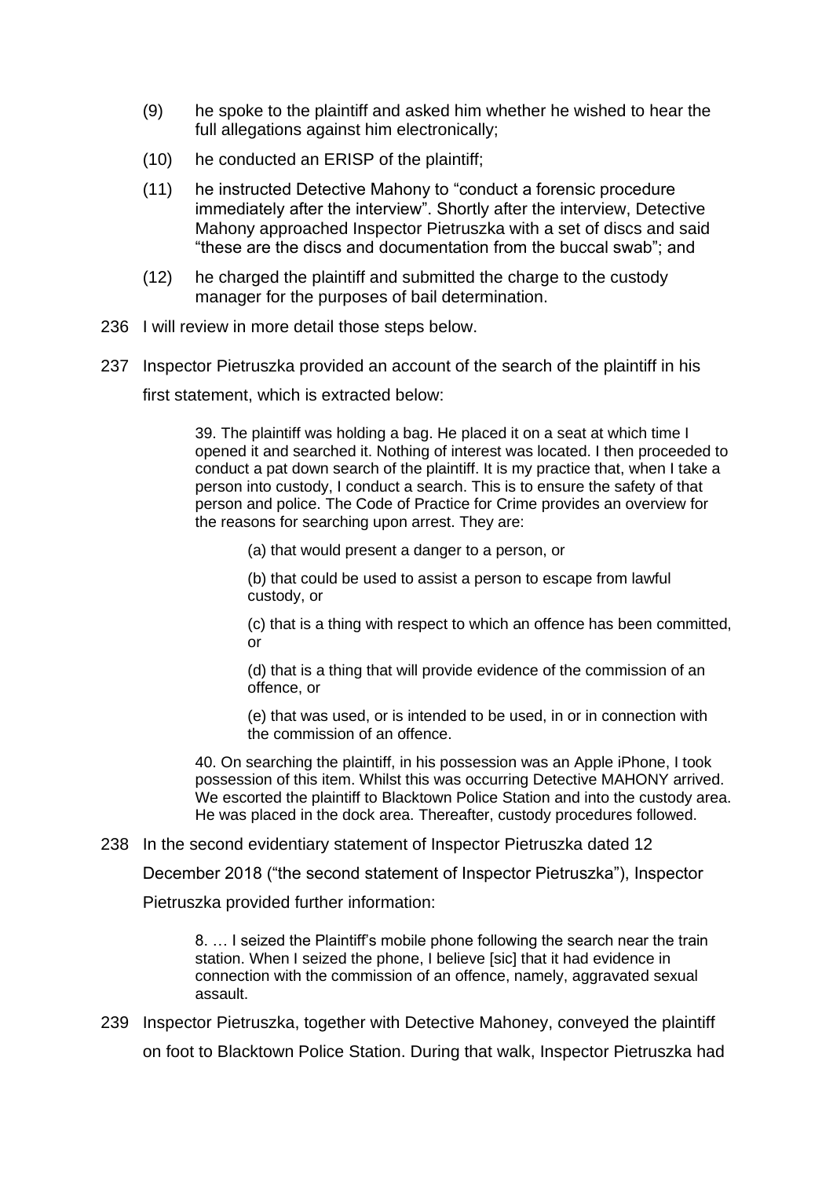(9) he spoke to the plaintiff and asked him whether he wished to hear the full allegations against him electronically;

(10) he conducted an ERISP of the plaintiff;

(11) he instructed Detective Mahony to "conduct a forensic procedure immediately after the interview". Shortly after the interview, Detective Mahony approached Inspector Pietruszka with a set of discs and said "these are the discs and documentation from the buccal swab"; and

(12) he charged the plaintiff and submitted the charge to the custody manager for the purposes of bail determination.

236 I will review in more detail those steps below.

237 Inspector Pietruszka provided an account of the search of the plaintiff in his first statement, which is extracted below:

> 39. The plaintiff was holding a bag. He placed it on a seat at which time I opened it and searched it. Nothing of interest was located. I then proceeded to conduct a pat down search of the plaintiff. It is my practice that, when I take a person into custody, I conduct a search. This is to ensure the safety of that person and police. The Code of Practice for Crime provides an overview for the reasons for searching upon arrest. They are:
>
> > (a) that would present a danger to a person, or
> >
> > (b) that could be used to assist a person to escape from lawful custody, or
> >
> > (c) that is a thing with respect to which an offence has been committed, or
> >
> > (d) that is a thing that will provide evidence of the commission of an offence, or
> >
> > (e) that was used, or is intended to be used, in or in connection with the commission of an offence.
>
> 40. On searching the plaintiff, in his possession was an Apple iPhone, I took possession of this item. Whilst this was occurring Detective MAHONY arrived. We escorted the plaintiff to Blacktown Police Station and into the custody area. He was placed in the dock area. Thereafter, custody procedures followed.

238 In the second evidentiary statement of Inspector Pietruszka dated 12 December 2018 ("the second statement of Inspector Pietruszka"), Inspector Pietruszka provided further information:

> 8. … I seized the Plaintiff's mobile phone following the search near the train station. When I seized the phone, I believe [sic] that it had evidence in connection with the commission of an offence, namely, aggravated sexual assault.

239 Inspector Pietruszka, together with Detective Mahoney, conveyed the plaintiff on foot to Blacktown Police Station. During that walk, Inspector Pietruszka had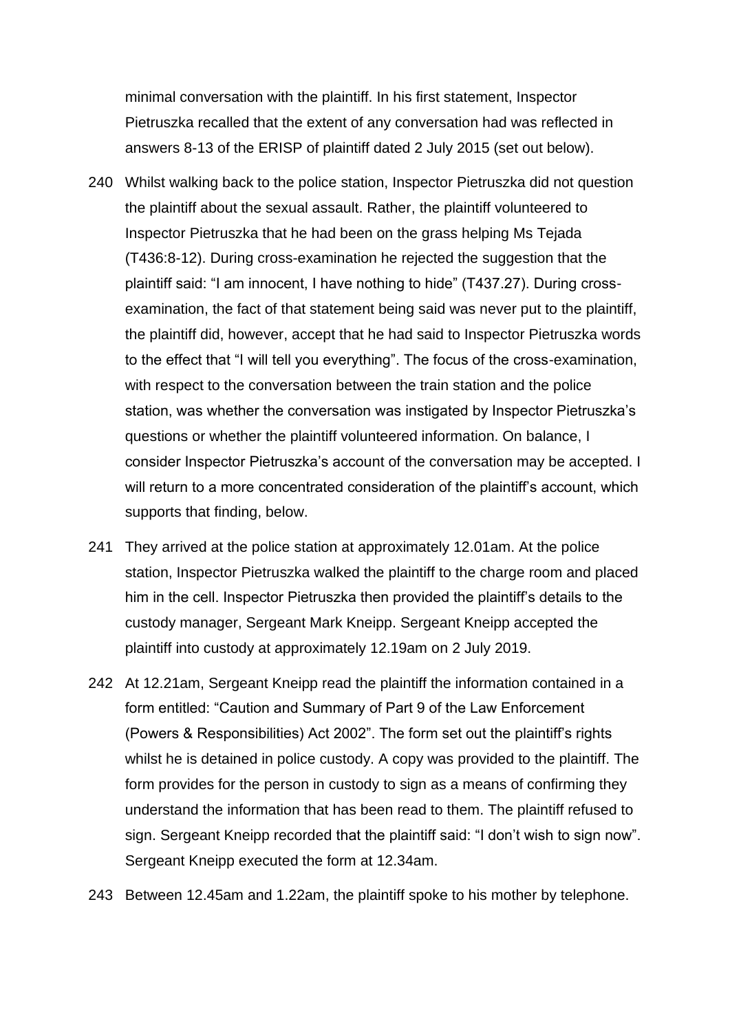minimal conversation with the plaintiff. In his first statement, Inspector Pietruszka recalled that the extent of any conversation had was reflected in answers 8-13 of the ERISP of plaintiff dated 2 July 2015 (set out below).

240 Whilst walking back to the police station, Inspector Pietruszka did not question the plaintiff about the sexual assault. Rather, the plaintiff volunteered to Inspector Pietruszka that he had been on the grass helping Ms Tejada (T436:8-12). During cross-examination he rejected the suggestion that the plaintiff said: "I am innocent, I have nothing to hide" (T437.27). During cross-examination, the fact of that statement being said was never put to the plaintiff, the plaintiff did, however, accept that he had said to Inspector Pietruszka words to the effect that "I will tell you everything". The focus of the cross-examination, with respect to the conversation between the train station and the police station, was whether the conversation was instigated by Inspector Pietruszka's questions or whether the plaintiff volunteered information. On balance, I consider Inspector Pietruszka's account of the conversation may be accepted. I will return to a more concentrated consideration of the plaintiff's account, which supports that finding, below.

241 They arrived at the police station at approximately 12.01am. At the police station, Inspector Pietruszka walked the plaintiff to the charge room and placed him in the cell. Inspector Pietruszka then provided the plaintiff's details to the custody manager, Sergeant Mark Kneipp. Sergeant Kneipp accepted the plaintiff into custody at approximately 12.19am on 2 July 2019.

242 At 12.21am, Sergeant Kneipp read the plaintiff the information contained in a form entitled: "Caution and Summary of Part 9 of the Law Enforcement (Powers & Responsibilities) Act 2002". The form set out the plaintiff's rights whilst he is detained in police custody. A copy was provided to the plaintiff. The form provides for the person in custody to sign as a means of confirming they understand the information that has been read to them. The plaintiff refused to sign. Sergeant Kneipp recorded that the plaintiff said: "I don't wish to sign now". Sergeant Kneipp executed the form at 12.34am.

243 Between 12.45am and 1.22am, the plaintiff spoke to his mother by telephone.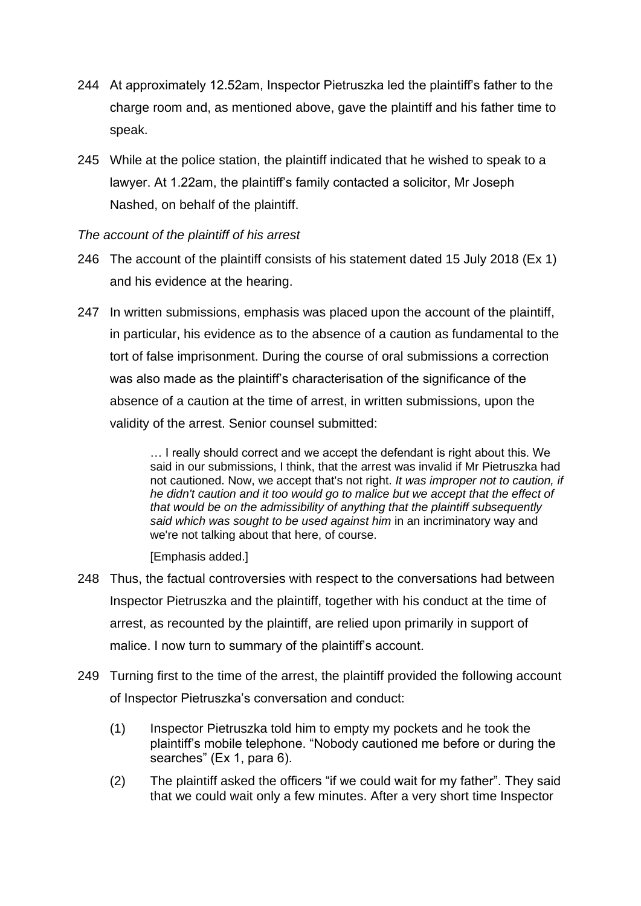244 At approximately 12.52am, Inspector Pietruszka led the plaintiff's father to the charge room and, as mentioned above, gave the plaintiff and his father time to speak.

245 While at the police station, the plaintiff indicated that he wished to speak to a lawyer. At 1.22am, the plaintiff's family contacted a solicitor, Mr Joseph Nashed, on behalf of the plaintiff.

*The account of the plaintiff of his arrest*

246 The account of the plaintiff consists of his statement dated 15 July 2018 (Ex 1) and his evidence at the hearing.

247 In written submissions, emphasis was placed upon the account of the plaintiff, in particular, his evidence as to the absence of a caution as fundamental to the tort of false imprisonment. During the course of oral submissions a correction was also made as the plaintiff's characterisation of the significance of the absence of a caution at the time of arrest, in written submissions, upon the validity of the arrest. Senior counsel submitted:

> … I really should correct and we accept the defendant is right about this. We said in our submissions, I think, that the arrest was invalid if Mr Pietruszka had not cautioned. Now, we accept that's not right. *It was improper not to caution, if he didn't caution and it too would go to malice but we accept that the effect of that would be on the admissibility of anything that the plaintiff subsequently said which was sought to be used against him* in an incriminatory way and we're not talking about that here, of course.
>
> [Emphasis added.]

248 Thus, the factual controversies with respect to the conversations had between Inspector Pietruszka and the plaintiff, together with his conduct at the time of arrest, as recounted by the plaintiff, are relied upon primarily in support of malice. I now turn to summary of the plaintiff's account.

249 Turning first to the time of the arrest, the plaintiff provided the following account of Inspector Pietruszka's conversation and conduct:

(1) Inspector Pietruszka told him to empty my pockets and he took the plaintiff's mobile telephone. "Nobody cautioned me before or during the searches" (Ex 1, para 6).

(2) The plaintiff asked the officers "if we could wait for my father". They said that we could wait only a few minutes. After a very short time Inspector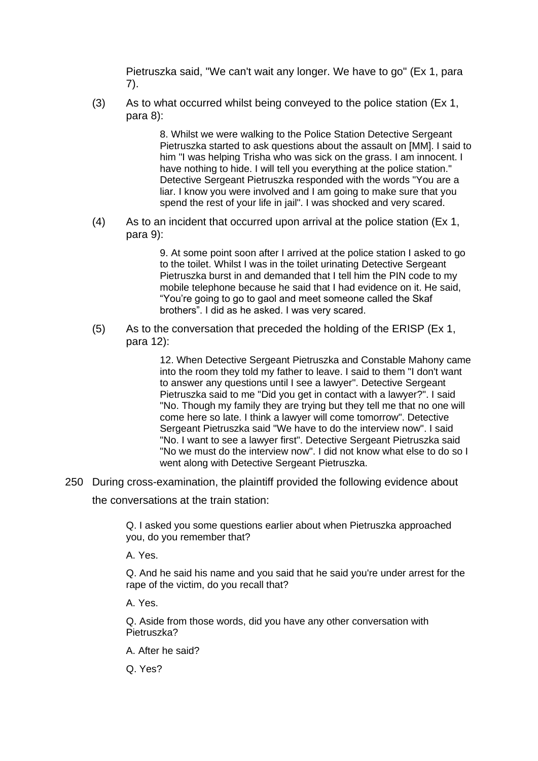Pietruszka said, "We can't wait any longer. We have to go" (Ex 1, para 7).

(3) As to what occurred whilst being conveyed to the police station (Ex 1, para 8):

> 8. Whilst we were walking to the Police Station Detective Sergeant Pietruszka started to ask questions about the assault on [MM]. I said to him "I was helping Trisha who was sick on the grass. I am innocent. I have nothing to hide. I will tell you everything at the police station." Detective Sergeant Pietruszka responded with the words "You are a liar. I know you were involved and I am going to make sure that you spend the rest of your life in jail". I was shocked and very scared.

(4) As to an incident that occurred upon arrival at the police station (Ex 1, para 9):

> 9. At some point soon after I arrived at the police station I asked to go to the toilet. Whilst I was in the toilet urinating Detective Sergeant Pietruszka burst in and demanded that I tell him the PIN code to my mobile telephone because he said that I had evidence on it. He said, "You're going to go to gaol and meet someone called the Skaf brothers". I did as he asked. I was very scared.

(5) As to the conversation that preceded the holding of the ERISP (Ex 1, para 12):

> 12. When Detective Sergeant Pietruszka and Constable Mahony came into the room they told my father to leave. I said to them "I don't want to answer any questions until I see a lawyer". Detective Sergeant Pietruszka said to me "Did you get in contact with a lawyer?". I said "No. Though my family they are trying but they tell me that no one will come here so late. I think a lawyer will come tomorrow". Detective Sergeant Pietruszka said "We have to do the interview now". I said "No. I want to see a lawyer first". Detective Sergeant Pietruszka said "No we must do the interview now". I did not know what else to do so I went along with Detective Sergeant Pietruszka.

250 During cross-examination, the plaintiff provided the following evidence about the conversations at the train station:

> Q. I asked you some questions earlier about when Pietruszka approached you, do you remember that?
>
> A. Yes.
>
> Q. And he said his name and you said that he said you're under arrest for the rape of the victim, do you recall that?
>
> A. Yes.
>
> Q. Aside from those words, did you have any other conversation with Pietruszka?
>
> A. After he said?
>
> Q. Yes?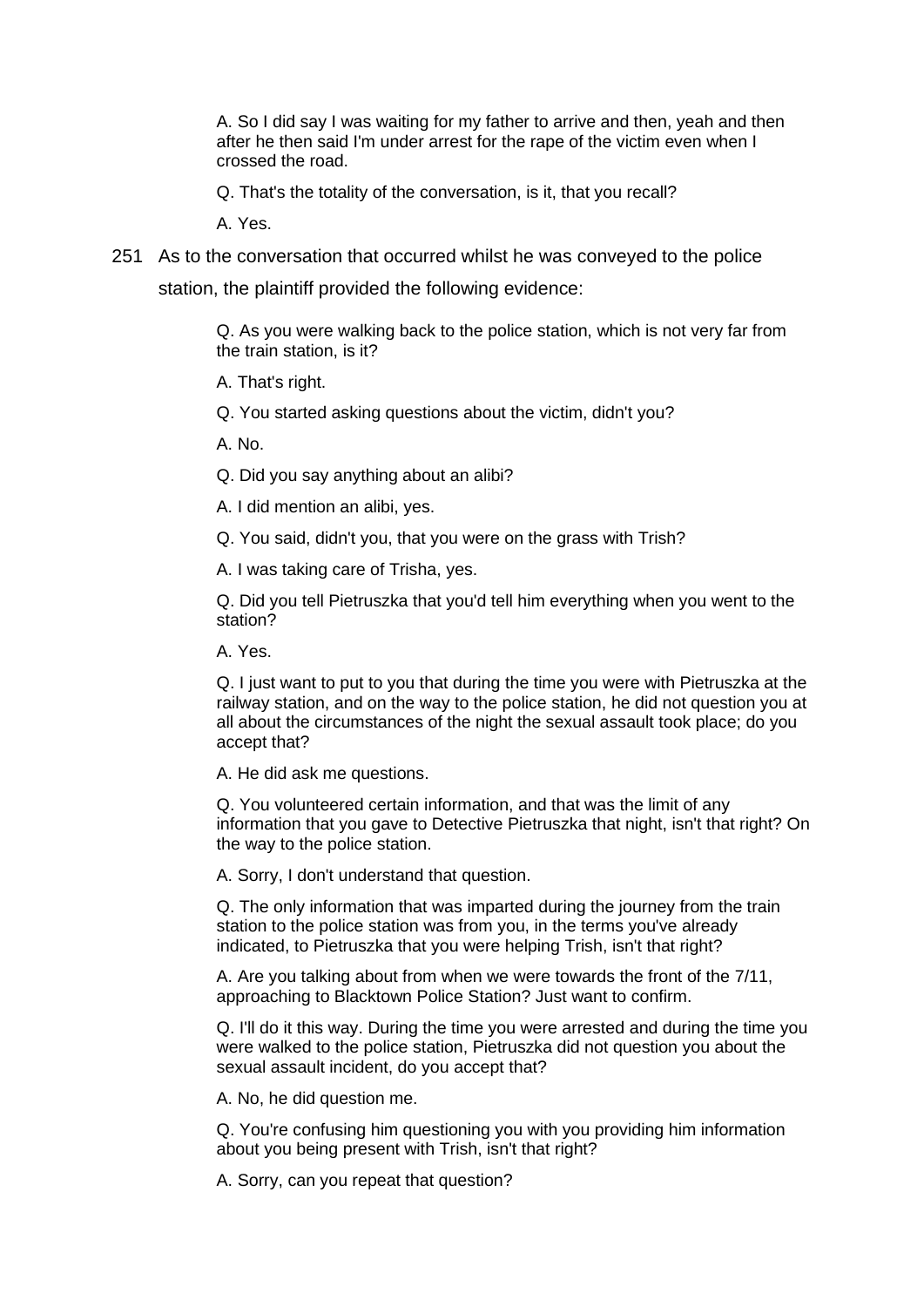A. So I did say I was waiting for my father to arrive and then, yeah and then after he then said I'm under arrest for the rape of the victim even when I crossed the road.

Q. That's the totality of the conversation, is it, that you recall?

A. Yes.

251 As to the conversation that occurred whilst he was conveyed to the police station, the plaintiff provided the following evidence:

> Q. As you were walking back to the police station, which is not very far from the train station, is it?
>
> A. That's right.
>
> Q. You started asking questions about the victim, didn't you?
>
> A. No.
>
> Q. Did you say anything about an alibi?
>
> A. I did mention an alibi, yes.
>
> Q. You said, didn't you, that you were on the grass with Trish?
>
> A. I was taking care of Trisha, yes.
>
> Q. Did you tell Pietruszka that you'd tell him everything when you went to the station?
>
> A. Yes.
>
> Q. I just want to put to you that during the time you were with Pietruszka at the railway station, and on the way to the police station, he did not question you at all about the circumstances of the night the sexual assault took place; do you accept that?
>
> A. He did ask me questions.
>
> Q. You volunteered certain information, and that was the limit of any information that you gave to Detective Pietruszka that night, isn't that right? On the way to the police station.
>
> A. Sorry, I don't understand that question.
>
> Q. The only information that was imparted during the journey from the train station to the police station was from you, in the terms you've already indicated, to Pietruszka that you were helping Trish, isn't that right?
>
> A. Are you talking about from when we were towards the front of the 7/11, approaching to Blacktown Police Station? Just want to confirm.
>
> Q. I'll do it this way. During the time you were arrested and during the time you were walked to the police station, Pietruszka did not question you about the sexual assault incident, do you accept that?
>
> A. No, he did question me.
>
> Q. You're confusing him questioning you with you providing him information about you being present with Trish, isn't that right?
>
> A. Sorry, can you repeat that question?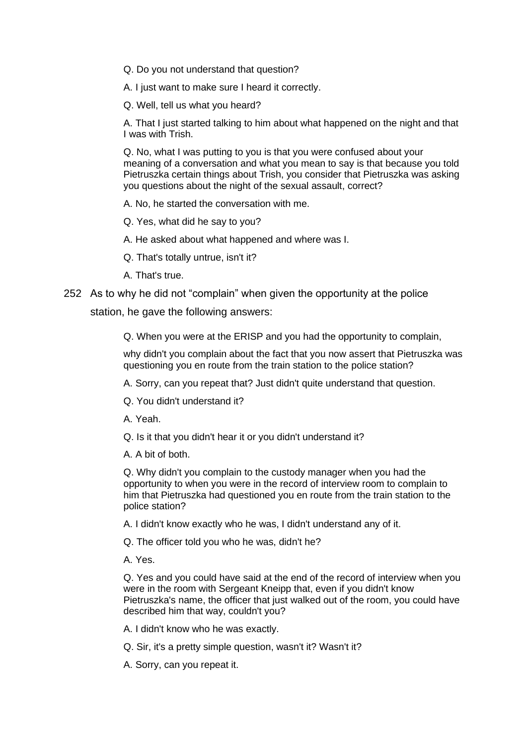Q. Do you not understand that question?

A. I just want to make sure I heard it correctly.

Q. Well, tell us what you heard?

A. That I just started talking to him about what happened on the night and that I was with Trish.

Q. No, what I was putting to you is that you were confused about your meaning of a conversation and what you mean to say is that because you told Pietruszka certain things about Trish, you consider that Pietruszka was asking you questions about the night of the sexual assault, correct?

A. No, he started the conversation with me.

Q. Yes, what did he say to you?

A. He asked about what happened and where was I.

Q. That's totally untrue, isn't it?

A. That's true.

252 As to why he did not "complain" when given the opportunity at the police station, he gave the following answers:

> Q. When you were at the ERISP and you had the opportunity to complain,
>
> why didn't you complain about the fact that you now assert that Pietruszka was questioning you en route from the train station to the police station?
>
> A. Sorry, can you repeat that? Just didn't quite understand that question.
>
> Q. You didn't understand it?
>
> A. Yeah.
>
> Q. Is it that you didn't hear it or you didn't understand it?
>
> A. A bit of both.
>
> Q. Why didn't you complain to the custody manager when you had the opportunity to when you were in the record of interview room to complain to him that Pietruszka had questioned you en route from the train station to the police station?
>
> A. I didn't know exactly who he was, I didn't understand any of it.
>
> Q. The officer told you who he was, didn't he?
>
> A. Yes.
>
> Q. Yes and you could have said at the end of the record of interview when you were in the room with Sergeant Kneipp that, even if you didn't know Pietruszka's name, the officer that just walked out of the room, you could have described him that way, couldn't you?
>
> A. I didn't know who he was exactly.
>
> Q. Sir, it's a pretty simple question, wasn't it? Wasn't it?
>
> A. Sorry, can you repeat it.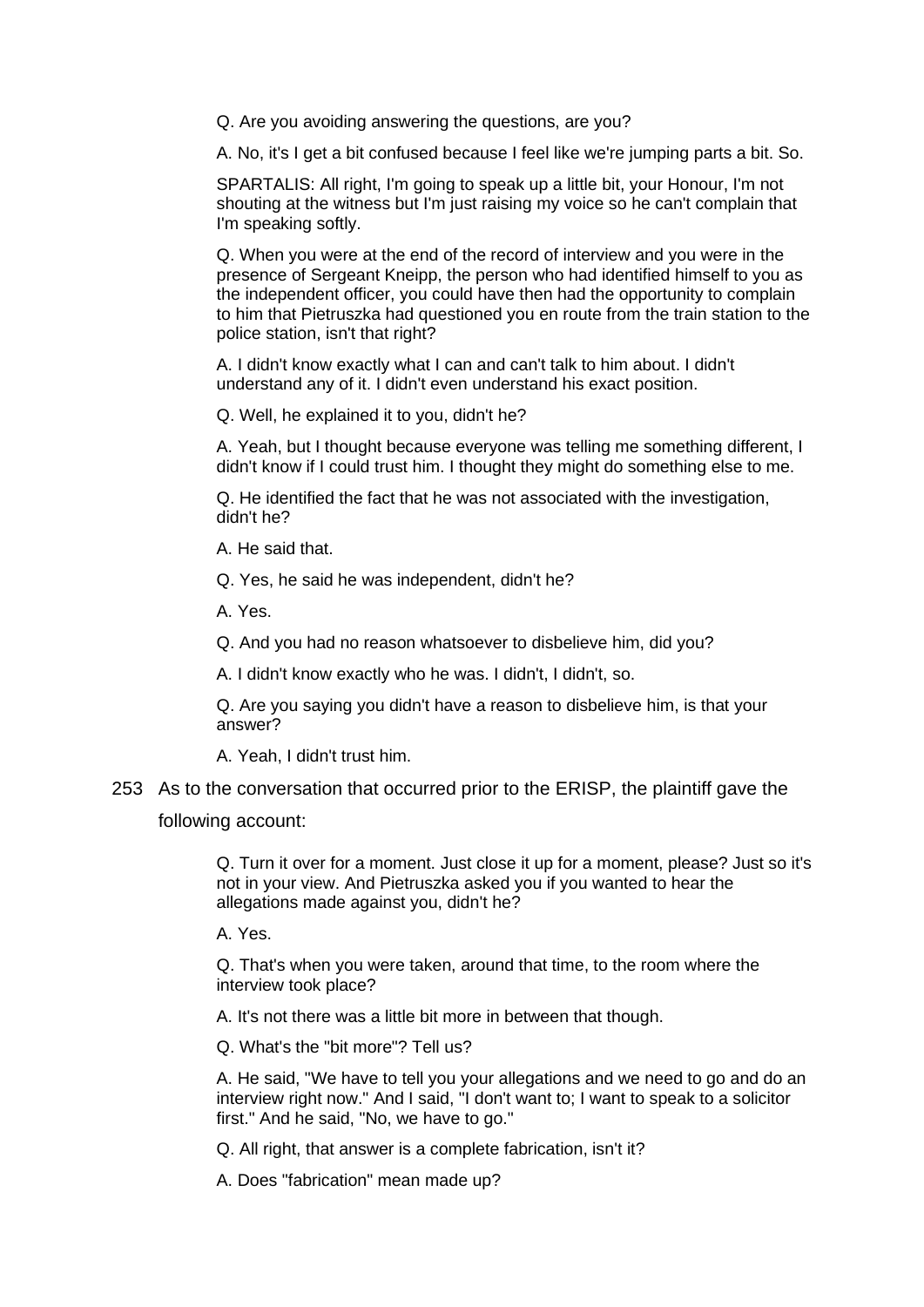> Q. Are you avoiding answering the questions, are you?
>
> A. No, it's I get a bit confused because I feel like we're jumping parts a bit. So.
>
> SPARTALIS: All right, I'm going to speak up a little bit, your Honour, I'm not shouting at the witness but I'm just raising my voice so he can't complain that I'm speaking softly.
>
> Q. When you were at the end of the record of interview and you were in the presence of Sergeant Kneipp, the person who had identified himself to you as the independent officer, you could have then had the opportunity to complain to him that Pietruszka had questioned you en route from the train station to the police station, isn't that right?
>
> A. I didn't know exactly what I can and can't talk to him about. I didn't understand any of it. I didn't even understand his exact position.
>
> Q. Well, he explained it to you, didn't he?
>
> A. Yeah, but I thought because everyone was telling me something different, I didn't know if I could trust him. I thought they might do something else to me.
>
> Q. He identified the fact that he was not associated with the investigation, didn't he?
>
> A. He said that.
>
> Q. Yes, he said he was independent, didn't he?
>
> A. Yes.
>
> Q. And you had no reason whatsoever to disbelieve him, did you?
>
> A. I didn't know exactly who he was. I didn't, I didn't, so.
>
> Q. Are you saying you didn't have a reason to disbelieve him, is that your answer?
>
> A. Yeah, I didn't trust him.

253 As to the conversation that occurred prior to the ERISP, the plaintiff gave the following account:

> Q. Turn it over for a moment. Just close it up for a moment, please? Just so it's not in your view. And Pietruszka asked you if you wanted to hear the allegations made against you, didn't he?
>
> A. Yes.
>
> Q. That's when you were taken, around that time, to the room where the interview took place?
>
> A. It's not there was a little bit more in between that though.
>
> Q. What's the "bit more"? Tell us?
>
> A. He said, "We have to tell you your allegations and we need to go and do an interview right now." And I said, "I don't want to; I want to speak to a solicitor first." And he said, "No, we have to go."
>
> Q. All right, that answer is a complete fabrication, isn't it?
>
> A. Does "fabrication" mean made up?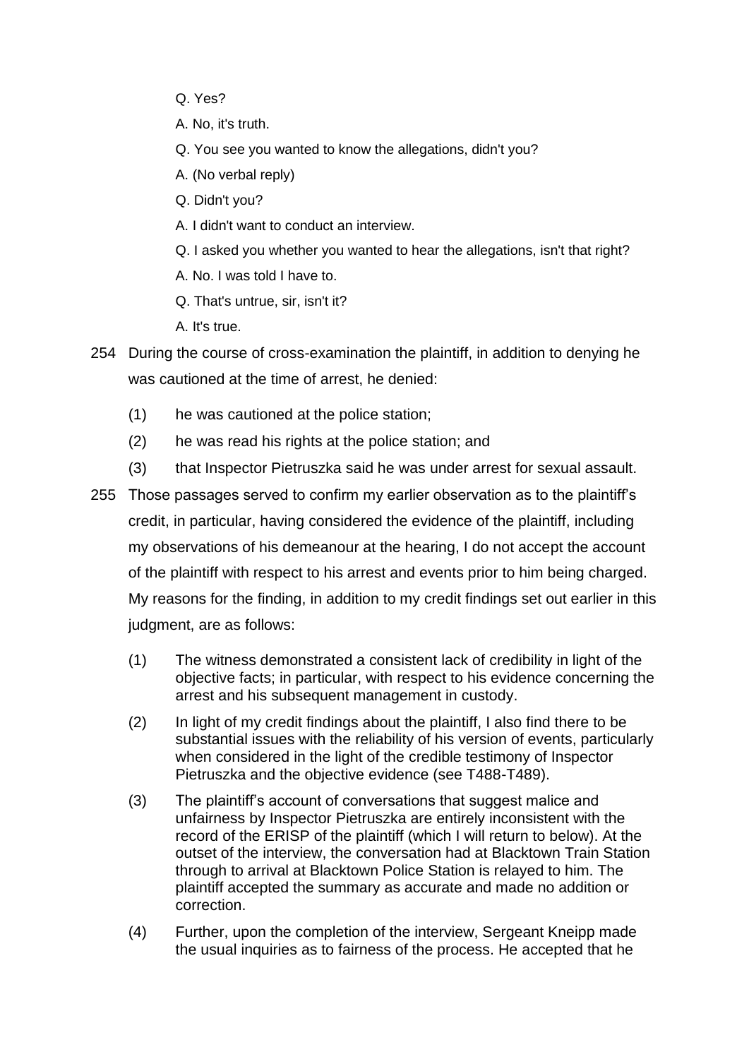Q. Yes?

A. No, it's truth.

Q. You see you wanted to know the allegations, didn't you?

A. (No verbal reply)

Q. Didn't you?

A. I didn't want to conduct an interview.

Q. I asked you whether you wanted to hear the allegations, isn't that right?

A. No. I was told I have to.

Q. That's untrue, sir, isn't it?

A. It's true.

254 During the course of cross-examination the plaintiff, in addition to denying he was cautioned at the time of arrest, he denied:

(1) he was cautioned at the police station;

(2) he was read his rights at the police station; and

(3) that Inspector Pietruszka said he was under arrest for sexual assault.

255 Those passages served to confirm my earlier observation as to the plaintiff's credit, in particular, having considered the evidence of the plaintiff, including my observations of his demeanour at the hearing, I do not accept the account of the plaintiff with respect to his arrest and events prior to him being charged. My reasons for the finding, in addition to my credit findings set out earlier in this judgment, are as follows:

(1) The witness demonstrated a consistent lack of credibility in light of the objective facts; in particular, with respect to his evidence concerning the arrest and his subsequent management in custody.

(2) In light of my credit findings about the plaintiff, I also find there to be substantial issues with the reliability of his version of events, particularly when considered in the light of the credible testimony of Inspector Pietruszka and the objective evidence (see T488-T489).

(3) The plaintiff's account of conversations that suggest malice and unfairness by Inspector Pietruszka are entirely inconsistent with the record of the ERISP of the plaintiff (which I will return to below). At the outset of the interview, the conversation had at Blacktown Train Station through to arrival at Blacktown Police Station is relayed to him. The plaintiff accepted the summary as accurate and made no addition or correction.

(4) Further, upon the completion of the interview, Sergeant Kneipp made the usual inquiries as to fairness of the process. He accepted that he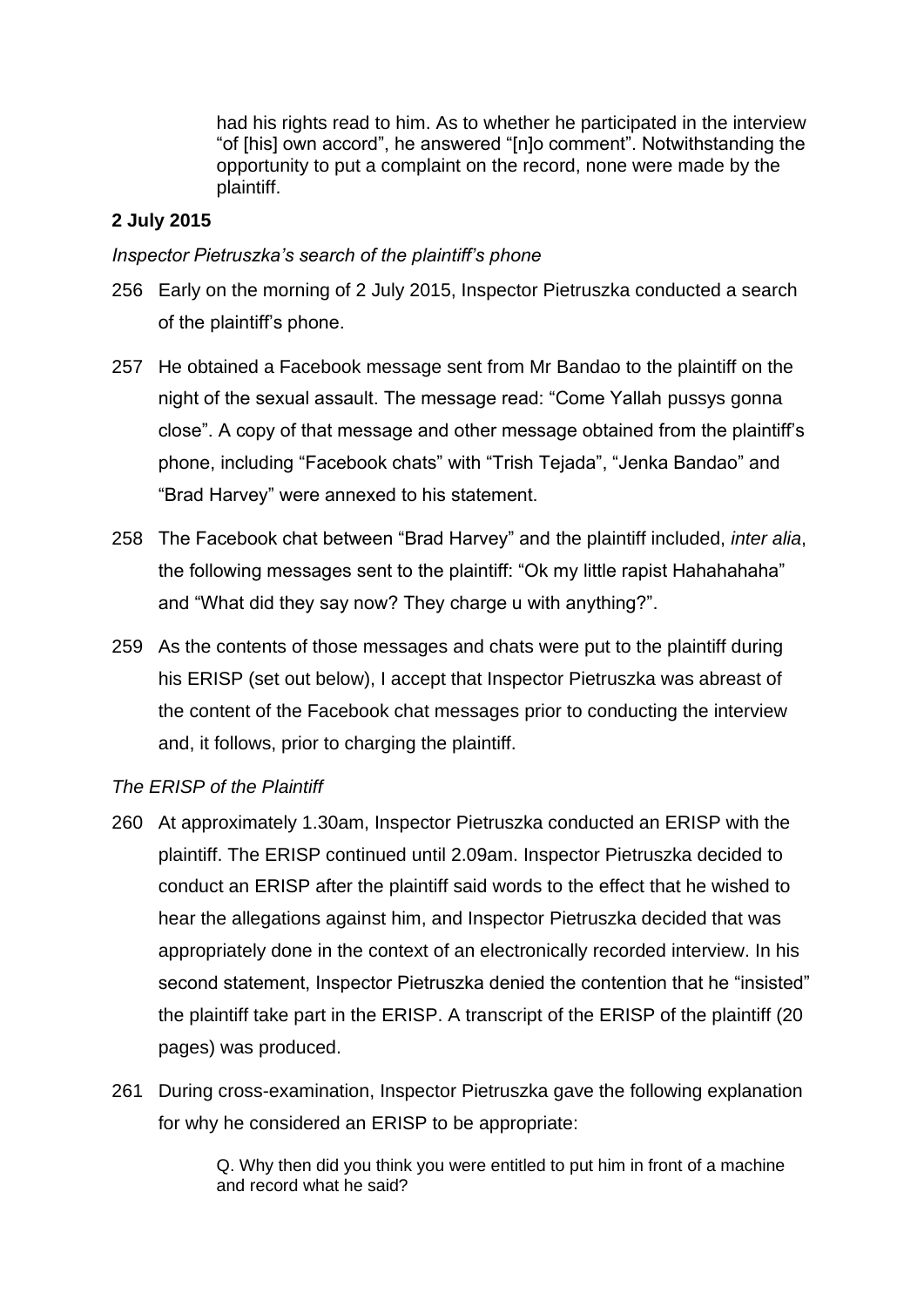> had his rights read to him. As to whether he participated in the interview "of [his] own accord", he answered "[n]o comment". Notwithstanding the opportunity to put a complaint on the record, none were made by the plaintiff.

**2 July 2015**

*Inspector Pietruszka's search of the plaintiff's phone*

256 Early on the morning of 2 July 2015, Inspector Pietruszka conducted a search of the plaintiff's phone.

257 He obtained a Facebook message sent from Mr Bandao to the plaintiff on the night of the sexual assault. The message read: "Come Yallah pussys gonna close". A copy of that message and other message obtained from the plaintiff's phone, including "Facebook chats" with "Trish Tejada", "Jenka Bandao" and "Brad Harvey" were annexed to his statement.

258 The Facebook chat between "Brad Harvey" and the plaintiff included, *inter alia*, the following messages sent to the plaintiff: "Ok my little rapist Hahahahaha" and "What did they say now? They charge u with anything?".

259 As the contents of those messages and chats were put to the plaintiff during his ERISP (set out below), I accept that Inspector Pietruszka was abreast of the content of the Facebook chat messages prior to conducting the interview and, it follows, prior to charging the plaintiff.

*The ERISP of the Plaintiff*

260 At approximately 1.30am, Inspector Pietruszka conducted an ERISP with the plaintiff. The ERISP continued until 2.09am. Inspector Pietruszka decided to conduct an ERISP after the plaintiff said words to the effect that he wished to hear the allegations against him, and Inspector Pietruszka decided that was appropriately done in the context of an electronically recorded interview. In his second statement, Inspector Pietruszka denied the contention that he "insisted" the plaintiff take part in the ERISP. A transcript of the ERISP of the plaintiff (20 pages) was produced.

261 During cross-examination, Inspector Pietruszka gave the following explanation for why he considered an ERISP to be appropriate:

> Q. Why then did you think you were entitled to put him in front of a machine and record what he said?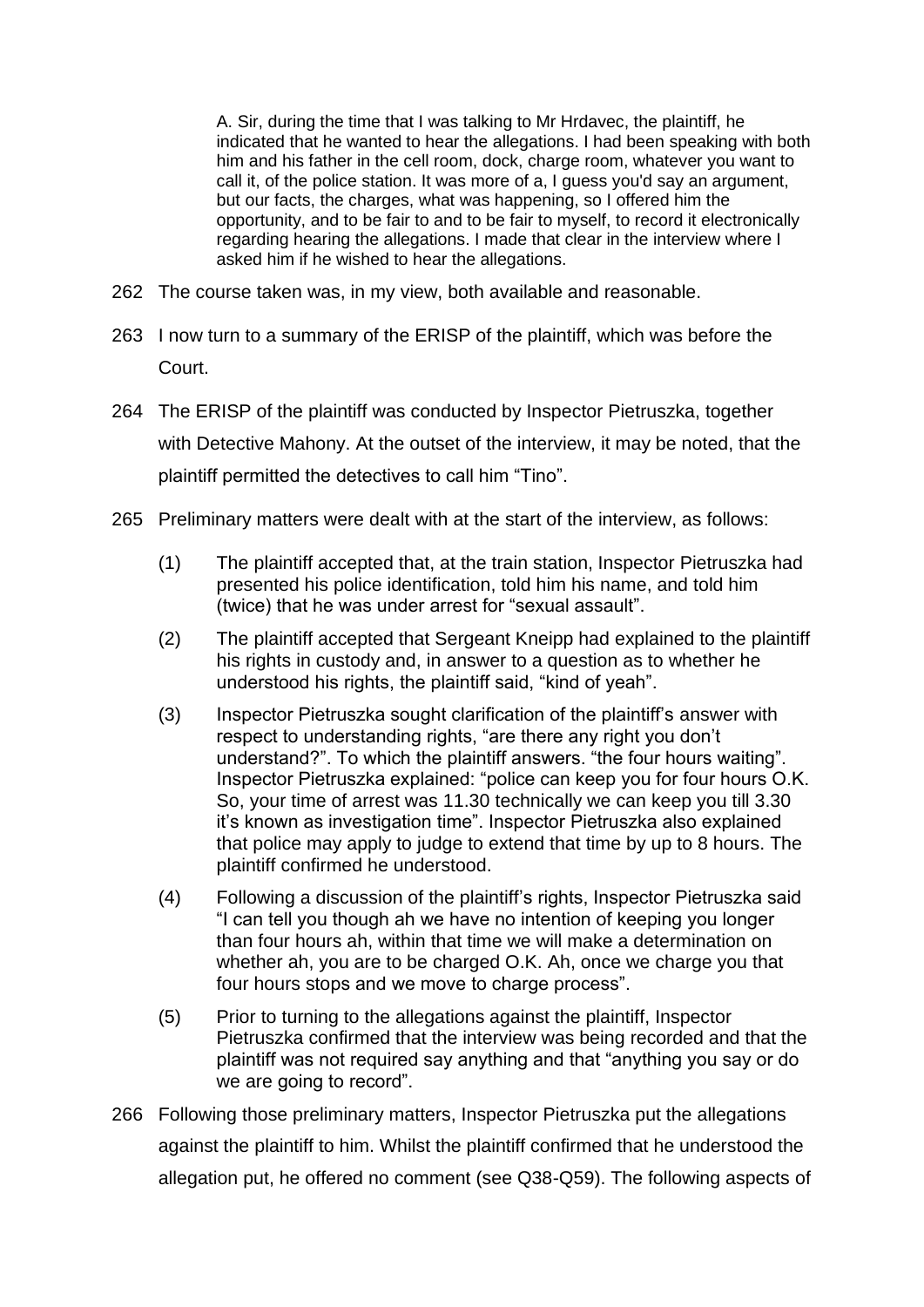> A. Sir, during the time that I was talking to Mr Hrdavec, the plaintiff, he indicated that he wanted to hear the allegations. I had been speaking with both him and his father in the cell room, dock, charge room, whatever you want to call it, of the police station. It was more of a, I guess you'd say an argument, but our facts, the charges, what was happening, so I offered him the opportunity, and to be fair to and to be fair to myself, to record it electronically regarding hearing the allegations. I made that clear in the interview where I asked him if he wished to hear the allegations.

262 The course taken was, in my view, both available and reasonable.

263 I now turn to a summary of the ERISP of the plaintiff, which was before the Court.

264 The ERISP of the plaintiff was conducted by Inspector Pietruszka, together with Detective Mahony. At the outset of the interview, it may be noted, that the plaintiff permitted the detectives to call him "Tino".

265 Preliminary matters were dealt with at the start of the interview, as follows:

(1) The plaintiff accepted that, at the train station, Inspector Pietruszka had presented his police identification, told him his name, and told him (twice) that he was under arrest for "sexual assault".

(2) The plaintiff accepted that Sergeant Kneipp had explained to the plaintiff his rights in custody and, in answer to a question as to whether he understood his rights, the plaintiff said, "kind of yeah".

(3) Inspector Pietruszka sought clarification of the plaintiff's answer with respect to understanding rights, "are there any right you don't understand?". To which the plaintiff answers. "the four hours waiting". Inspector Pietruszka explained: "police can keep you for four hours O.K. So, your time of arrest was 11.30 technically we can keep you till 3.30 it's known as investigation time". Inspector Pietruszka also explained that police may apply to judge to extend that time by up to 8 hours. The plaintiff confirmed he understood.

(4) Following a discussion of the plaintiff's rights, Inspector Pietruszka said "I can tell you though ah we have no intention of keeping you longer than four hours ah, within that time we will make a determination on whether ah, you are to be charged O.K. Ah, once we charge you that four hours stops and we move to charge process".

(5) Prior to turning to the allegations against the plaintiff, Inspector Pietruszka confirmed that the interview was being recorded and that the plaintiff was not required say anything and that "anything you say or do we are going to record".

266 Following those preliminary matters, Inspector Pietruszka put the allegations against the plaintiff to him. Whilst the plaintiff confirmed that he understood the allegation put, he offered no comment (see Q38-Q59). The following aspects of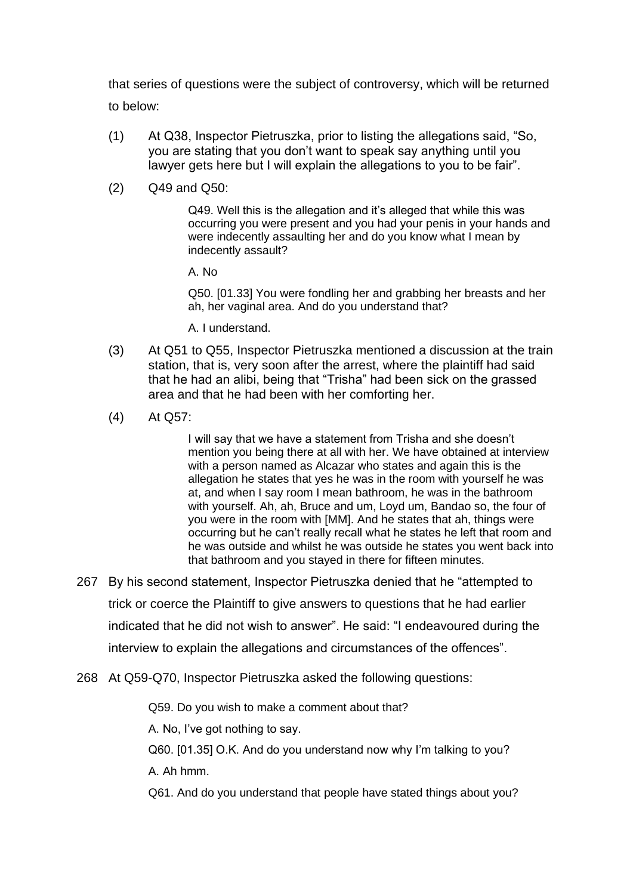that series of questions were the subject of controversy, which will be returned to below:

(1) At Q38, Inspector Pietruszka, prior to listing the allegations said, “So, you are stating that you don’t want to speak say anything until you lawyer gets here but I will explain the allegations to you to be fair”.

(2) Q49 and Q50:

> Q49. Well this is the allegation and it’s alleged that while this was occurring you were present and you had your penis in your hands and were indecently assaulting her and do you know what I mean by indecently assault?
>
> A. No
>
> Q50. [01.33] You were fondling her and grabbing her breasts and her ah, her vaginal area. And do you understand that?
>
> A. I understand.

(3) At Q51 to Q55, Inspector Pietruszka mentioned a discussion at the train station, that is, very soon after the arrest, where the plaintiff had said that he had an alibi, being that “Trisha” had been sick on the grassed area and that he had been with her comforting her.

(4) At Q57:

> I will say that we have a statement from Trisha and she doesn’t mention you being there at all with her. We have obtained at interview with a person named as Alcazar who states and again this is the allegation he states that yes he was in the room with yourself he was at, and when I say room I mean bathroom, he was in the bathroom with yourself. Ah, ah, Bruce and um, Loyd um, Bandao so, the four of you were in the room with [MM]. And he states that ah, things were occurring but he can’t really recall what he states he left that room and he was outside and whilst he was outside he states you went back into that bathroom and you stayed in there for fifteen minutes.

267 By his second statement, Inspector Pietruszka denied that he “attempted to trick or coerce the Plaintiff to give answers to questions that he had earlier indicated that he did not wish to answer”. He said: “I endeavoured during the interview to explain the allegations and circumstances of the offences”.

268 At Q59-Q70, Inspector Pietruszka asked the following questions:

> Q59. Do you wish to make a comment about that?
>
> A. No, I’ve got nothing to say.
>
> Q60. [01.35] O.K. And do you understand now why I’m talking to you?
>
> A. Ah hmm.
>
> Q61. And do you understand that people have stated things about you?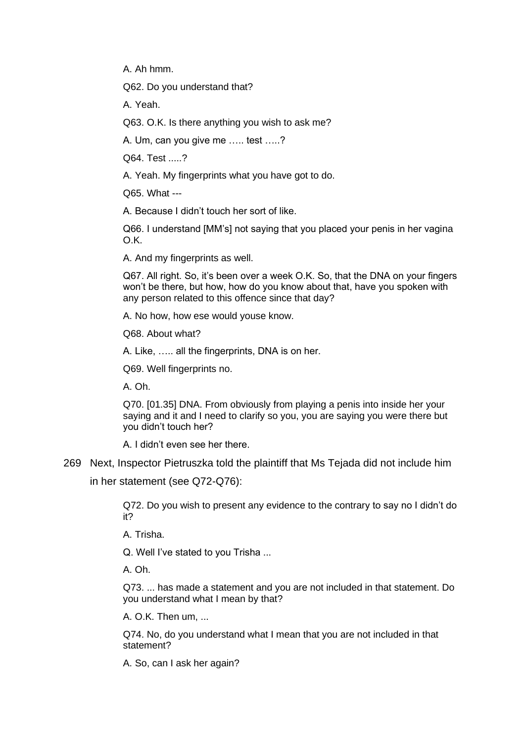A. Ah hmm.

Q62. Do you understand that?

A. Yeah.

Q63. O.K. Is there anything you wish to ask me?

A. Um, can you give me ….. test …..?

Q64. Test .....?

A. Yeah. My fingerprints what you have got to do.

Q65. What ---

A. Because I didn't touch her sort of like.

Q66. I understand [MM's] not saying that you placed your penis in her vagina O.K.

A. And my fingerprints as well.

Q67. All right. So, it's been over a week O.K. So, that the DNA on your fingers won't be there, but how, how do you know about that, have you spoken with any person related to this offence since that day?

A. No how, how ese would youse know.

Q68. About what?

A. Like, ….. all the fingerprints, DNA is on her.

Q69. Well fingerprints no.

A. Oh.

Q70. [01.35] DNA. From obviously from playing a penis into inside her your saying and it and I need to clarify so you, you are saying you were there but you didn't touch her?

A. I didn't even see her there.

269 Next, Inspector Pietruszka told the plaintiff that Ms Tejada did not include him in her statement (see Q72-Q76):

> Q72. Do you wish to present any evidence to the contrary to say no I didn't do it?
>
> A. Trisha.
>
> Q. Well I've stated to you Trisha ...
>
> A. Oh.
>
> Q73. ... has made a statement and you are not included in that statement. Do you understand what I mean by that?
>
> A. O.K. Then um, ...
>
> Q74. No, do you understand what I mean that you are not included in that statement?
>
> A. So, can I ask her again?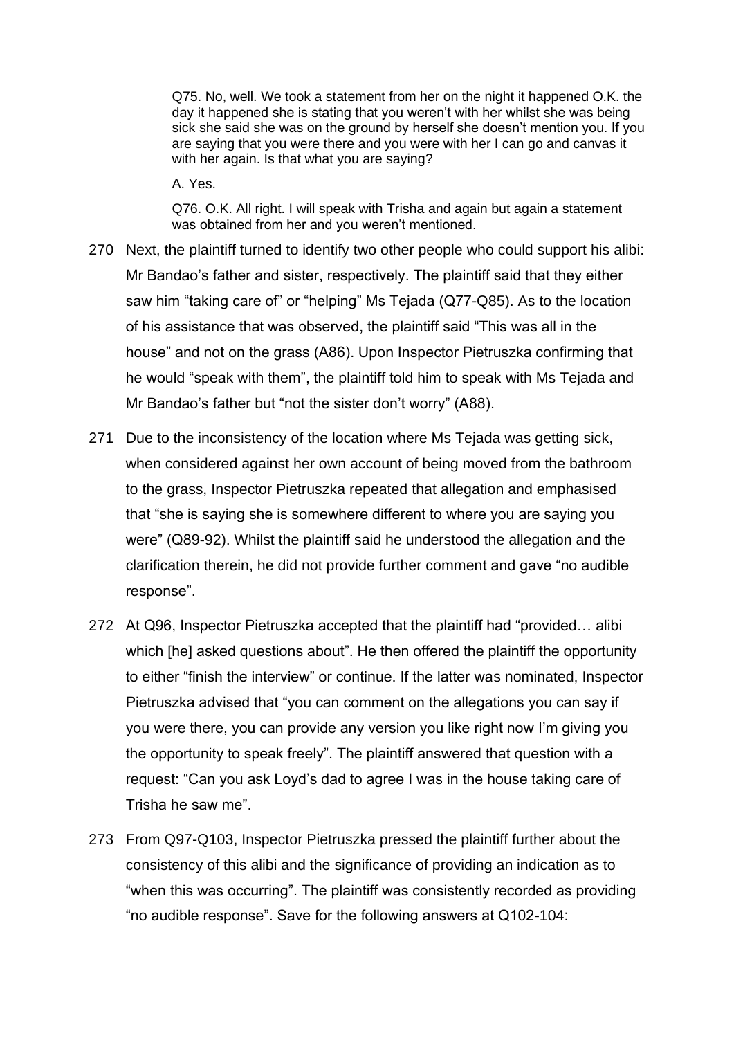> Q75. No, well. We took a statement from her on the night it happened O.K. the day it happened she is stating that you weren't with her whilst she was being sick she said she was on the ground by herself she doesn't mention you. If you are saying that you were there and you were with her I can go and canvas it with her again. Is that what you are saying?
>
> A. Yes.
>
> Q76. O.K. All right. I will speak with Trisha and again but again a statement was obtained from her and you weren't mentioned.

270 Next, the plaintiff turned to identify two other people who could support his alibi: Mr Bandao's father and sister, respectively. The plaintiff said that they either saw him "taking care of" or "helping" Ms Tejada (Q77-Q85). As to the location of his assistance that was observed, the plaintiff said "This was all in the house" and not on the grass (A86). Upon Inspector Pietruszka confirming that he would "speak with them", the plaintiff told him to speak with Ms Tejada and Mr Bandao's father but "not the sister don't worry" (A88).

271 Due to the inconsistency of the location where Ms Tejada was getting sick, when considered against her own account of being moved from the bathroom to the grass, Inspector Pietruszka repeated that allegation and emphasised that "she is saying she is somewhere different to where you are saying you were" (Q89-92). Whilst the plaintiff said he understood the allegation and the clarification therein, he did not provide further comment and gave "no audible response".

272 At Q96, Inspector Pietruszka accepted that the plaintiff had "provided… alibi which [he] asked questions about". He then offered the plaintiff the opportunity to either "finish the interview" or continue. If the latter was nominated, Inspector Pietruszka advised that "you can comment on the allegations you can say if you were there, you can provide any version you like right now I'm giving you the opportunity to speak freely". The plaintiff answered that question with a request: "Can you ask Loyd's dad to agree I was in the house taking care of Trisha he saw me".

273 From Q97-Q103, Inspector Pietruszka pressed the plaintiff further about the consistency of this alibi and the significance of providing an indication as to "when this was occurring". The plaintiff was consistently recorded as providing "no audible response". Save for the following answers at Q102-104: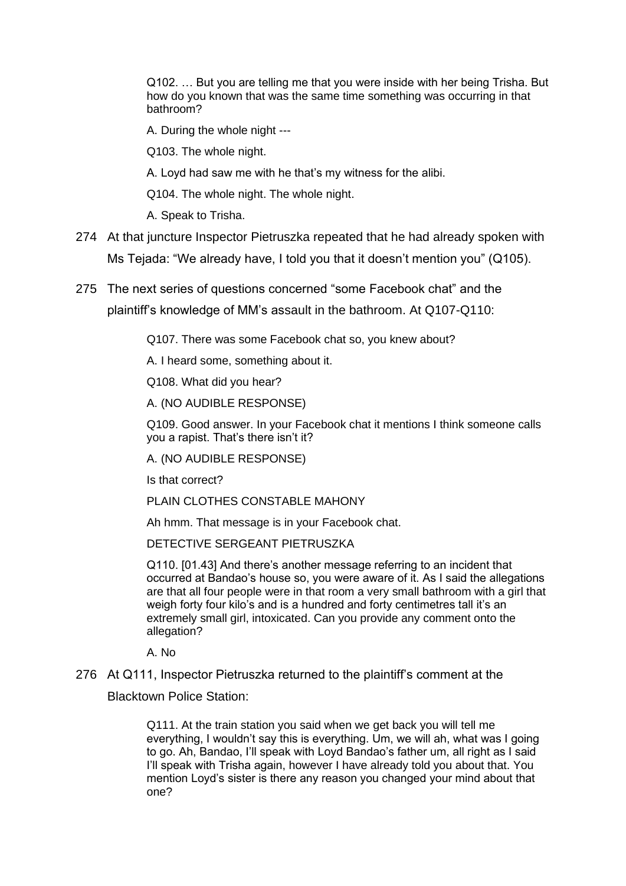> Q102. … But you are telling me that you were inside with her being Trisha. But how do you known that was the same time something was occurring in that bathroom?
>
> A. During the whole night ---
>
> Q103. The whole night.
>
> A. Loyd had saw me with he that's my witness for the alibi.
>
> Q104. The whole night. The whole night.
>
> A. Speak to Trisha.

274 At that juncture Inspector Pietruszka repeated that he had already spoken with Ms Tejada: "We already have, I told you that it doesn't mention you" (Q105).

275 The next series of questions concerned "some Facebook chat" and the plaintiff's knowledge of MM's assault in the bathroom. At Q107-Q110:

> Q107. There was some Facebook chat so, you knew about?
>
> A. I heard some, something about it.
>
> Q108. What did you hear?
>
> A. (NO AUDIBLE RESPONSE)
>
> Q109. Good answer. In your Facebook chat it mentions I think someone calls you a rapist. That's there isn't it?
>
> A. (NO AUDIBLE RESPONSE)
>
> Is that correct?
>
> PLAIN CLOTHES CONSTABLE MAHONY
>
> Ah hmm. That message is in your Facebook chat.
>
> DETECTIVE SERGEANT PIETRUSZKA
>
> Q110. [01.43] And there's another message referring to an incident that occurred at Bandao's house so, you were aware of it. As I said the allegations are that all four people were in that room a very small bathroom with a girl that weigh forty four kilo's and is a hundred and forty centimetres tall it's an extremely small girl, intoxicated. Can you provide any comment onto the allegation?
>
> A. No

276 At Q111, Inspector Pietruszka returned to the plaintiff's comment at the Blacktown Police Station:

> Q111. At the train station you said when we get back you will tell me everything, I wouldn't say this is everything. Um, we will ah, what was I going to go. Ah, Bandao, I'll speak with Loyd Bandao's father um, all right as I said I'll speak with Trisha again, however I have already told you about that. You mention Loyd's sister is there any reason you changed your mind about that one?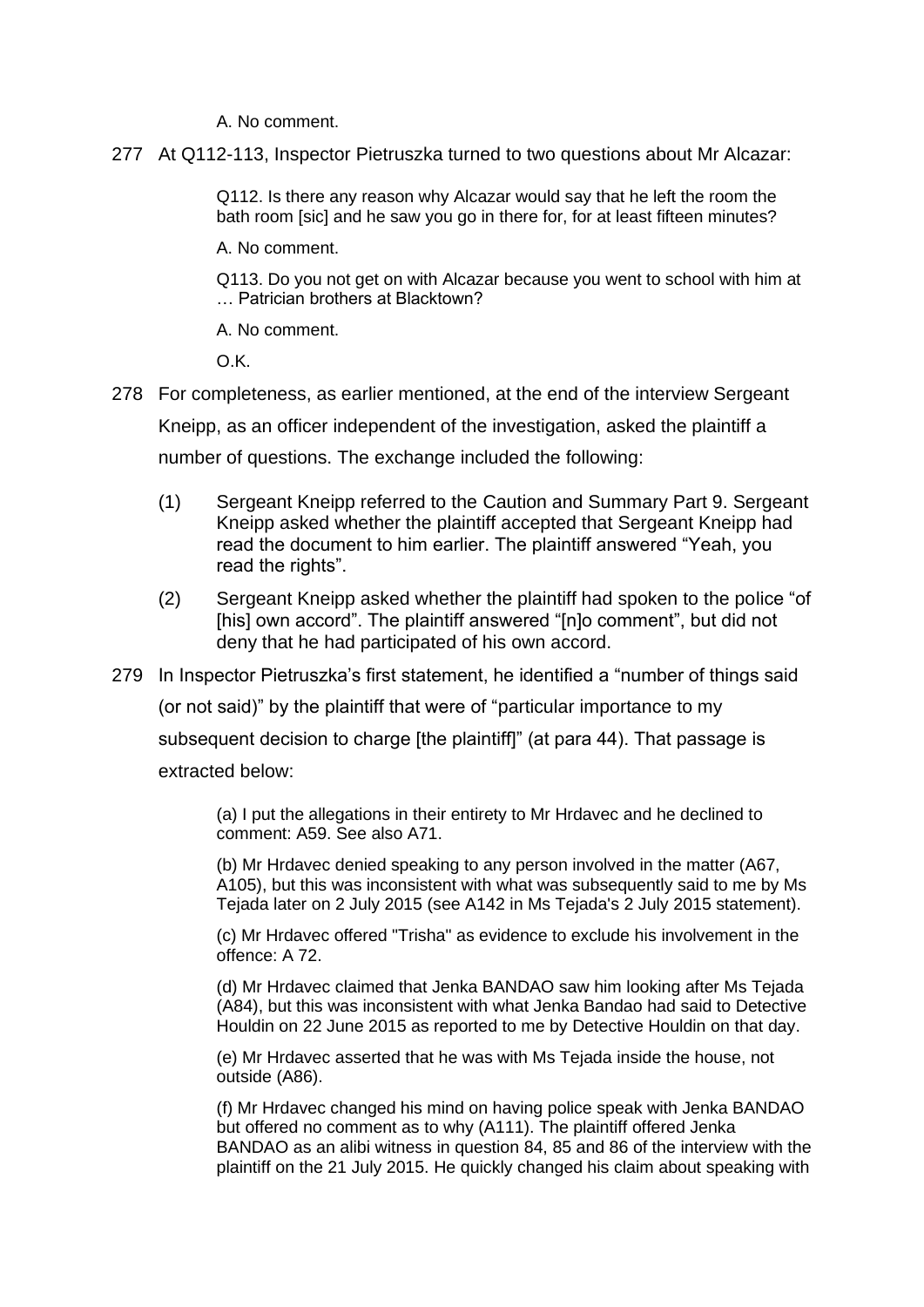A. No comment.

277 At Q112-113, Inspector Pietruszka turned to two questions about Mr Alcazar:

> Q112. Is there any reason why Alcazar would say that he left the room the bath room [sic] and he saw you go in there for, for at least fifteen minutes?
>
> A. No comment.
>
> Q113. Do you not get on with Alcazar because you went to school with him at … Patrician brothers at Blacktown?
>
> A. No comment.
>
> O.K.

278 For completeness, as earlier mentioned, at the end of the interview Sergeant Kneipp, as an officer independent of the investigation, asked the plaintiff a number of questions. The exchange included the following:

(1) Sergeant Kneipp referred to the Caution and Summary Part 9. Sergeant Kneipp asked whether the plaintiff accepted that Sergeant Kneipp had read the document to him earlier. The plaintiff answered "Yeah, you read the rights".

(2) Sergeant Kneipp asked whether the plaintiff had spoken to the police "of [his] own accord". The plaintiff answered "[n]o comment", but did not deny that he had participated of his own accord.

279 In Inspector Pietruszka's first statement, he identified a "number of things said (or not said)" by the plaintiff that were of "particular importance to my subsequent decision to charge [the plaintiff]" (at para 44). That passage is extracted below:

> (a) I put the allegations in their entirety to Mr Hrdavec and he declined to comment: A59. See also A71.
>
> (b) Mr Hrdavec denied speaking to any person involved in the matter (A67, A105), but this was inconsistent with what was subsequently said to me by Ms Tejada later on 2 July 2015 (see A142 in Ms Tejada's 2 July 2015 statement).
>
> (c) Mr Hrdavec offered "Trisha" as evidence to exclude his involvement in the offence: A 72.
>
> (d) Mr Hrdavec claimed that Jenka BANDAO saw him looking after Ms Tejada (A84), but this was inconsistent with what Jenka Bandao had said to Detective Houldin on 22 June 2015 as reported to me by Detective Houldin on that day.
>
> (e) Mr Hrdavec asserted that he was with Ms Tejada inside the house, not outside (A86).
>
> (f) Mr Hrdavec changed his mind on having police speak with Jenka BANDAO but offered no comment as to why (A111). The plaintiff offered Jenka BANDAO as an alibi witness in question 84, 85 and 86 of the interview with the plaintiff on the 21 July 2015. He quickly changed his claim about speaking with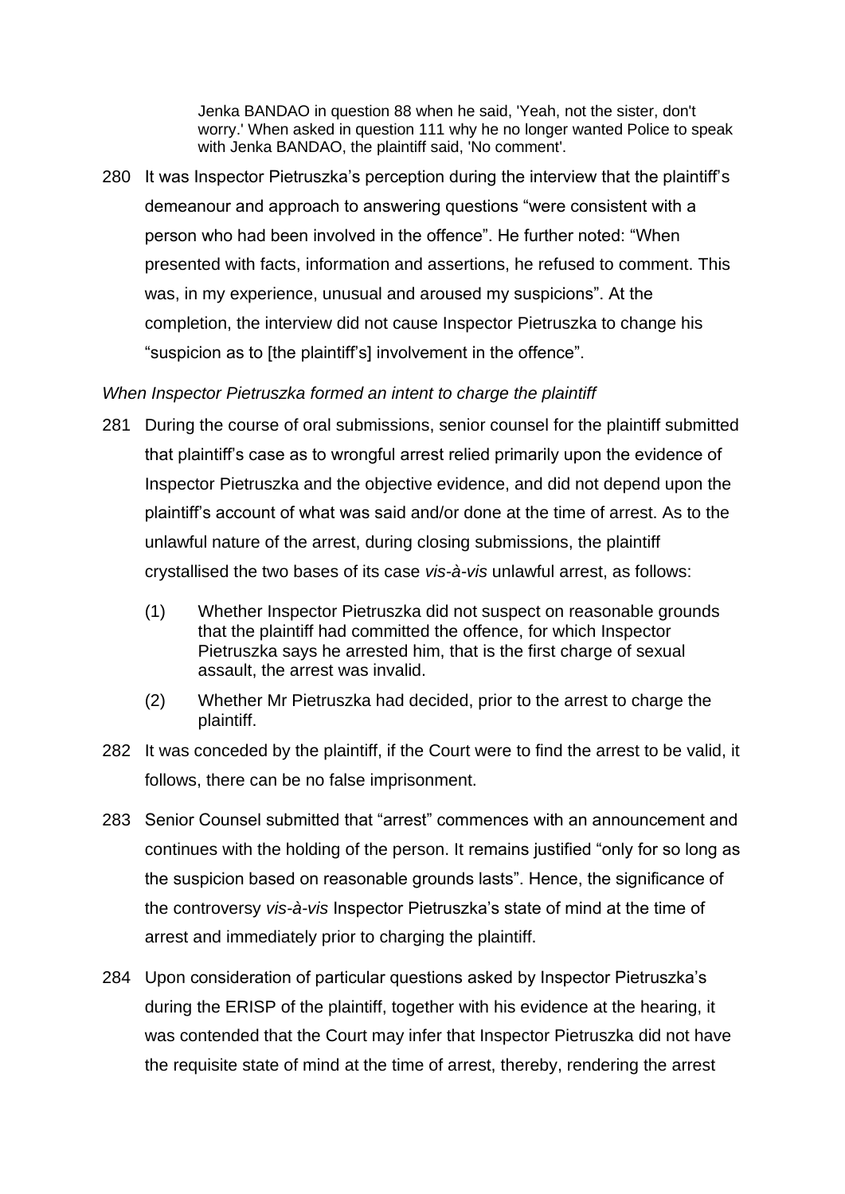> Jenka BANDAO in question 88 when he said, 'Yeah, not the sister, don't worry.' When asked in question 111 why he no longer wanted Police to speak with Jenka BANDAO, the plaintiff said, 'No comment'.

280 It was Inspector Pietruszka's perception during the interview that the plaintiff's demeanour and approach to answering questions "were consistent with a person who had been involved in the offence". He further noted: "When presented with facts, information and assertions, he refused to comment. This was, in my experience, unusual and aroused my suspicions". At the completion, the interview did not cause Inspector Pietruszka to change his "suspicion as to [the plaintiff's] involvement in the offence".

*When Inspector Pietruszka formed an intent to charge the plaintiff*

281 During the course of oral submissions, senior counsel for the plaintiff submitted that plaintiff's case as to wrongful arrest relied primarily upon the evidence of Inspector Pietruszka and the objective evidence, and did not depend upon the plaintiff's account of what was said and/or done at the time of arrest. As to the unlawful nature of the arrest, during closing submissions, the plaintiff crystallised the two bases of its case *vis-à-vis* unlawful arrest, as follows:

> (1) Whether Inspector Pietruszka did not suspect on reasonable grounds that the plaintiff had committed the offence, for which Inspector Pietruszka says he arrested him, that is the first charge of sexual assault, the arrest was invalid.
>
> (2) Whether Mr Pietruszka had decided, prior to the arrest to charge the plaintiff.

282 It was conceded by the plaintiff, if the Court were to find the arrest to be valid, it follows, there can be no false imprisonment.

283 Senior Counsel submitted that "arrest" commences with an announcement and continues with the holding of the person. It remains justified "only for so long as the suspicion based on reasonable grounds lasts". Hence, the significance of the controversy *vis-à-vis* Inspector Pietruszka's state of mind at the time of arrest and immediately prior to charging the plaintiff.

284 Upon consideration of particular questions asked by Inspector Pietruszka's during the ERISP of the plaintiff, together with his evidence at the hearing, it was contended that the Court may infer that Inspector Pietruszka did not have the requisite state of mind at the time of arrest, thereby, rendering the arrest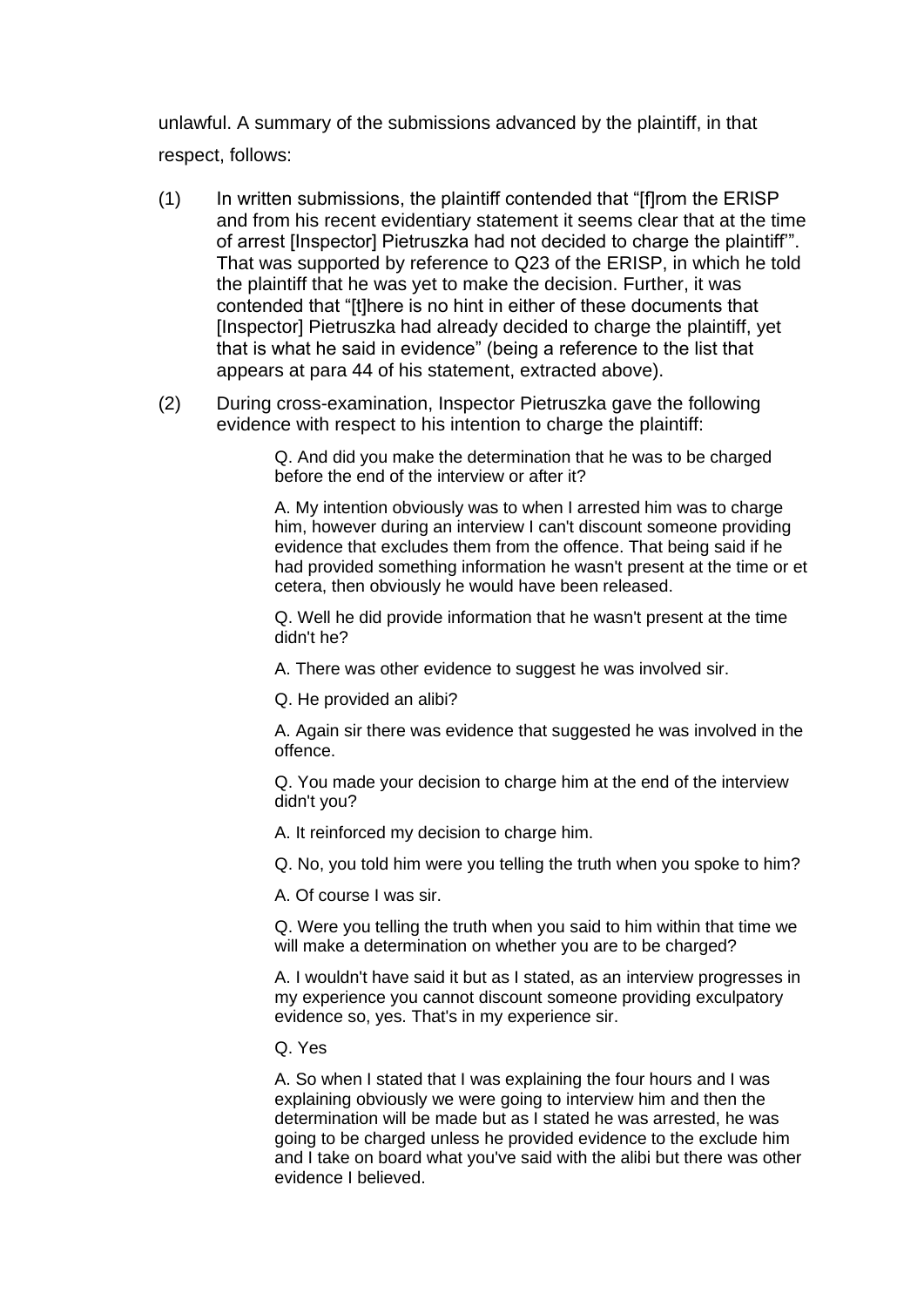unlawful. A summary of the submissions advanced by the plaintiff, in that respect, follows:

(1) In written submissions, the plaintiff contended that "[f]rom the ERISP and from his recent evidentiary statement it seems clear that at the time of arrest [Inspector] Pietruszka had not decided to charge the plaintiff'". That was supported by reference to Q23 of the ERISP, in which he told the plaintiff that he was yet to make the decision. Further, it was contended that "[t]here is no hint in either of these documents that [Inspector] Pietruszka had already decided to charge the plaintiff, yet that is what he said in evidence" (being a reference to the list that appears at para 44 of his statement, extracted above).

(2) During cross-examination, Inspector Pietruszka gave the following evidence with respect to his intention to charge the plaintiff:

> Q. And did you make the determination that he was to be charged before the end of the interview or after it?
>
> A. My intention obviously was to when I arrested him was to charge him, however during an interview I can't discount someone providing evidence that excludes them from the offence. That being said if he had provided something information he wasn't present at the time or et cetera, then obviously he would have been released.
>
> Q. Well he did provide information that he wasn't present at the time didn't he?
>
> A. There was other evidence to suggest he was involved sir.
>
> Q. He provided an alibi?
>
> A. Again sir there was evidence that suggested he was involved in the offence.
>
> Q. You made your decision to charge him at the end of the interview didn't you?
>
> A. It reinforced my decision to charge him.
>
> Q. No, you told him were you telling the truth when you spoke to him?
>
> A. Of course I was sir.
>
> Q. Were you telling the truth when you said to him within that time we will make a determination on whether you are to be charged?
>
> A. I wouldn't have said it but as I stated, as an interview progresses in my experience you cannot discount someone providing exculpatory evidence so, yes. That's in my experience sir.
>
> Q. Yes
>
> A. So when I stated that I was explaining the four hours and I was explaining obviously we were going to interview him and then the determination will be made but as I stated he was arrested, he was going to be charged unless he provided evidence to the exclude him and I take on board what you've said with the alibi but there was other evidence I believed.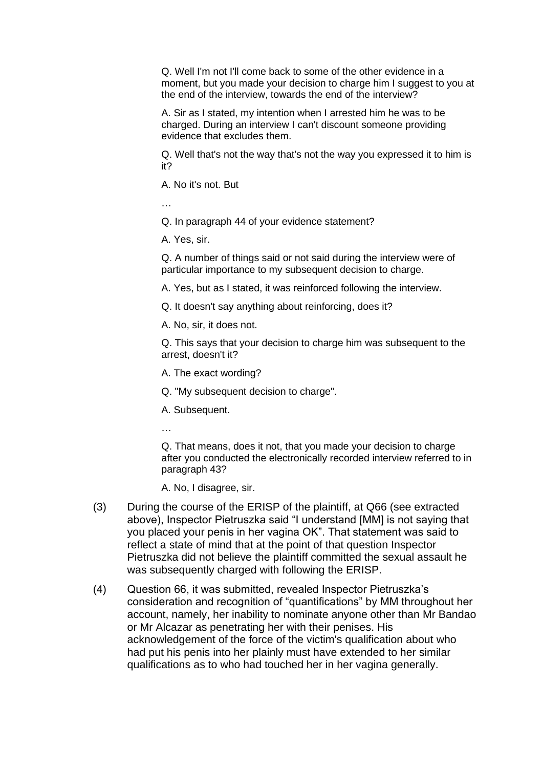> Q. Well I'm not I'll come back to some of the other evidence in a moment, but you made your decision to charge him I suggest to you at the end of the interview, towards the end of the interview?
>
> A. Sir as I stated, my intention when I arrested him he was to be charged. During an interview I can't discount someone providing evidence that excludes them.
>
> Q. Well that's not the way that's not the way you expressed it to him is it?
>
> A. No it's not. But
>
> …
>
> Q. In paragraph 44 of your evidence statement?
>
> A. Yes, sir.
>
> Q. A number of things said or not said during the interview were of particular importance to my subsequent decision to charge.
>
> A. Yes, but as I stated, it was reinforced following the interview.
>
> Q. It doesn't say anything about reinforcing, does it?
>
> A. No, sir, it does not.
>
> Q. This says that your decision to charge him was subsequent to the arrest, doesn't it?
>
> A. The exact wording?
>
> Q. "My subsequent decision to charge".
>
> A. Subsequent.
>
> …
>
> Q. That means, does it not, that you made your decision to charge after you conducted the electronically recorded interview referred to in paragraph 43?
>
> A. No, I disagree, sir.

(3) During the course of the ERISP of the plaintiff, at Q66 (see extracted above), Inspector Pietruszka said "I understand [MM] is not saying that you placed your penis in her vagina OK". That statement was said to reflect a state of mind that at the point of that question Inspector Pietruszka did not believe the plaintiff committed the sexual assault he was subsequently charged with following the ERISP.

(4) Question 66, it was submitted, revealed Inspector Pietruszka's consideration and recognition of "quantifications" by MM throughout her account, namely, her inability to nominate anyone other than Mr Bandao or Mr Alcazar as penetrating her with their penises. His acknowledgement of the force of the victim's qualification about who had put his penis into her plainly must have extended to her similar qualifications as to who had touched her in her vagina generally.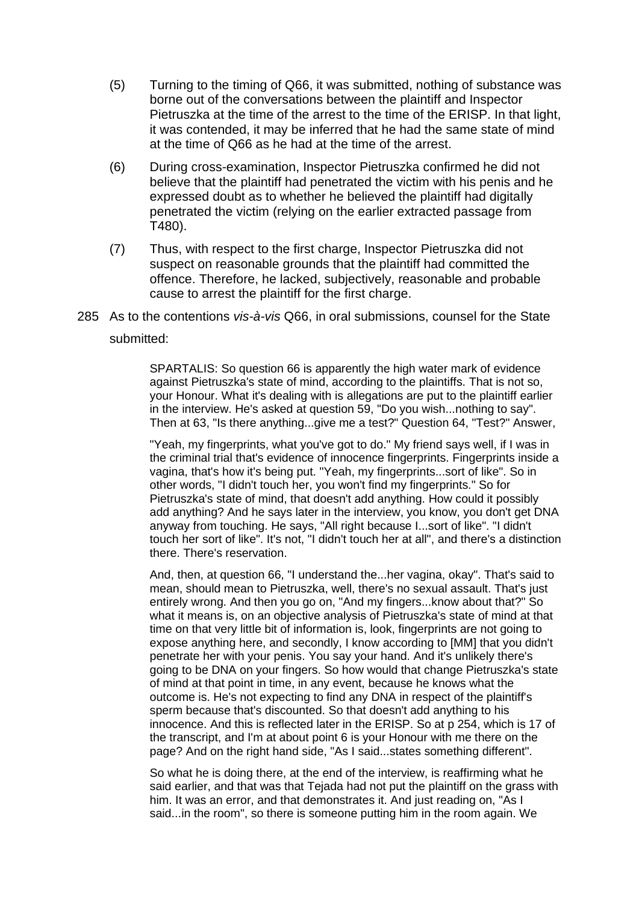(5) Turning to the timing of Q66, it was submitted, nothing of substance was borne out of the conversations between the plaintiff and Inspector Pietruszka at the time of the arrest to the time of the ERISP. In that light, it was contended, it may be inferred that he had the same state of mind at the time of Q66 as he had at the time of the arrest.

(6) During cross-examination, Inspector Pietruszka confirmed he did not believe that the plaintiff had penetrated the victim with his penis and he expressed doubt as to whether he believed the plaintiff had digitally penetrated the victim (relying on the earlier extracted passage from T480).

(7) Thus, with respect to the first charge, Inspector Pietruszka did not suspect on reasonable grounds that the plaintiff had committed the offence. Therefore, he lacked, subjectively, reasonable and probable cause to arrest the plaintiff for the first charge.

285 As to the contentions *vis-à-vis* Q66, in oral submissions, counsel for the State submitted:

> SPARTALIS: So question 66 is apparently the high water mark of evidence against Pietruszka's state of mind, according to the plaintiffs. That is not so, your Honour. What it's dealing with is allegations are put to the plaintiff earlier in the interview. He's asked at question 59, "Do you wish...nothing to say". Then at 63, "Is there anything...give me a test?" Question 64, "Test?" Answer,
>
> "Yeah, my fingerprints, what you've got to do." My friend says well, if I was in the criminal trial that's evidence of innocence fingerprints. Fingerprints inside a vagina, that's how it's being put. "Yeah, my fingerprints...sort of like". So in other words, "I didn't touch her, you won't find my fingerprints." So for Pietruszka's state of mind, that doesn't add anything. How could it possibly add anything? And he says later in the interview, you know, you don't get DNA anyway from touching. He says, "All right because I...sort of like". "I didn't touch her sort of like". It's not, "I didn't touch her at all", and there's a distinction there. There's reservation.
>
> And, then, at question 66, "I understand the...her vagina, okay". That's said to mean, should mean to Pietruszka, well, there's no sexual assault. That's just entirely wrong. And then you go on, "And my fingers...know about that?" So what it means is, on an objective analysis of Pietruszka's state of mind at that time on that very little bit of information is, look, fingerprints are not going to expose anything here, and secondly, I know according to [MM] that you didn't penetrate her with your penis. You say your hand. And it's unlikely there's going to be DNA on your fingers. So how would that change Pietruszka's state of mind at that point in time, in any event, because he knows what the outcome is. He's not expecting to find any DNA in respect of the plaintiff's sperm because that's discounted. So that doesn't add anything to his innocence. And this is reflected later in the ERISP. So at p 254, which is 17 of the transcript, and I'm at about point 6 is your Honour with me there on the page? And on the right hand side, "As I said...states something different".
>
> So what he is doing there, at the end of the interview, is reaffirming what he said earlier, and that was that Tejada had not put the plaintiff on the grass with him. It was an error, and that demonstrates it. And just reading on, "As I said...in the room", so there is someone putting him in the room again. We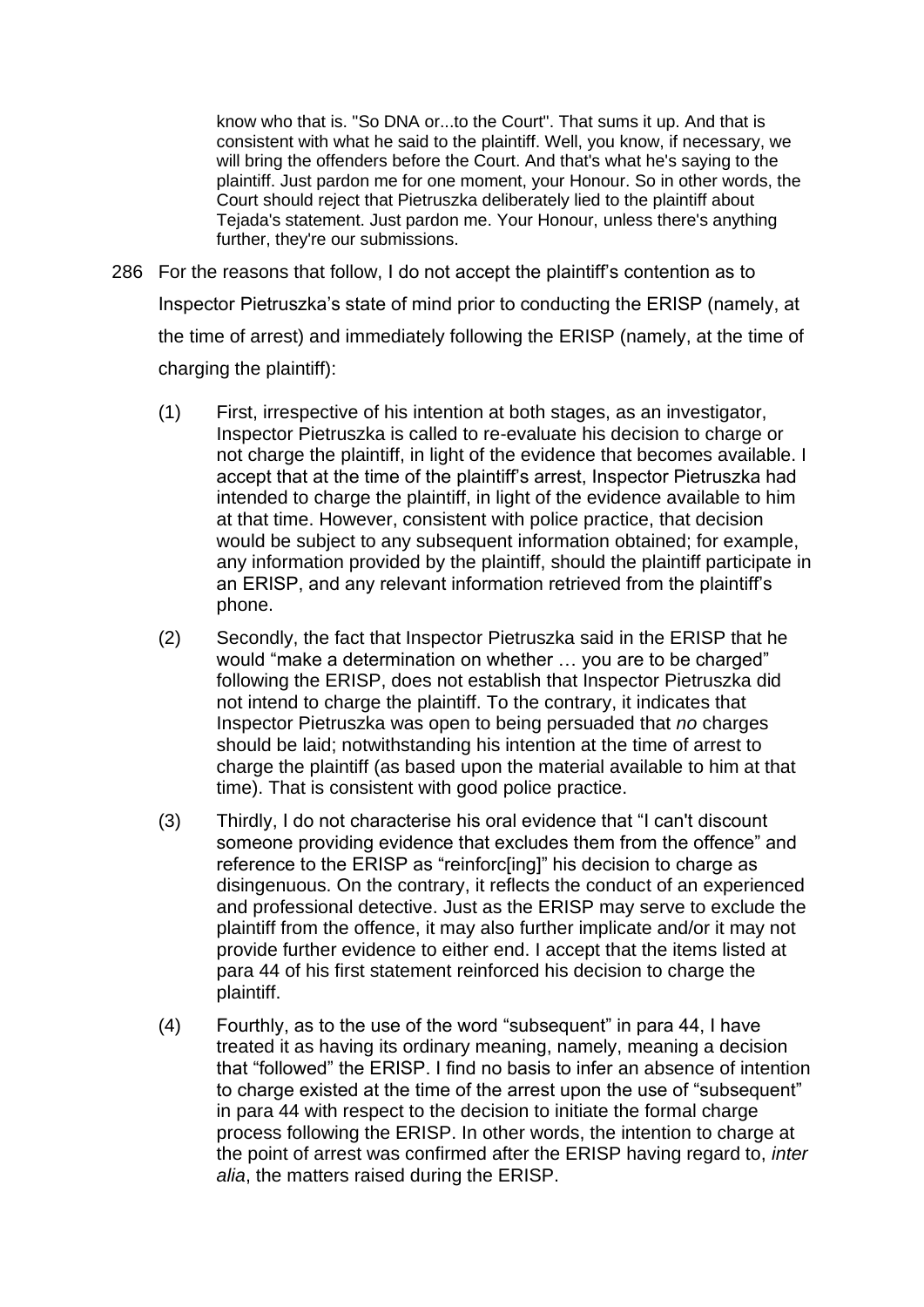> know who that is. "So DNA or...to the Court". That sums it up. And that is consistent with what he said to the plaintiff. Well, you know, if necessary, we will bring the offenders before the Court. And that's what he's saying to the plaintiff. Just pardon me for one moment, your Honour. So in other words, the Court should reject that Pietruszka deliberately lied to the plaintiff about Tejada's statement. Just pardon me. Your Honour, unless there's anything further, they're our submissions.

286 For the reasons that follow, I do not accept the plaintiff's contention as to Inspector Pietruszka's state of mind prior to conducting the ERISP (namely, at the time of arrest) and immediately following the ERISP (namely, at the time of charging the plaintiff):

(1) First, irrespective of his intention at both stages, as an investigator, Inspector Pietruszka is called to re-evaluate his decision to charge or not charge the plaintiff, in light of the evidence that becomes available. I accept that at the time of the plaintiff's arrest, Inspector Pietruszka had intended to charge the plaintiff, in light of the evidence available to him at that time. However, consistent with police practice, that decision would be subject to any subsequent information obtained; for example, any information provided by the plaintiff, should the plaintiff participate in an ERISP, and any relevant information retrieved from the plaintiff's phone.

(2) Secondly, the fact that Inspector Pietruszka said in the ERISP that he would "make a determination on whether … you are to be charged" following the ERISP, does not establish that Inspector Pietruszka did not intend to charge the plaintiff. To the contrary, it indicates that Inspector Pietruszka was open to being persuaded that *no* charges should be laid; notwithstanding his intention at the time of arrest to charge the plaintiff (as based upon the material available to him at that time). That is consistent with good police practice.

(3) Thirdly, I do not characterise his oral evidence that "I can't discount someone providing evidence that excludes them from the offence" and reference to the ERISP as "reinforc[ing]" his decision to charge as disingenuous. On the contrary, it reflects the conduct of an experienced and professional detective. Just as the ERISP may serve to exclude the plaintiff from the offence, it may also further implicate and/or it may not provide further evidence to either end. I accept that the items listed at para 44 of his first statement reinforced his decision to charge the plaintiff.

(4) Fourthly, as to the use of the word "subsequent" in para 44, I have treated it as having its ordinary meaning, namely, meaning a decision that "followed" the ERISP. I find no basis to infer an absence of intention to charge existed at the time of the arrest upon the use of "subsequent" in para 44 with respect to the decision to initiate the formal charge process following the ERISP. In other words, the intention to charge at the point of arrest was confirmed after the ERISP having regard to, *inter alia*, the matters raised during the ERISP.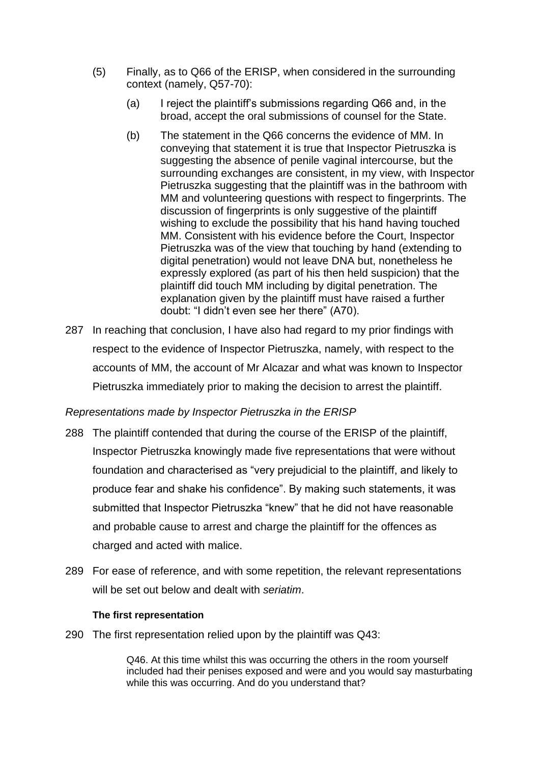(5) Finally, as to Q66 of the ERISP, when considered in the surrounding context (namely, Q57-70):

  (a) I reject the plaintiff's submissions regarding Q66 and, in the broad, accept the oral submissions of counsel for the State.

  (b) The statement in the Q66 concerns the evidence of MM. In conveying that statement it is true that Inspector Pietruszka is suggesting the absence of penile vaginal intercourse, but the surrounding exchanges are consistent, in my view, with Inspector Pietruszka suggesting that the plaintiff was in the bathroom with MM and volunteering questions with respect to fingerprints. The discussion of fingerprints is only suggestive of the plaintiff wishing to exclude the possibility that his hand having touched MM. Consistent with his evidence before the Court, Inspector Pietruszka was of the view that touching by hand (extending to digital penetration) would not leave DNA but, nonetheless he expressly explored (as part of his then held suspicion) that the plaintiff did touch MM including by digital penetration. The explanation given by the plaintiff must have raised a further doubt: "I didn't even see her there" (A70).

287 In reaching that conclusion, I have also had regard to my prior findings with respect to the evidence of Inspector Pietruszka, namely, with respect to the accounts of MM, the account of Mr Alcazar and what was known to Inspector Pietruszka immediately prior to making the decision to arrest the plaintiff.

*Representations made by Inspector Pietruszka in the ERISP*

288 The plaintiff contended that during the course of the ERISP of the plaintiff, Inspector Pietruszka knowingly made five representations that were without foundation and characterised as "very prejudicial to the plaintiff, and likely to produce fear and shake his confidence". By making such statements, it was submitted that Inspector Pietruszka "knew" that he did not have reasonable and probable cause to arrest and charge the plaintiff for the offences as charged and acted with malice.

289 For ease of reference, and with some repetition, the relevant representations will be set out below and dealt with *seriatim*.

**The first representation**

290 The first representation relied upon by the plaintiff was Q43:

> Q46. At this time whilst this was occurring the others in the room yourself included had their penises exposed and were and you would say masturbating while this was occurring. And do you understand that?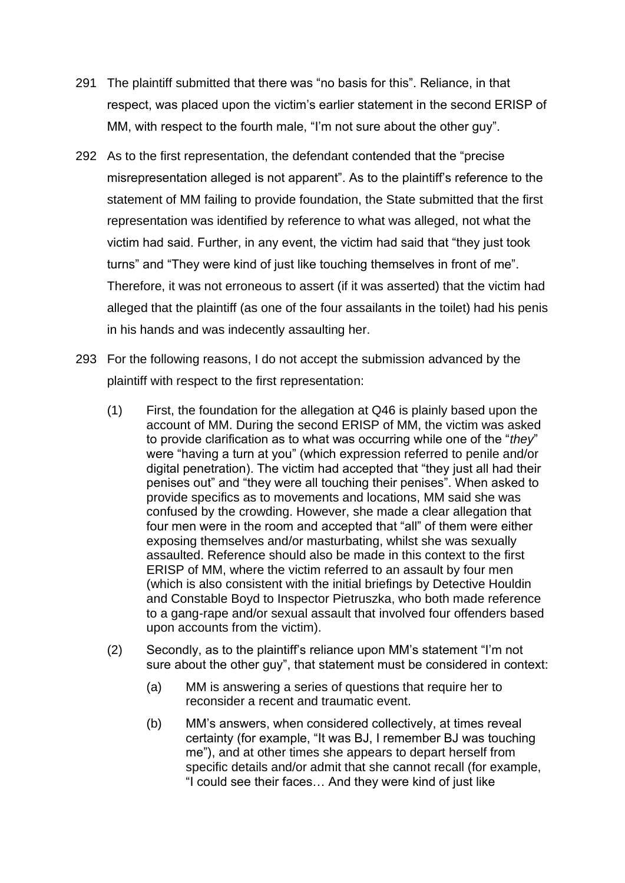291 The plaintiff submitted that there was "no basis for this". Reliance, in that respect, was placed upon the victim's earlier statement in the second ERISP of MM, with respect to the fourth male, "I'm not sure about the other guy".

292 As to the first representation, the defendant contended that the "precise misrepresentation alleged is not apparent". As to the plaintiff's reference to the statement of MM failing to provide foundation, the State submitted that the first representation was identified by reference to what was alleged, not what the victim had said. Further, in any event, the victim had said that "they just took turns" and "They were kind of just like touching themselves in front of me". Therefore, it was not erroneous to assert (if it was asserted) that the victim had alleged that the plaintiff (as one of the four assailants in the toilet) had his penis in his hands and was indecently assaulting her.

293 For the following reasons, I do not accept the submission advanced by the plaintiff with respect to the first representation:

(1) First, the foundation for the allegation at Q46 is plainly based upon the account of MM. During the second ERISP of MM, the victim was asked to provide clarification as to what was occurring while one of the "*they*" were "having a turn at you" (which expression referred to penile and/or digital penetration). The victim had accepted that "they just all had their penises out" and "they were all touching their penises". When asked to provide specifics as to movements and locations, MM said she was confused by the crowding. However, she made a clear allegation that four men were in the room and accepted that "all" of them were either exposing themselves and/or masturbating, whilst she was sexually assaulted. Reference should also be made in this context to the first ERISP of MM, where the victim referred to an assault by four men (which is also consistent with the initial briefings by Detective Houldin and Constable Boyd to Inspector Pietruszka, who both made reference to a gang-rape and/or sexual assault that involved four offenders based upon accounts from the victim).

(2) Secondly, as to the plaintiff's reliance upon MM's statement "I'm not sure about the other guy", that statement must be considered in context:

(a) MM is answering a series of questions that require her to reconsider a recent and traumatic event.

(b) MM's answers, when considered collectively, at times reveal certainty (for example, "It was BJ, I remember BJ was touching me"), and at other times she appears to depart herself from specific details and/or admit that she cannot recall (for example, "I could see their faces… And they were kind of just like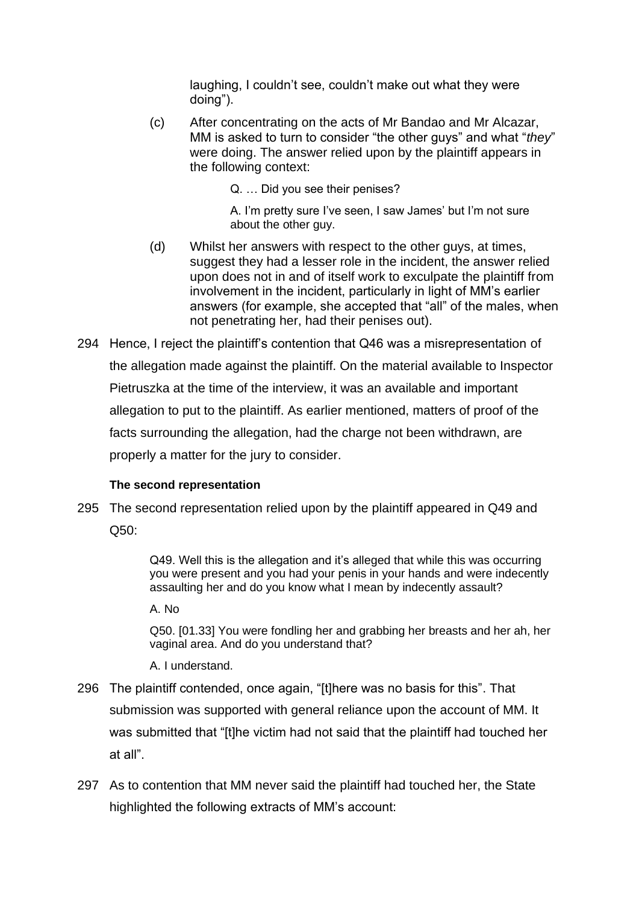laughing, I couldn't see, couldn't make out what they were doing").

(c) After concentrating on the acts of Mr Bandao and Mr Alcazar, MM is asked to turn to consider "the other guys" and what "*they*" were doing. The answer relied upon by the plaintiff appears in the following context:

> Q. … Did you see their penises?
>
> A. I'm pretty sure I've seen, I saw James' but I'm not sure about the other guy.

(d) Whilst her answers with respect to the other guys, at times, suggest they had a lesser role in the incident, the answer relied upon does not in and of itself work to exculpate the plaintiff from involvement in the incident, particularly in light of MM's earlier answers (for example, she accepted that "all" of the males, when not penetrating her, had their penises out).

294 Hence, I reject the plaintiff's contention that Q46 was a misrepresentation of the allegation made against the plaintiff. On the material available to Inspector Pietruszka at the time of the interview, it was an available and important allegation to put to the plaintiff. As earlier mentioned, matters of proof of the facts surrounding the allegation, had the charge not been withdrawn, are properly a matter for the jury to consider.

#### The second representation

295 The second representation relied upon by the plaintiff appeared in Q49 and Q50:

> Q49. Well this is the allegation and it's alleged that while this was occurring you were present and you had your penis in your hands and were indecently assaulting her and do you know what I mean by indecently assault?
>
> A. No
>
> Q50. [01.33] You were fondling her and grabbing her breasts and her ah, her vaginal area. And do you understand that?
>
> A. I understand.

296 The plaintiff contended, once again, "[t]here was no basis for this". That submission was supported with general reliance upon the account of MM. It was submitted that "[t]he victim had not said that the plaintiff had touched her at all".

297 As to contention that MM never said the plaintiff had touched her, the State highlighted the following extracts of MM's account: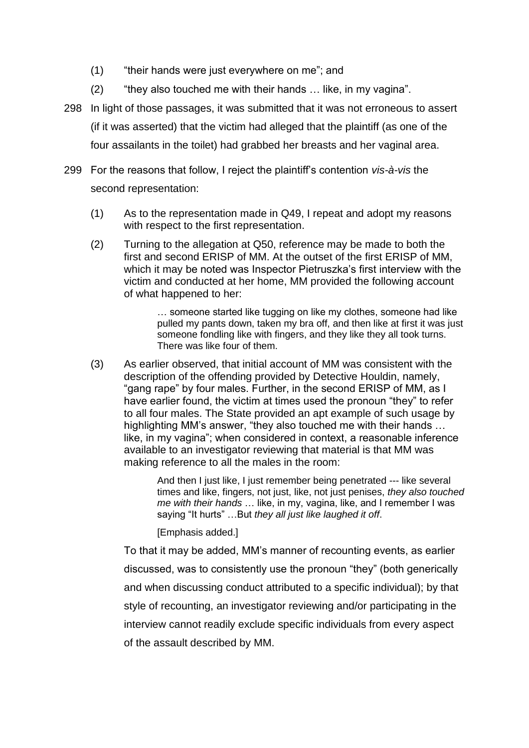(1) "their hands were just everywhere on me"; and

(2) "they also touched me with their hands … like, in my vagina".

298 In light of those passages, it was submitted that it was not erroneous to assert (if it was asserted) that the victim had alleged that the plaintiff (as one of the four assailants in the toilet) had grabbed her breasts and her vaginal area.

299 For the reasons that follow, I reject the plaintiff's contention *vis-à-vis* the second representation:

(1) As to the representation made in Q49, I repeat and adopt my reasons with respect to the first representation.

(2) Turning to the allegation at Q50, reference may be made to both the first and second ERISP of MM. At the outset of the first ERISP of MM, which it may be noted was Inspector Pietruszka's first interview with the victim and conducted at her home, MM provided the following account of what happened to her:

> … someone started like tugging on like my clothes, someone had like pulled my pants down, taken my bra off, and then like at first it was just someone fondling like with fingers, and they like they all took turns. There was like four of them.

(3) As earlier observed, that initial account of MM was consistent with the description of the offending provided by Detective Houldin, namely, "gang rape" by four males. Further, in the second ERISP of MM, as I have earlier found, the victim at times used the pronoun "they" to refer to all four males. The State provided an apt example of such usage by highlighting MM's answer, "they also touched me with their hands … like, in my vagina"; when considered in context, a reasonable inference available to an investigator reviewing that material is that MM was making reference to all the males in the room:

> And then I just like, I just remember being penetrated --- like several times and like, fingers, not just, like, not just penises, *they also touched me with their hands* … like, in my, vagina, like, and I remember I was saying "It hurts" …But *they all just like laughed it off*.
>
> [Emphasis added.]

To that it may be added, MM's manner of recounting events, as earlier discussed, was to consistently use the pronoun "they" (both generically and when discussing conduct attributed to a specific individual); by that style of recounting, an investigator reviewing and/or participating in the interview cannot readily exclude specific individuals from every aspect of the assault described by MM.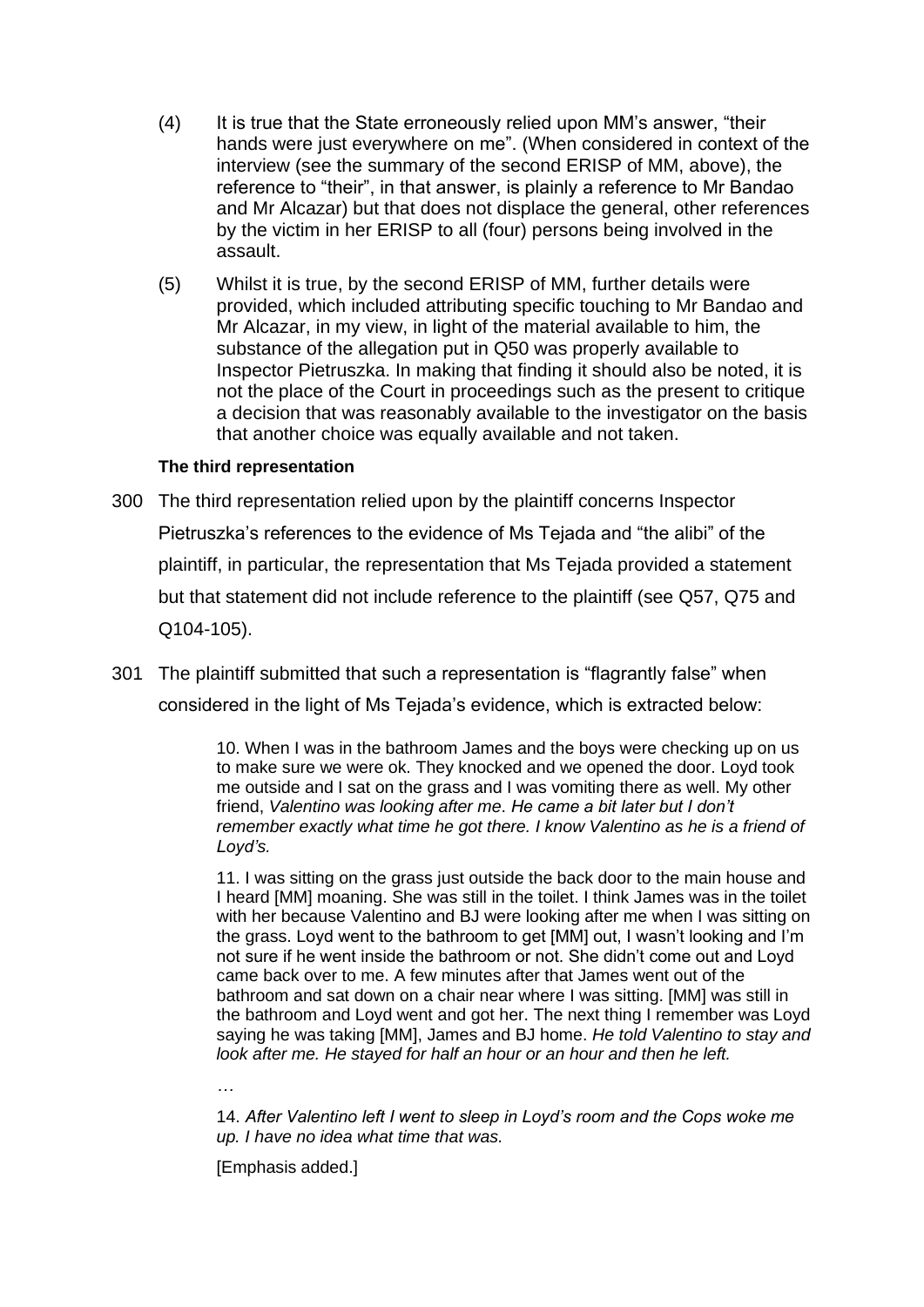(4) It is true that the State erroneously relied upon MM's answer, "their hands were just everywhere on me". (When considered in context of the interview (see the summary of the second ERISP of MM, above), the reference to "their", in that answer, is plainly a reference to Mr Bandao and Mr Alcazar) but that does not displace the general, other references by the victim in her ERISP to all (four) persons being involved in the assault.

(5) Whilst it is true, by the second ERISP of MM, further details were provided, which included attributing specific touching to Mr Bandao and Mr Alcazar, in my view, in light of the material available to him, the substance of the allegation put in Q50 was properly available to Inspector Pietruszka. In making that finding it should also be noted, it is not the place of the Court in proceedings such as the present to critique a decision that was reasonably available to the investigator on the basis that another choice was equally available and not taken.

**The third representation**

300 The third representation relied upon by the plaintiff concerns Inspector Pietruszka's references to the evidence of Ms Tejada and "the alibi" of the plaintiff, in particular, the representation that Ms Tejada provided a statement but that statement did not include reference to the plaintiff (see Q57, Q75 and Q104-105).

301 The plaintiff submitted that such a representation is "flagrantly false" when considered in the light of Ms Tejada's evidence, which is extracted below:

> 10. When I was in the bathroom James and the boys were checking up on us to make sure we were ok. They knocked and we opened the door. Loyd took me outside and I sat on the grass and I was vomiting there as well. My other friend, *Valentino was looking after me*. *He came a bit later but I don't remember exactly what time he got there. I know Valentino as he is a friend of Loyd's.*
>
> 11. I was sitting on the grass just outside the back door to the main house and I heard [MM] moaning. She was still in the toilet. I think James was in the toilet with her because Valentino and BJ were looking after me when I was sitting on the grass. Loyd went to the bathroom to get [MM] out, I wasn't looking and I'm not sure if he went inside the bathroom or not. She didn't come out and Loyd came back over to me. A few minutes after that James went out of the bathroom and sat down on a chair near where I was sitting. [MM] was still in the bathroom and Loyd went and got her. The next thing I remember was Loyd saying he was taking [MM], James and BJ home. *He told Valentino to stay and look after me. He stayed for half an hour or an hour and then he left.*
>
> …
>
> 14. *After Valentino left I went to sleep in Loyd's room and the Cops woke me up. I have no idea what time that was.*
>
> [Emphasis added.]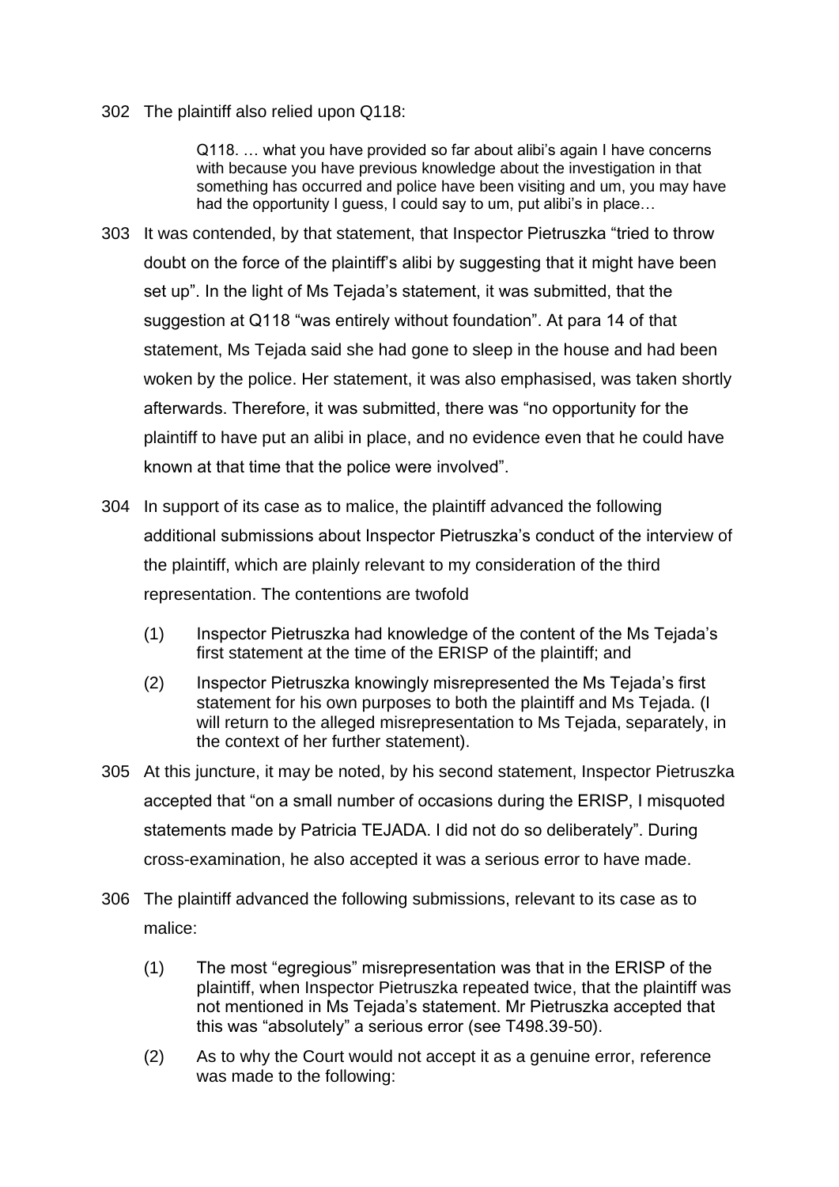302 The plaintiff also relied upon Q118:

> Q118. … what you have provided so far about alibi's again I have concerns with because you have previous knowledge about the investigation in that something has occurred and police have been visiting and um, you may have had the opportunity I guess, I could say to um, put alibi's in place…

303 It was contended, by that statement, that Inspector Pietruszka "tried to throw doubt on the force of the plaintiff's alibi by suggesting that it might have been set up". In the light of Ms Tejada's statement, it was submitted, that the suggestion at Q118 "was entirely without foundation". At para 14 of that statement, Ms Tejada said she had gone to sleep in the house and had been woken by the police. Her statement, it was also emphasised, was taken shortly afterwards. Therefore, it was submitted, there was "no opportunity for the plaintiff to have put an alibi in place, and no evidence even that he could have known at that time that the police were involved".

304 In support of its case as to malice, the plaintiff advanced the following additional submissions about Inspector Pietruszka's conduct of the interview of the plaintiff, which are plainly relevant to my consideration of the third representation. The contentions are twofold

(1) Inspector Pietruszka had knowledge of the content of the Ms Tejada's first statement at the time of the ERISP of the plaintiff; and

(2) Inspector Pietruszka knowingly misrepresented the Ms Tejada's first statement for his own purposes to both the plaintiff and Ms Tejada. (I will return to the alleged misrepresentation to Ms Tejada, separately, in the context of her further statement).

305 At this juncture, it may be noted, by his second statement, Inspector Pietruszka accepted that "on a small number of occasions during the ERISP, I misquoted statements made by Patricia TEJADA. I did not do so deliberately". During cross-examination, he also accepted it was a serious error to have made.

306 The plaintiff advanced the following submissions, relevant to its case as to malice:

(1) The most "egregious" misrepresentation was that in the ERISP of the plaintiff, when Inspector Pietruszka repeated twice, that the plaintiff was not mentioned in Ms Tejada's statement. Mr Pietruszka accepted that this was "absolutely" a serious error (see T498.39-50).

(2) As to why the Court would not accept it as a genuine error, reference was made to the following: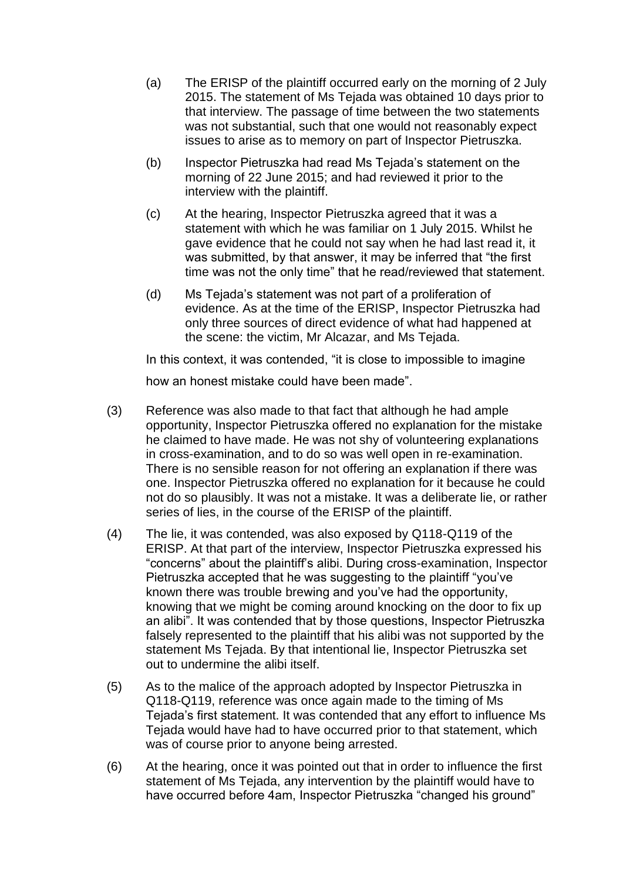(a) The ERISP of the plaintiff occurred early on the morning of 2 July 2015. The statement of Ms Tejada was obtained 10 days prior to that interview. The passage of time between the two statements was not substantial, such that one would not reasonably expect issues to arise as to memory on part of Inspector Pietruszka.

(b) Inspector Pietruszka had read Ms Tejada's statement on the morning of 22 June 2015; and had reviewed it prior to the interview with the plaintiff.

(c) At the hearing, Inspector Pietruszka agreed that it was a statement with which he was familiar on 1 July 2015. Whilst he gave evidence that he could not say when he had last read it, it was submitted, by that answer, it may be inferred that "the first time was not the only time" that he read/reviewed that statement.

(d) Ms Tejada's statement was not part of a proliferation of evidence. As at the time of the ERISP, Inspector Pietruszka had only three sources of direct evidence of what had happened at the scene: the victim, Mr Alcazar, and Ms Tejada.

In this context, it was contended, "it is close to impossible to imagine how an honest mistake could have been made".

(3) Reference was also made to that fact that although he had ample opportunity, Inspector Pietruszka offered no explanation for the mistake he claimed to have made. He was not shy of volunteering explanations in cross-examination, and to do so was well open in re-examination. There is no sensible reason for not offering an explanation if there was one. Inspector Pietruszka offered no explanation for it because he could not do so plausibly. It was not a mistake. It was a deliberate lie, or rather series of lies, in the course of the ERISP of the plaintiff.

(4) The lie, it was contended, was also exposed by Q118-Q119 of the ERISP. At that part of the interview, Inspector Pietruszka expressed his "concerns" about the plaintiff's alibi. During cross-examination, Inspector Pietruszka accepted that he was suggesting to the plaintiff "you've known there was trouble brewing and you've had the opportunity, knowing that we might be coming around knocking on the door to fix up an alibi". It was contended that by those questions, Inspector Pietruszka falsely represented to the plaintiff that his alibi was not supported by the statement Ms Tejada. By that intentional lie, Inspector Pietruszka set out to undermine the alibi itself.

(5) As to the malice of the approach adopted by Inspector Pietruszka in Q118-Q119, reference was once again made to the timing of Ms Tejada's first statement. It was contended that any effort to influence Ms Tejada would have had to have occurred prior to that statement, which was of course prior to anyone being arrested.

(6) At the hearing, once it was pointed out that in order to influence the first statement of Ms Tejada, any intervention by the plaintiff would have to have occurred before 4am, Inspector Pietruszka "changed his ground"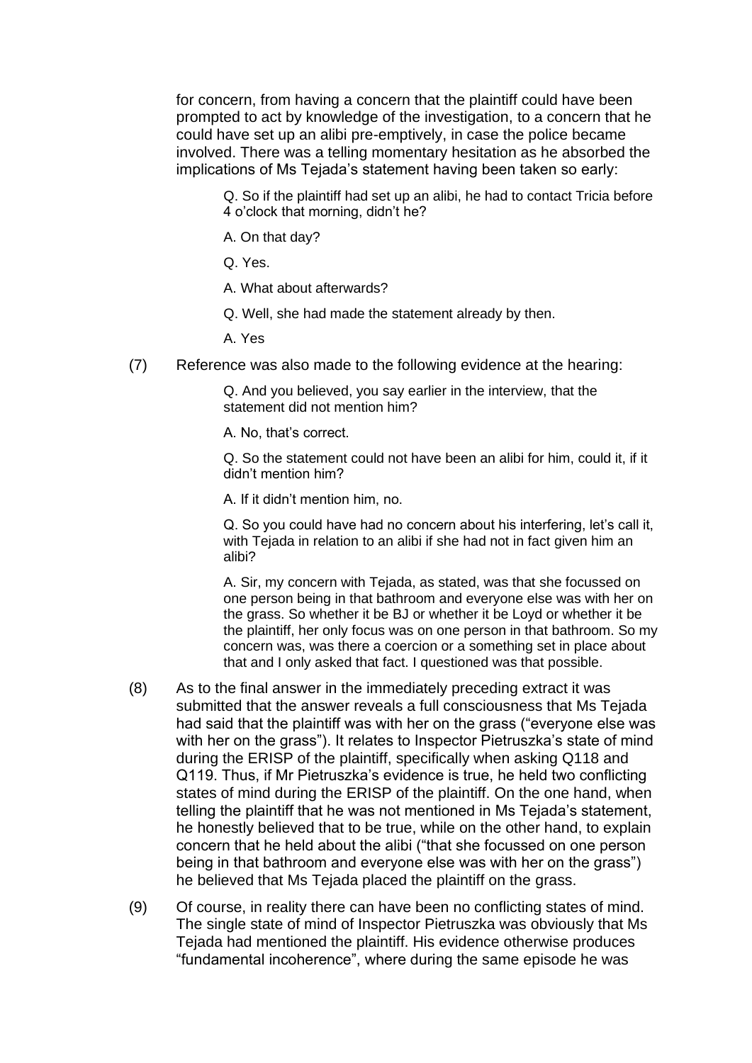for concern, from having a concern that the plaintiff could have been prompted to act by knowledge of the investigation, to a concern that he could have set up an alibi pre-emptively, in case the police became involved. There was a telling momentary hesitation as he absorbed the implications of Ms Tejada's statement having been taken so early:

> Q. So if the plaintiff had set up an alibi, he had to contact Tricia before 4 o'clock that morning, didn't he?
>
> A. On that day?
>
> Q. Yes.
>
> A. What about afterwards?
>
> Q. Well, she had made the statement already by then.
>
> A. Yes

(7) Reference was also made to the following evidence at the hearing:

> Q. And you believed, you say earlier in the interview, that the statement did not mention him?
>
> A. No, that's correct.
>
> Q. So the statement could not have been an alibi for him, could it, if it didn't mention him?
>
> A. If it didn't mention him, no.
>
> Q. So you could have had no concern about his interfering, let's call it, with Tejada in relation to an alibi if she had not in fact given him an alibi?
>
> A. Sir, my concern with Tejada, as stated, was that she focussed on one person being in that bathroom and everyone else was with her on the grass. So whether it be BJ or whether it be Loyd or whether it be the plaintiff, her only focus was on one person in that bathroom. So my concern was, was there a coercion or a something set in place about that and I only asked that fact. I questioned was that possible.

(8) As to the final answer in the immediately preceding extract it was submitted that the answer reveals a full consciousness that Ms Tejada had said that the plaintiff was with her on the grass ("everyone else was with her on the grass"). It relates to Inspector Pietruszka's state of mind during the ERISP of the plaintiff, specifically when asking Q118 and Q119. Thus, if Mr Pietruszka's evidence is true, he held two conflicting states of mind during the ERISP of the plaintiff. On the one hand, when telling the plaintiff that he was not mentioned in Ms Tejada's statement, he honestly believed that to be true, while on the other hand, to explain concern that he held about the alibi ("that she focussed on one person being in that bathroom and everyone else was with her on the grass") he believed that Ms Tejada placed the plaintiff on the grass.

(9) Of course, in reality there can have been no conflicting states of mind. The single state of mind of Inspector Pietruszka was obviously that Ms Tejada had mentioned the plaintiff. His evidence otherwise produces "fundamental incoherence", where during the same episode he was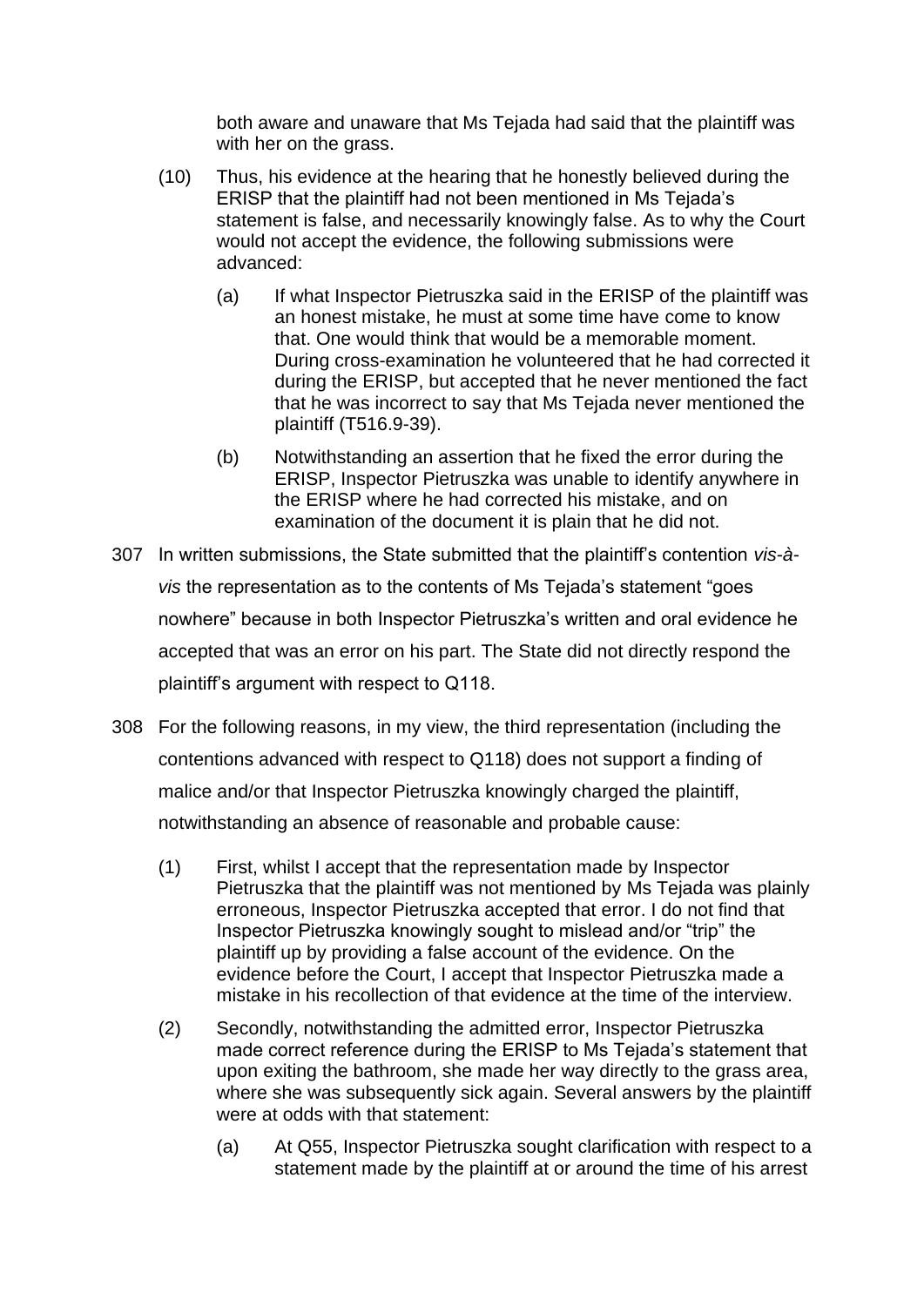both aware and unaware that Ms Tejada had said that the plaintiff was with her on the grass.

(10) Thus, his evidence at the hearing that he honestly believed during the ERISP that the plaintiff had not been mentioned in Ms Tejada's statement is false, and necessarily knowingly false. As to why the Court would not accept the evidence, the following submissions were advanced:

(a) If what Inspector Pietruszka said in the ERISP of the plaintiff was an honest mistake, he must at some time have come to know that. One would think that would be a memorable moment. During cross-examination he volunteered that he had corrected it during the ERISP, but accepted that he never mentioned the fact that he was incorrect to say that Ms Tejada never mentioned the plaintiff (T516.9-39).

(b) Notwithstanding an assertion that he fixed the error during the ERISP, Inspector Pietruszka was unable to identify anywhere in the ERISP where he had corrected his mistake, and on examination of the document it is plain that he did not.

307 In written submissions, the State submitted that the plaintiff's contention *vis-à-vis* the representation as to the contents of Ms Tejada's statement "goes nowhere" because in both Inspector Pietruszka's written and oral evidence he accepted that was an error on his part. The State did not directly respond the plaintiff's argument with respect to Q118.

308 For the following reasons, in my view, the third representation (including the contentions advanced with respect to Q118) does not support a finding of malice and/or that Inspector Pietruszka knowingly charged the plaintiff, notwithstanding an absence of reasonable and probable cause:

(1) First, whilst I accept that the representation made by Inspector Pietruszka that the plaintiff was not mentioned by Ms Tejada was plainly erroneous, Inspector Pietruszka accepted that error. I do not find that Inspector Pietruszka knowingly sought to mislead and/or "trip" the plaintiff up by providing a false account of the evidence. On the evidence before the Court, I accept that Inspector Pietruszka made a mistake in his recollection of that evidence at the time of the interview.

(2) Secondly, notwithstanding the admitted error, Inspector Pietruszka made correct reference during the ERISP to Ms Tejada's statement that upon exiting the bathroom, she made her way directly to the grass area, where she was subsequently sick again. Several answers by the plaintiff were at odds with that statement:

(a) At Q55, Inspector Pietruszka sought clarification with respect to a statement made by the plaintiff at or around the time of his arrest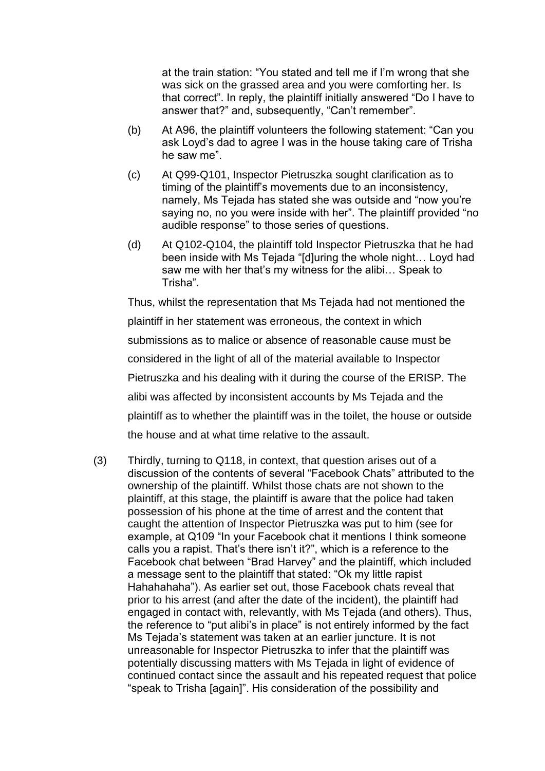at the train station: "You stated and tell me if I'm wrong that she was sick on the grassed area and you were comforting her. Is that correct". In reply, the plaintiff initially answered "Do I have to answer that?" and, subsequently, "Can't remember".

(b) At A96, the plaintiff volunteers the following statement: "Can you ask Loyd's dad to agree I was in the house taking care of Trisha he saw me".

(c) At Q99-Q101, Inspector Pietruszka sought clarification as to timing of the plaintiff's movements due to an inconsistency, namely, Ms Tejada has stated she was outside and "now you're saying no, no you were inside with her". The plaintiff provided "no audible response" to those series of questions.

(d) At Q102-Q104, the plaintiff told Inspector Pietruszka that he had been inside with Ms Tejada "[d]uring the whole night… Loyd had saw me with her that's my witness for the alibi… Speak to Trisha".

Thus, whilst the representation that Ms Tejada had not mentioned the plaintiff in her statement was erroneous, the context in which submissions as to malice or absence of reasonable cause must be considered in the light of all of the material available to Inspector Pietruszka and his dealing with it during the course of the ERISP. The alibi was affected by inconsistent accounts by Ms Tejada and the plaintiff as to whether the plaintiff was in the toilet, the house or outside the house and at what time relative to the assault.

(3) Thirdly, turning to Q118, in context, that question arises out of a discussion of the contents of several "Facebook Chats" attributed to the ownership of the plaintiff. Whilst those chats are not shown to the plaintiff, at this stage, the plaintiff is aware that the police had taken possession of his phone at the time of arrest and the content that caught the attention of Inspector Pietruszka was put to him (see for example, at Q109 "In your Facebook chat it mentions I think someone calls you a rapist. That's there isn't it?", which is a reference to the Facebook chat between "Brad Harvey" and the plaintiff, which included a message sent to the plaintiff that stated: "Ok my little rapist Hahahahaha"). As earlier set out, those Facebook chats reveal that prior to his arrest (and after the date of the incident), the plaintiff had engaged in contact with, relevantly, with Ms Tejada (and others). Thus, the reference to "put alibi's in place" is not entirely informed by the fact Ms Tejada's statement was taken at an earlier juncture. It is not unreasonable for Inspector Pietruszka to infer that the plaintiff was potentially discussing matters with Ms Tejada in light of evidence of continued contact since the assault and his repeated request that police "speak to Trisha [again]". His consideration of the possibility and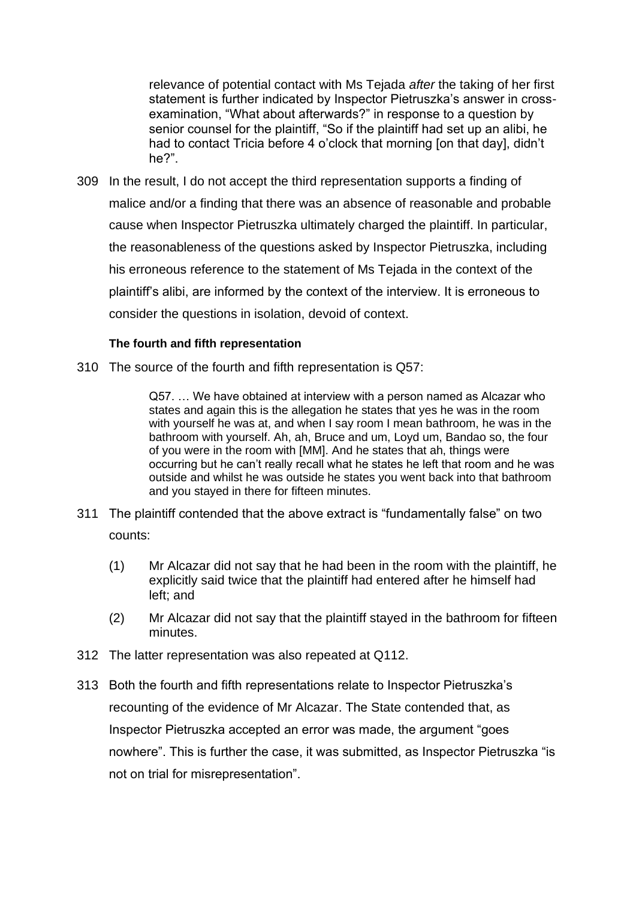> relevance of potential contact with Ms Tejada *after* the taking of her first statement is further indicated by Inspector Pietruszka's answer in cross-examination, "What about afterwards?" in response to a question by senior counsel for the plaintiff, "So if the plaintiff had set up an alibi, he had to contact Tricia before 4 o'clock that morning [on that day], didn't he?".

309 In the result, I do not accept the third representation supports a finding of malice and/or a finding that there was an absence of reasonable and probable cause when Inspector Pietruszka ultimately charged the plaintiff. In particular, the reasonableness of the questions asked by Inspector Pietruszka, including his erroneous reference to the statement of Ms Tejada in the context of the plaintiff's alibi, are informed by the context of the interview. It is erroneous to consider the questions in isolation, devoid of context.

### The fourth and fifth representation

310 The source of the fourth and fifth representation is Q57:

> Q57. … We have obtained at interview with a person named as Alcazar who states and again this is the allegation he states that yes he was in the room with yourself he was at, and when I say room I mean bathroom, he was in the bathroom with yourself. Ah, ah, Bruce and um, Loyd um, Bandao so, the four of you were in the room with [MM]. And he states that ah, things were occurring but he can't really recall what he states he left that room and he was outside and whilst he was outside he states you went back into that bathroom and you stayed in there for fifteen minutes.

311 The plaintiff contended that the above extract is "fundamentally false" on two counts:

> (1) Mr Alcazar did not say that he had been in the room with the plaintiff, he explicitly said twice that the plaintiff had entered after he himself had left; and
>
> (2) Mr Alcazar did not say that the plaintiff stayed in the bathroom for fifteen minutes.

312 The latter representation was also repeated at Q112.

313 Both the fourth and fifth representations relate to Inspector Pietruszka's recounting of the evidence of Mr Alcazar. The State contended that, as Inspector Pietruszka accepted an error was made, the argument "goes nowhere". This is further the case, it was submitted, as Inspector Pietruszka "is not on trial for misrepresentation".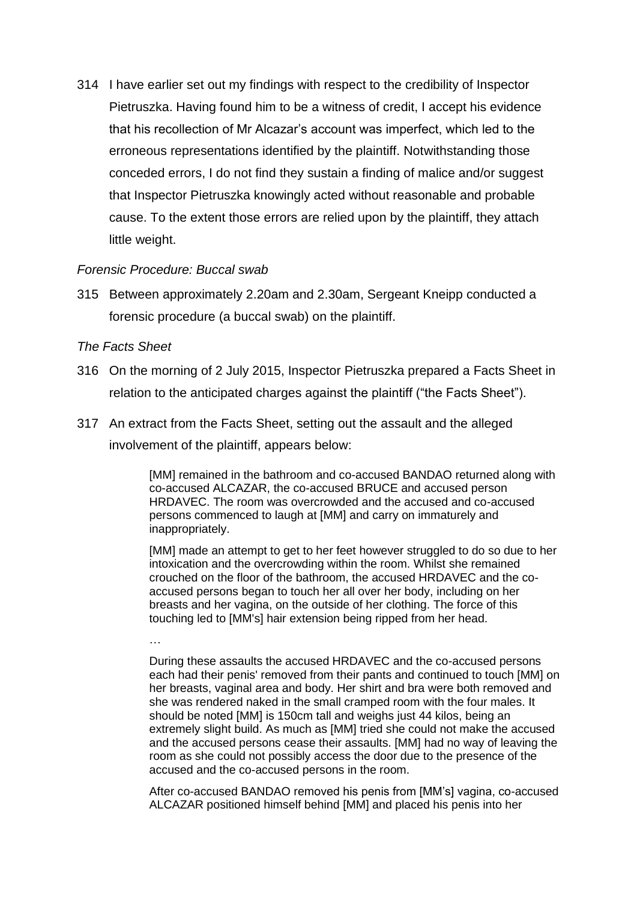314 I have earlier set out my findings with respect to the credibility of Inspector Pietruszka. Having found him to be a witness of credit, I accept his evidence that his recollection of Mr Alcazar's account was imperfect, which led to the erroneous representations identified by the plaintiff. Notwithstanding those conceded errors, I do not find they sustain a finding of malice and/or suggest that Inspector Pietruszka knowingly acted without reasonable and probable cause. To the extent those errors are relied upon by the plaintiff, they attach little weight.

*Forensic Procedure: Buccal swab*

315 Between approximately 2.20am and 2.30am, Sergeant Kneipp conducted a forensic procedure (a buccal swab) on the plaintiff.

*The Facts Sheet*

316 On the morning of 2 July 2015, Inspector Pietruszka prepared a Facts Sheet in relation to the anticipated charges against the plaintiff ("the Facts Sheet").

317 An extract from the Facts Sheet, setting out the assault and the alleged involvement of the plaintiff, appears below:

> [MM] remained in the bathroom and co-accused BANDAO returned along with co-accused ALCAZAR, the co-accused BRUCE and accused person HRDAVEC. The room was overcrowded and the accused and co-accused persons commenced to laugh at [MM] and carry on immaturely and inappropriately.
>
> [MM] made an attempt to get to her feet however struggled to do so due to her intoxication and the overcrowding within the room. Whilst she remained crouched on the floor of the bathroom, the accused HRDAVEC and the co-accused persons began to touch her all over her body, including on her breasts and her vagina, on the outside of her clothing. The force of this touching led to [MM's] hair extension being ripped from her head.
>
> …
>
> During these assaults the accused HRDAVEC and the co-accused persons each had their penis' removed from their pants and continued to touch [MM] on her breasts, vaginal area and body. Her shirt and bra were both removed and she was rendered naked in the small cramped room with the four males. It should be noted [MM] is 150cm tall and weighs just 44 kilos, being an extremely slight build. As much as [MM] tried she could not make the accused and the accused persons cease their assaults. [MM] had no way of leaving the room as she could not possibly access the door due to the presence of the accused and the co-accused persons in the room.
>
> After co-accused BANDAO removed his penis from [MM's] vagina, co-accused ALCAZAR positioned himself behind [MM] and placed his penis into her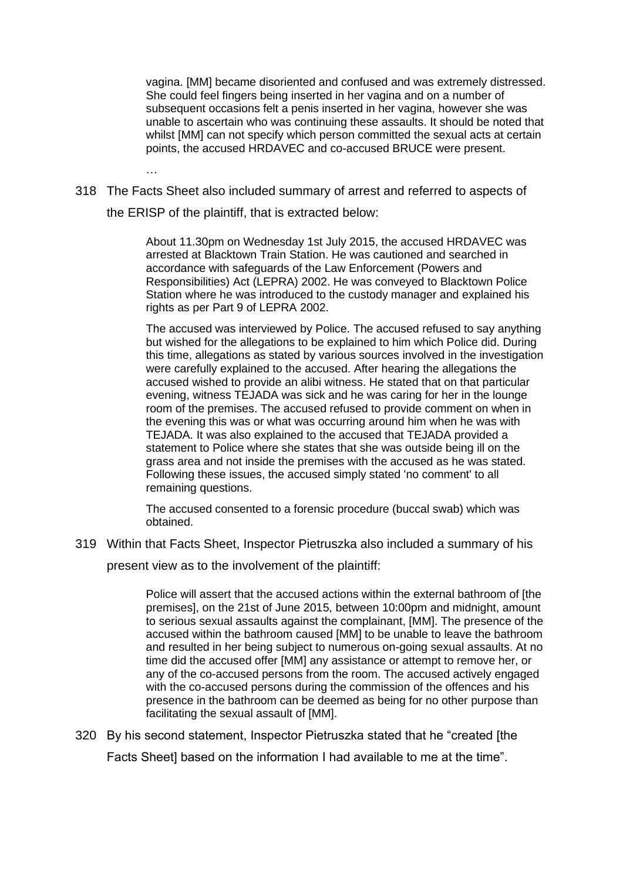> vagina. [MM] became disoriented and confused and was extremely distressed. She could feel fingers being inserted in her vagina and on a number of subsequent occasions felt a penis inserted in her vagina, however she was unable to ascertain who was continuing these assaults. It should be noted that whilst [MM] can not specify which person committed the sexual acts at certain points, the accused HRDAVEC and co-accused BRUCE were present.
>
> …

318 The Facts Sheet also included summary of arrest and referred to aspects of the ERISP of the plaintiff, that is extracted below:

> About 11.30pm on Wednesday 1st July 2015, the accused HRDAVEC was arrested at Blacktown Train Station. He was cautioned and searched in accordance with safeguards of the Law Enforcement (Powers and Responsibilities) Act (LEPRA) 2002. He was conveyed to Blacktown Police Station where he was introduced to the custody manager and explained his rights as per Part 9 of LEPRA 2002.
>
> The accused was interviewed by Police. The accused refused to say anything but wished for the allegations to be explained to him which Police did. During this time, allegations as stated by various sources involved in the investigation were carefully explained to the accused. After hearing the allegations the accused wished to provide an alibi witness. He stated that on that particular evening, witness TEJADA was sick and he was caring for her in the lounge room of the premises. The accused refused to provide comment on when in the evening this was or what was occurring around him when he was with TEJADA. It was also explained to the accused that TEJADA provided a statement to Police where she states that she was outside being ill on the grass area and not inside the premises with the accused as he was stated. Following these issues, the accused simply stated 'no comment' to all remaining questions.
>
> The accused consented to a forensic procedure (buccal swab) which was obtained.

319 Within that Facts Sheet, Inspector Pietruszka also included a summary of his present view as to the involvement of the plaintiff:

> Police will assert that the accused actions within the external bathroom of [the premises], on the 21st of June 2015, between 10:00pm and midnight, amount to serious sexual assaults against the complainant, [MM]. The presence of the accused within the bathroom caused [MM] to be unable to leave the bathroom and resulted in her being subject to numerous on-going sexual assaults. At no time did the accused offer [MM] any assistance or attempt to remove her, or any of the co-accused persons from the room. The accused actively engaged with the co-accused persons during the commission of the offences and his presence in the bathroom can be deemed as being for no other purpose than facilitating the sexual assault of [MM].

320 By his second statement, Inspector Pietruszka stated that he "created [the Facts Sheet] based on the information I had available to me at the time".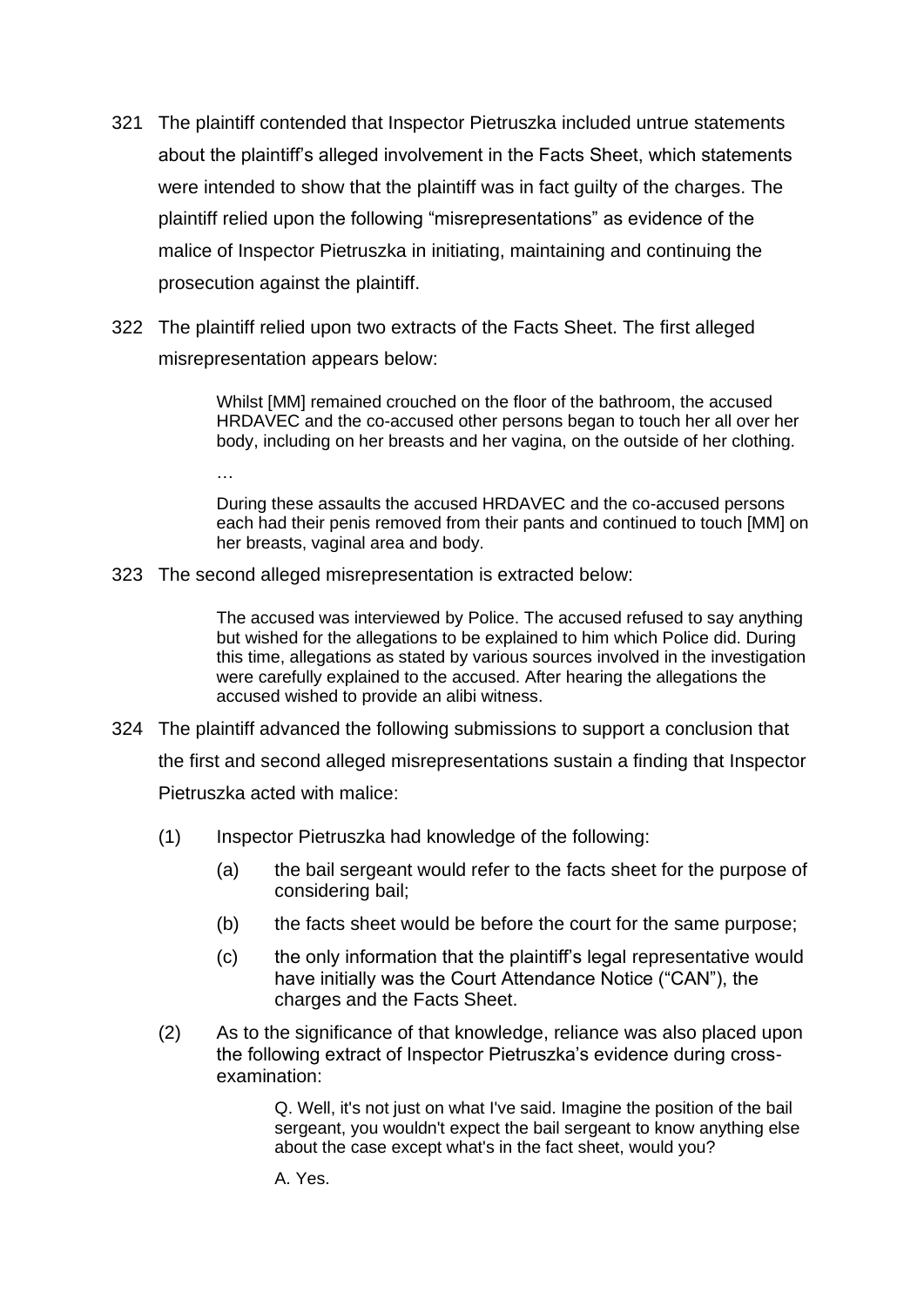321 The plaintiff contended that Inspector Pietruszka included untrue statements about the plaintiff's alleged involvement in the Facts Sheet, which statements were intended to show that the plaintiff was in fact guilty of the charges. The plaintiff relied upon the following "misrepresentations" as evidence of the malice of Inspector Pietruszka in initiating, maintaining and continuing the prosecution against the plaintiff.

322 The plaintiff relied upon two extracts of the Facts Sheet. The first alleged misrepresentation appears below:

> Whilst [MM] remained crouched on the floor of the bathroom, the accused HRDAVEC and the co-accused other persons began to touch her all over her body, including on her breasts and her vagina, on the outside of her clothing.
>
> …
>
> During these assaults the accused HRDAVEC and the co-accused persons each had their penis removed from their pants and continued to touch [MM] on her breasts, vaginal area and body.

323 The second alleged misrepresentation is extracted below:

> The accused was interviewed by Police. The accused refused to say anything but wished for the allegations to be explained to him which Police did. During this time, allegations as stated by various sources involved in the investigation were carefully explained to the accused. After hearing the allegations the accused wished to provide an alibi witness.

324 The plaintiff advanced the following submissions to support a conclusion that the first and second alleged misrepresentations sustain a finding that Inspector Pietruszka acted with malice:

(1) Inspector Pietruszka had knowledge of the following:

  (a) the bail sergeant would refer to the facts sheet for the purpose of considering bail;

  (b) the facts sheet would be before the court for the same purpose;

  (c) the only information that the plaintiff's legal representative would have initially was the Court Attendance Notice ("CAN"), the charges and the Facts Sheet.

(2) As to the significance of that knowledge, reliance was also placed upon the following extract of Inspector Pietruszka's evidence during cross-examination:

> Q. Well, it's not just on what I've said. Imagine the position of the bail sergeant, you wouldn't expect the bail sergeant to know anything else about the case except what's in the fact sheet, would you?
>
> A. Yes.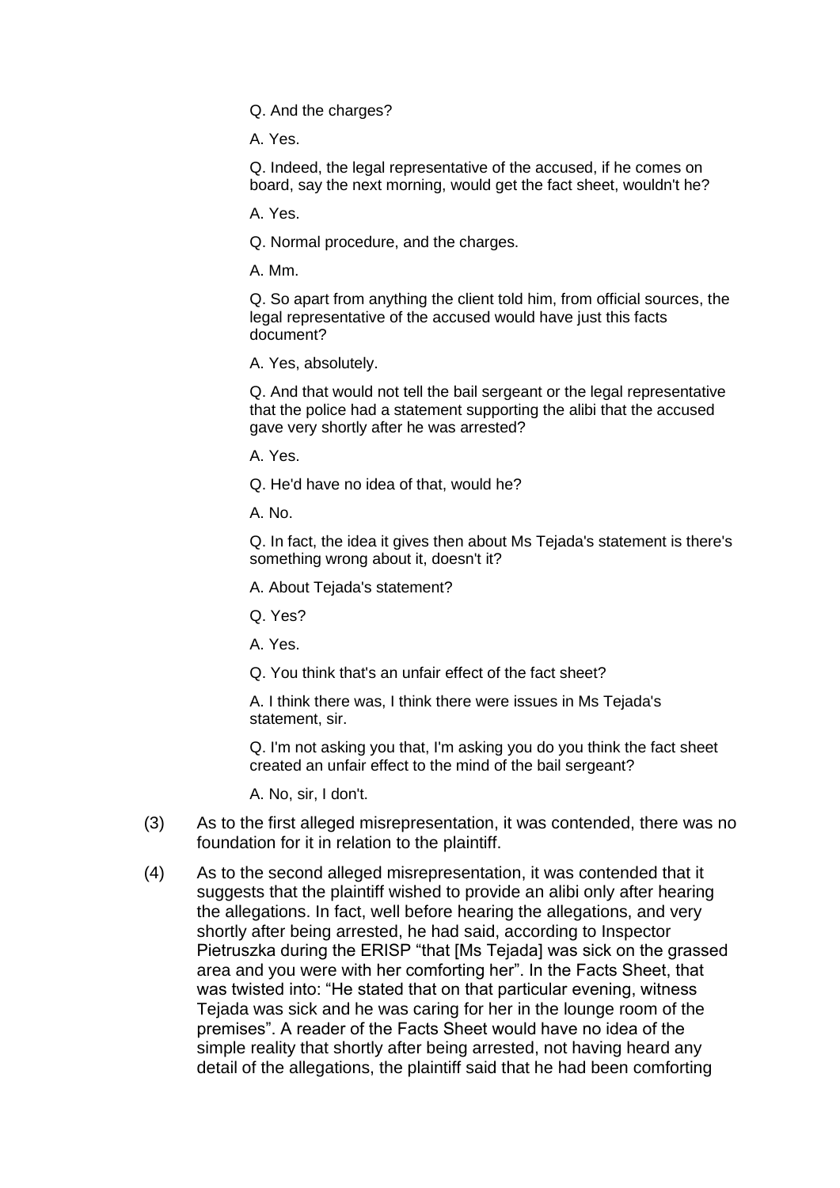> Q. And the charges?
>
> A. Yes.
>
> Q. Indeed, the legal representative of the accused, if he comes on board, say the next morning, would get the fact sheet, wouldn't he?
>
> A. Yes.
>
> Q. Normal procedure, and the charges.
>
> A. Mm.
>
> Q. So apart from anything the client told him, from official sources, the legal representative of the accused would have just this facts document?
>
> A. Yes, absolutely.
>
> Q. And that would not tell the bail sergeant or the legal representative that the police had a statement supporting the alibi that the accused gave very shortly after he was arrested?
>
> A. Yes.
>
> Q. He'd have no idea of that, would he?
>
> A. No.
>
> Q. In fact, the idea it gives then about Ms Tejada's statement is there's something wrong about it, doesn't it?
>
> A. About Tejada's statement?
>
> Q. Yes?
>
> A. Yes.
>
> Q. You think that's an unfair effect of the fact sheet?
>
> A. I think there was, I think there were issues in Ms Tejada's statement, sir.
>
> Q. I'm not asking you that, I'm asking you do you think the fact sheet created an unfair effect to the mind of the bail sergeant?
>
> A. No, sir, I don't.

(3) As to the first alleged misrepresentation, it was contended, there was no foundation for it in relation to the plaintiff.

(4) As to the second alleged misrepresentation, it was contended that it suggests that the plaintiff wished to provide an alibi only after hearing the allegations. In fact, well before hearing the allegations, and very shortly after being arrested, he had said, according to Inspector Pietruszka during the ERISP "that [Ms Tejada] was sick on the grassed area and you were with her comforting her". In the Facts Sheet, that was twisted into: "He stated that on that particular evening, witness Tejada was sick and he was caring for her in the lounge room of the premises". A reader of the Facts Sheet would have no idea of the simple reality that shortly after being arrested, not having heard any detail of the allegations, the plaintiff said that he had been comforting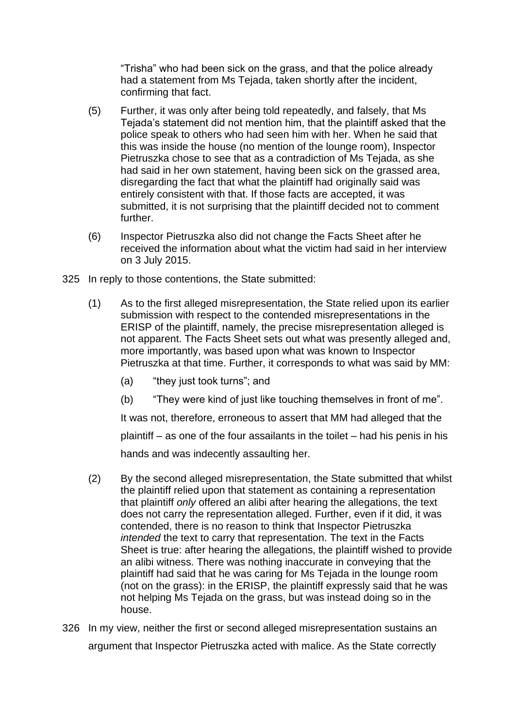"Trisha" who had been sick on the grass, and that the police already had a statement from Ms Tejada, taken shortly after the incident, confirming that fact.

(5) Further, it was only after being told repeatedly, and falsely, that Ms Tejada's statement did not mention him, that the plaintiff asked that the police speak to others who had seen him with her. When he said that this was inside the house (no mention of the lounge room), Inspector Pietruszka chose to see that as a contradiction of Ms Tejada, as she had said in her own statement, having been sick on the grassed area, disregarding the fact that what the plaintiff had originally said was entirely consistent with that. If those facts are accepted, it was submitted, it is not surprising that the plaintiff decided not to comment further.

(6) Inspector Pietruszka also did not change the Facts Sheet after he received the information about what the victim had said in her interview on 3 July 2015.

325 In reply to those contentions, the State submitted:

(1) As to the first alleged misrepresentation, the State relied upon its earlier submission with respect to the contended misrepresentations in the ERISP of the plaintiff, namely, the precise misrepresentation alleged is not apparent. The Facts Sheet sets out what was presently alleged and, more importantly, was based upon what was known to Inspector Pietruszka at that time. Further, it corresponds to what was said by MM:

(a) "they just took turns"; and

(b) "They were kind of just like touching themselves in front of me".

It was not, therefore, erroneous to assert that MM had alleged that the plaintiff – as one of the four assailants in the toilet – had his penis in his hands and was indecently assaulting her.

(2) By the second alleged misrepresentation, the State submitted that whilst the plaintiff relied upon that statement as containing a representation that plaintiff *only* offered an alibi after hearing the allegations, the text does not carry the representation alleged. Further, even if it did, it was contended, there is no reason to think that Inspector Pietruszka *intended* the text to carry that representation. The text in the Facts Sheet is true: after hearing the allegations, the plaintiff wished to provide an alibi witness. There was nothing inaccurate in conveying that the plaintiff had said that he was caring for Ms Tejada in the lounge room (not on the grass): in the ERISP, the plaintiff expressly said that he was not helping Ms Tejada on the grass, but was instead doing so in the house.

326 In my view, neither the first or second alleged misrepresentation sustains an argument that Inspector Pietruszka acted with malice. As the State correctly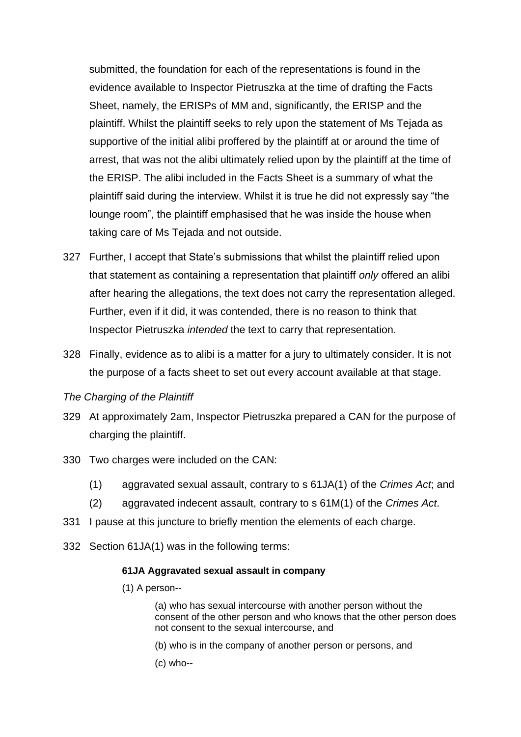submitted, the foundation for each of the representations is found in the evidence available to Inspector Pietruszka at the time of drafting the Facts Sheet, namely, the ERISPs of MM and, significantly, the ERISP and the plaintiff. Whilst the plaintiff seeks to rely upon the statement of Ms Tejada as supportive of the initial alibi proffered by the plaintiff at or around the time of arrest, that was not the alibi ultimately relied upon by the plaintiff at the time of the ERISP. The alibi included in the Facts Sheet is a summary of what the plaintiff said during the interview. Whilst it is true he did not expressly say "the lounge room", the plaintiff emphasised that he was inside the house when taking care of Ms Tejada and not outside.

327 Further, I accept that State's submissions that whilst the plaintiff relied upon that statement as containing a representation that plaintiff *only* offered an alibi after hearing the allegations, the text does not carry the representation alleged. Further, even if it did, it was contended, there is no reason to think that Inspector Pietruszka *intended* the text to carry that representation.

328 Finally, evidence as to alibi is a matter for a jury to ultimately consider. It is not the purpose of a facts sheet to set out every account available at that stage.

*The Charging of the Plaintiff*

329 At approximately 2am, Inspector Pietruszka prepared a CAN for the purpose of charging the plaintiff.

330 Two charges were included on the CAN:

(1) aggravated sexual assault, contrary to s 61JA(1) of the *Crimes Act*; and

(2) aggravated indecent assault, contrary to s 61M(1) of the *Crimes Act*.

331 I pause at this juncture to briefly mention the elements of each charge.

332 Section 61JA(1) was in the following terms:

> **61JA Aggravated sexual assault in company**
>
> (1) A person--
>
> (a) who has sexual intercourse with another person without the consent of the other person and who knows that the other person does not consent to the sexual intercourse, and
>
> (b) who is in the company of another person or persons, and
>
> (c) who--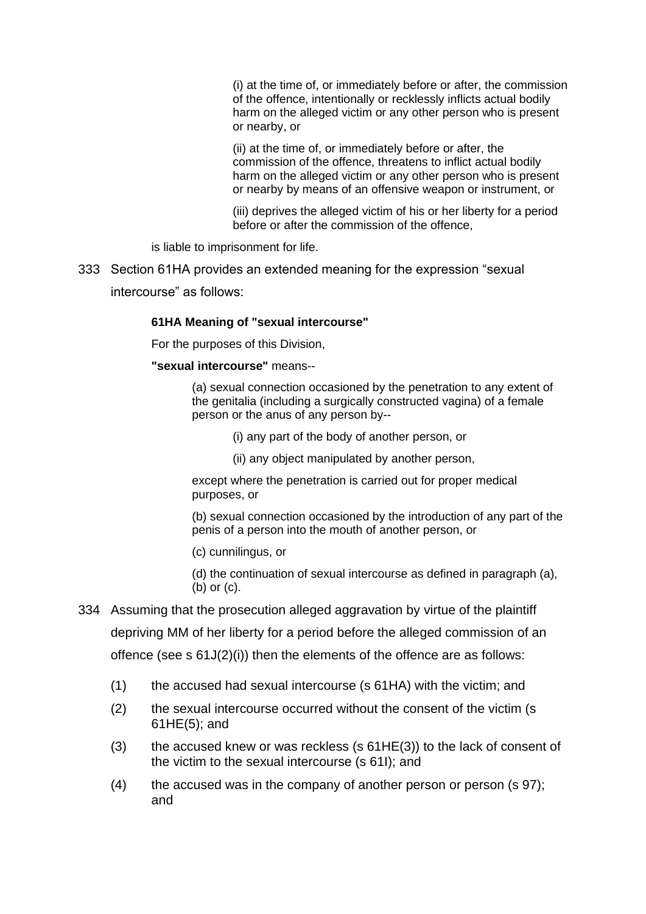(i) at the time of, or immediately before or after, the commission of the offence, intentionally or recklessly inflicts actual bodily harm on the alleged victim or any other person who is present or nearby, or

(ii) at the time of, or immediately before or after, the commission of the offence, threatens to inflict actual bodily harm on the alleged victim or any other person who is present or nearby by means of an offensive weapon or instrument, or

(iii) deprives the alleged victim of his or her liberty for a period before or after the commission of the offence,

is liable to imprisonment for life.

333 Section 61HA provides an extended meaning for the expression "sexual intercourse" as follows:

> **61HA Meaning of "sexual intercourse"**
>
> For the purposes of this Division,
>
> **"sexual intercourse"** means--
>
> (a) sexual connection occasioned by the penetration to any extent of the genitalia (including a surgically constructed vagina) of a female person or the anus of any person by--
>
> (i) any part of the body of another person, or
>
> (ii) any object manipulated by another person,
>
> except where the penetration is carried out for proper medical purposes, or
>
> (b) sexual connection occasioned by the introduction of any part of the penis of a person into the mouth of another person, or
>
> (c) cunnilingus, or
>
> (d) the continuation of sexual intercourse as defined in paragraph (a), (b) or (c).

334 Assuming that the prosecution alleged aggravation by virtue of the plaintiff depriving MM of her liberty for a period before the alleged commission of an offence (see s 61J(2)(i)) then the elements of the offence are as follows:

(1) the accused had sexual intercourse (s 61HA) with the victim; and

(2) the sexual intercourse occurred without the consent of the victim (s 61HE(5); and

(3) the accused knew or was reckless (s 61HE(3)) to the lack of consent of the victim to the sexual intercourse (s 61I); and

(4) the accused was in the company of another person or person (s 97); and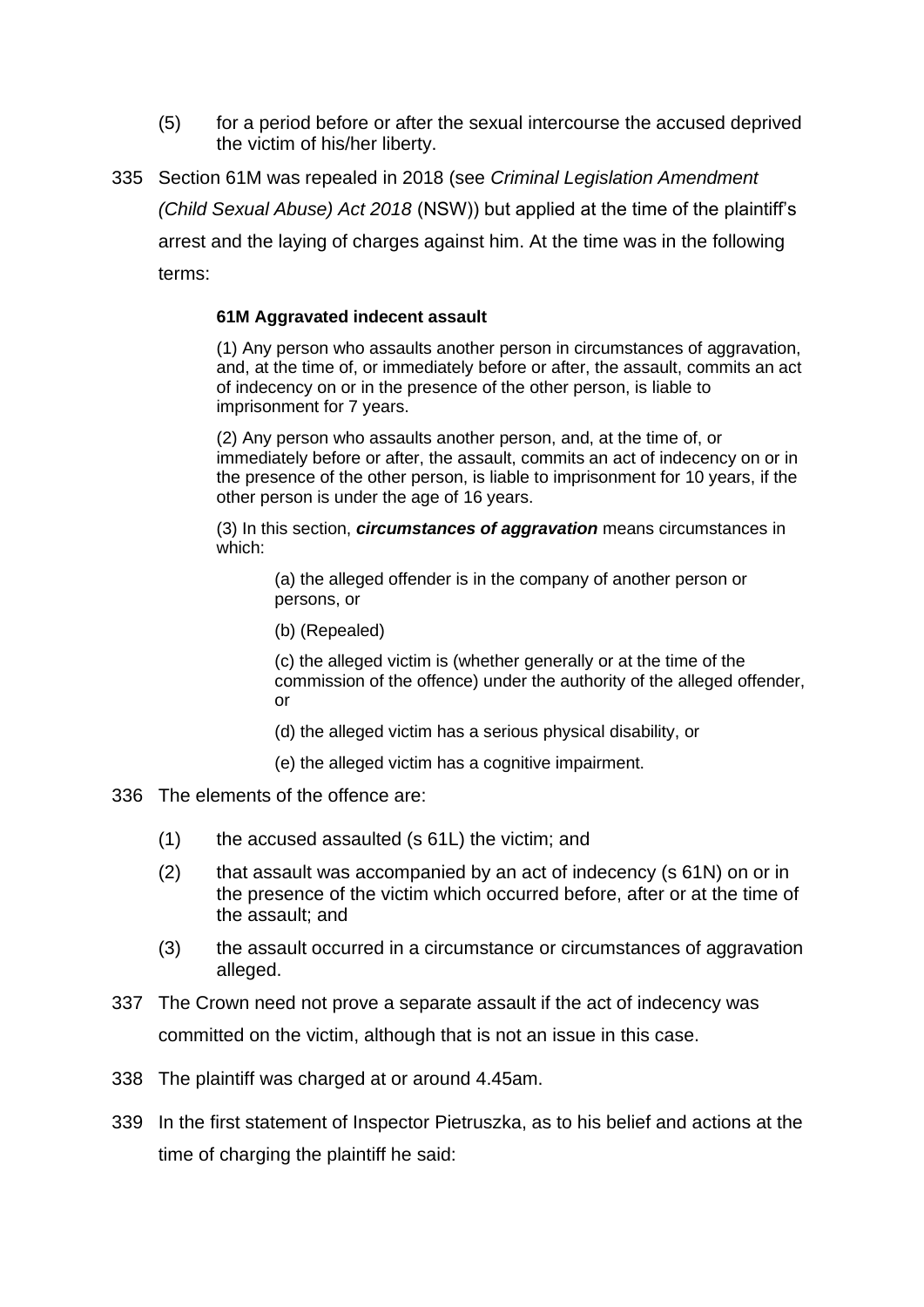(5) for a period before or after the sexual intercourse the accused deprived the victim of his/her liberty.

335 Section 61M was repealed in 2018 (see *Criminal Legislation Amendment (Child Sexual Abuse) Act 2018* (NSW)) but applied at the time of the plaintiff's arrest and the laying of charges against him. At the time was in the following terms:

> **61M Aggravated indecent assault**
>
> (1) Any person who assaults another person in circumstances of aggravation, and, at the time of, or immediately before or after, the assault, commits an act of indecency on or in the presence of the other person, is liable to imprisonment for 7 years.
>
> (2) Any person who assaults another person, and, at the time of, or immediately before or after, the assault, commits an act of indecency on or in the presence of the other person, is liable to imprisonment for 10 years, if the other person is under the age of 16 years.
>
> (3) In this section, ***circumstances of aggravation*** means circumstances in which:
>
> (a) the alleged offender is in the company of another person or persons, or
>
> (b) (Repealed)
>
> (c) the alleged victim is (whether generally or at the time of the commission of the offence) under the authority of the alleged offender, or
>
> (d) the alleged victim has a serious physical disability, or
>
> (e) the alleged victim has a cognitive impairment.

336 The elements of the offence are:

(1) the accused assaulted (s 61L) the victim; and

(2) that assault was accompanied by an act of indecency (s 61N) on or in the presence of the victim which occurred before, after or at the time of the assault; and

(3) the assault occurred in a circumstance or circumstances of aggravation alleged.

337 The Crown need not prove a separate assault if the act of indecency was committed on the victim, although that is not an issue in this case.

338 The plaintiff was charged at or around 4.45am.

339 In the first statement of Inspector Pietruszka, as to his belief and actions at the time of charging the plaintiff he said: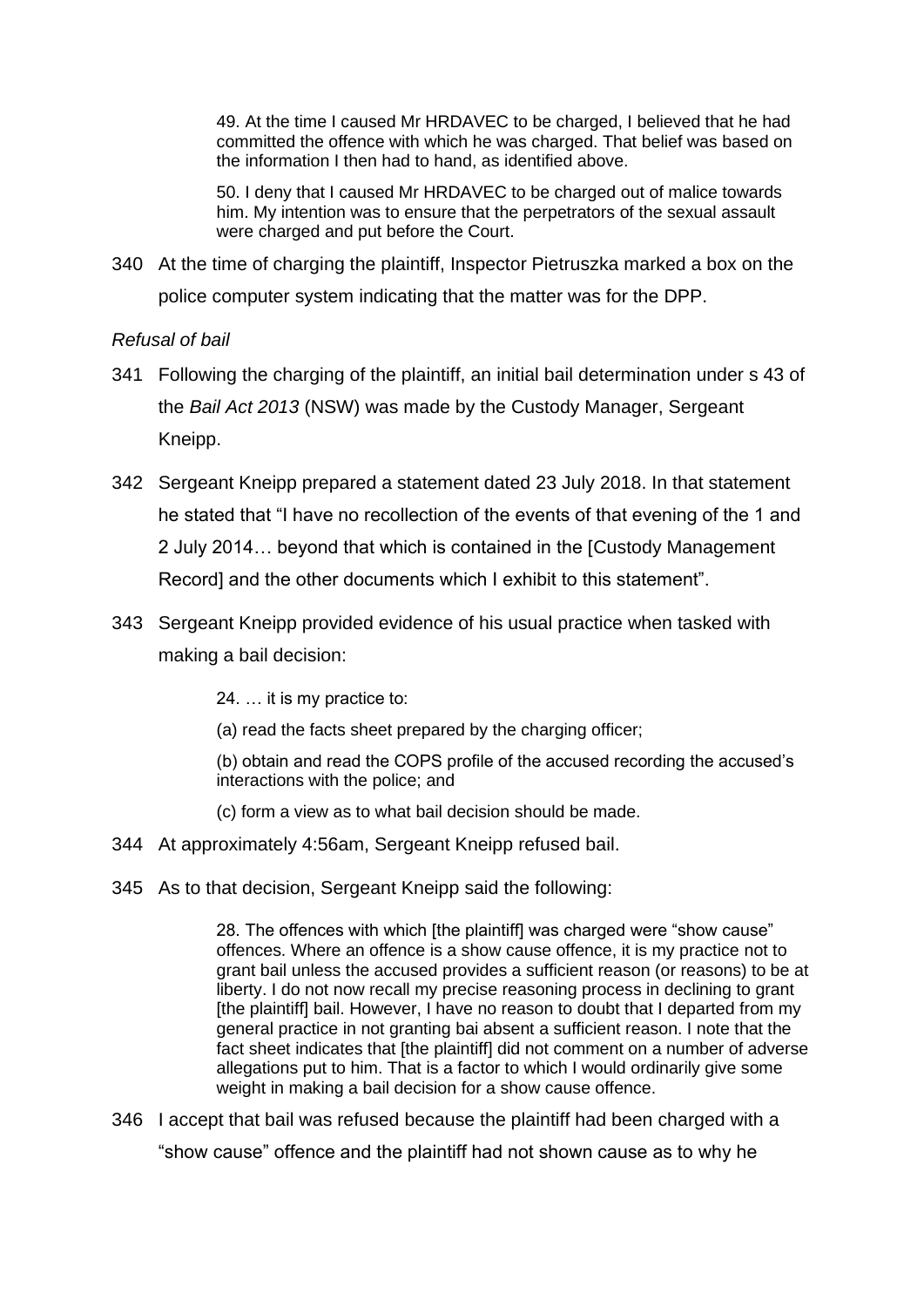> 49. At the time I caused Mr HRDAVEC to be charged, I believed that he had committed the offence with which he was charged. That belief was based on the information I then had to hand, as identified above.
>
> 50. I deny that I caused Mr HRDAVEC to be charged out of malice towards him. My intention was to ensure that the perpetrators of the sexual assault were charged and put before the Court.

340 At the time of charging the plaintiff, Inspector Pietruszka marked a box on the police computer system indicating that the matter was for the DPP.

*Refusal of bail*

341 Following the charging of the plaintiff, an initial bail determination under s 43 of the *Bail Act 2013* (NSW) was made by the Custody Manager, Sergeant Kneipp.

342 Sergeant Kneipp prepared a statement dated 23 July 2018. In that statement he stated that "I have no recollection of the events of that evening of the 1 and 2 July 2014… beyond that which is contained in the [Custody Management Record] and the other documents which I exhibit to this statement".

343 Sergeant Kneipp provided evidence of his usual practice when tasked with making a bail decision:

> 24. … it is my practice to:
>
> (a) read the facts sheet prepared by the charging officer;
>
> (b) obtain and read the COPS profile of the accused recording the accused's interactions with the police; and
>
> (c) form a view as to what bail decision should be made.

344 At approximately 4:56am, Sergeant Kneipp refused bail.

345 As to that decision, Sergeant Kneipp said the following:

> 28. The offences with which [the plaintiff] was charged were "show cause" offences. Where an offence is a show cause offence, it is my practice not to grant bail unless the accused provides a sufficient reason (or reasons) to be at liberty. I do not now recall my precise reasoning process in declining to grant [the plaintiff] bail. However, I have no reason to doubt that I departed from my general practice in not granting bai absent a sufficient reason. I note that the fact sheet indicates that [the plaintiff] did not comment on a number of adverse allegations put to him. That is a factor to which I would ordinarily give some weight in making a bail decision for a show cause offence.

346 I accept that bail was refused because the plaintiff had been charged with a "show cause" offence and the plaintiff had not shown cause as to why he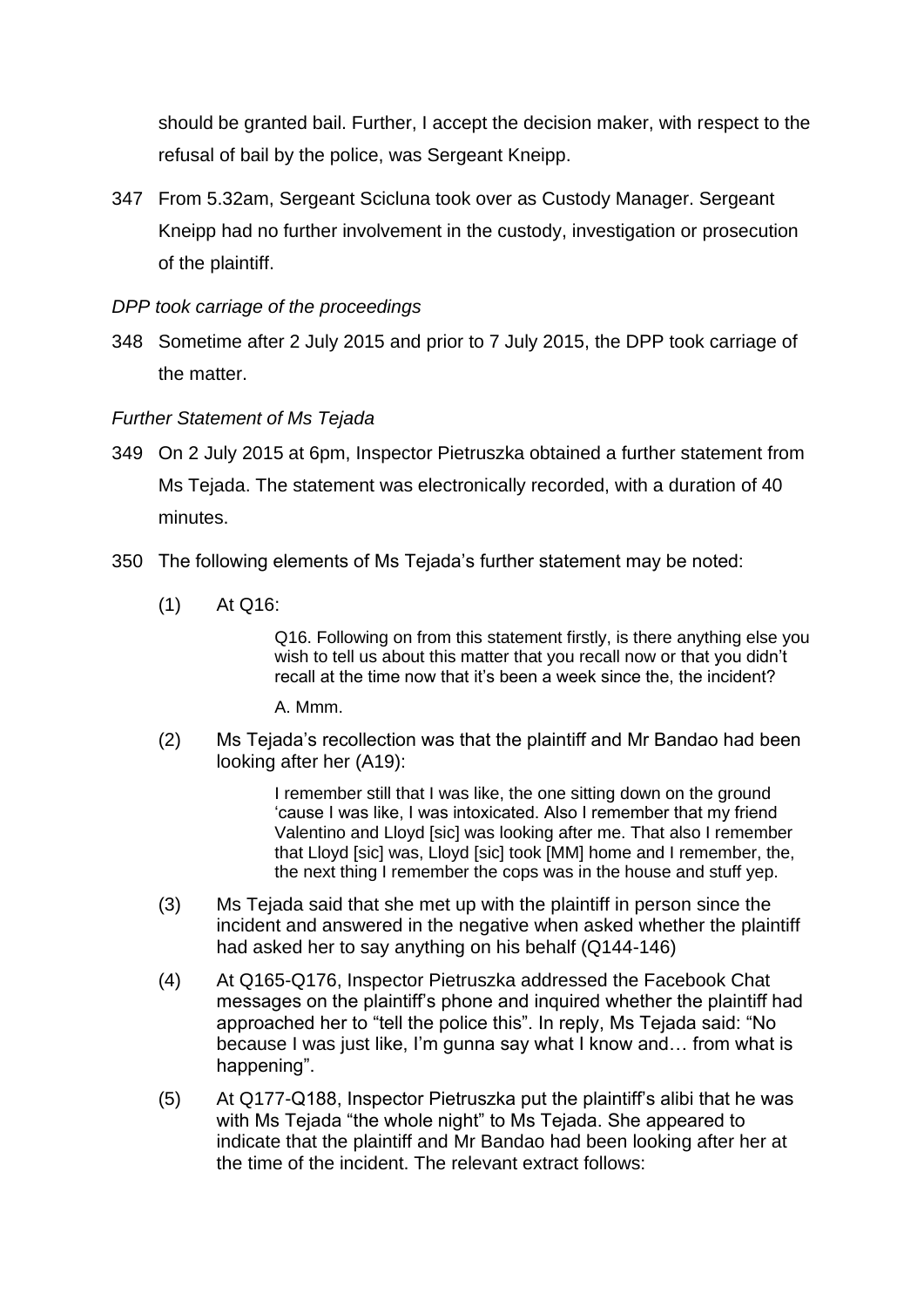should be granted bail. Further, I accept the decision maker, with respect to the refusal of bail by the police, was Sergeant Kneipp.

347 From 5.32am, Sergeant Scicluna took over as Custody Manager. Sergeant Kneipp had no further involvement in the custody, investigation or prosecution of the plaintiff.

*DPP took carriage of the proceedings*

348 Sometime after 2 July 2015 and prior to 7 July 2015, the DPP took carriage of the matter.

*Further Statement of Ms Tejada*

349 On 2 July 2015 at 6pm, Inspector Pietruszka obtained a further statement from Ms Tejada. The statement was electronically recorded, with a duration of 40 minutes.

350 The following elements of Ms Tejada's further statement may be noted:

(1) At Q16:

> Q16. Following on from this statement firstly, is there anything else you wish to tell us about this matter that you recall now or that you didn't recall at the time now that it's been a week since the, the incident?
>
> A. Mmm.

(2) Ms Tejada's recollection was that the plaintiff and Mr Bandao had been looking after her (A19):

> I remember still that I was like, the one sitting down on the ground 'cause I was like, I was intoxicated. Also I remember that my friend Valentino and Lloyd [sic] was looking after me. That also I remember that Lloyd [sic] was, Lloyd [sic] took [MM] home and I remember, the, the next thing I remember the cops was in the house and stuff yep.

(3) Ms Tejada said that she met up with the plaintiff in person since the incident and answered in the negative when asked whether the plaintiff had asked her to say anything on his behalf (Q144-146)

(4) At Q165-Q176, Inspector Pietruszka addressed the Facebook Chat messages on the plaintiff's phone and inquired whether the plaintiff had approached her to "tell the police this". In reply, Ms Tejada said: "No because I was just like, I'm gunna say what I know and… from what is happening".

(5) At Q177-Q188, Inspector Pietruszka put the plaintiff's alibi that he was with Ms Tejada "the whole night" to Ms Tejada. She appeared to indicate that the plaintiff and Mr Bandao had been looking after her at the time of the incident. The relevant extract follows: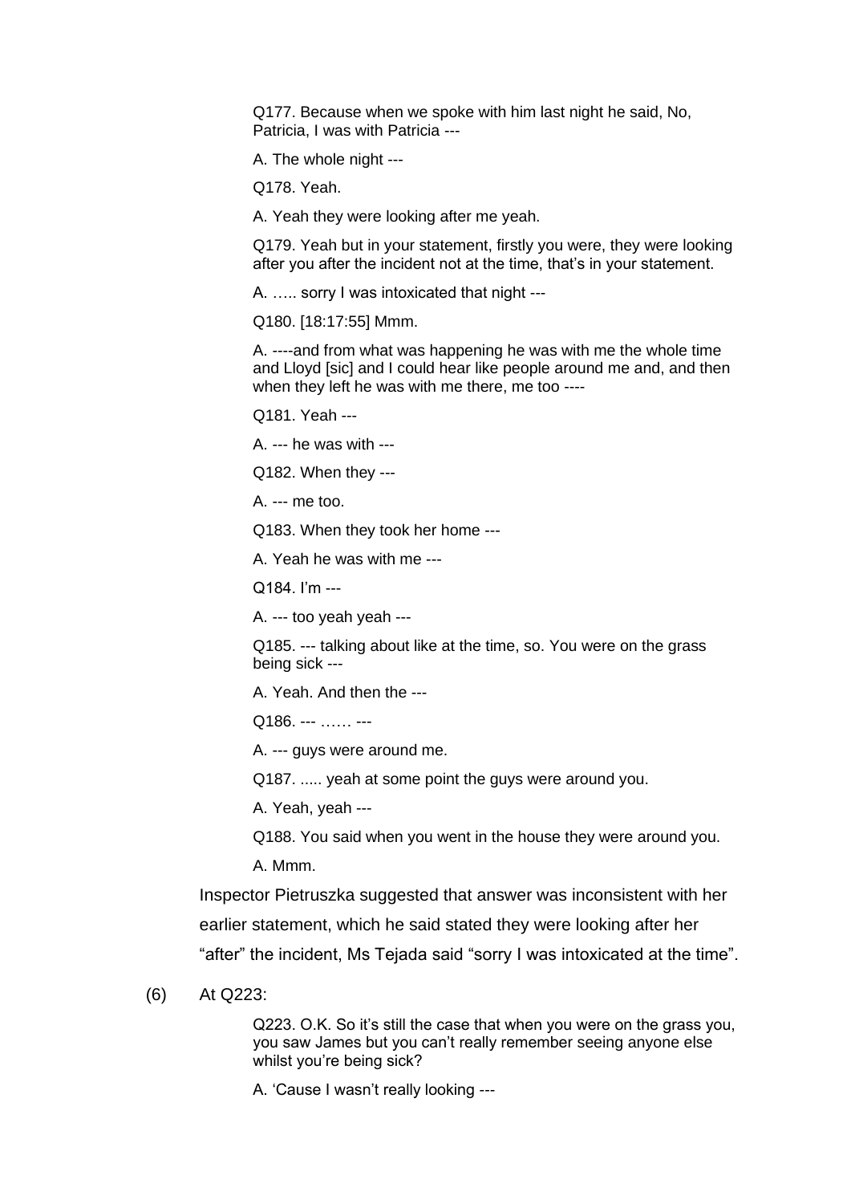> Q177. Because when we spoke with him last night he said, No, Patricia, I was with Patricia ---
>
> A. The whole night ---
>
> Q178. Yeah.
>
> A. Yeah they were looking after me yeah.
>
> Q179. Yeah but in your statement, firstly you were, they were looking after you after the incident not at the time, that's in your statement.
>
> A. ….. sorry I was intoxicated that night ---
>
> Q180. [18:17:55] Mmm.
>
> A. ----and from what was happening he was with me the whole time and Lloyd [sic] and I could hear like people around me and, and then when they left he was with me there, me too ----
>
> Q181. Yeah ---
>
> A. --- he was with ---
>
> Q182. When they ---
>
> A. --- me too.
>
> Q183. When they took her home ---
>
> A. Yeah he was with me ---
>
> Q184. I'm ---
>
> A. --- too yeah yeah ---
>
> Q185. --- talking about like at the time, so. You were on the grass being sick ---
>
> A. Yeah. And then the ---
>
> Q186. --- …… ---
>
> A. --- guys were around me.
>
> Q187. ..... yeah at some point the guys were around you.
>
> A. Yeah, yeah ---
>
> Q188. You said when you went in the house they were around you.
>
> A. Mmm.

Inspector Pietruszka suggested that answer was inconsistent with her earlier statement, which he said stated they were looking after her "after" the incident, Ms Tejada said "sorry I was intoxicated at the time".

(6) At Q223:

> Q223. O.K. So it's still the case that when you were on the grass you, you saw James but you can't really remember seeing anyone else whilst you're being sick?
>
> A. 'Cause I wasn't really looking ---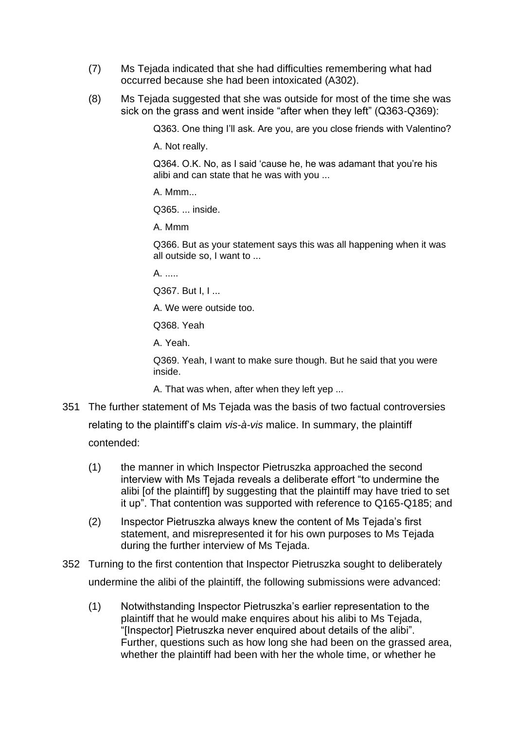(7) Ms Tejada indicated that she had difficulties remembering what had occurred because she had been intoxicated (A302).

(8) Ms Tejada suggested that she was outside for most of the time she was sick on the grass and went inside "after when they left" (Q363-Q369):

> Q363. One thing I'll ask. Are you, are you close friends with Valentino?
>
> A. Not really.
>
> Q364. O.K. No, as I said 'cause he, he was adamant that you're his alibi and can state that he was with you ...
>
> A. Mmm...
>
> Q365. ... inside.
>
> A. Mmm
>
> Q366. But as your statement says this was all happening when it was all outside so, I want to ...
>
> A. .....
>
> Q367. But I, I ...
>
> A. We were outside too.
>
> Q368. Yeah
>
> A. Yeah.
>
> Q369. Yeah, I want to make sure though. But he said that you were inside.
>
> A. That was when, after when they left yep ...

351 The further statement of Ms Tejada was the basis of two factual controversies relating to the plaintiff's claim *vis-à-vis* malice. In summary, the plaintiff contended:

(1) the manner in which Inspector Pietruszka approached the second interview with Ms Tejada reveals a deliberate effort "to undermine the alibi [of the plaintiff] by suggesting that the plaintiff may have tried to set it up". That contention was supported with reference to Q165-Q185; and

(2) Inspector Pietruszka always knew the content of Ms Tejada's first statement, and misrepresented it for his own purposes to Ms Tejada during the further interview of Ms Tejada.

352 Turning to the first contention that Inspector Pietruszka sought to deliberately undermine the alibi of the plaintiff, the following submissions were advanced:

(1) Notwithstanding Inspector Pietruszka's earlier representation to the plaintiff that he would make enquires about his alibi to Ms Tejada, "[Inspector] Pietruszka never enquired about details of the alibi". Further, questions such as how long she had been on the grassed area, whether the plaintiff had been with her the whole time, or whether he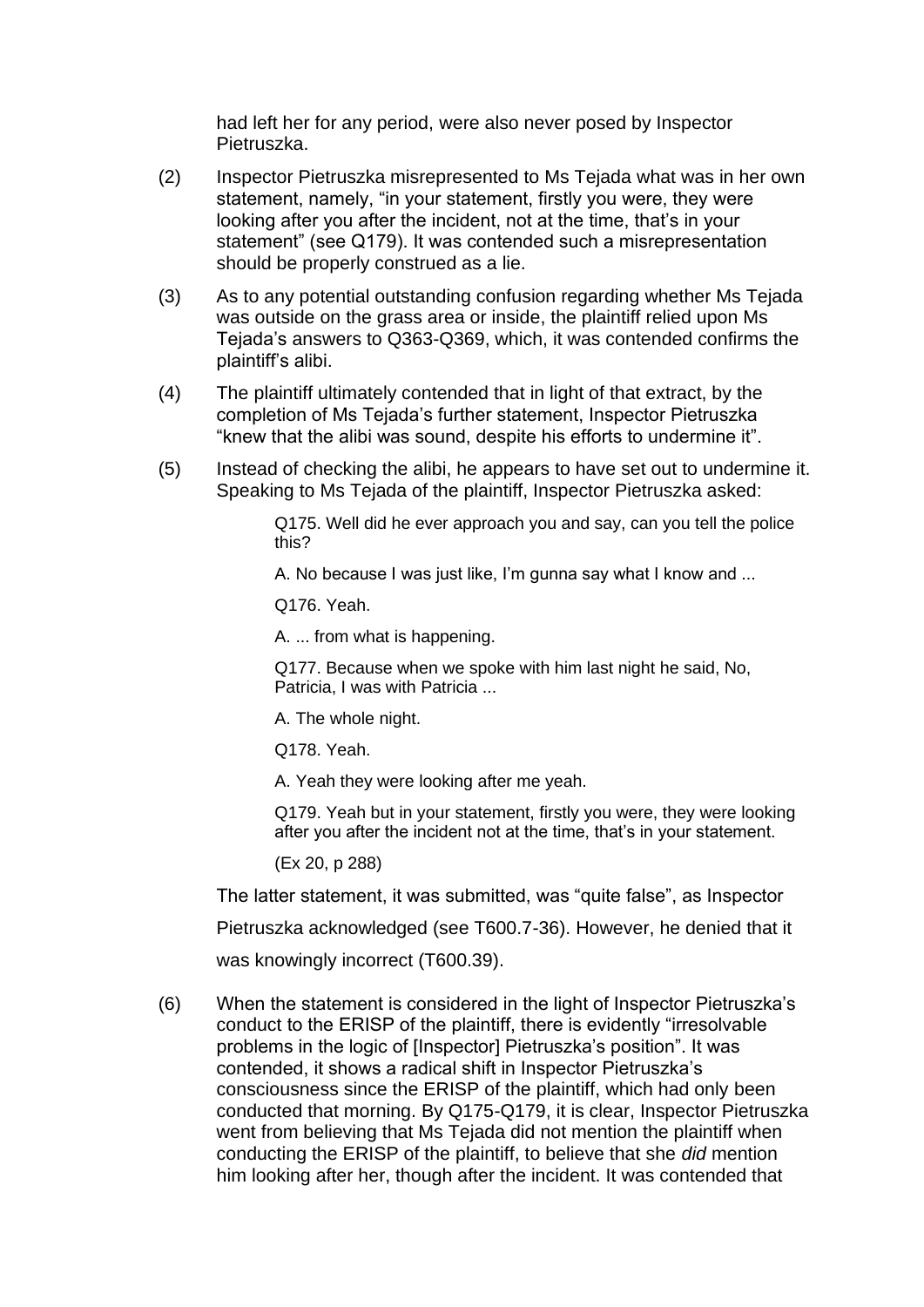had left her for any period, were also never posed by Inspector Pietruszka.

(2) Inspector Pietruszka misrepresented to Ms Tejada what was in her own statement, namely, "in your statement, firstly you were, they were looking after you after the incident, not at the time, that's in your statement" (see Q179). It was contended such a misrepresentation should be properly construed as a lie.

(3) As to any potential outstanding confusion regarding whether Ms Tejada was outside on the grass area or inside, the plaintiff relied upon Ms Tejada's answers to Q363-Q369, which, it was contended confirms the plaintiff's alibi.

(4) The plaintiff ultimately contended that in light of that extract, by the completion of Ms Tejada's further statement, Inspector Pietruszka "knew that the alibi was sound, despite his efforts to undermine it".

(5) Instead of checking the alibi, he appears to have set out to undermine it. Speaking to Ms Tejada of the plaintiff, Inspector Pietruszka asked:

> Q175. Well did he ever approach you and say, can you tell the police this?
>
> A. No because I was just like, I'm gunna say what I know and ...
>
> Q176. Yeah.
>
> A. ... from what is happening.
>
> Q177. Because when we spoke with him last night he said, No, Patricia, I was with Patricia ...
>
> A. The whole night.
>
> Q178. Yeah.
>
> A. Yeah they were looking after me yeah.
>
> Q179. Yeah but in your statement, firstly you were, they were looking after you after the incident not at the time, that's in your statement.
>
> (Ex 20, p 288)

The latter statement, it was submitted, was "quite false", as Inspector Pietruszka acknowledged (see T600.7-36). However, he denied that it was knowingly incorrect (T600.39).

(6) When the statement is considered in the light of Inspector Pietruszka's conduct to the ERISP of the plaintiff, there is evidently "irresolvable problems in the logic of [Inspector] Pietruszka's position". It was contended, it shows a radical shift in Inspector Pietruszka's consciousness since the ERISP of the plaintiff, which had only been conducted that morning. By Q175-Q179, it is clear, Inspector Pietruszka went from believing that Ms Tejada did not mention the plaintiff when conducting the ERISP of the plaintiff, to believe that she *did* mention him looking after her, though after the incident. It was contended that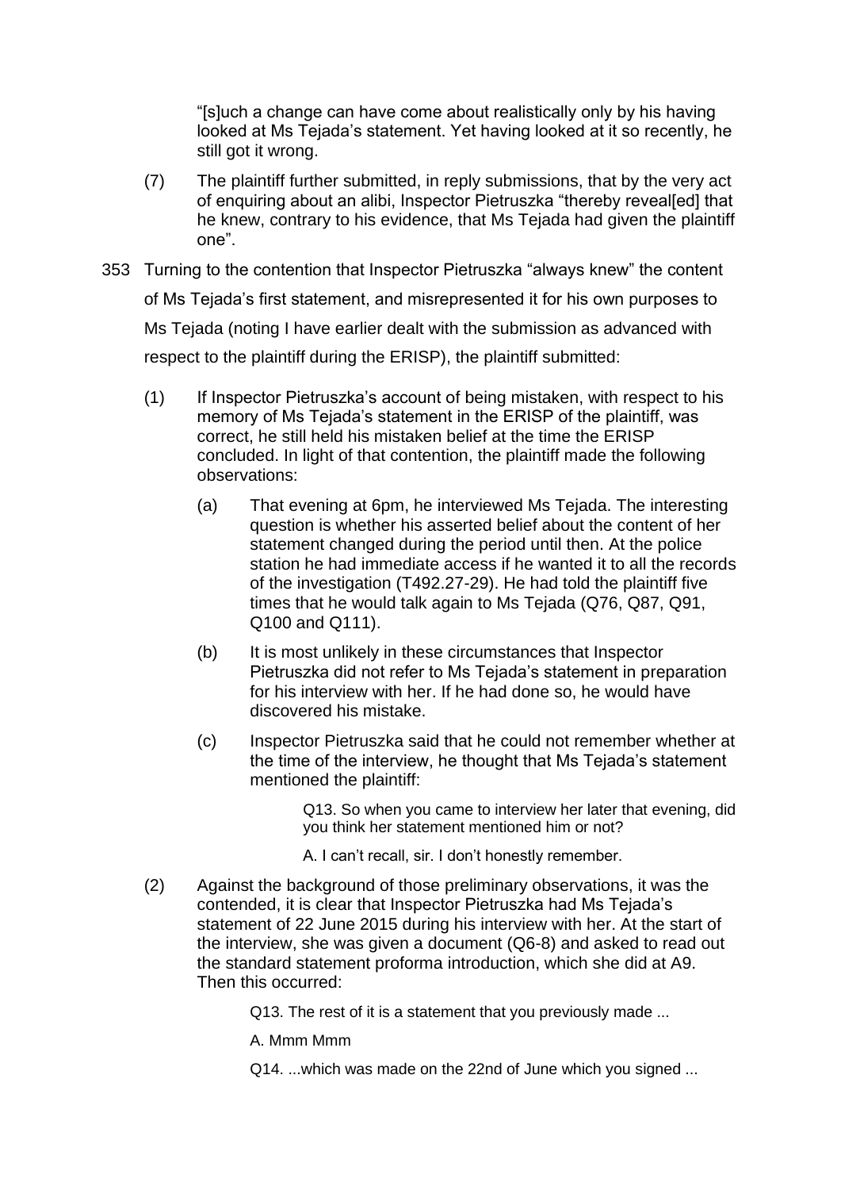"[s]uch a change can have come about realistically only by his having looked at Ms Tejada's statement. Yet having looked at it so recently, he still got it wrong.

(7) The plaintiff further submitted, in reply submissions, that by the very act of enquiring about an alibi, Inspector Pietruszka "thereby reveal[ed] that he knew, contrary to his evidence, that Ms Tejada had given the plaintiff one".

353 Turning to the contention that Inspector Pietruszka "always knew" the content of Ms Tejada's first statement, and misrepresented it for his own purposes to Ms Tejada (noting I have earlier dealt with the submission as advanced with respect to the plaintiff during the ERISP), the plaintiff submitted:

(1) If Inspector Pietruszka's account of being mistaken, with respect to his memory of Ms Tejada's statement in the ERISP of the plaintiff, was correct, he still held his mistaken belief at the time the ERISP concluded. In light of that contention, the plaintiff made the following observations:

(a) That evening at 6pm, he interviewed Ms Tejada. The interesting question is whether his asserted belief about the content of her statement changed during the period until then. At the police station he had immediate access if he wanted it to all the records of the investigation (T492.27-29). He had told the plaintiff five times that he would talk again to Ms Tejada (Q76, Q87, Q91, Q100 and Q111).

(b) It is most unlikely in these circumstances that Inspector Pietruszka did not refer to Ms Tejada's statement in preparation for his interview with her. If he had done so, he would have discovered his mistake.

(c) Inspector Pietruszka said that he could not remember whether at the time of the interview, he thought that Ms Tejada's statement mentioned the plaintiff:

> Q13. So when you came to interview her later that evening, did you think her statement mentioned him or not?
>
> A. I can't recall, sir. I don't honestly remember.

(2) Against the background of those preliminary observations, it was the contended, it is clear that Inspector Pietruszka had Ms Tejada's statement of 22 June 2015 during his interview with her. At the start of the interview, she was given a document (Q6-8) and asked to read out the standard statement proforma introduction, which she did at A9. Then this occurred:

> Q13. The rest of it is a statement that you previously made ...
>
> A. Mmm Mmm
>
> Q14. ...which was made on the 22nd of June which you signed ...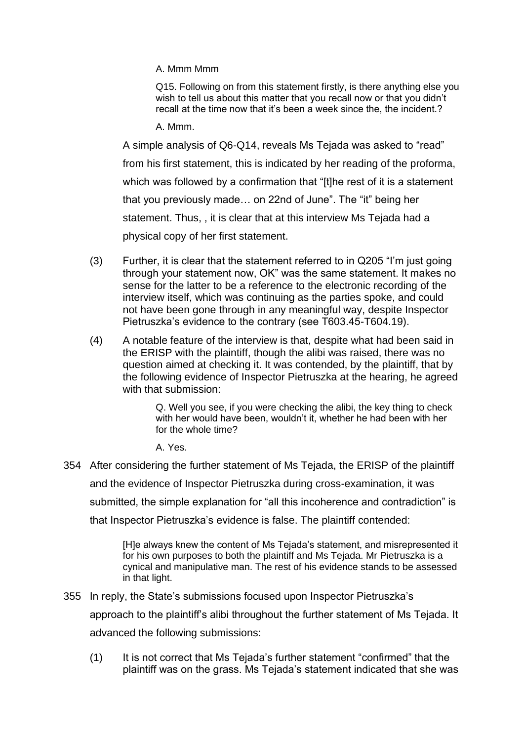> A. Mmm Mmm
>
> Q15. Following on from this statement firstly, is there anything else you wish to tell us about this matter that you recall now or that you didn't recall at the time now that it's been a week since the, the incident.?
>
> A. Mmm.

A simple analysis of Q6-Q14, reveals Ms Tejada was asked to "read" from his first statement, this is indicated by her reading of the proforma, which was followed by a confirmation that "[t]he rest of it is a statement that you previously made… on 22nd of June". The "it" being her statement. Thus, , it is clear that at this interview Ms Tejada had a physical copy of her first statement.

(3) Further, it is clear that the statement referred to in Q205 "I'm just going through your statement now, OK" was the same statement. It makes no sense for the latter to be a reference to the electronic recording of the interview itself, which was continuing as the parties spoke, and could not have been gone through in any meaningful way, despite Inspector Pietruszka's evidence to the contrary (see T603.45-T604.19).

(4) A notable feature of the interview is that, despite what had been said in the ERISP with the plaintiff, though the alibi was raised, there was no question aimed at checking it. It was contended, by the plaintiff, that by the following evidence of Inspector Pietruszka at the hearing, he agreed with that submission:

> Q. Well you see, if you were checking the alibi, the key thing to check with her would have been, wouldn't it, whether he had been with her for the whole time?
>
> A. Yes.

354 After considering the further statement of Ms Tejada, the ERISP of the plaintiff and the evidence of Inspector Pietruszka during cross-examination, it was submitted, the simple explanation for "all this incoherence and contradiction" is that Inspector Pietruszka's evidence is false. The plaintiff contended:

> [H]e always knew the content of Ms Tejada's statement, and misrepresented it for his own purposes to both the plaintiff and Ms Tejada. Mr Pietruszka is a cynical and manipulative man. The rest of his evidence stands to be assessed in that light.

355 In reply, the State's submissions focused upon Inspector Pietruszka's approach to the plaintiff's alibi throughout the further statement of Ms Tejada. It advanced the following submissions:

(1) It is not correct that Ms Tejada's further statement "confirmed" that the plaintiff was on the grass. Ms Tejada's statement indicated that she was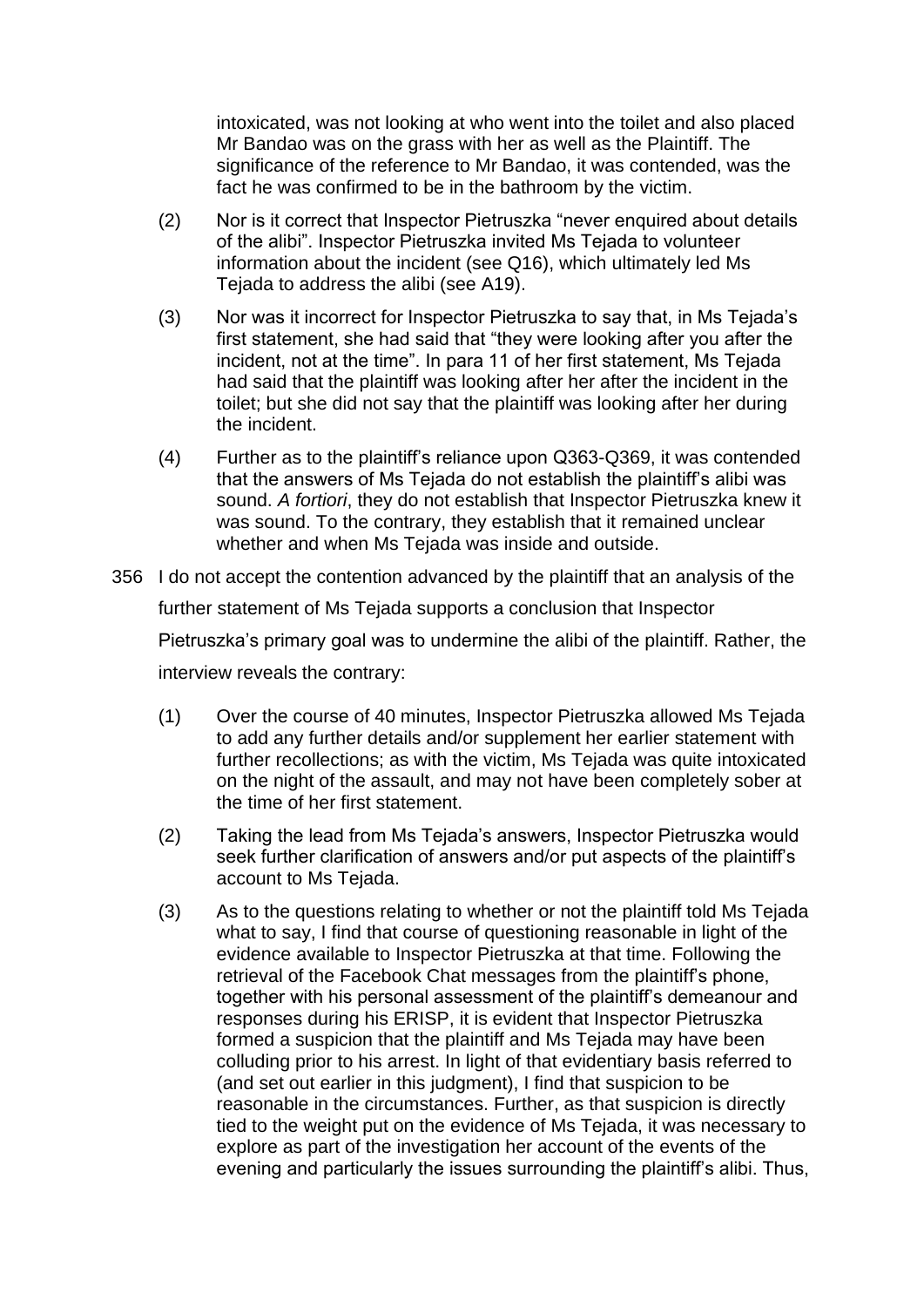intoxicated, was not looking at who went into the toilet and also placed Mr Bandao was on the grass with her as well as the Plaintiff. The significance of the reference to Mr Bandao, it was contended, was the fact he was confirmed to be in the bathroom by the victim.

(2) Nor is it correct that Inspector Pietruszka "never enquired about details of the alibi". Inspector Pietruszka invited Ms Tejada to volunteer information about the incident (see Q16), which ultimately led Ms Tejada to address the alibi (see A19).

(3) Nor was it incorrect for Inspector Pietruszka to say that, in Ms Tejada's first statement, she had said that "they were looking after you after the incident, not at the time". In para 11 of her first statement, Ms Tejada had said that the plaintiff was looking after her after the incident in the toilet; but she did not say that the plaintiff was looking after her during the incident.

(4) Further as to the plaintiff's reliance upon Q363-Q369, it was contended that the answers of Ms Tejada do not establish the plaintiff's alibi was sound. *A fortiori*, they do not establish that Inspector Pietruszka knew it was sound. To the contrary, they establish that it remained unclear whether and when Ms Tejada was inside and outside.

356 I do not accept the contention advanced by the plaintiff that an analysis of the further statement of Ms Tejada supports a conclusion that Inspector Pietruszka's primary goal was to undermine the alibi of the plaintiff. Rather, the interview reveals the contrary:

(1) Over the course of 40 minutes, Inspector Pietruszka allowed Ms Tejada to add any further details and/or supplement her earlier statement with further recollections; as with the victim, Ms Tejada was quite intoxicated on the night of the assault, and may not have been completely sober at the time of her first statement.

(2) Taking the lead from Ms Tejada's answers, Inspector Pietruszka would seek further clarification of answers and/or put aspects of the plaintiff's account to Ms Tejada.

(3) As to the questions relating to whether or not the plaintiff told Ms Tejada what to say, I find that course of questioning reasonable in light of the evidence available to Inspector Pietruszka at that time. Following the retrieval of the Facebook Chat messages from the plaintiff's phone, together with his personal assessment of the plaintiff's demeanour and responses during his ERISP, it is evident that Inspector Pietruszka formed a suspicion that the plaintiff and Ms Tejada may have been colluding prior to his arrest. In light of that evidentiary basis referred to (and set out earlier in this judgment), I find that suspicion to be reasonable in the circumstances. Further, as that suspicion is directly tied to the weight put on the evidence of Ms Tejada, it was necessary to explore as part of the investigation her account of the events of the evening and particularly the issues surrounding the plaintiff's alibi. Thus,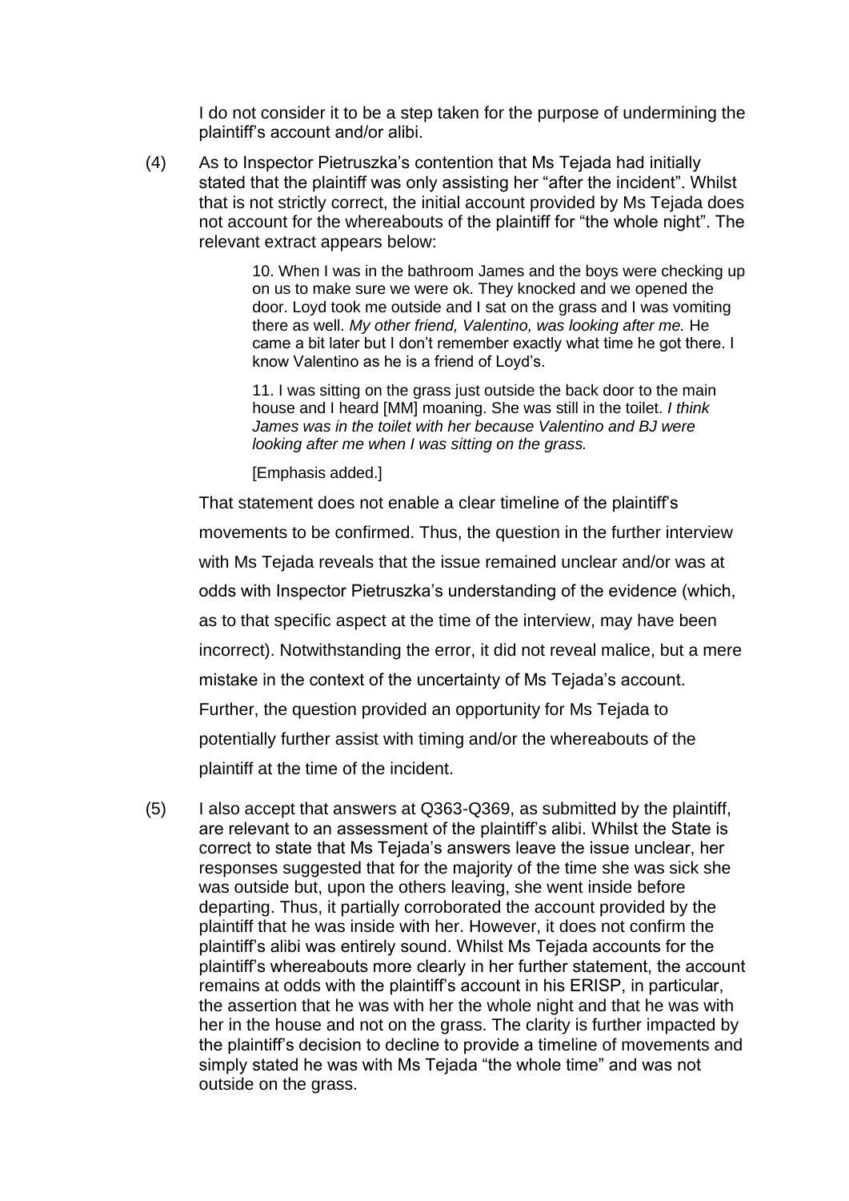I do not consider it to be a step taken for the purpose of undermining the plaintiff's account and/or alibi.

(4) As to Inspector Pietruszka's contention that Ms Tejada had initially stated that the plaintiff was only assisting her "after the incident". Whilst that is not strictly correct, the initial account provided by Ms Tejada does not account for the whereabouts of the plaintiff for "the whole night". The relevant extract appears below:

> 10. When I was in the bathroom James and the boys were checking up on us to make sure we were ok. They knocked and we opened the door. Loyd took me outside and I sat on the grass and I was vomiting there as well. *My other friend, Valentino, was looking after me.* He came a bit later but I don't remember exactly what time he got there. I know Valentino as he is a friend of Loyd's.
>
> 11. I was sitting on the grass just outside the back door to the main house and I heard [MM] moaning. She was still in the toilet. *I think James was in the toilet with her because Valentino and BJ were looking after me when I was sitting on the grass.*
>
> [Emphasis added.]

That statement does not enable a clear timeline of the plaintiff's movements to be confirmed. Thus, the question in the further interview with Ms Tejada reveals that the issue remained unclear and/or was at odds with Inspector Pietruszka's understanding of the evidence (which, as to that specific aspect at the time of the interview, may have been incorrect). Notwithstanding the error, it did not reveal malice, but a mere mistake in the context of the uncertainty of Ms Tejada's account. Further, the question provided an opportunity for Ms Tejada to potentially further assist with timing and/or the whereabouts of the plaintiff at the time of the incident.

(5) I also accept that answers at Q363-Q369, as submitted by the plaintiff, are relevant to an assessment of the plaintiff's alibi. Whilst the State is correct to state that Ms Tejada's answers leave the issue unclear, her responses suggested that for the majority of the time she was sick she was outside but, upon the others leaving, she went inside before departing. Thus, it partially corroborated the account provided by the plaintiff that he was inside with her. However, it does not confirm the plaintiff's alibi was entirely sound. Whilst Ms Tejada accounts for the plaintiff's whereabouts more clearly in her further statement, the account remains at odds with the plaintiff's account in his ERISP, in particular, the assertion that he was with her the whole night and that he was with her in the house and not on the grass. The clarity is further impacted by the plaintiff's decision to decline to provide a timeline of movements and simply stated he was with Ms Tejada "the whole time" and was not outside on the grass.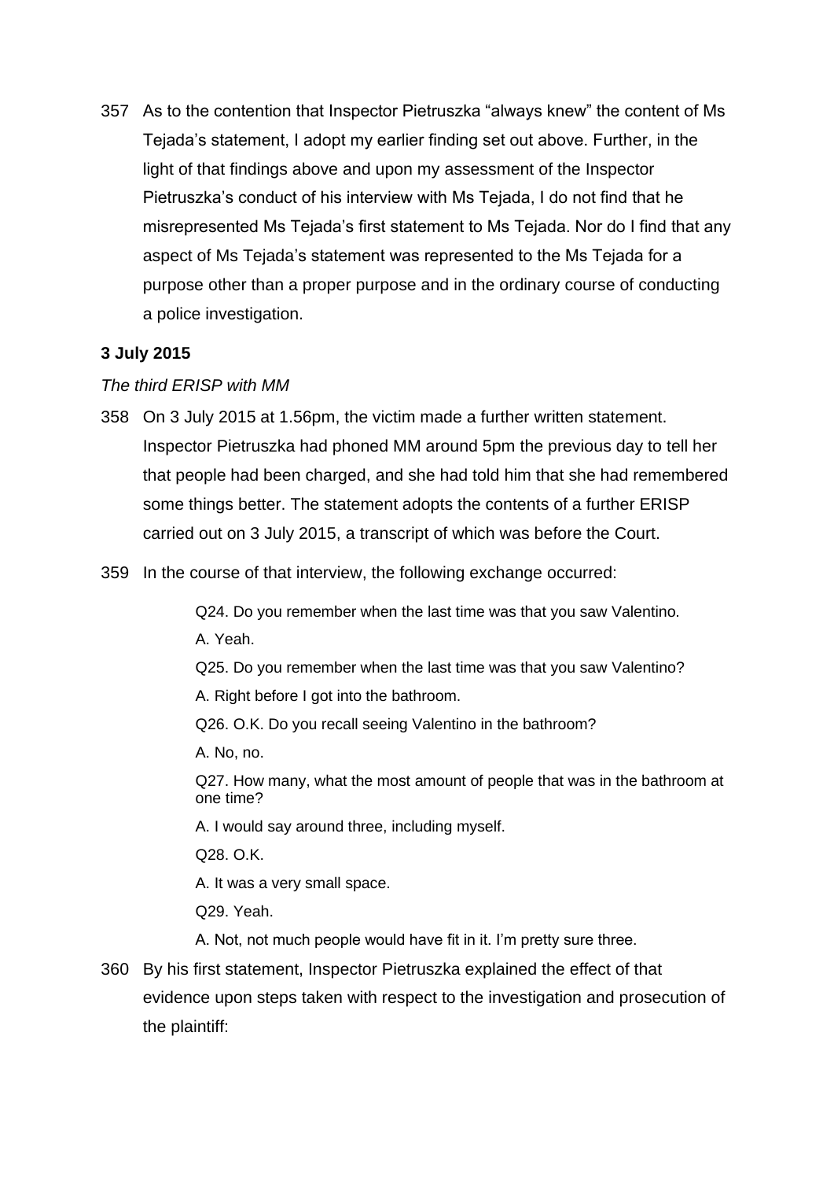357 As to the contention that Inspector Pietruszka “always knew” the content of Ms Tejada’s statement, I adopt my earlier finding set out above. Further, in the light of that findings above and upon my assessment of the Inspector Pietruszka’s conduct of his interview with Ms Tejada, I do not find that he misrepresented Ms Tejada’s first statement to Ms Tejada. Nor do I find that any aspect of Ms Tejada’s statement was represented to the Ms Tejada for a purpose other than a proper purpose and in the ordinary course of conducting a police investigation.

**3 July 2015**

*The third ERISP with MM*

358 On 3 July 2015 at 1.56pm, the victim made a further written statement. Inspector Pietruszka had phoned MM around 5pm the previous day to tell her that people had been charged, and she had told him that she had remembered some things better. The statement adopts the contents of a further ERISP carried out on 3 July 2015, a transcript of which was before the Court.

359 In the course of that interview, the following exchange occurred:

> Q24. Do you remember when the last time was that you saw Valentino.
>
> A. Yeah.
>
> Q25. Do you remember when the last time was that you saw Valentino?
>
> A. Right before I got into the bathroom.
>
> Q26. O.K. Do you recall seeing Valentino in the bathroom?
>
> A. No, no.
>
> Q27. How many, what the most amount of people that was in the bathroom at one time?
>
> A. I would say around three, including myself.
>
> Q28. O.K.
>
> A. It was a very small space.
>
> Q29. Yeah.
>
> A. Not, not much people would have fit in it. I’m pretty sure three.

360 By his first statement, Inspector Pietruszka explained the effect of that evidence upon steps taken with respect to the investigation and prosecution of the plaintiff: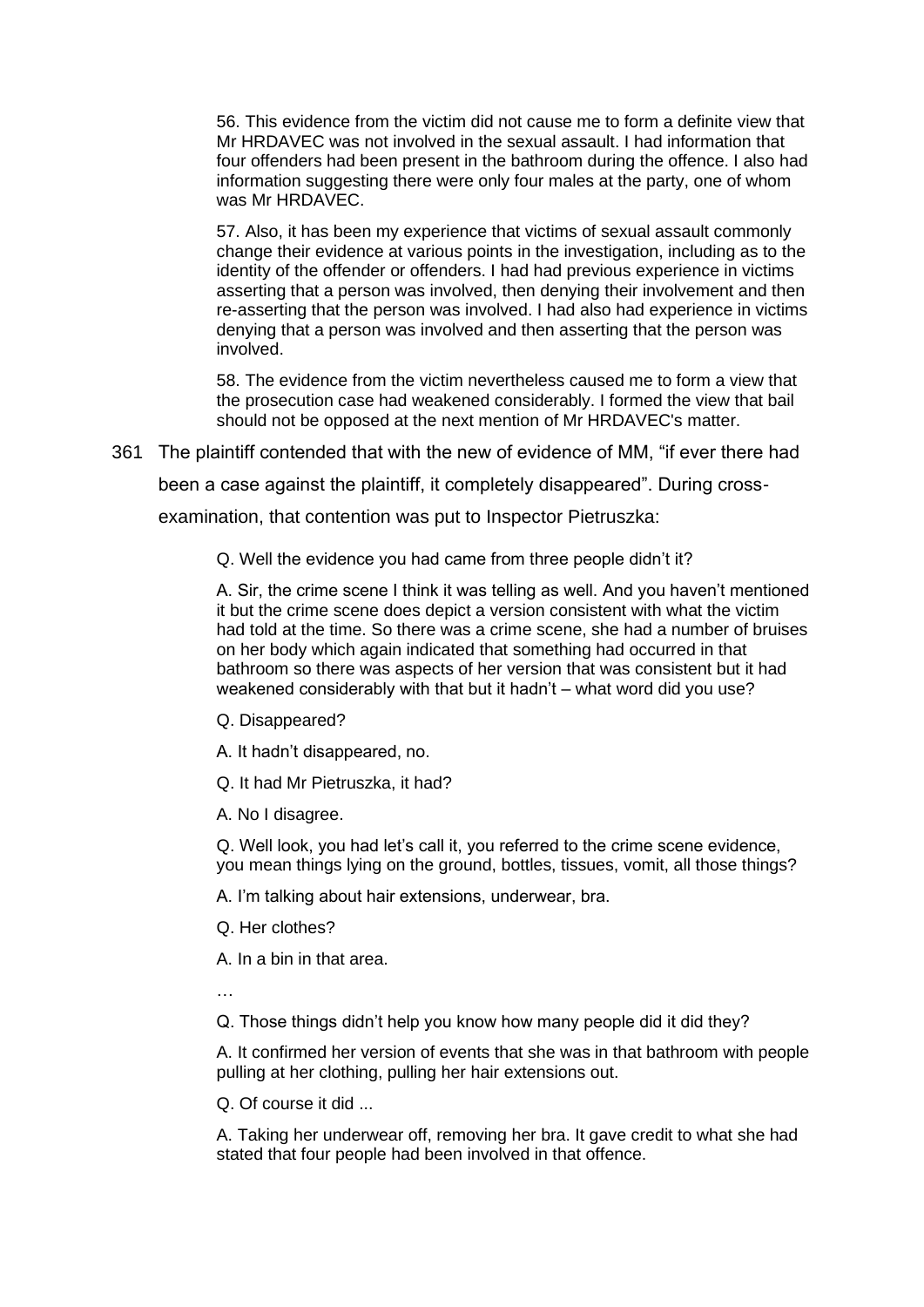> 56. This evidence from the victim did not cause me to form a definite view that Mr HRDAVEC was not involved in the sexual assault. I had information that four offenders had been present in the bathroom during the offence. I also had information suggesting there were only four males at the party, one of whom was Mr HRDAVEC.
>
> 57. Also, it has been my experience that victims of sexual assault commonly change their evidence at various points in the investigation, including as to the identity of the offender or offenders. I had had previous experience in victims asserting that a person was involved, then denying their involvement and then re-asserting that the person was involved. I had also had experience in victims denying that a person was involved and then asserting that the person was involved.
>
> 58. The evidence from the victim nevertheless caused me to form a view that the prosecution case had weakened considerably. I formed the view that bail should not be opposed at the next mention of Mr HRDAVEC's matter.

361 The plaintiff contended that with the new of evidence of MM, "if ever there had been a case against the plaintiff, it completely disappeared". During cross-examination, that contention was put to Inspector Pietruszka:

> Q. Well the evidence you had came from three people didn't it?
>
> A. Sir, the crime scene I think it was telling as well. And you haven't mentioned it but the crime scene does depict a version consistent with what the victim had told at the time. So there was a crime scene, she had a number of bruises on her body which again indicated that something had occurred in that bathroom so there was aspects of her version that was consistent but it had weakened considerably with that but it hadn't – what word did you use?
>
> Q. Disappeared?
>
> A. It hadn't disappeared, no.
>
> Q. It had Mr Pietruszka, it had?
>
> A. No I disagree.
>
> Q. Well look, you had let's call it, you referred to the crime scene evidence, you mean things lying on the ground, bottles, tissues, vomit, all those things?
>
> A. I'm talking about hair extensions, underwear, bra.
>
> Q. Her clothes?
>
> A. In a bin in that area.
>
> …
>
> Q. Those things didn't help you know how many people did it did they?
>
> A. It confirmed her version of events that she was in that bathroom with people pulling at her clothing, pulling her hair extensions out.
>
> Q. Of course it did ...
>
> A. Taking her underwear off, removing her bra. It gave credit to what she had stated that four people had been involved in that offence.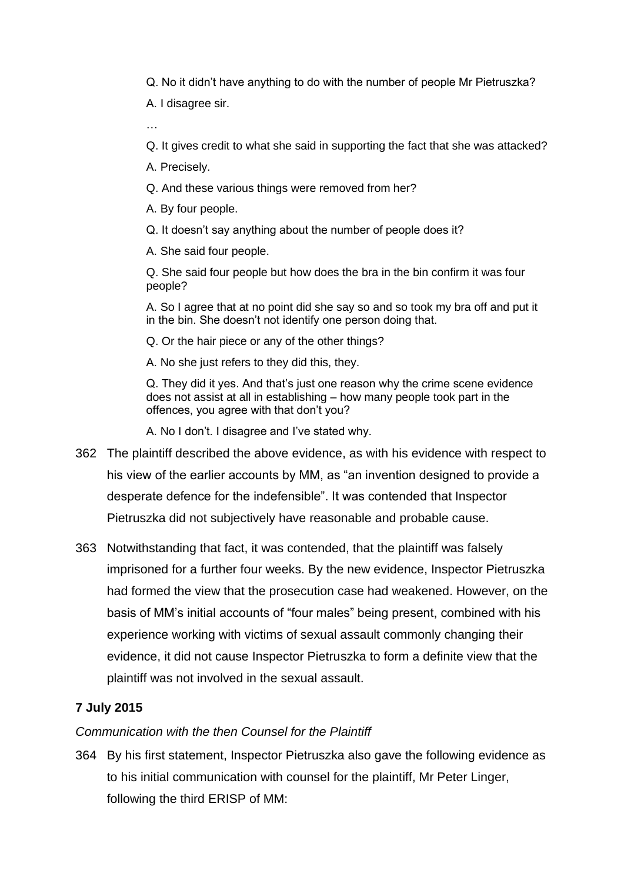Q. No it didn't have anything to do with the number of people Mr Pietruszka?

A. I disagree sir.

…

Q. It gives credit to what she said in supporting the fact that she was attacked?

A. Precisely.

Q. And these various things were removed from her?

A. By four people.

Q. It doesn't say anything about the number of people does it?

A. She said four people.

Q. She said four people but how does the bra in the bin confirm it was four people?

A. So I agree that at no point did she say so and so took my bra off and put it in the bin. She doesn't not identify one person doing that.

Q. Or the hair piece or any of the other things?

A. No she just refers to they did this, they.

Q. They did it yes. And that's just one reason why the crime scene evidence does not assist at all in establishing – how many people took part in the offences, you agree with that don't you?

A. No I don't. I disagree and I've stated why.

362 The plaintiff described the above evidence, as with his evidence with respect to his view of the earlier accounts by MM, as "an invention designed to provide a desperate defence for the indefensible". It was contended that Inspector Pietruszka did not subjectively have reasonable and probable cause.

363 Notwithstanding that fact, it was contended, that the plaintiff was falsely imprisoned for a further four weeks. By the new evidence, Inspector Pietruszka had formed the view that the prosecution case had weakened. However, on the basis of MM's initial accounts of "four males" being present, combined with his experience working with victims of sexual assault commonly changing their evidence, it did not cause Inspector Pietruszka to form a definite view that the plaintiff was not involved in the sexual assault.

**7 July 2015**

*Communication with the then Counsel for the Plaintiff*

364 By his first statement, Inspector Pietruszka also gave the following evidence as to his initial communication with counsel for the plaintiff, Mr Peter Linger, following the third ERISP of MM: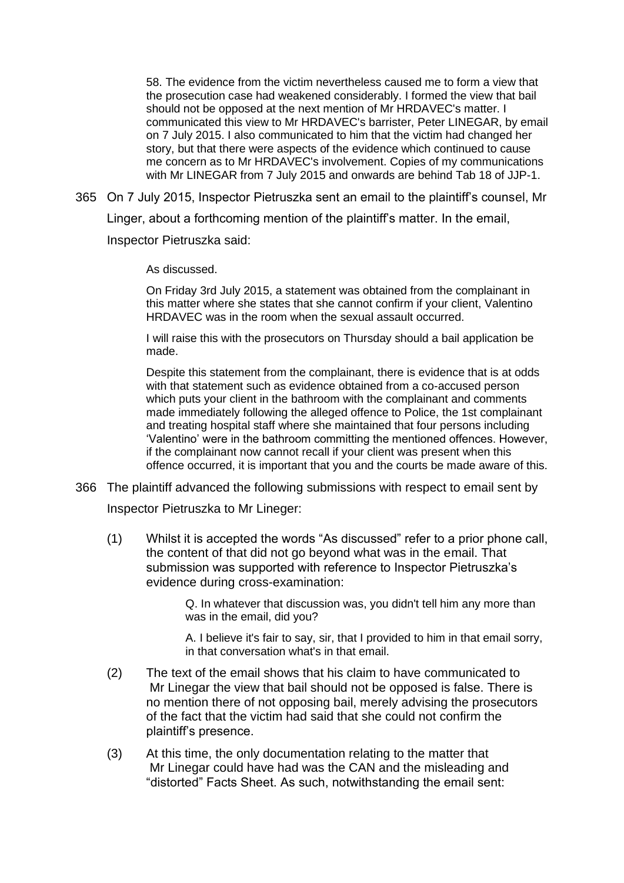> 58. The evidence from the victim nevertheless caused me to form a view that the prosecution case had weakened considerably. I formed the view that bail should not be opposed at the next mention of Mr HRDAVEC's matter. I communicated this view to Mr HRDAVEC's barrister, Peter LINEGAR, by email on 7 July 2015. I also communicated to him that the victim had changed her story, but that there were aspects of the evidence which continued to cause me concern as to Mr HRDAVEC's involvement. Copies of my communications with Mr LINEGAR from 7 July 2015 and onwards are behind Tab 18 of JJP-1.

365 On 7 July 2015, Inspector Pietruszka sent an email to the plaintiff's counsel, Mr Linger, about a forthcoming mention of the plaintiff's matter. In the email, Inspector Pietruszka said:

> As discussed.
>
> On Friday 3rd July 2015, a statement was obtained from the complainant in this matter where she states that she cannot confirm if your client, Valentino HRDAVEC was in the room when the sexual assault occurred.
>
> I will raise this with the prosecutors on Thursday should a bail application be made.
>
> Despite this statement from the complainant, there is evidence that is at odds with that statement such as evidence obtained from a co-accused person which puts your client in the bathroom with the complainant and comments made immediately following the alleged offence to Police, the 1st complainant and treating hospital staff where she maintained that four persons including 'Valentino' were in the bathroom committing the mentioned offences. However, if the complainant now cannot recall if your client was present when this offence occurred, it is important that you and the courts be made aware of this.

366 The plaintiff advanced the following submissions with respect to email sent by Inspector Pietruszka to Mr Lineger:

(1) Whilst it is accepted the words "As discussed" refer to a prior phone call, the content of that did not go beyond what was in the email. That submission was supported with reference to Inspector Pietruszka's evidence during cross-examination:

> Q. In whatever that discussion was, you didn't tell him any more than was in the email, did you?
>
> A. I believe it's fair to say, sir, that I provided to him in that email sorry, in that conversation what's in that email.

(2) The text of the email shows that his claim to have communicated to Mr Linegar the view that bail should not be opposed is false. There is no mention there of not opposing bail, merely advising the prosecutors of the fact that the victim had said that she could not confirm the plaintiff's presence.

(3) At this time, the only documentation relating to the matter that Mr Linegar could have had was the CAN and the misleading and "distorted" Facts Sheet. As such, notwithstanding the email sent: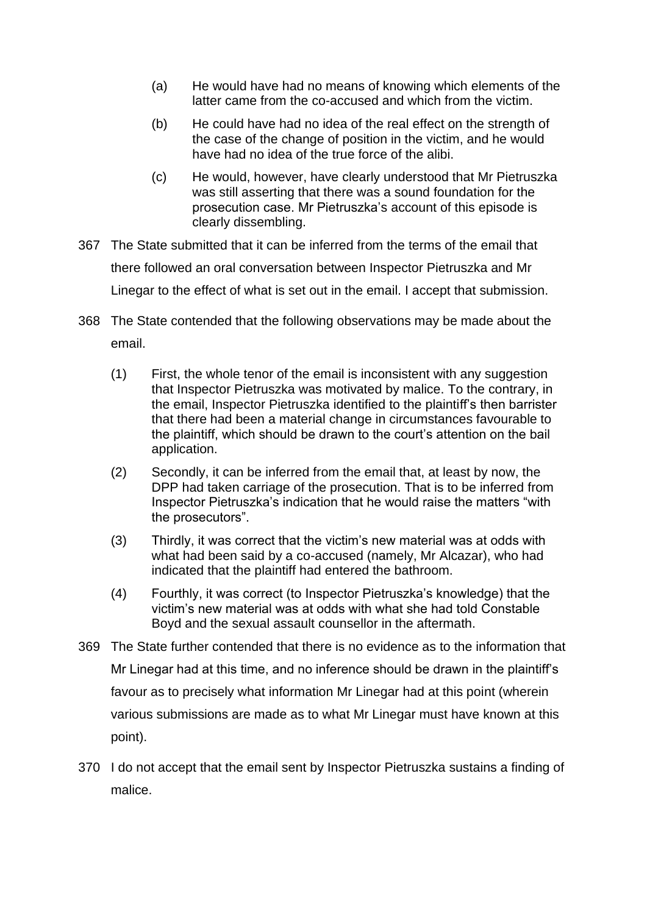(a) He would have had no means of knowing which elements of the latter came from the co-accused and which from the victim.

(b) He could have had no idea of the real effect on the strength of the case of the change of position in the victim, and he would have had no idea of the true force of the alibi.

(c) He would, however, have clearly understood that Mr Pietruszka was still asserting that there was a sound foundation for the prosecution case. Mr Pietruszka's account of this episode is clearly dissembling.

367 The State submitted that it can be inferred from the terms of the email that there followed an oral conversation between Inspector Pietruszka and Mr Linegar to the effect of what is set out in the email. I accept that submission.

368 The State contended that the following observations may be made about the email.

(1) First, the whole tenor of the email is inconsistent with any suggestion that Inspector Pietruszka was motivated by malice. To the contrary, in the email, Inspector Pietruszka identified to the plaintiff's then barrister that there had been a material change in circumstances favourable to the plaintiff, which should be drawn to the court's attention on the bail application.

(2) Secondly, it can be inferred from the email that, at least by now, the DPP had taken carriage of the prosecution. That is to be inferred from Inspector Pietruszka's indication that he would raise the matters "with the prosecutors".

(3) Thirdly, it was correct that the victim's new material was at odds with what had been said by a co-accused (namely, Mr Alcazar), who had indicated that the plaintiff had entered the bathroom.

(4) Fourthly, it was correct (to Inspector Pietruszka's knowledge) that the victim's new material was at odds with what she had told Constable Boyd and the sexual assault counsellor in the aftermath.

369 The State further contended that there is no evidence as to the information that Mr Linegar had at this time, and no inference should be drawn in the plaintiff's favour as to precisely what information Mr Linegar had at this point (wherein various submissions are made as to what Mr Linegar must have known at this point).

370 I do not accept that the email sent by Inspector Pietruszka sustains a finding of malice.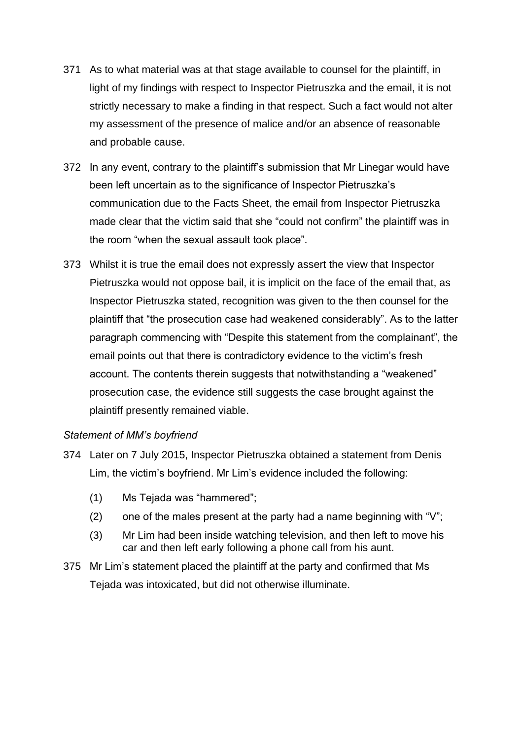371 As to what material was at that stage available to counsel for the plaintiff, in light of my findings with respect to Inspector Pietruszka and the email, it is not strictly necessary to make a finding in that respect. Such a fact would not alter my assessment of the presence of malice and/or an absence of reasonable and probable cause.

372 In any event, contrary to the plaintiff's submission that Mr Linegar would have been left uncertain as to the significance of Inspector Pietruszka's communication due to the Facts Sheet, the email from Inspector Pietruszka made clear that the victim said that she "could not confirm" the plaintiff was in the room "when the sexual assault took place".

373 Whilst it is true the email does not expressly assert the view that Inspector Pietruszka would not oppose bail, it is implicit on the face of the email that, as Inspector Pietruszka stated, recognition was given to the then counsel for the plaintiff that "the prosecution case had weakened considerably". As to the latter paragraph commencing with "Despite this statement from the complainant", the email points out that there is contradictory evidence to the victim's fresh account. The contents therein suggests that notwithstanding a "weakened" prosecution case, the evidence still suggests the case brought against the plaintiff presently remained viable.

*Statement of MM's boyfriend*

374 Later on 7 July 2015, Inspector Pietruszka obtained a statement from Denis Lim, the victim's boyfriend. Mr Lim's evidence included the following:

(1) Ms Tejada was "hammered";

(2) one of the males present at the party had a name beginning with "V";

(3) Mr Lim had been inside watching television, and then left to move his car and then left early following a phone call from his aunt.

375 Mr Lim's statement placed the plaintiff at the party and confirmed that Ms Tejada was intoxicated, but did not otherwise illuminate.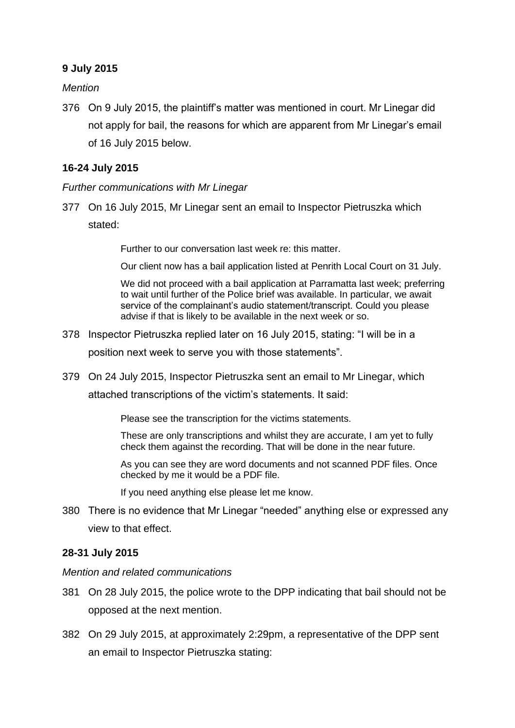**9 July 2015**

*Mention*

376 On 9 July 2015, the plaintiff's matter was mentioned in court. Mr Linegar did not apply for bail, the reasons for which are apparent from Mr Linegar's email of 16 July 2015 below.

**16-24 July 2015**

*Further communications with Mr Linegar*

377 On 16 July 2015, Mr Linegar sent an email to Inspector Pietruszka which stated:

> Further to our conversation last week re: this matter.
>
> Our client now has a bail application listed at Penrith Local Court on 31 July.
>
> We did not proceed with a bail application at Parramatta last week; preferring to wait until further of the Police brief was available. In particular, we await service of the complainant's audio statement/transcript. Could you please advise if that is likely to be available in the next week or so.

378 Inspector Pietruszka replied later on 16 July 2015, stating: "I will be in a position next week to serve you with those statements".

379 On 24 July 2015, Inspector Pietruszka sent an email to Mr Linegar, which attached transcriptions of the victim's statements. It said:

> Please see the transcription for the victims statements.
>
> These are only transcriptions and whilst they are accurate, I am yet to fully check them against the recording. That will be done in the near future.
>
> As you can see they are word documents and not scanned PDF files. Once checked by me it would be a PDF file.
>
> If you need anything else please let me know.

380 There is no evidence that Mr Linegar "needed" anything else or expressed any view to that effect.

**28-31 July 2015**

*Mention and related communications*

381 On 28 July 2015, the police wrote to the DPP indicating that bail should not be opposed at the next mention.

382 On 29 July 2015, at approximately 2:29pm, a representative of the DPP sent an email to Inspector Pietruszka stating: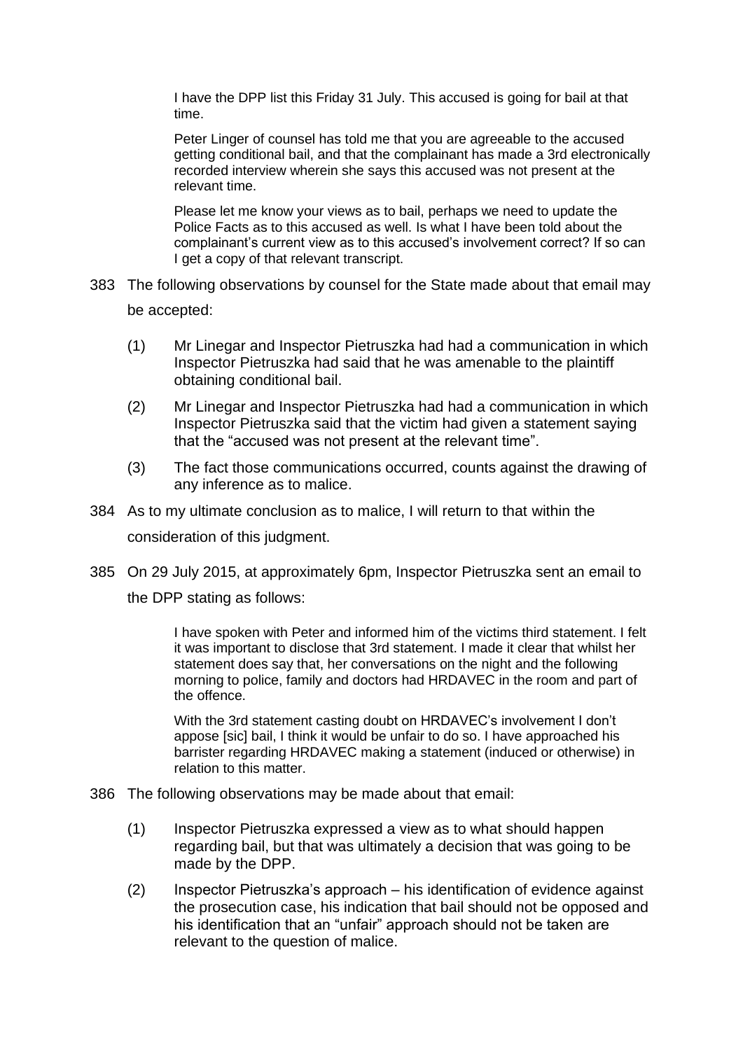> I have the DPP list this Friday 31 July. This accused is going for bail at that time.
>
> Peter Linger of counsel has told me that you are agreeable to the accused getting conditional bail, and that the complainant has made a 3rd electronically recorded interview wherein she says this accused was not present at the relevant time.
>
> Please let me know your views as to bail, perhaps we need to update the Police Facts as to this accused as well. Is what I have been told about the complainant's current view as to this accused's involvement correct? If so can I get a copy of that relevant transcript.

383 The following observations by counsel for the State made about that email may be accepted:

(1) Mr Linegar and Inspector Pietruszka had had a communication in which Inspector Pietruszka had said that he was amenable to the plaintiff obtaining conditional bail.

(2) Mr Linegar and Inspector Pietruszka had had a communication in which Inspector Pietruszka said that the victim had given a statement saying that the "accused was not present at the relevant time".

(3) The fact those communications occurred, counts against the drawing of any inference as to malice.

384 As to my ultimate conclusion as to malice, I will return to that within the consideration of this judgment.

385 On 29 July 2015, at approximately 6pm, Inspector Pietruszka sent an email to the DPP stating as follows:

> I have spoken with Peter and informed him of the victims third statement. I felt it was important to disclose that 3rd statement. I made it clear that whilst her statement does say that, her conversations on the night and the following morning to police, family and doctors had HRDAVEC in the room and part of the offence.
>
> With the 3rd statement casting doubt on HRDAVEC's involvement I don't appose [sic] bail, I think it would be unfair to do so. I have approached his barrister regarding HRDAVEC making a statement (induced or otherwise) in relation to this matter.

386 The following observations may be made about that email:

(1) Inspector Pietruszka expressed a view as to what should happen regarding bail, but that was ultimately a decision that was going to be made by the DPP.

(2) Inspector Pietruszka's approach – his identification of evidence against the prosecution case, his indication that bail should not be opposed and his identification that an "unfair" approach should not be taken are relevant to the question of malice.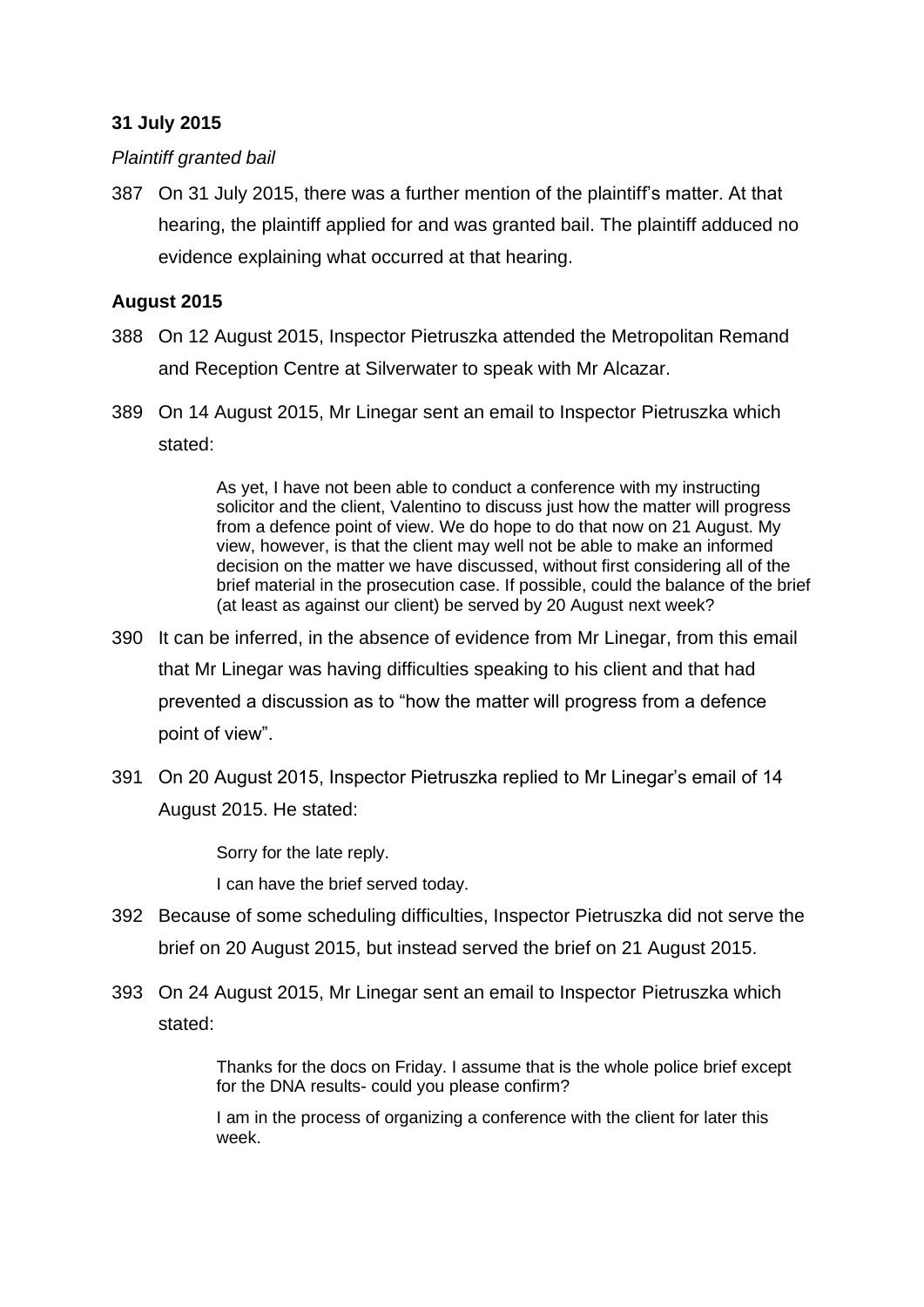**31 July 2015**

*Plaintiff granted bail*

387 On 31 July 2015, there was a further mention of the plaintiff's matter. At that hearing, the plaintiff applied for and was granted bail. The plaintiff adduced no evidence explaining what occurred at that hearing.

**August 2015**

388 On 12 August 2015, Inspector Pietruszka attended the Metropolitan Remand and Reception Centre at Silverwater to speak with Mr Alcazar.

389 On 14 August 2015, Mr Linegar sent an email to Inspector Pietruszka which stated:

> As yet, I have not been able to conduct a conference with my instructing solicitor and the client, Valentino to discuss just how the matter will progress from a defence point of view. We do hope to do that now on 21 August. My view, however, is that the client may well not be able to make an informed decision on the matter we have discussed, without first considering all of the brief material in the prosecution case. If possible, could the balance of the brief (at least as against our client) be served by 20 August next week?

390 It can be inferred, in the absence of evidence from Mr Linegar, from this email that Mr Linegar was having difficulties speaking to his client and that had prevented a discussion as to "how the matter will progress from a defence point of view".

391 On 20 August 2015, Inspector Pietruszka replied to Mr Linegar's email of 14 August 2015. He stated:

> Sorry for the late reply.
>
> I can have the brief served today.

392 Because of some scheduling difficulties, Inspector Pietruszka did not serve the brief on 20 August 2015, but instead served the brief on 21 August 2015.

393 On 24 August 2015, Mr Linegar sent an email to Inspector Pietruszka which stated:

> Thanks for the docs on Friday. I assume that is the whole police brief except for the DNA results- could you please confirm?
>
> I am in the process of organizing a conference with the client for later this week.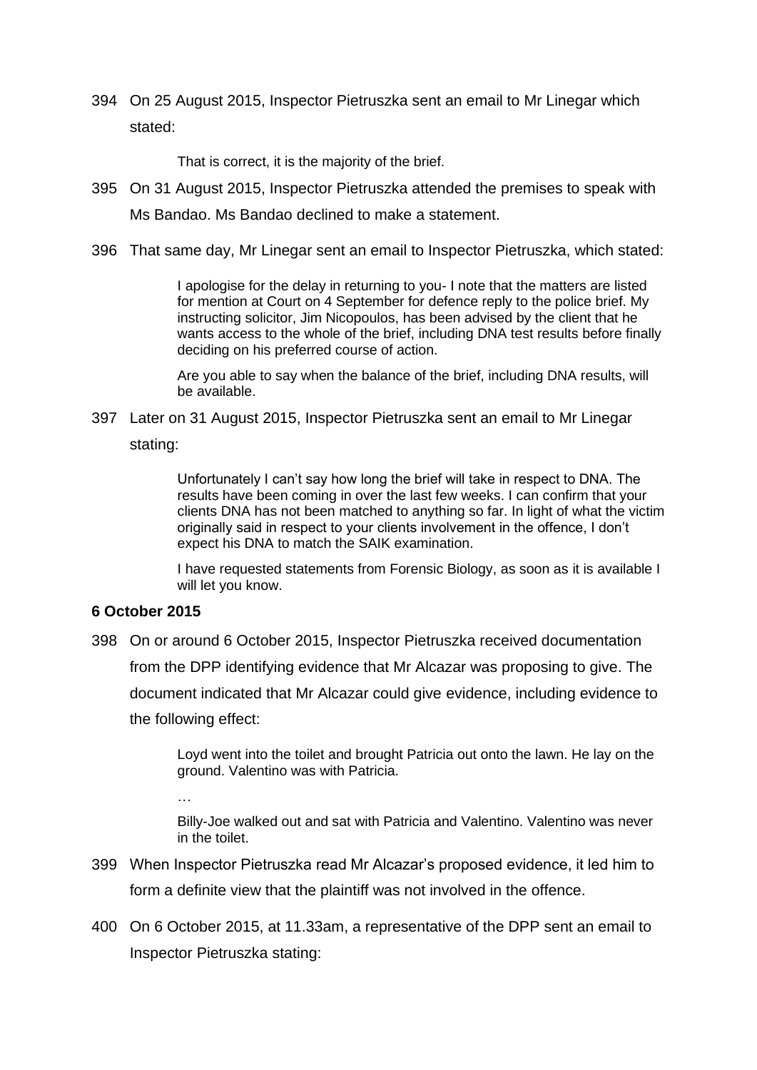394 On 25 August 2015, Inspector Pietruszka sent an email to Mr Linegar which stated:

> That is correct, it is the majority of the brief.

395 On 31 August 2015, Inspector Pietruszka attended the premises to speak with Ms Bandao. Ms Bandao declined to make a statement.

396 That same day, Mr Linegar sent an email to Inspector Pietruszka, which stated:

> I apologise for the delay in returning to you- I note that the matters are listed for mention at Court on 4 September for defence reply to the police brief. My instructing solicitor, Jim Nicopoulos, has been advised by the client that he wants access to the whole of the brief, including DNA test results before finally deciding on his preferred course of action.
>
> Are you able to say when the balance of the brief, including DNA results, will be available.

397 Later on 31 August 2015, Inspector Pietruszka sent an email to Mr Linegar stating:

> Unfortunately I can't say how long the brief will take in respect to DNA. The results have been coming in over the last few weeks. I can confirm that your clients DNA has not been matched to anything so far. In light of what the victim originally said in respect to your clients involvement in the offence, I don't expect his DNA to match the SAIK examination.
>
> I have requested statements from Forensic Biology, as soon as it is available I will let you know.

**6 October 2015**

398 On or around 6 October 2015, Inspector Pietruszka received documentation from the DPP identifying evidence that Mr Alcazar was proposing to give. The document indicated that Mr Alcazar could give evidence, including evidence to the following effect:

> Loyd went into the toilet and brought Patricia out onto the lawn. He lay on the ground. Valentino was with Patricia.
>
> …
>
> Billy-Joe walked out and sat with Patricia and Valentino. Valentino was never in the toilet.

399 When Inspector Pietruszka read Mr Alcazar's proposed evidence, it led him to form a definite view that the plaintiff was not involved in the offence.

400 On 6 October 2015, at 11.33am, a representative of the DPP sent an email to Inspector Pietruszka stating: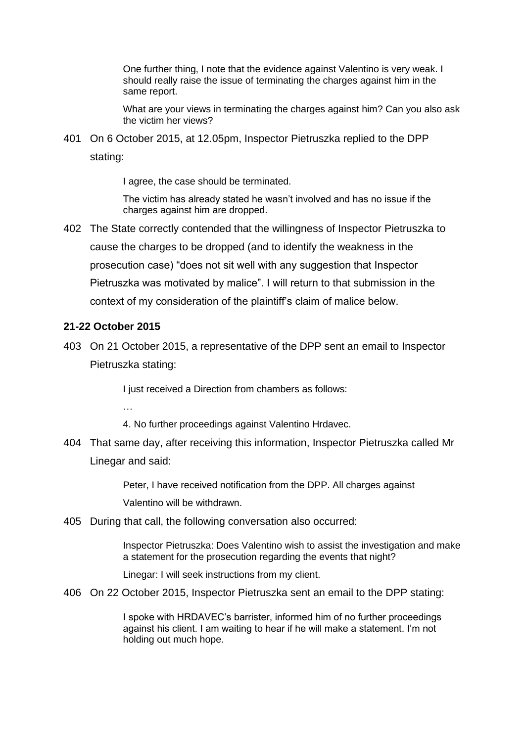> One further thing, I note that the evidence against Valentino is very weak. I should really raise the issue of terminating the charges against him in the same report.
>
> What are your views in terminating the charges against him? Can you also ask the victim her views?

401 On 6 October 2015, at 12.05pm, Inspector Pietruszka replied to the DPP stating:

> I agree, the case should be terminated.
>
> The victim has already stated he wasn't involved and has no issue if the charges against him are dropped.

402 The State correctly contended that the willingness of Inspector Pietruszka to cause the charges to be dropped (and to identify the weakness in the prosecution case) "does not sit well with any suggestion that Inspector Pietruszka was motivated by malice". I will return to that submission in the context of my consideration of the plaintiff's claim of malice below.

**21-22 October 2015**

403 On 21 October 2015, a representative of the DPP sent an email to Inspector Pietruszka stating:

> I just received a Direction from chambers as follows:
>
> …
>
> 4. No further proceedings against Valentino Hrdavec.

404 That same day, after receiving this information, Inspector Pietruszka called Mr Linegar and said:

> Peter, I have received notification from the DPP. All charges against Valentino will be withdrawn.

405 During that call, the following conversation also occurred:

> Inspector Pietruszka: Does Valentino wish to assist the investigation and make a statement for the prosecution regarding the events that night?
>
> Linegar: I will seek instructions from my client.

406 On 22 October 2015, Inspector Pietruszka sent an email to the DPP stating:

> I spoke with HRDAVEC's barrister, informed him of no further proceedings against his client. I am waiting to hear if he will make a statement. I'm not holding out much hope.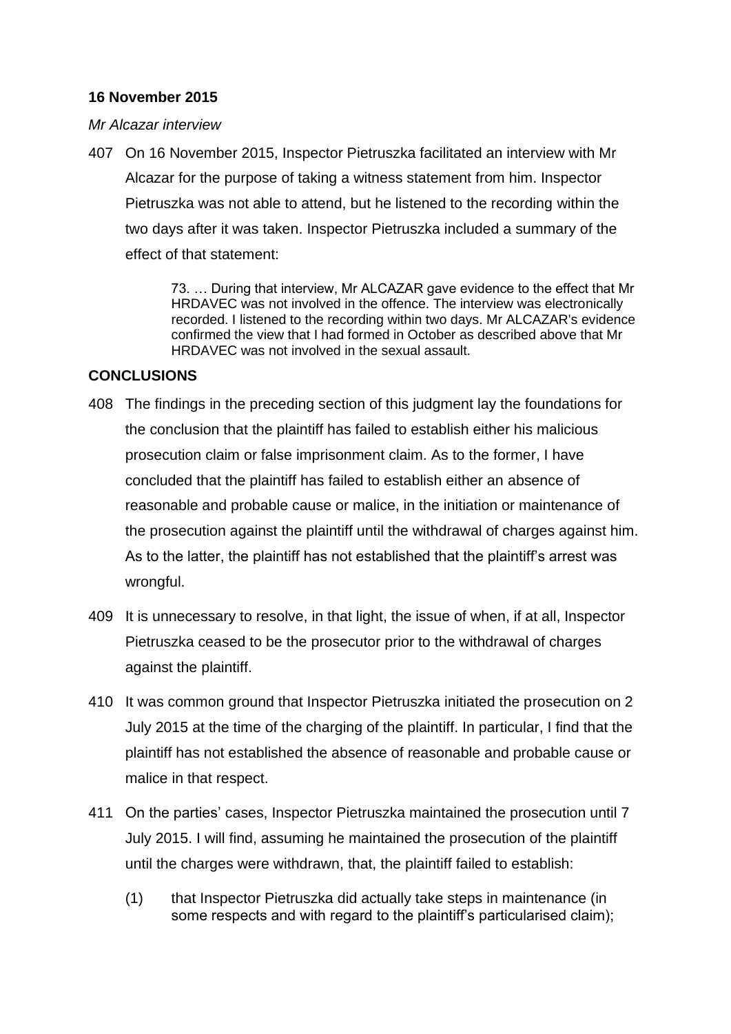**16 November 2015**

*Mr Alcazar interview*

407 On 16 November 2015, Inspector Pietruszka facilitated an interview with Mr Alcazar for the purpose of taking a witness statement from him. Inspector Pietruszka was not able to attend, but he listened to the recording within the two days after it was taken. Inspector Pietruszka included a summary of the effect of that statement:

> 73. … During that interview, Mr ALCAZAR gave evidence to the effect that Mr HRDAVEC was not involved in the offence. The interview was electronically recorded. I listened to the recording within two days. Mr ALCAZAR's evidence confirmed the view that I had formed in October as described above that Mr HRDAVEC was not involved in the sexual assault.

**CONCLUSIONS**

408 The findings in the preceding section of this judgment lay the foundations for the conclusion that the plaintiff has failed to establish either his malicious prosecution claim or false imprisonment claim. As to the former, I have concluded that the plaintiff has failed to establish either an absence of reasonable and probable cause or malice, in the initiation or maintenance of the prosecution against the plaintiff until the withdrawal of charges against him. As to the latter, the plaintiff has not established that the plaintiff's arrest was wrongful.

409 It is unnecessary to resolve, in that light, the issue of when, if at all, Inspector Pietruszka ceased to be the prosecutor prior to the withdrawal of charges against the plaintiff.

410 It was common ground that Inspector Pietruszka initiated the prosecution on 2 July 2015 at the time of the charging of the plaintiff. In particular, I find that the plaintiff has not established the absence of reasonable and probable cause or malice in that respect.

411 On the parties' cases, Inspector Pietruszka maintained the prosecution until 7 July 2015. I will find, assuming he maintained the prosecution of the plaintiff until the charges were withdrawn, that, the plaintiff failed to establish:

(1) that Inspector Pietruszka did actually take steps in maintenance (in some respects and with regard to the plaintiff's particularised claim);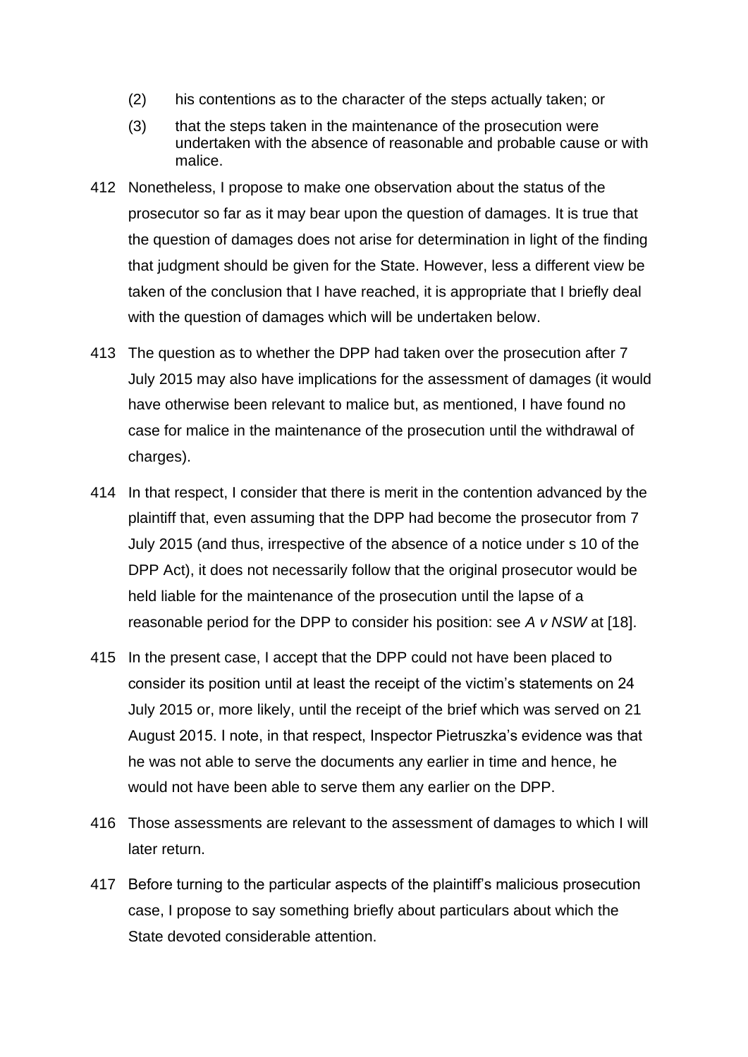(2) his contentions as to the character of the steps actually taken; or

(3) that the steps taken in the maintenance of the prosecution were undertaken with the absence of reasonable and probable cause or with malice.

412 Nonetheless, I propose to make one observation about the status of the prosecutor so far as it may bear upon the question of damages. It is true that the question of damages does not arise for determination in light of the finding that judgment should be given for the State. However, less a different view be taken of the conclusion that I have reached, it is appropriate that I briefly deal with the question of damages which will be undertaken below.

413 The question as to whether the DPP had taken over the prosecution after 7 July 2015 may also have implications for the assessment of damages (it would have otherwise been relevant to malice but, as mentioned, I have found no case for malice in the maintenance of the prosecution until the withdrawal of charges).

414 In that respect, I consider that there is merit in the contention advanced by the plaintiff that, even assuming that the DPP had become the prosecutor from 7 July 2015 (and thus, irrespective of the absence of a notice under s 10 of the DPP Act), it does not necessarily follow that the original prosecutor would be held liable for the maintenance of the prosecution until the lapse of a reasonable period for the DPP to consider his position: see *A v NSW* at [18].

415 In the present case, I accept that the DPP could not have been placed to consider its position until at least the receipt of the victim's statements on 24 July 2015 or, more likely, until the receipt of the brief which was served on 21 August 2015. I note, in that respect, Inspector Pietruszka's evidence was that he was not able to serve the documents any earlier in time and hence, he would not have been able to serve them any earlier on the DPP.

416 Those assessments are relevant to the assessment of damages to which I will later return.

417 Before turning to the particular aspects of the plaintiff's malicious prosecution case, I propose to say something briefly about particulars about which the State devoted considerable attention.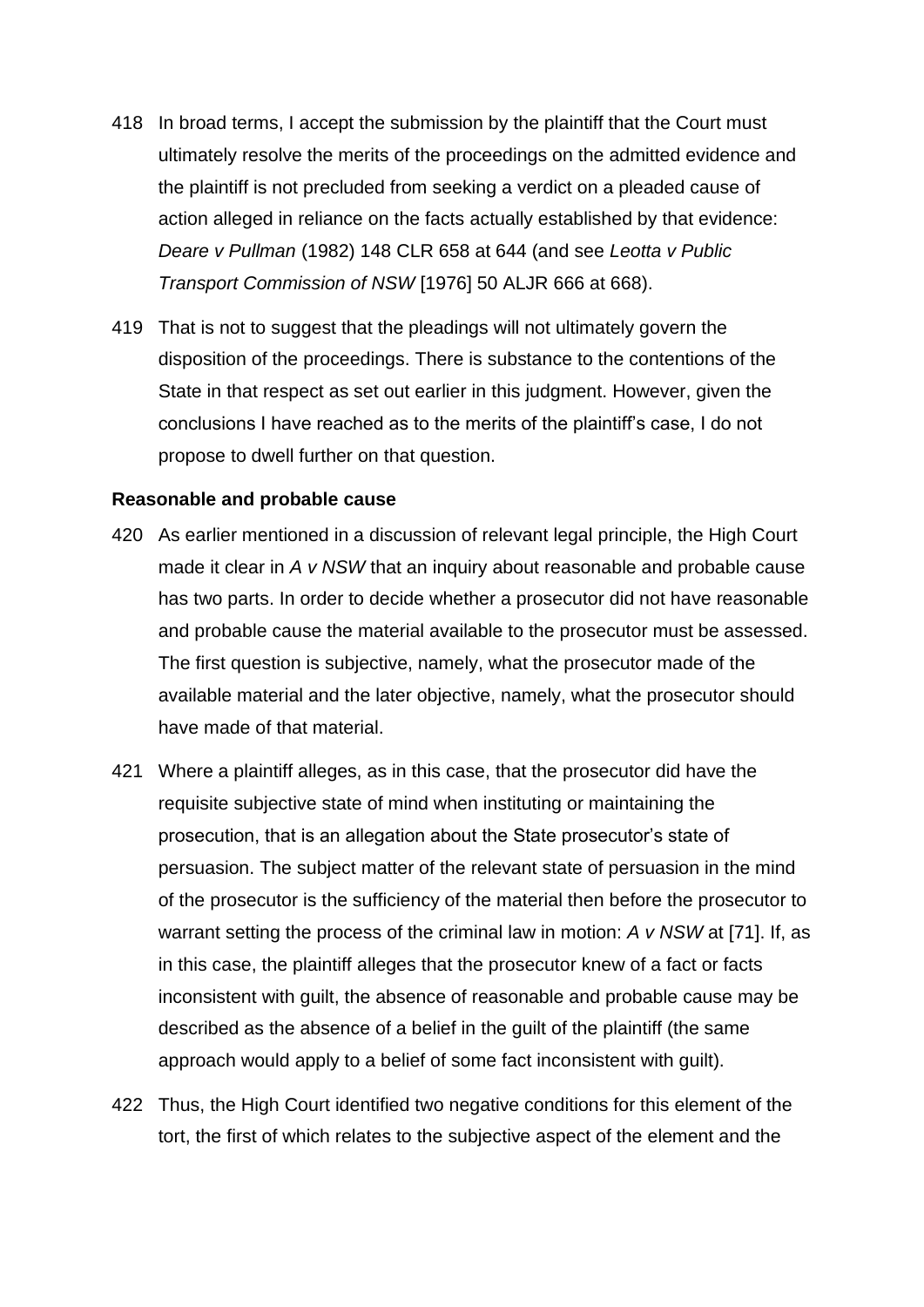418 In broad terms, I accept the submission by the plaintiff that the Court must ultimately resolve the merits of the proceedings on the admitted evidence and the plaintiff is not precluded from seeking a verdict on a pleaded cause of action alleged in reliance on the facts actually established by that evidence: *Deare v Pullman* (1982) 148 CLR 658 at 644 (and see *Leotta v Public Transport Commission of NSW* [1976] 50 ALJR 666 at 668).

419 That is not to suggest that the pleadings will not ultimately govern the disposition of the proceedings. There is substance to the contentions of the State in that respect as set out earlier in this judgment. However, given the conclusions I have reached as to the merits of the plaintiff's case, I do not propose to dwell further on that question.

**Reasonable and probable cause**

420 As earlier mentioned in a discussion of relevant legal principle, the High Court made it clear in *A v NSW* that an inquiry about reasonable and probable cause has two parts. In order to decide whether a prosecutor did not have reasonable and probable cause the material available to the prosecutor must be assessed. The first question is subjective, namely, what the prosecutor made of the available material and the later objective, namely, what the prosecutor should have made of that material.

421 Where a plaintiff alleges, as in this case, that the prosecutor did have the requisite subjective state of mind when instituting or maintaining the prosecution, that is an allegation about the State prosecutor's state of persuasion. The subject matter of the relevant state of persuasion in the mind of the prosecutor is the sufficiency of the material then before the prosecutor to warrant setting the process of the criminal law in motion: *A v NSW* at [71]. If, as in this case, the plaintiff alleges that the prosecutor knew of a fact or facts inconsistent with guilt, the absence of reasonable and probable cause may be described as the absence of a belief in the guilt of the plaintiff (the same approach would apply to a belief of some fact inconsistent with guilt).

422 Thus, the High Court identified two negative conditions for this element of the tort, the first of which relates to the subjective aspect of the element and the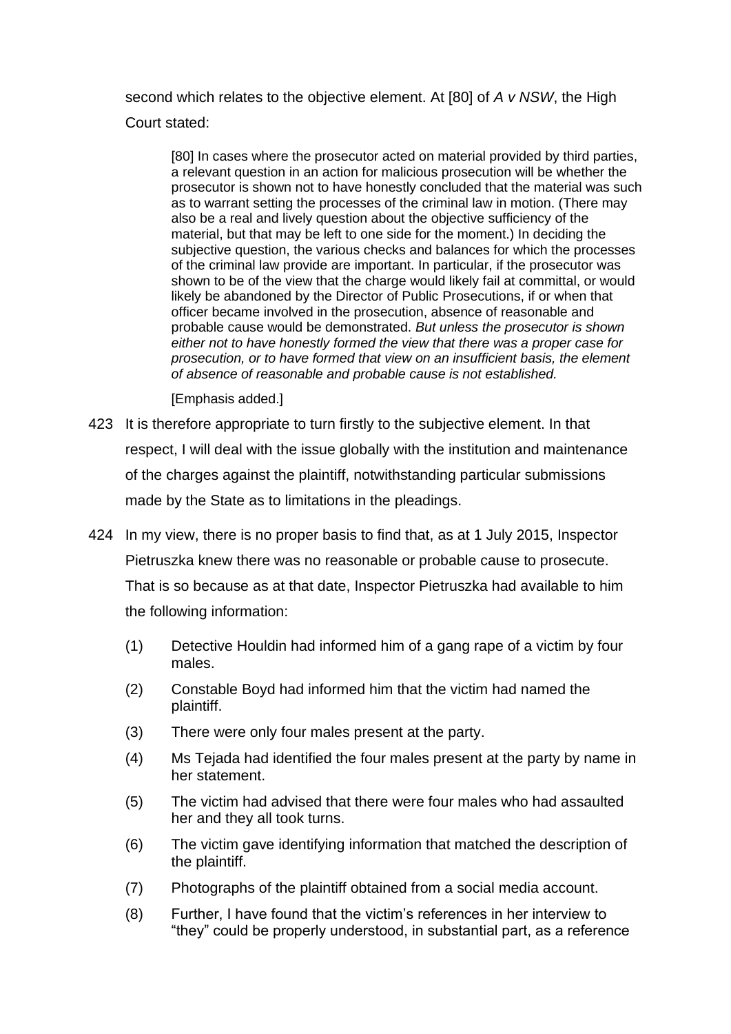second which relates to the objective element. At [80] of *A v NSW*, the High Court stated:

> [80] In cases where the prosecutor acted on material provided by third parties, a relevant question in an action for malicious prosecution will be whether the prosecutor is shown not to have honestly concluded that the material was such as to warrant setting the processes of the criminal law in motion. (There may also be a real and lively question about the objective sufficiency of the material, but that may be left to one side for the moment.) In deciding the subjective question, the various checks and balances for which the processes of the criminal law provide are important. In particular, if the prosecutor was shown to be of the view that the charge would likely fail at committal, or would likely be abandoned by the Director of Public Prosecutions, if or when that officer became involved in the prosecution, absence of reasonable and probable cause would be demonstrated. *But unless the prosecutor is shown either not to have honestly formed the view that there was a proper case for prosecution, or to have formed that view on an insufficient basis, the element of absence of reasonable and probable cause is not established.*
>
> [Emphasis added.]

423 It is therefore appropriate to turn firstly to the subjective element. In that respect, I will deal with the issue globally with the institution and maintenance of the charges against the plaintiff, notwithstanding particular submissions made by the State as to limitations in the pleadings.

424 In my view, there is no proper basis to find that, as at 1 July 2015, Inspector Pietruszka knew there was no reasonable or probable cause to prosecute. That is so because as at that date, Inspector Pietruszka had available to him the following information:

(1) Detective Houldin had informed him of a gang rape of a victim by four males.

(2) Constable Boyd had informed him that the victim had named the plaintiff.

(3) There were only four males present at the party.

(4) Ms Tejada had identified the four males present at the party by name in her statement.

(5) The victim had advised that there were four males who had assaulted her and they all took turns.

(6) The victim gave identifying information that matched the description of the plaintiff.

(7) Photographs of the plaintiff obtained from a social media account.

(8) Further, I have found that the victim's references in her interview to "they" could be properly understood, in substantial part, as a reference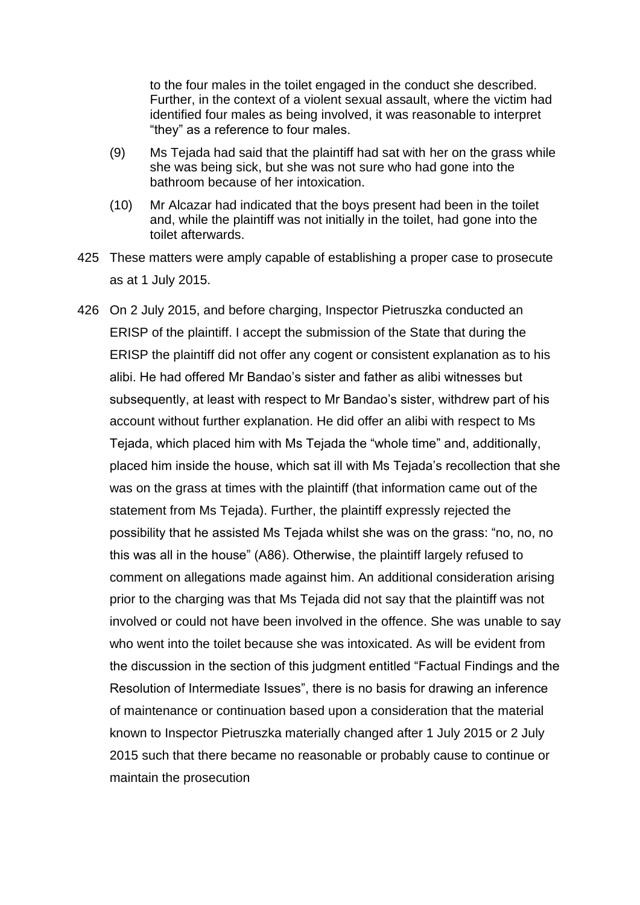to the four males in the toilet engaged in the conduct she described. Further, in the context of a violent sexual assault, where the victim had identified four males as being involved, it was reasonable to interpret "they" as a reference to four males.

(9) Ms Tejada had said that the plaintiff had sat with her on the grass while she was being sick, but she was not sure who had gone into the bathroom because of her intoxication.

(10) Mr Alcazar had indicated that the boys present had been in the toilet and, while the plaintiff was not initially in the toilet, had gone into the toilet afterwards.

425 These matters were amply capable of establishing a proper case to prosecute as at 1 July 2015.

426 On 2 July 2015, and before charging, Inspector Pietruszka conducted an ERISP of the plaintiff. I accept the submission of the State that during the ERISP the plaintiff did not offer any cogent or consistent explanation as to his alibi. He had offered Mr Bandao's sister and father as alibi witnesses but subsequently, at least with respect to Mr Bandao's sister, withdrew part of his account without further explanation. He did offer an alibi with respect to Ms Tejada, which placed him with Ms Tejada the "whole time" and, additionally, placed him inside the house, which sat ill with Ms Tejada's recollection that she was on the grass at times with the plaintiff (that information came out of the statement from Ms Tejada). Further, the plaintiff expressly rejected the possibility that he assisted Ms Tejada whilst she was on the grass: "no, no, no this was all in the house" (A86). Otherwise, the plaintiff largely refused to comment on allegations made against him. An additional consideration arising prior to the charging was that Ms Tejada did not say that the plaintiff was not involved or could not have been involved in the offence. She was unable to say who went into the toilet because she was intoxicated. As will be evident from the discussion in the section of this judgment entitled "Factual Findings and the Resolution of Intermediate Issues", there is no basis for drawing an inference of maintenance or continuation based upon a consideration that the material known to Inspector Pietruszka materially changed after 1 July 2015 or 2 July 2015 such that there became no reasonable or probably cause to continue or maintain the prosecution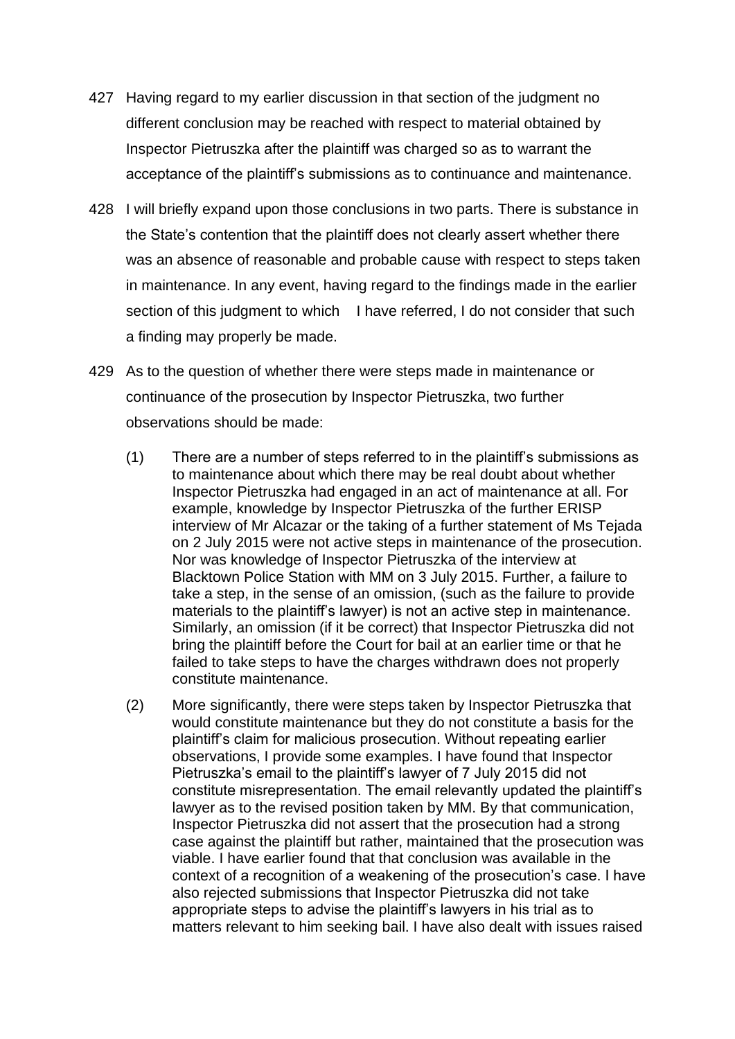427 Having regard to my earlier discussion in that section of the judgment no different conclusion may be reached with respect to material obtained by Inspector Pietruszka after the plaintiff was charged so as to warrant the acceptance of the plaintiff's submissions as to continuance and maintenance.

428 I will briefly expand upon those conclusions in two parts. There is substance in the State's contention that the plaintiff does not clearly assert whether there was an absence of reasonable and probable cause with respect to steps taken in maintenance. In any event, having regard to the findings made in the earlier section of this judgment to which I have referred, I do not consider that such a finding may properly be made.

429 As to the question of whether there were steps made in maintenance or continuance of the prosecution by Inspector Pietruszka, two further observations should be made:

(1) There are a number of steps referred to in the plaintiff's submissions as to maintenance about which there may be real doubt about whether Inspector Pietruszka had engaged in an act of maintenance at all. For example, knowledge by Inspector Pietruszka of the further ERISP interview of Mr Alcazar or the taking of a further statement of Ms Tejada on 2 July 2015 were not active steps in maintenance of the prosecution. Nor was knowledge of Inspector Pietruszka of the interview at Blacktown Police Station with MM on 3 July 2015. Further, a failure to take a step, in the sense of an omission, (such as the failure to provide materials to the plaintiff's lawyer) is not an active step in maintenance. Similarly, an omission (if it be correct) that Inspector Pietruszka did not bring the plaintiff before the Court for bail at an earlier time or that he failed to take steps to have the charges withdrawn does not properly constitute maintenance.

(2) More significantly, there were steps taken by Inspector Pietruszka that would constitute maintenance but they do not constitute a basis for the plaintiff's claim for malicious prosecution. Without repeating earlier observations, I provide some examples. I have found that Inspector Pietruszka's email to the plaintiff's lawyer of 7 July 2015 did not constitute misrepresentation. The email relevantly updated the plaintiff's lawyer as to the revised position taken by MM. By that communication, Inspector Pietruszka did not assert that the prosecution had a strong case against the plaintiff but rather, maintained that the prosecution was viable. I have earlier found that that conclusion was available in the context of a recognition of a weakening of the prosecution's case. I have also rejected submissions that Inspector Pietruszka did not take appropriate steps to advise the plaintiff's lawyers in his trial as to matters relevant to him seeking bail. I have also dealt with issues raised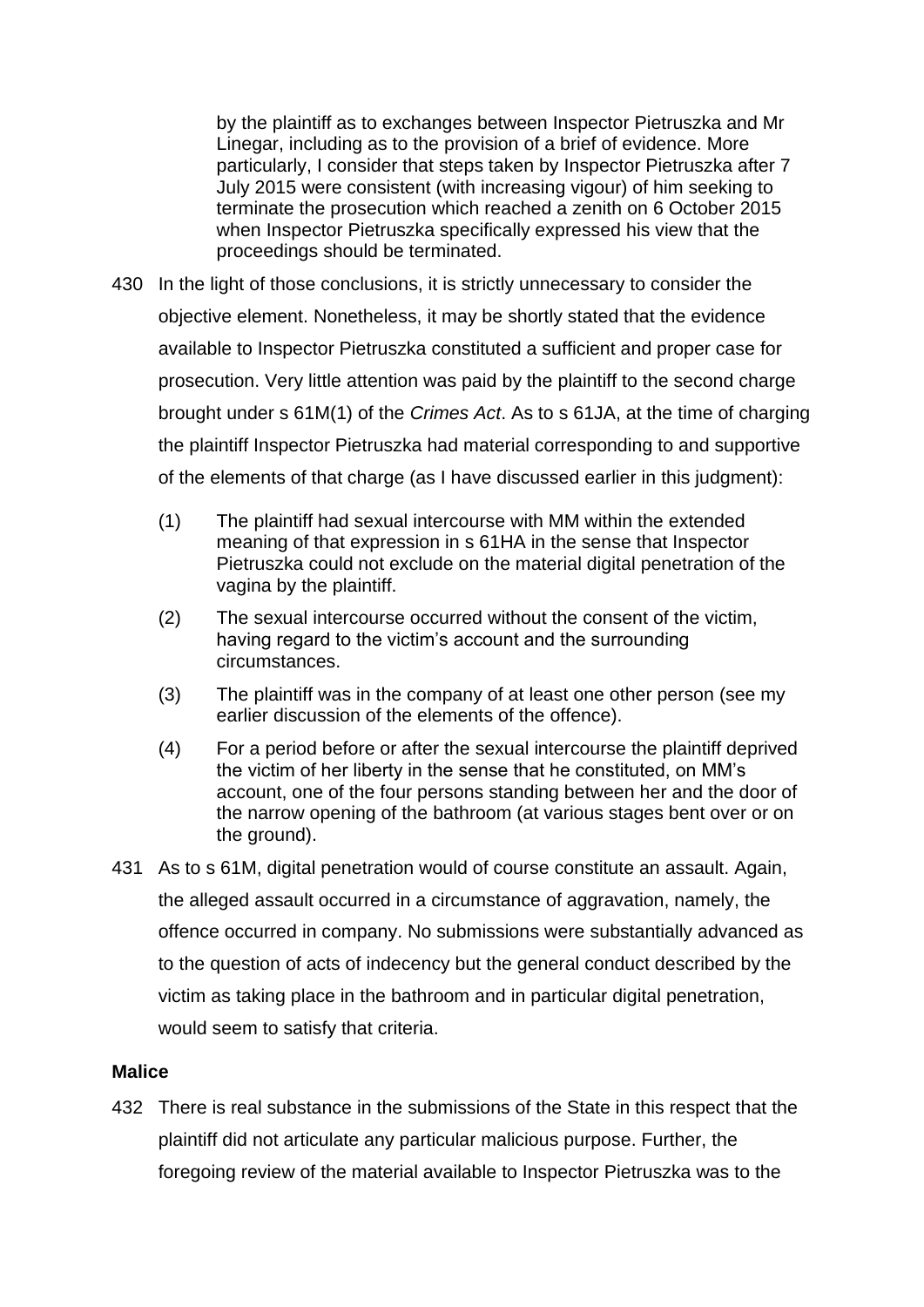by the plaintiff as to exchanges between Inspector Pietruszka and Mr Linegar, including as to the provision of a brief of evidence. More particularly, I consider that steps taken by Inspector Pietruszka after 7 July 2015 were consistent (with increasing vigour) of him seeking to terminate the prosecution which reached a zenith on 6 October 2015 when Inspector Pietruszka specifically expressed his view that the proceedings should be terminated.

430 In the light of those conclusions, it is strictly unnecessary to consider the objective element. Nonetheless, it may be shortly stated that the evidence available to Inspector Pietruszka constituted a sufficient and proper case for prosecution. Very little attention was paid by the plaintiff to the second charge brought under s 61M(1) of the *Crimes Act*. As to s 61JA, at the time of charging the plaintiff Inspector Pietruszka had material corresponding to and supportive of the elements of that charge (as I have discussed earlier in this judgment):

(1) The plaintiff had sexual intercourse with MM within the extended meaning of that expression in s 61HA in the sense that Inspector Pietruszka could not exclude on the material digital penetration of the vagina by the plaintiff.

(2) The sexual intercourse occurred without the consent of the victim, having regard to the victim's account and the surrounding circumstances.

(3) The plaintiff was in the company of at least one other person (see my earlier discussion of the elements of the offence).

(4) For a period before or after the sexual intercourse the plaintiff deprived the victim of her liberty in the sense that he constituted, on MM's account, one of the four persons standing between her and the door of the narrow opening of the bathroom (at various stages bent over or on the ground).

431 As to s 61M, digital penetration would of course constitute an assault. Again, the alleged assault occurred in a circumstance of aggravation, namely, the offence occurred in company. No submissions were substantially advanced as to the question of acts of indecency but the general conduct described by the victim as taking place in the bathroom and in particular digital penetration, would seem to satisfy that criteria.

**Malice**

432 There is real substance in the submissions of the State in this respect that the plaintiff did not articulate any particular malicious purpose. Further, the foregoing review of the material available to Inspector Pietruszka was to the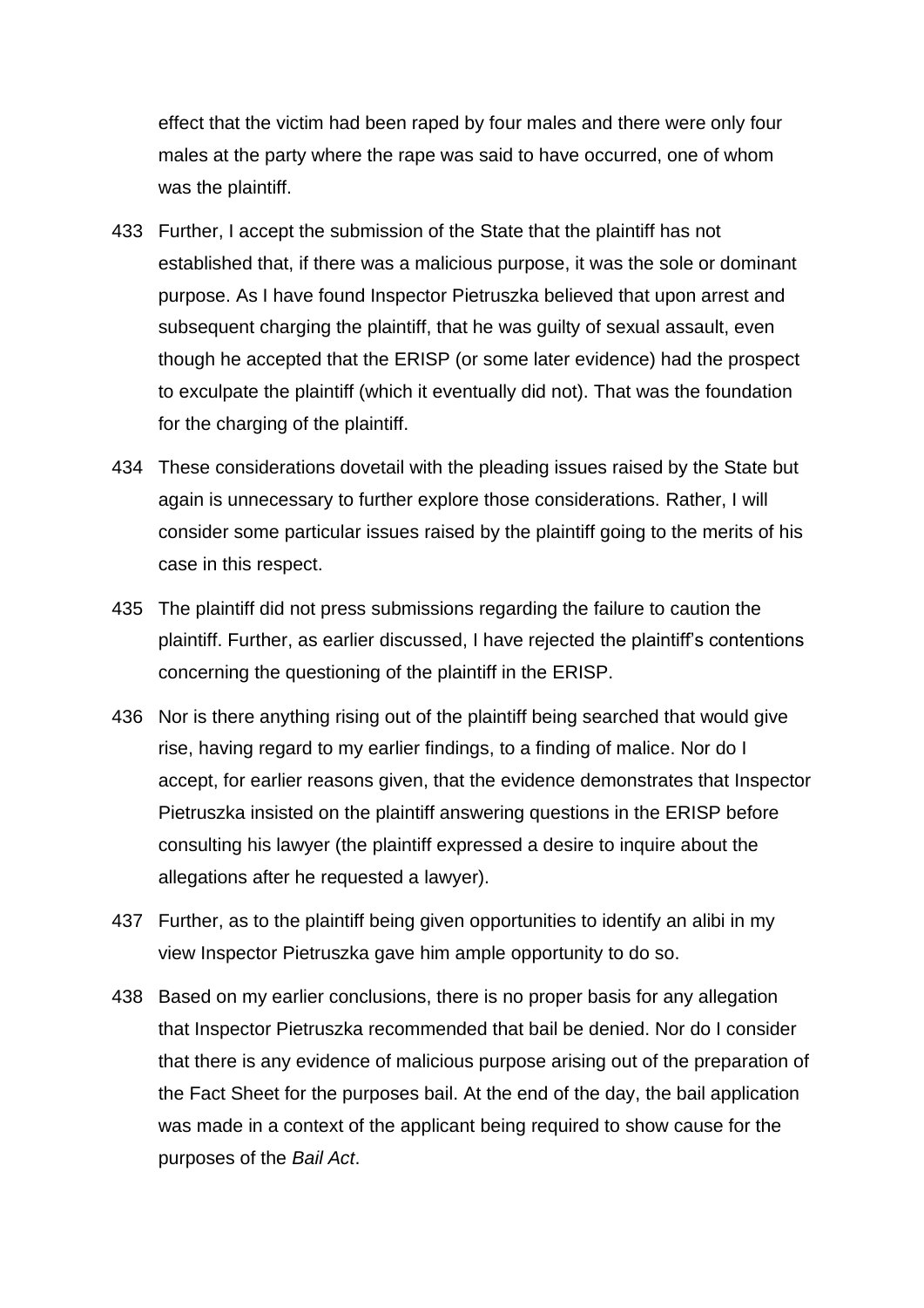effect that the victim had been raped by four males and there were only four males at the party where the rape was said to have occurred, one of whom was the plaintiff.

433 Further, I accept the submission of the State that the plaintiff has not established that, if there was a malicious purpose, it was the sole or dominant purpose. As I have found Inspector Pietruszka believed that upon arrest and subsequent charging the plaintiff, that he was guilty of sexual assault, even though he accepted that the ERISP (or some later evidence) had the prospect to exculpate the plaintiff (which it eventually did not). That was the foundation for the charging of the plaintiff.

434 These considerations dovetail with the pleading issues raised by the State but again is unnecessary to further explore those considerations. Rather, I will consider some particular issues raised by the plaintiff going to the merits of his case in this respect.

435 The plaintiff did not press submissions regarding the failure to caution the plaintiff. Further, as earlier discussed, I have rejected the plaintiff's contentions concerning the questioning of the plaintiff in the ERISP.

436 Nor is there anything rising out of the plaintiff being searched that would give rise, having regard to my earlier findings, to a finding of malice. Nor do I accept, for earlier reasons given, that the evidence demonstrates that Inspector Pietruszka insisted on the plaintiff answering questions in the ERISP before consulting his lawyer (the plaintiff expressed a desire to inquire about the allegations after he requested a lawyer).

437 Further, as to the plaintiff being given opportunities to identify an alibi in my view Inspector Pietruszka gave him ample opportunity to do so.

438 Based on my earlier conclusions, there is no proper basis for any allegation that Inspector Pietruszka recommended that bail be denied. Nor do I consider that there is any evidence of malicious purpose arising out of the preparation of the Fact Sheet for the purposes bail. At the end of the day, the bail application was made in a context of the applicant being required to show cause for the purposes of the *Bail Act*.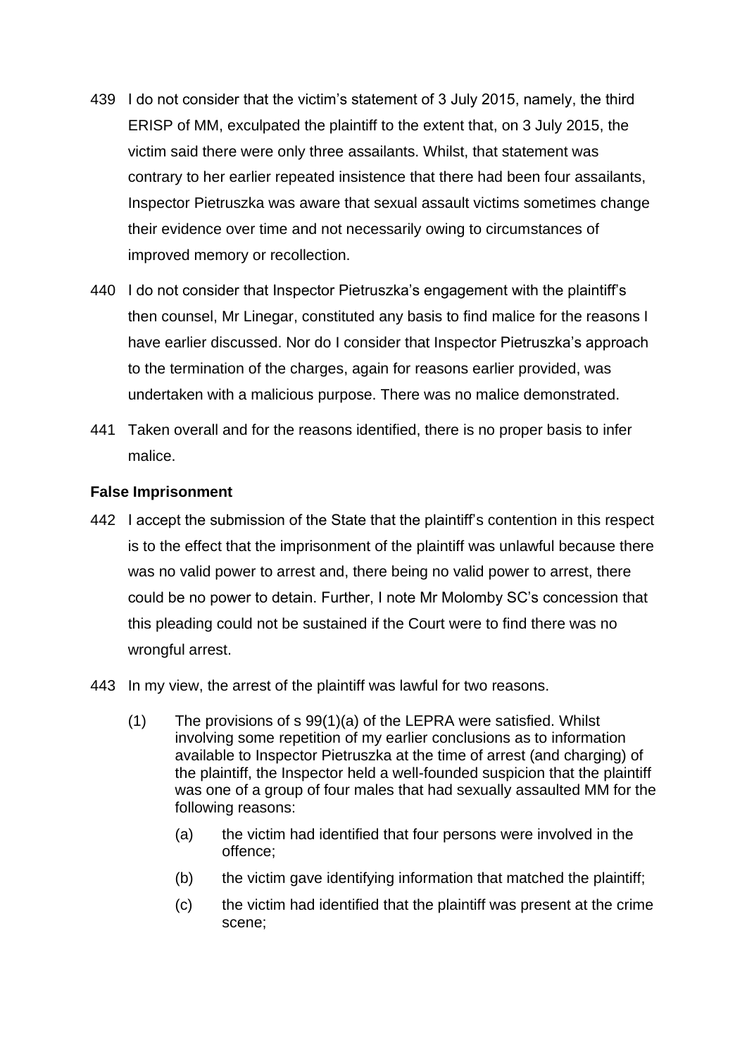439 I do not consider that the victim's statement of 3 July 2015, namely, the third ERISP of MM, exculpated the plaintiff to the extent that, on 3 July 2015, the victim said there were only three assailants. Whilst, that statement was contrary to her earlier repeated insistence that there had been four assailants, Inspector Pietruszka was aware that sexual assault victims sometimes change their evidence over time and not necessarily owing to circumstances of improved memory or recollection.

440 I do not consider that Inspector Pietruszka's engagement with the plaintiff's then counsel, Mr Linegar, constituted any basis to find malice for the reasons I have earlier discussed. Nor do I consider that Inspector Pietruszka's approach to the termination of the charges, again for reasons earlier provided, was undertaken with a malicious purpose. There was no malice demonstrated.

441 Taken overall and for the reasons identified, there is no proper basis to infer malice.

**False Imprisonment**

442 I accept the submission of the State that the plaintiff's contention in this respect is to the effect that the imprisonment of the plaintiff was unlawful because there was no valid power to arrest and, there being no valid power to arrest, there could be no power to detain. Further, I note Mr Molomby SC's concession that this pleading could not be sustained if the Court were to find there was no wrongful arrest.

443 In my view, the arrest of the plaintiff was lawful for two reasons.

(1) The provisions of s 99(1)(a) of the LEPRA were satisfied. Whilst involving some repetition of my earlier conclusions as to information available to Inspector Pietruszka at the time of arrest (and charging) of the plaintiff, the Inspector held a well-founded suspicion that the plaintiff was one of a group of four males that had sexually assaulted MM for the following reasons:

(a) the victim had identified that four persons were involved in the offence;

(b) the victim gave identifying information that matched the plaintiff;

(c) the victim had identified that the plaintiff was present at the crime scene;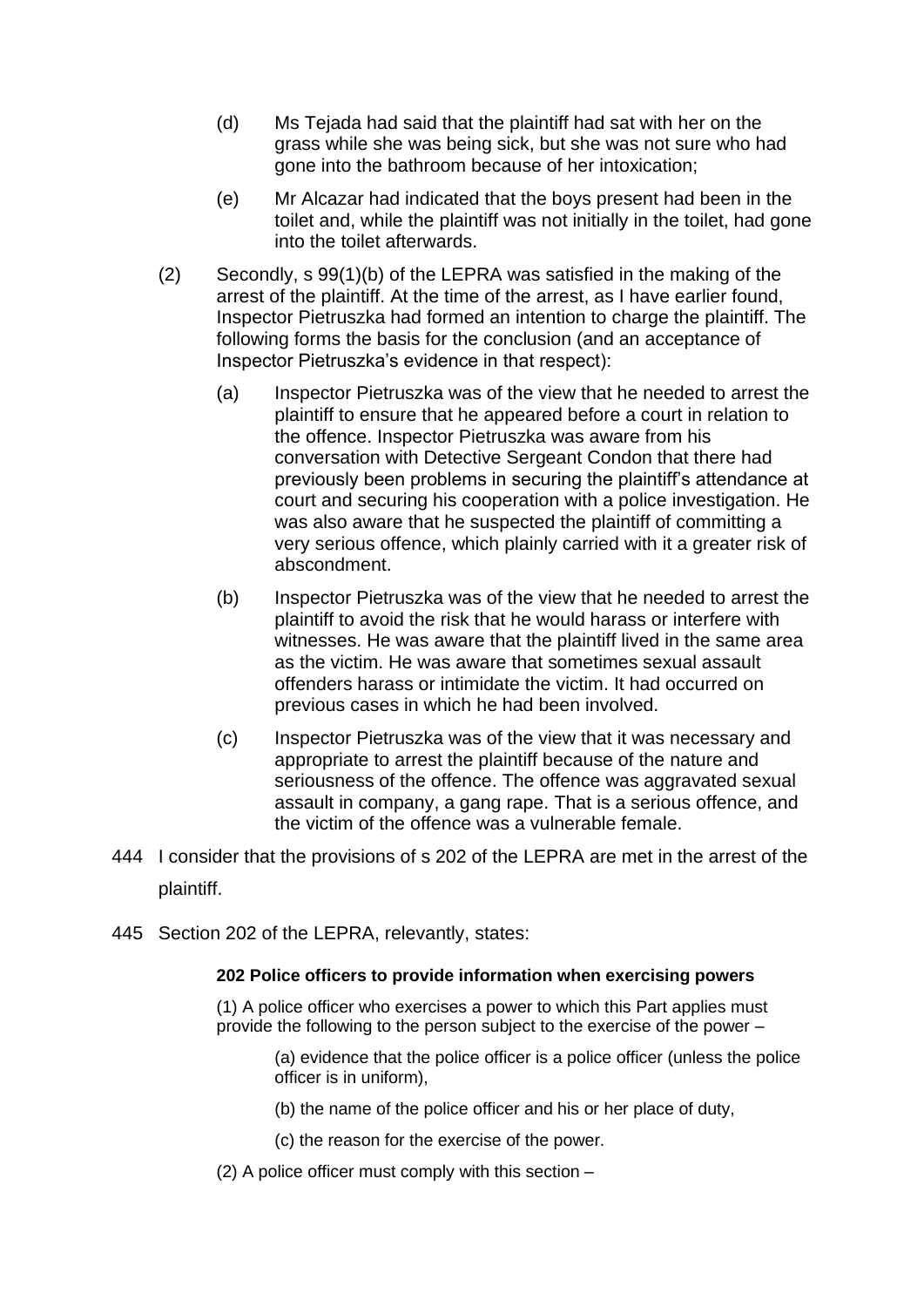(d) Ms Tejada had said that the plaintiff had sat with her on the grass while she was being sick, but she was not sure who had gone into the bathroom because of her intoxication;

(e) Mr Alcazar had indicated that the boys present had been in the toilet and, while the plaintiff was not initially in the toilet, had gone into the toilet afterwards.

(2) Secondly, s 99(1)(b) of the LEPRA was satisfied in the making of the arrest of the plaintiff. At the time of the arrest, as I have earlier found, Inspector Pietruszka had formed an intention to charge the plaintiff. The following forms the basis for the conclusion (and an acceptance of Inspector Pietruszka's evidence in that respect):

(a) Inspector Pietruszka was of the view that he needed to arrest the plaintiff to ensure that he appeared before a court in relation to the offence. Inspector Pietruszka was aware from his conversation with Detective Sergeant Condon that there had previously been problems in securing the plaintiff's attendance at court and securing his cooperation with a police investigation. He was also aware that he suspected the plaintiff of committing a very serious offence, which plainly carried with it a greater risk of abscondment.

(b) Inspector Pietruszka was of the view that he needed to arrest the plaintiff to avoid the risk that he would harass or interfere with witnesses. He was aware that the plaintiff lived in the same area as the victim. He was aware that sometimes sexual assault offenders harass or intimidate the victim. It had occurred on previous cases in which he had been involved.

(c) Inspector Pietruszka was of the view that it was necessary and appropriate to arrest the plaintiff because of the nature and seriousness of the offence. The offence was aggravated sexual assault in company, a gang rape. That is a serious offence, and the victim of the offence was a vulnerable female.

444 I consider that the provisions of s 202 of the LEPRA are met in the arrest of the plaintiff.

445 Section 202 of the LEPRA, relevantly, states:

> **202 Police officers to provide information when exercising powers**
>
> (1) A police officer who exercises a power to which this Part applies must provide the following to the person subject to the exercise of the power –
>
> (a) evidence that the police officer is a police officer (unless the police officer is in uniform),
>
> (b) the name of the police officer and his or her place of duty,
>
> (c) the reason for the exercise of the power.
>
> (2) A police officer must comply with this section –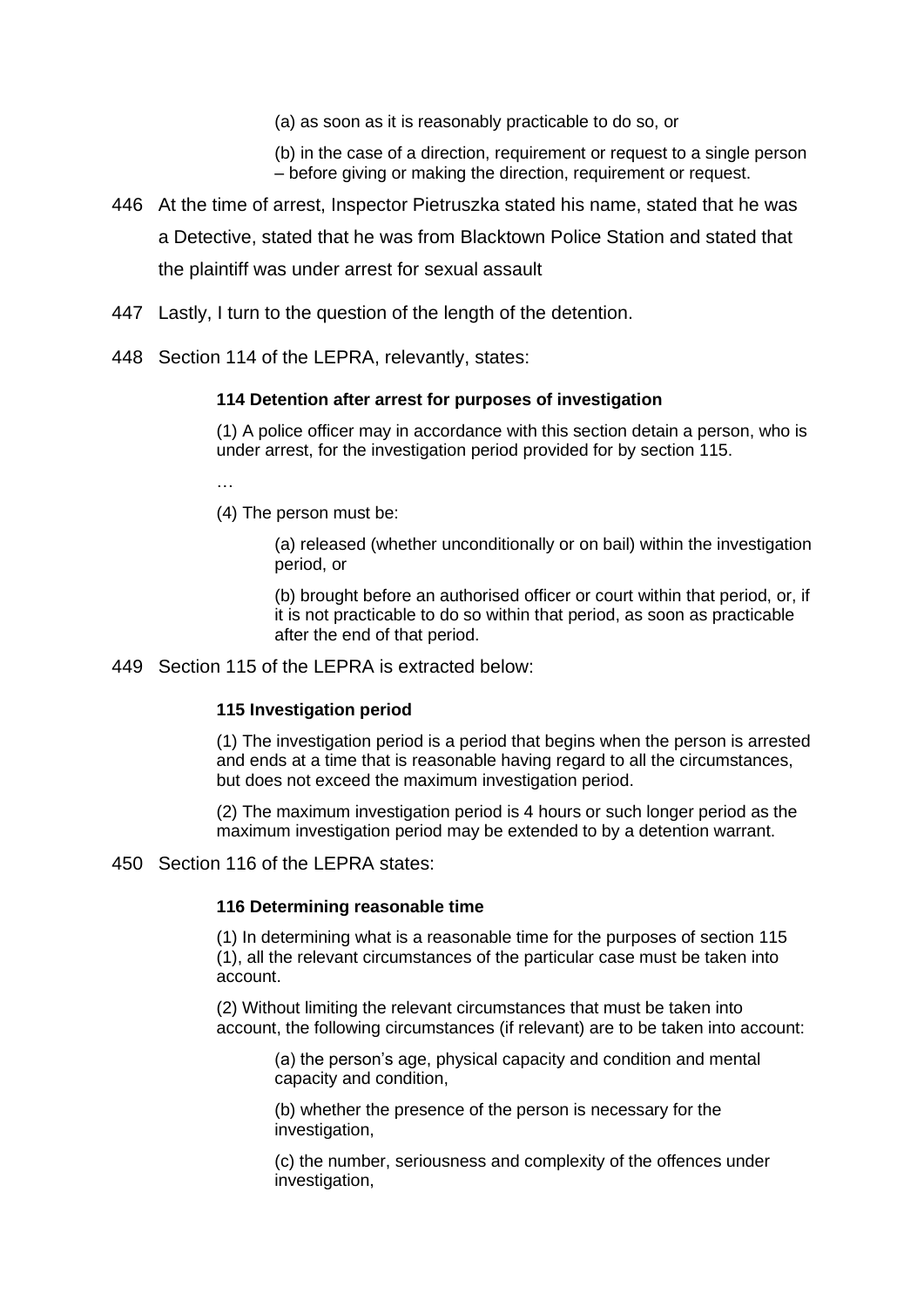> (a) as soon as it is reasonably practicable to do so, or
>
> (b) in the case of a direction, requirement or request to a single person – before giving or making the direction, requirement or request.

446 At the time of arrest, Inspector Pietruszka stated his name, stated that he was a Detective, stated that he was from Blacktown Police Station and stated that the plaintiff was under arrest for sexual assault

447 Lastly, I turn to the question of the length of the detention.

448 Section 114 of the LEPRA, relevantly, states:

> **114 Detention after arrest for purposes of investigation**
>
> (1) A police officer may in accordance with this section detain a person, who is under arrest, for the investigation period provided for by section 115.
>
> …
>
> (4) The person must be:
>
> > (a) released (whether unconditionally or on bail) within the investigation period, or
> >
> > (b) brought before an authorised officer or court within that period, or, if it is not practicable to do so within that period, as soon as practicable after the end of that period.

449 Section 115 of the LEPRA is extracted below:

> **115 Investigation period**
>
> (1) The investigation period is a period that begins when the person is arrested and ends at a time that is reasonable having regard to all the circumstances, but does not exceed the maximum investigation period.
>
> (2) The maximum investigation period is 4 hours or such longer period as the maximum investigation period may be extended to by a detention warrant.

450 Section 116 of the LEPRA states:

> **116 Determining reasonable time**
>
> (1) In determining what is a reasonable time for the purposes of section 115 (1), all the relevant circumstances of the particular case must be taken into account.
>
> (2) Without limiting the relevant circumstances that must be taken into account, the following circumstances (if relevant) are to be taken into account:
>
> > (a) the person's age, physical capacity and condition and mental capacity and condition,
> >
> > (b) whether the presence of the person is necessary for the investigation,
> >
> > (c) the number, seriousness and complexity of the offences under investigation,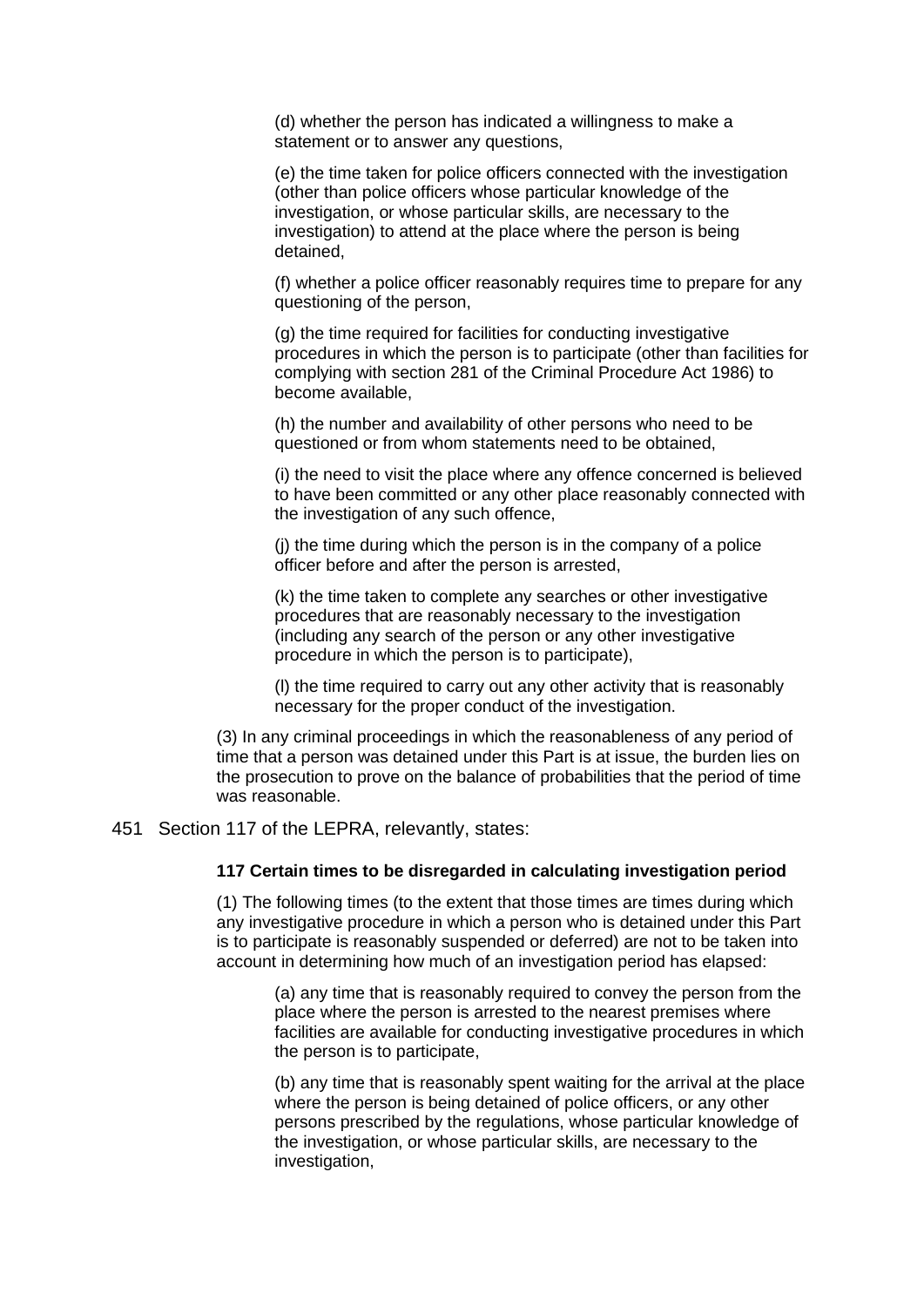(d) whether the person has indicated a willingness to make a statement or to answer any questions,

(e) the time taken for police officers connected with the investigation (other than police officers whose particular knowledge of the investigation, or whose particular skills, are necessary to the investigation) to attend at the place where the person is being detained,

(f) whether a police officer reasonably requires time to prepare for any questioning of the person,

(g) the time required for facilities for conducting investigative procedures in which the person is to participate (other than facilities for complying with section 281 of the Criminal Procedure Act 1986) to become available,

(h) the number and availability of other persons who need to be questioned or from whom statements need to be obtained,

(i) the need to visit the place where any offence concerned is believed to have been committed or any other place reasonably connected with the investigation of any such offence,

(j) the time during which the person is in the company of a police officer before and after the person is arrested,

(k) the time taken to complete any searches or other investigative procedures that are reasonably necessary to the investigation (including any search of the person or any other investigative procedure in which the person is to participate),

(l) the time required to carry out any other activity that is reasonably necessary for the proper conduct of the investigation.

(3) In any criminal proceedings in which the reasonableness of any period of time that a person was detained under this Part is at issue, the burden lies on the prosecution to prove on the balance of probabilities that the period of time was reasonable.

451 Section 117 of the LEPRA, relevantly, states:

**117 Certain times to be disregarded in calculating investigation period**

(1) The following times (to the extent that those times are times during which any investigative procedure in which a person who is detained under this Part is to participate is reasonably suspended or deferred) are not to be taken into account in determining how much of an investigation period has elapsed:

(a) any time that is reasonably required to convey the person from the place where the person is arrested to the nearest premises where facilities are available for conducting investigative procedures in which the person is to participate,

(b) any time that is reasonably spent waiting for the arrival at the place where the person is being detained of police officers, or any other persons prescribed by the regulations, whose particular knowledge of the investigation, or whose particular skills, are necessary to the investigation,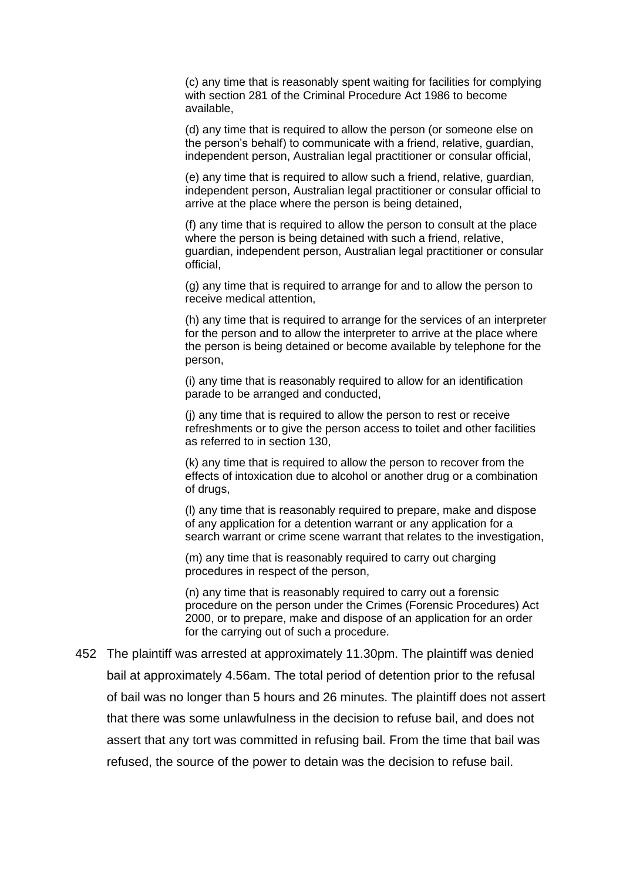(c) any time that is reasonably spent waiting for facilities for complying with section 281 of the Criminal Procedure Act 1986 to become available,

(d) any time that is required to allow the person (or someone else on the person's behalf) to communicate with a friend, relative, guardian, independent person, Australian legal practitioner or consular official,

(e) any time that is required to allow such a friend, relative, guardian, independent person, Australian legal practitioner or consular official to arrive at the place where the person is being detained,

(f) any time that is required to allow the person to consult at the place where the person is being detained with such a friend, relative, guardian, independent person, Australian legal practitioner or consular official,

(g) any time that is required to arrange for and to allow the person to receive medical attention,

(h) any time that is required to arrange for the services of an interpreter for the person and to allow the interpreter to arrive at the place where the person is being detained or become available by telephone for the person,

(i) any time that is reasonably required to allow for an identification parade to be arranged and conducted,

(j) any time that is required to allow the person to rest or receive refreshments or to give the person access to toilet and other facilities as referred to in section 130,

(k) any time that is required to allow the person to recover from the effects of intoxication due to alcohol or another drug or a combination of drugs,

(l) any time that is reasonably required to prepare, make and dispose of any application for a detention warrant or any application for a search warrant or crime scene warrant that relates to the investigation,

(m) any time that is reasonably required to carry out charging procedures in respect of the person,

(n) any time that is reasonably required to carry out a forensic procedure on the person under the Crimes (Forensic Procedures) Act 2000, or to prepare, make and dispose of an application for an order for the carrying out of such a procedure.

452 The plaintiff was arrested at approximately 11.30pm. The plaintiff was denied bail at approximately 4.56am. The total period of detention prior to the refusal of bail was no longer than 5 hours and 26 minutes. The plaintiff does not assert that there was some unlawfulness in the decision to refuse bail, and does not assert that any tort was committed in refusing bail. From the time that bail was refused, the source of the power to detain was the decision to refuse bail.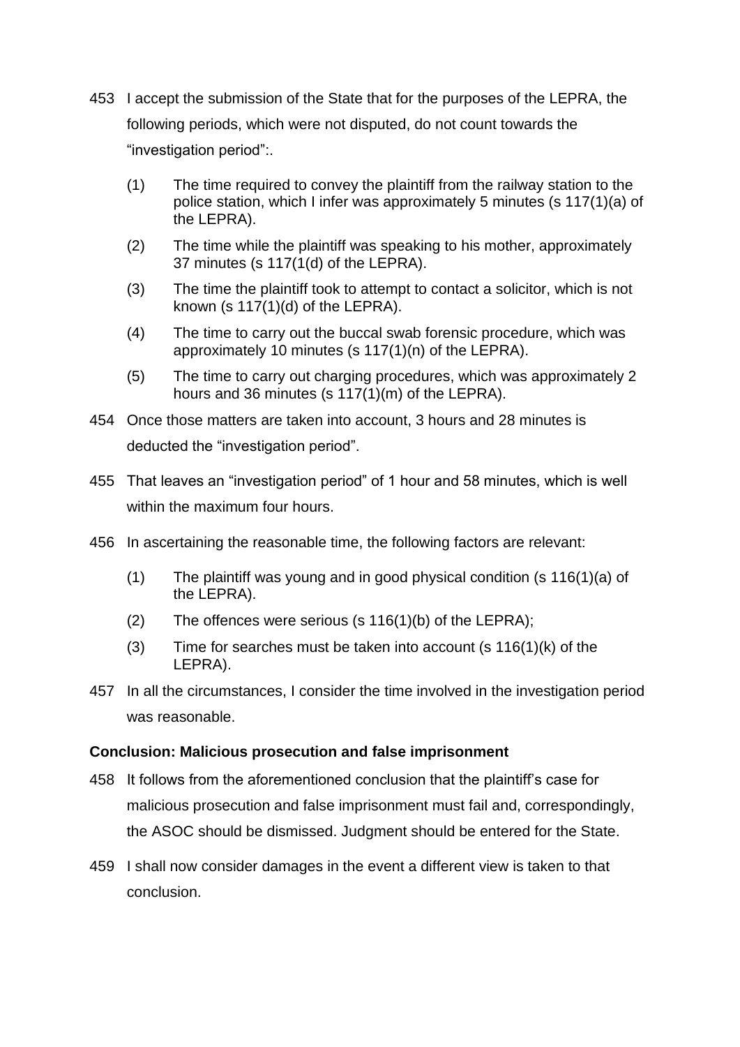453 I accept the submission of the State that for the purposes of the LEPRA, the following periods, which were not disputed, do not count towards the "investigation period":.

(1) The time required to convey the plaintiff from the railway station to the police station, which I infer was approximately 5 minutes (s 117(1)(a) of the LEPRA).

(2) The time while the plaintiff was speaking to his mother, approximately 37 minutes (s 117(1(d) of the LEPRA).

(3) The time the plaintiff took to attempt to contact a solicitor, which is not known (s 117(1)(d) of the LEPRA).

(4) The time to carry out the buccal swab forensic procedure, which was approximately 10 minutes (s 117(1)(n) of the LEPRA).

(5) The time to carry out charging procedures, which was approximately 2 hours and 36 minutes (s 117(1)(m) of the LEPRA).

454 Once those matters are taken into account, 3 hours and 28 minutes is deducted the "investigation period".

455 That leaves an "investigation period" of 1 hour and 58 minutes, which is well within the maximum four hours.

456 In ascertaining the reasonable time, the following factors are relevant:

(1) The plaintiff was young and in good physical condition (s 116(1)(a) of the LEPRA).

(2) The offences were serious (s 116(1)(b) of the LEPRA);

(3) Time for searches must be taken into account (s 116(1)(k) of the LEPRA).

457 In all the circumstances, I consider the time involved in the investigation period was reasonable.

**Conclusion: Malicious prosecution and false imprisonment**

458 It follows from the aforementioned conclusion that the plaintiff's case for malicious prosecution and false imprisonment must fail and, correspondingly, the ASOC should be dismissed. Judgment should be entered for the State.

459 I shall now consider damages in the event a different view is taken to that conclusion.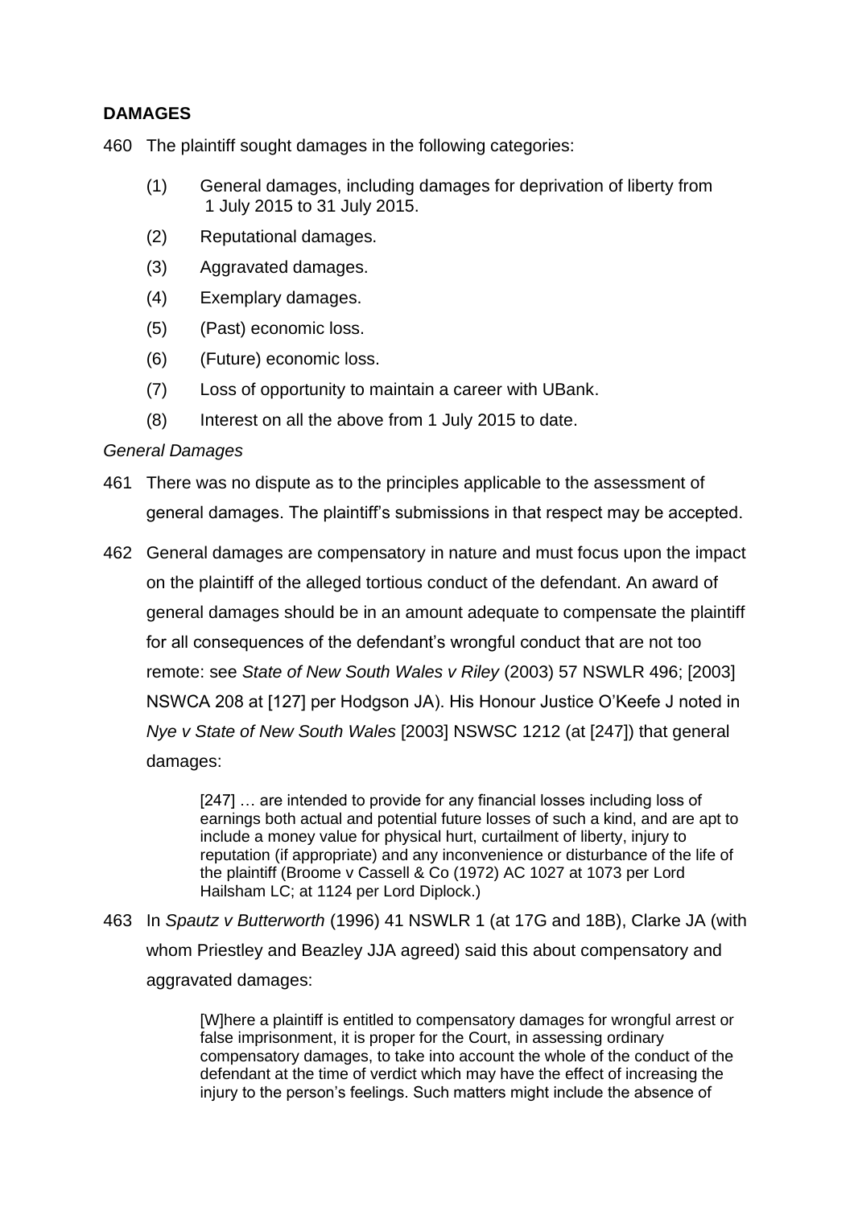## DAMAGES

460 The plaintiff sought damages in the following categories:

> (1) General damages, including damages for deprivation of liberty from 1 July 2015 to 31 July 2015.
>
> (2) Reputational damages.
>
> (3) Aggravated damages.
>
> (4) Exemplary damages.
>
> (5) (Past) economic loss.
>
> (6) (Future) economic loss.
>
> (7) Loss of opportunity to maintain a career with UBank.
>
> (8) Interest on all the above from 1 July 2015 to date.

*General Damages*

461 There was no dispute as to the principles applicable to the assessment of general damages. The plaintiff's submissions in that respect may be accepted.

462 General damages are compensatory in nature and must focus upon the impact on the plaintiff of the alleged tortious conduct of the defendant. An award of general damages should be in an amount adequate to compensate the plaintiff for all consequences of the defendant's wrongful conduct that are not too remote: see *State of New South Wales v Riley* (2003) 57 NSWLR 496; [2003] NSWCA 208 at [127] per Hodgson JA). His Honour Justice O'Keefe J noted in *Nye v State of New South Wales* [2003] NSWSC 1212 (at [247]) that general damages:

> [247] … are intended to provide for any financial losses including loss of earnings both actual and potential future losses of such a kind, and are apt to include a money value for physical hurt, curtailment of liberty, injury to reputation (if appropriate) and any inconvenience or disturbance of the life of the plaintiff (Broome v Cassell & Co (1972) AC 1027 at 1073 per Lord Hailsham LC; at 1124 per Lord Diplock.)

463 In *Spautz v Butterworth* (1996) 41 NSWLR 1 (at 17G and 18B), Clarke JA (with whom Priestley and Beazley JJA agreed) said this about compensatory and aggravated damages:

> [W]here a plaintiff is entitled to compensatory damages for wrongful arrest or false imprisonment, it is proper for the Court, in assessing ordinary compensatory damages, to take into account the whole of the conduct of the defendant at the time of verdict which may have the effect of increasing the injury to the person's feelings. Such matters might include the absence of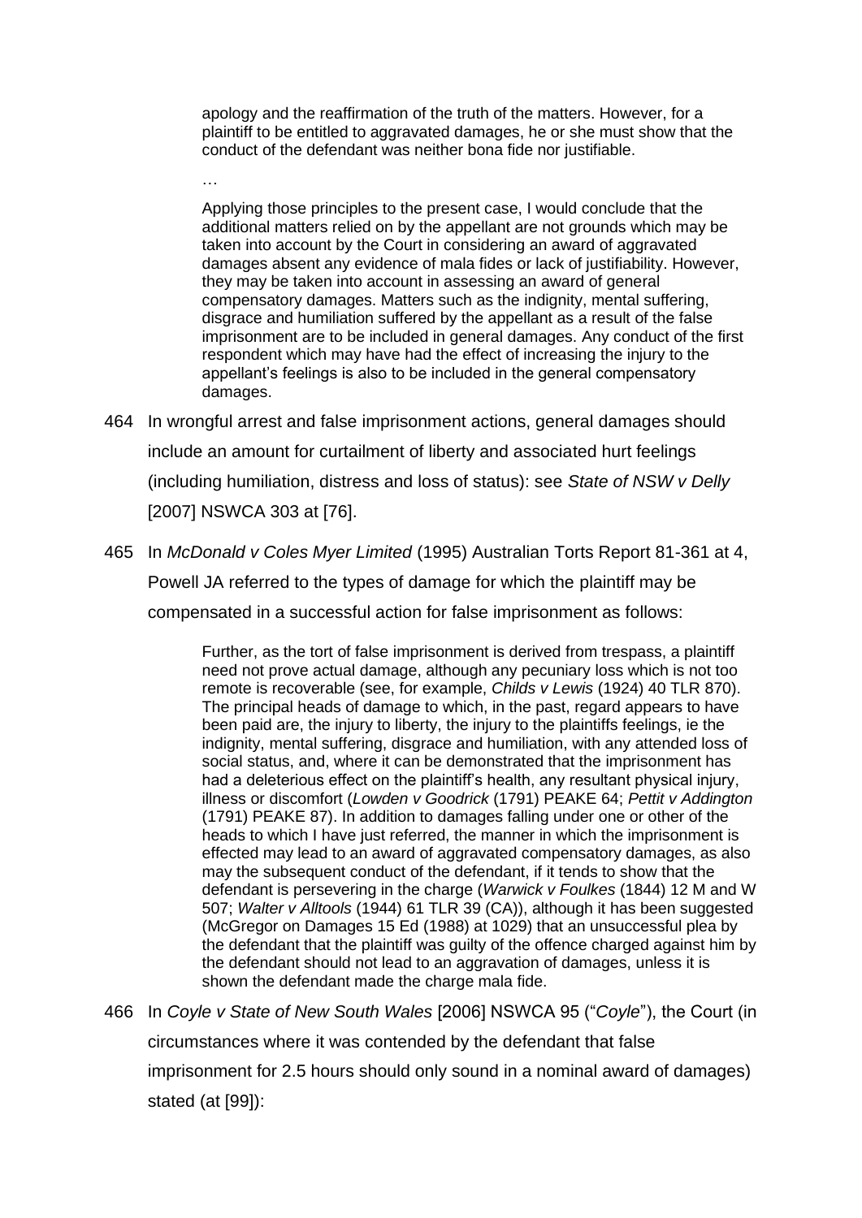> apology and the reaffirmation of the truth of the matters. However, for a plaintiff to be entitled to aggravated damages, he or she must show that the conduct of the defendant was neither bona fide nor justifiable.
>
> …
>
> Applying those principles to the present case, I would conclude that the additional matters relied on by the appellant are not grounds which may be taken into account by the Court in considering an award of aggravated damages absent any evidence of mala fides or lack of justifiability. However, they may be taken into account in assessing an award of general compensatory damages. Matters such as the indignity, mental suffering, disgrace and humiliation suffered by the appellant as a result of the false imprisonment are to be included in general damages. Any conduct of the first respondent which may have had the effect of increasing the injury to the appellant's feelings is also to be included in the general compensatory damages.

464 In wrongful arrest and false imprisonment actions, general damages should include an amount for curtailment of liberty and associated hurt feelings (including humiliation, distress and loss of status): see *State of NSW v Delly* [2007] NSWCA 303 at [76].

465 In *McDonald v Coles Myer Limited* (1995) Australian Torts Report 81-361 at 4, Powell JA referred to the types of damage for which the plaintiff may be compensated in a successful action for false imprisonment as follows:

> Further, as the tort of false imprisonment is derived from trespass, a plaintiff need not prove actual damage, although any pecuniary loss which is not too remote is recoverable (see, for example, *Childs v Lewis* (1924) 40 TLR 870). The principal heads of damage to which, in the past, regard appears to have been paid are, the injury to liberty, the injury to the plaintiffs feelings, ie the indignity, mental suffering, disgrace and humiliation, with any attended loss of social status, and, where it can be demonstrated that the imprisonment has had a deleterious effect on the plaintiff's health, any resultant physical injury, illness or discomfort (*Lowden v Goodrick* (1791) PEAKE 64; *Pettit v Addington* (1791) PEAKE 87). In addition to damages falling under one or other of the heads to which I have just referred, the manner in which the imprisonment is effected may lead to an award of aggravated compensatory damages, as also may the subsequent conduct of the defendant, if it tends to show that the defendant is persevering in the charge (*Warwick v Foulkes* (1844) 12 M and W 507; *Walter v Alltools* (1944) 61 TLR 39 (CA)), although it has been suggested (McGregor on Damages 15 Ed (1988) at 1029) that an unsuccessful plea by the defendant that the plaintiff was guilty of the offence charged against him by the defendant should not lead to an aggravation of damages, unless it is shown the defendant made the charge mala fide.

466 In *Coyle v State of New South Wales* [2006] NSWCA 95 ("*Coyle*"), the Court (in circumstances where it was contended by the defendant that false imprisonment for 2.5 hours should only sound in a nominal award of damages) stated (at [99]):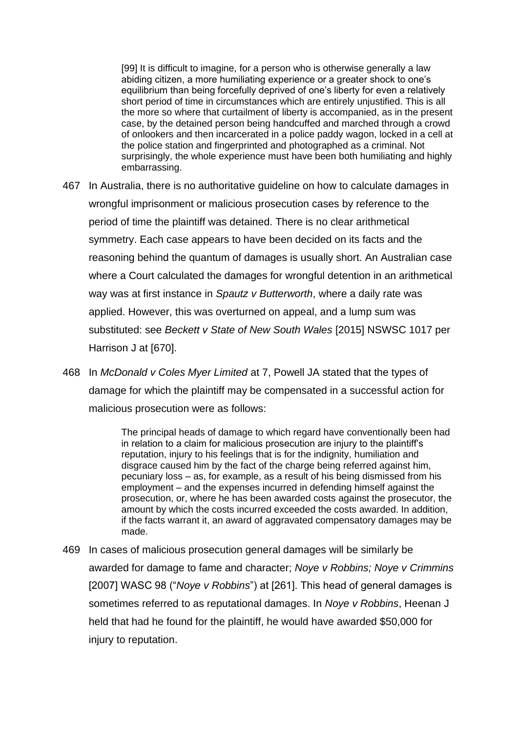> [99] It is difficult to imagine, for a person who is otherwise generally a law abiding citizen, a more humiliating experience or a greater shock to one's equilibrium than being forcefully deprived of one's liberty for even a relatively short period of time in circumstances which are entirely unjustified. This is all the more so where that curtailment of liberty is accompanied, as in the present case, by the detained person being handcuffed and marched through a crowd of onlookers and then incarcerated in a police paddy wagon, locked in a cell at the police station and fingerprinted and photographed as a criminal. Not surprisingly, the whole experience must have been both humiliating and highly embarrassing.

467 In Australia, there is no authoritative guideline on how to calculate damages in wrongful imprisonment or malicious prosecution cases by reference to the period of time the plaintiff was detained. There is no clear arithmetical symmetry. Each case appears to have been decided on its facts and the reasoning behind the quantum of damages is usually short. An Australian case where a Court calculated the damages for wrongful detention in an arithmetical way was at first instance in *Spautz v Butterworth*, where a daily rate was applied. However, this was overturned on appeal, and a lump sum was substituted: see *Beckett v State of New South Wales* [2015] NSWSC 1017 per Harrison J at [670].

468 In *McDonald v Coles Myer Limited* at 7, Powell JA stated that the types of damage for which the plaintiff may be compensated in a successful action for malicious prosecution were as follows:

> The principal heads of damage to which regard have conventionally been had in relation to a claim for malicious prosecution are injury to the plaintiff's reputation, injury to his feelings that is for the indignity, humiliation and disgrace caused him by the fact of the charge being referred against him, pecuniary loss – as, for example, as a result of his being dismissed from his employment – and the expenses incurred in defending himself against the prosecution, or, where he has been awarded costs against the prosecutor, the amount by which the costs incurred exceeded the costs awarded. In addition, if the facts warrant it, an award of aggravated compensatory damages may be made.

469 In cases of malicious prosecution general damages will be similarly be awarded for damage to fame and character; *Noye v Robbins; Noye v Crimmins* [2007] WASC 98 ("*Noye v Robbins*") at [261]. This head of general damages is sometimes referred to as reputational damages. In *Noye v Robbins*, Heenan J held that had he found for the plaintiff, he would have awarded $50,000 for injury to reputation.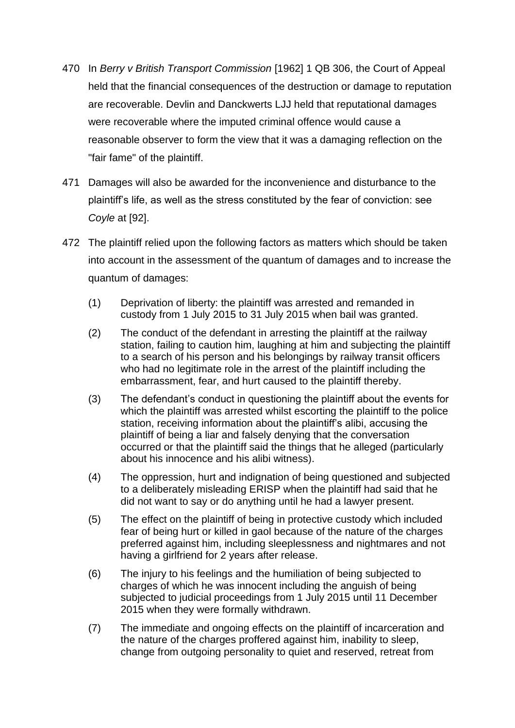470 In *Berry v British Transport Commission* [1962] 1 QB 306, the Court of Appeal held that the financial consequences of the destruction or damage to reputation are recoverable. Devlin and Danckwerts LJJ held that reputational damages were recoverable where the imputed criminal offence would cause a reasonable observer to form the view that it was a damaging reflection on the "fair fame" of the plaintiff.

471 Damages will also be awarded for the inconvenience and disturbance to the plaintiff's life, as well as the stress constituted by the fear of conviction: see *Coyle* at [92].

472 The plaintiff relied upon the following factors as matters which should be taken into account in the assessment of the quantum of damages and to increase the quantum of damages:

(1) Deprivation of liberty: the plaintiff was arrested and remanded in custody from 1 July 2015 to 31 July 2015 when bail was granted.

(2) The conduct of the defendant in arresting the plaintiff at the railway station, failing to caution him, laughing at him and subjecting the plaintiff to a search of his person and his belongings by railway transit officers who had no legitimate role in the arrest of the plaintiff including the embarrassment, fear, and hurt caused to the plaintiff thereby.

(3) The defendant's conduct in questioning the plaintiff about the events for which the plaintiff was arrested whilst escorting the plaintiff to the police station, receiving information about the plaintiff's alibi, accusing the plaintiff of being a liar and falsely denying that the conversation occurred or that the plaintiff said the things that he alleged (particularly about his innocence and his alibi witness).

(4) The oppression, hurt and indignation of being questioned and subjected to a deliberately misleading ERISP when the plaintiff had said that he did not want to say or do anything until he had a lawyer present.

(5) The effect on the plaintiff of being in protective custody which included fear of being hurt or killed in gaol because of the nature of the charges preferred against him, including sleeplessness and nightmares and not having a girlfriend for 2 years after release.

(6) The injury to his feelings and the humiliation of being subjected to charges of which he was innocent including the anguish of being subjected to judicial proceedings from 1 July 2015 until 11 December 2015 when they were formally withdrawn.

(7) The immediate and ongoing effects on the plaintiff of incarceration and the nature of the charges proffered against him, inability to sleep, change from outgoing personality to quiet and reserved, retreat from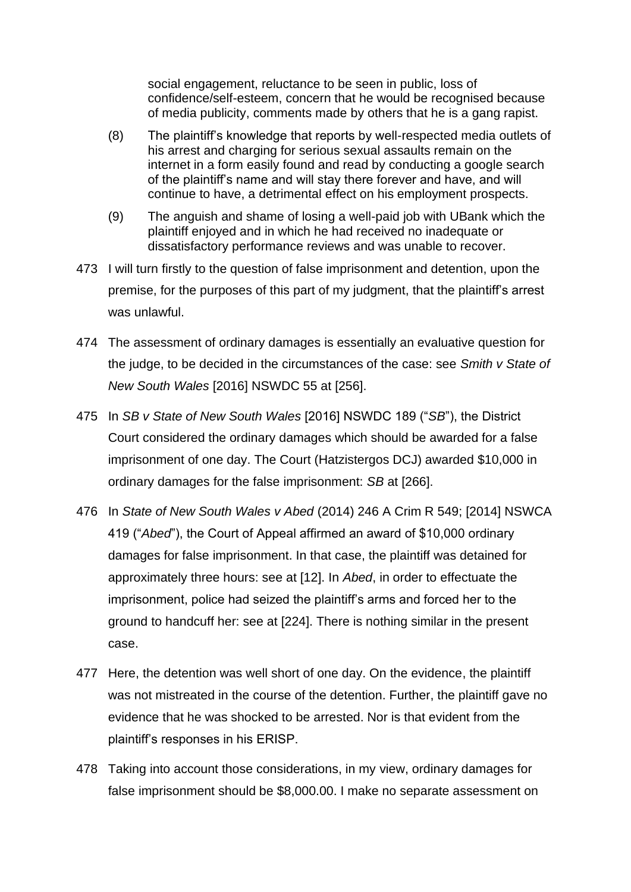social engagement, reluctance to be seen in public, loss of confidence/self-esteem, concern that he would be recognised because of media publicity, comments made by others that he is a gang rapist.

(8) The plaintiff's knowledge that reports by well-respected media outlets of his arrest and charging for serious sexual assaults remain on the internet in a form easily found and read by conducting a google search of the plaintiff's name and will stay there forever and have, and will continue to have, a detrimental effect on his employment prospects.

(9) The anguish and shame of losing a well-paid job with UBank which the plaintiff enjoyed and in which he had received no inadequate or dissatisfactory performance reviews and was unable to recover.

473 I will turn firstly to the question of false imprisonment and detention, upon the premise, for the purposes of this part of my judgment, that the plaintiff's arrest was unlawful.

474 The assessment of ordinary damages is essentially an evaluative question for the judge, to be decided in the circumstances of the case: see *Smith v State of New South Wales* [2016] NSWDC 55 at [256].

475 In *SB v State of New South Wales* [2016] NSWDC 189 ("*SB*"), the District Court considered the ordinary damages which should be awarded for a false imprisonment of one day. The Court (Hatzistergos DCJ) awarded $10,000 in ordinary damages for the false imprisonment: *SB* at [266].

476 In *State of New South Wales v Abed* (2014) 246 A Crim R 549; [2014] NSWCA 419 ("*Abed*"), the Court of Appeal affirmed an award of $10,000 ordinary damages for false imprisonment. In that case, the plaintiff was detained for approximately three hours: see at [12]. In *Abed*, in order to effectuate the imprisonment, police had seized the plaintiff's arms and forced her to the ground to handcuff her: see at [224]. There is nothing similar in the present case.

477 Here, the detention was well short of one day. On the evidence, the plaintiff was not mistreated in the course of the detention. Further, the plaintiff gave no evidence that he was shocked to be arrested. Nor is that evident from the plaintiff's responses in his ERISP.

478 Taking into account those considerations, in my view, ordinary damages for false imprisonment should be $8,000.00. I make no separate assessment on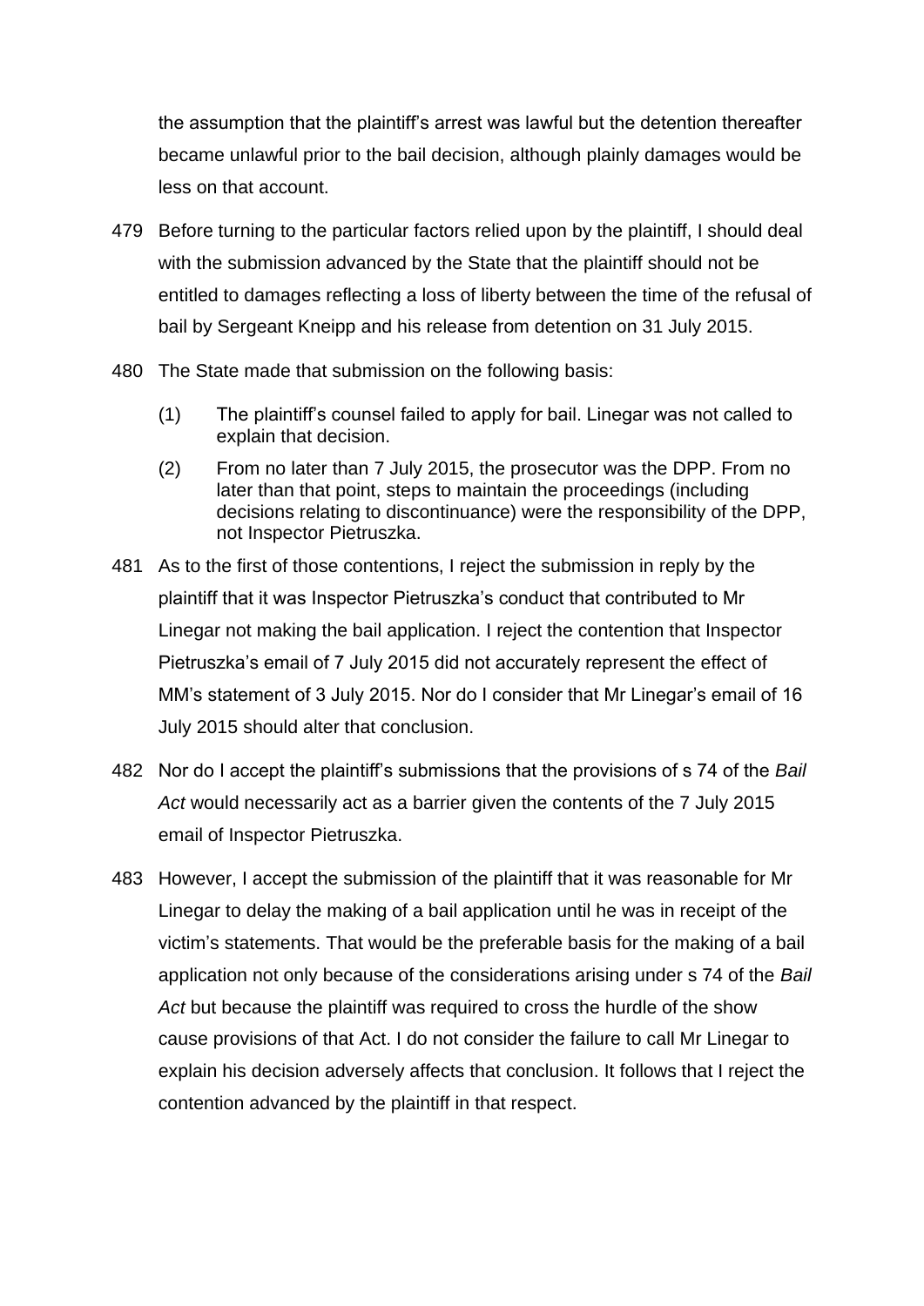the assumption that the plaintiff's arrest was lawful but the detention thereafter became unlawful prior to the bail decision, although plainly damages would be less on that account.

479 Before turning to the particular factors relied upon by the plaintiff, I should deal with the submission advanced by the State that the plaintiff should not be entitled to damages reflecting a loss of liberty between the time of the refusal of bail by Sergeant Kneipp and his release from detention on 31 July 2015.

480 The State made that submission on the following basis:

(1) The plaintiff's counsel failed to apply for bail. Linegar was not called to explain that decision.

(2) From no later than 7 July 2015, the prosecutor was the DPP. From no later than that point, steps to maintain the proceedings (including decisions relating to discontinuance) were the responsibility of the DPP, not Inspector Pietruszka.

481 As to the first of those contentions, I reject the submission in reply by the plaintiff that it was Inspector Pietruszka's conduct that contributed to Mr Linegar not making the bail application. I reject the contention that Inspector Pietruszka's email of 7 July 2015 did not accurately represent the effect of MM's statement of 3 July 2015. Nor do I consider that Mr Linegar's email of 16 July 2015 should alter that conclusion.

482 Nor do I accept the plaintiff's submissions that the provisions of s 74 of the *Bail Act* would necessarily act as a barrier given the contents of the 7 July 2015 email of Inspector Pietruszka.

483 However, I accept the submission of the plaintiff that it was reasonable for Mr Linegar to delay the making of a bail application until he was in receipt of the victim's statements. That would be the preferable basis for the making of a bail application not only because of the considerations arising under s 74 of the *Bail Act* but because the plaintiff was required to cross the hurdle of the show cause provisions of that Act. I do not consider the failure to call Mr Linegar to explain his decision adversely affects that conclusion. It follows that I reject the contention advanced by the plaintiff in that respect.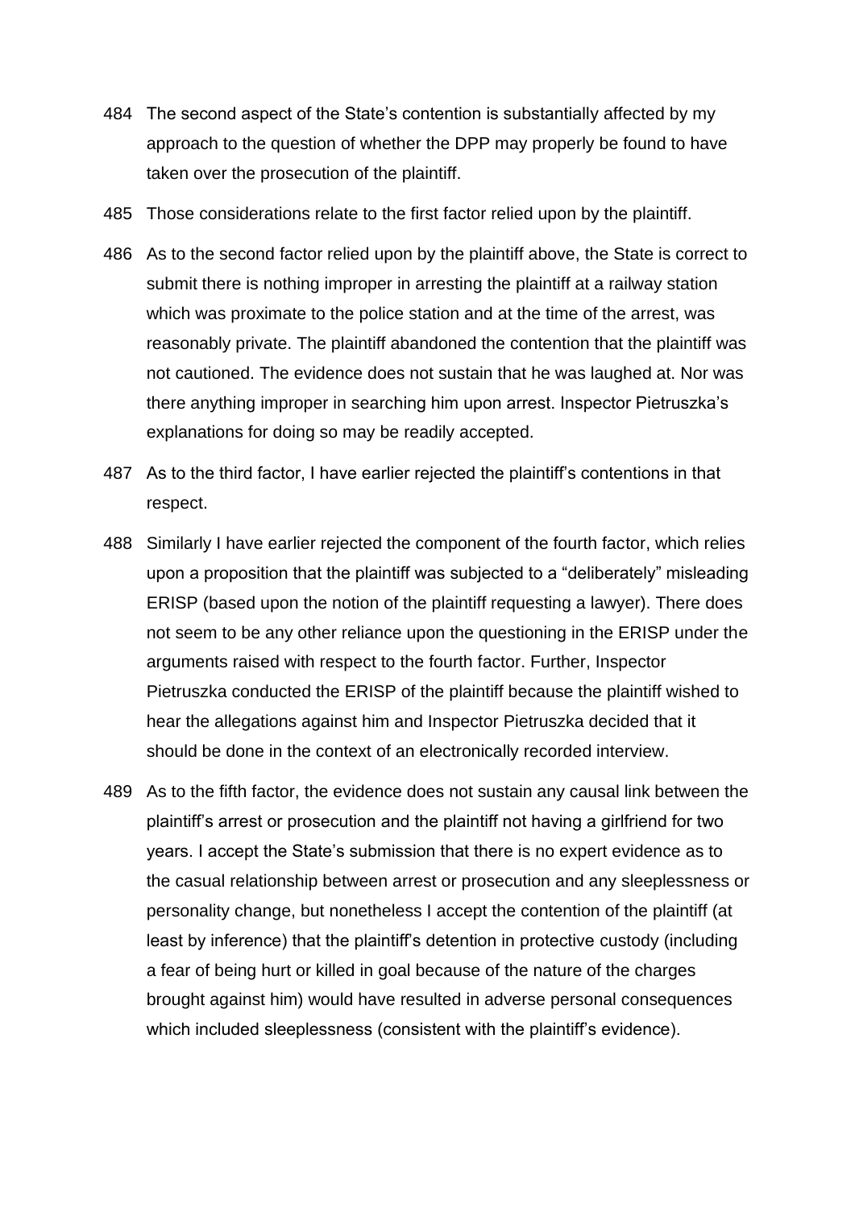484 The second aspect of the State's contention is substantially affected by my approach to the question of whether the DPP may properly be found to have taken over the prosecution of the plaintiff.

485 Those considerations relate to the first factor relied upon by the plaintiff.

486 As to the second factor relied upon by the plaintiff above, the State is correct to submit there is nothing improper in arresting the plaintiff at a railway station which was proximate to the police station and at the time of the arrest, was reasonably private. The plaintiff abandoned the contention that the plaintiff was not cautioned. The evidence does not sustain that he was laughed at. Nor was there anything improper in searching him upon arrest. Inspector Pietruszka's explanations for doing so may be readily accepted.

487 As to the third factor, I have earlier rejected the plaintiff's contentions in that respect.

488 Similarly I have earlier rejected the component of the fourth factor, which relies upon a proposition that the plaintiff was subjected to a "deliberately" misleading ERISP (based upon the notion of the plaintiff requesting a lawyer). There does not seem to be any other reliance upon the questioning in the ERISP under the arguments raised with respect to the fourth factor. Further, Inspector Pietruszka conducted the ERISP of the plaintiff because the plaintiff wished to hear the allegations against him and Inspector Pietruszka decided that it should be done in the context of an electronically recorded interview.

489 As to the fifth factor, the evidence does not sustain any causal link between the plaintiff's arrest or prosecution and the plaintiff not having a girlfriend for two years. I accept the State's submission that there is no expert evidence as to the casual relationship between arrest or prosecution and any sleeplessness or personality change, but nonetheless I accept the contention of the plaintiff (at least by inference) that the plaintiff's detention in protective custody (including a fear of being hurt or killed in goal because of the nature of the charges brought against him) would have resulted in adverse personal consequences which included sleeplessness (consistent with the plaintiff's evidence).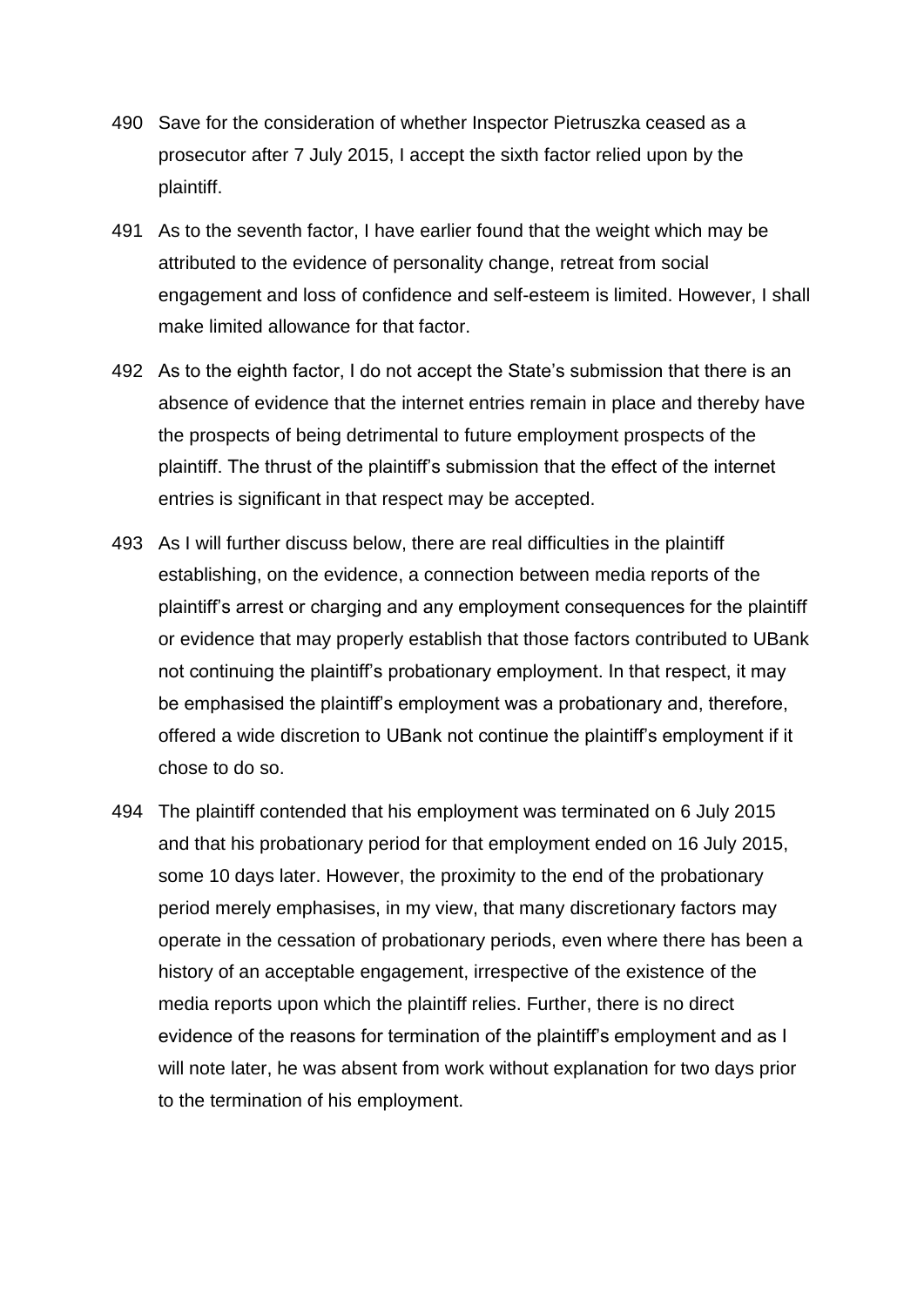490 Save for the consideration of whether Inspector Pietruszka ceased as a prosecutor after 7 July 2015, I accept the sixth factor relied upon by the plaintiff.

491 As to the seventh factor, I have earlier found that the weight which may be attributed to the evidence of personality change, retreat from social engagement and loss of confidence and self-esteem is limited. However, I shall make limited allowance for that factor.

492 As to the eighth factor, I do not accept the State's submission that there is an absence of evidence that the internet entries remain in place and thereby have the prospects of being detrimental to future employment prospects of the plaintiff. The thrust of the plaintiff's submission that the effect of the internet entries is significant in that respect may be accepted.

493 As I will further discuss below, there are real difficulties in the plaintiff establishing, on the evidence, a connection between media reports of the plaintiff's arrest or charging and any employment consequences for the plaintiff or evidence that may properly establish that those factors contributed to UBank not continuing the plaintiff's probationary employment. In that respect, it may be emphasised the plaintiff's employment was a probationary and, therefore, offered a wide discretion to UBank not continue the plaintiff's employment if it chose to do so.

494 The plaintiff contended that his employment was terminated on 6 July 2015 and that his probationary period for that employment ended on 16 July 2015, some 10 days later. However, the proximity to the end of the probationary period merely emphasises, in my view, that many discretionary factors may operate in the cessation of probationary periods, even where there has been a history of an acceptable engagement, irrespective of the existence of the media reports upon which the plaintiff relies. Further, there is no direct evidence of the reasons for termination of the plaintiff's employment and as I will note later, he was absent from work without explanation for two days prior to the termination of his employment.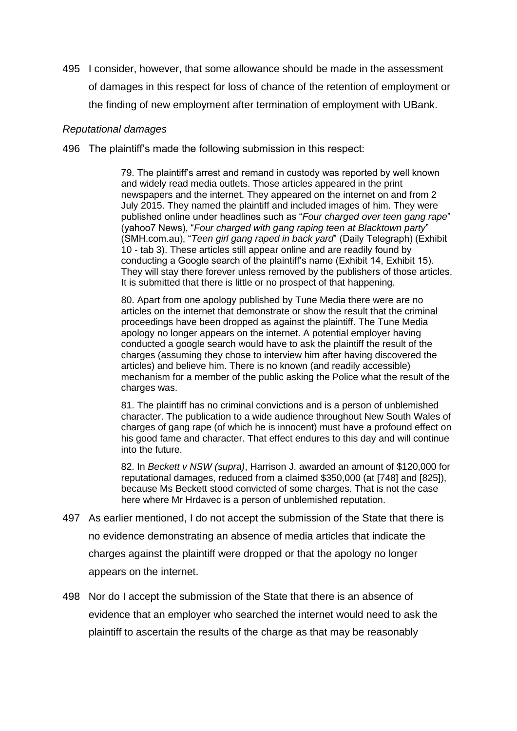495 I consider, however, that some allowance should be made in the assessment of damages in this respect for loss of chance of the retention of employment or the finding of new employment after termination of employment with UBank.

*Reputational damages*

496 The plaintiff's made the following submission in this respect:

> 79. The plaintiff's arrest and remand in custody was reported by well known and widely read media outlets. Those articles appeared in the print newspapers and the internet. They appeared on the internet on and from 2 July 2015. They named the plaintiff and included images of him. They were published online under headlines such as "*Four charged over teen gang rape*" (yahoo7 News), "*Four charged with gang raping teen at Blacktown party*" (SMH.com.au), "*Teen girl gang raped in back yard*" (Daily Telegraph) (Exhibit 10 - tab 3). These articles still appear online and are readily found by conducting a Google search of the plaintiff's name (Exhibit 14, Exhibit 15). They will stay there forever unless removed by the publishers of those articles. It is submitted that there is little or no prospect of that happening.
>
> 80. Apart from one apology published by Tune Media there were are no articles on the internet that demonstrate or show the result that the criminal proceedings have been dropped as against the plaintiff. The Tune Media apology no longer appears on the internet. A potential employer having conducted a google search would have to ask the plaintiff the result of the charges (assuming they chose to interview him after having discovered the articles) and believe him. There is no known (and readily accessible) mechanism for a member of the public asking the Police what the result of the charges was.
>
> 81. The plaintiff has no criminal convictions and is a person of unblemished character. The publication to a wide audience throughout New South Wales of charges of gang rape (of which he is innocent) must have a profound effect on his good fame and character. That effect endures to this day and will continue into the future.
>
> 82. In *Beckett v NSW (supra)*, Harrison J. awarded an amount of $120,000 for reputational damages, reduced from a claimed $350,000 (at [748] and [825]), because Ms Beckett stood convicted of some charges. That is not the case here where Mr Hrdavec is a person of unblemished reputation.

497 As earlier mentioned, I do not accept the submission of the State that there is no evidence demonstrating an absence of media articles that indicate the charges against the plaintiff were dropped or that the apology no longer appears on the internet.

498 Nor do I accept the submission of the State that there is an absence of evidence that an employer who searched the internet would need to ask the plaintiff to ascertain the results of the charge as that may be reasonably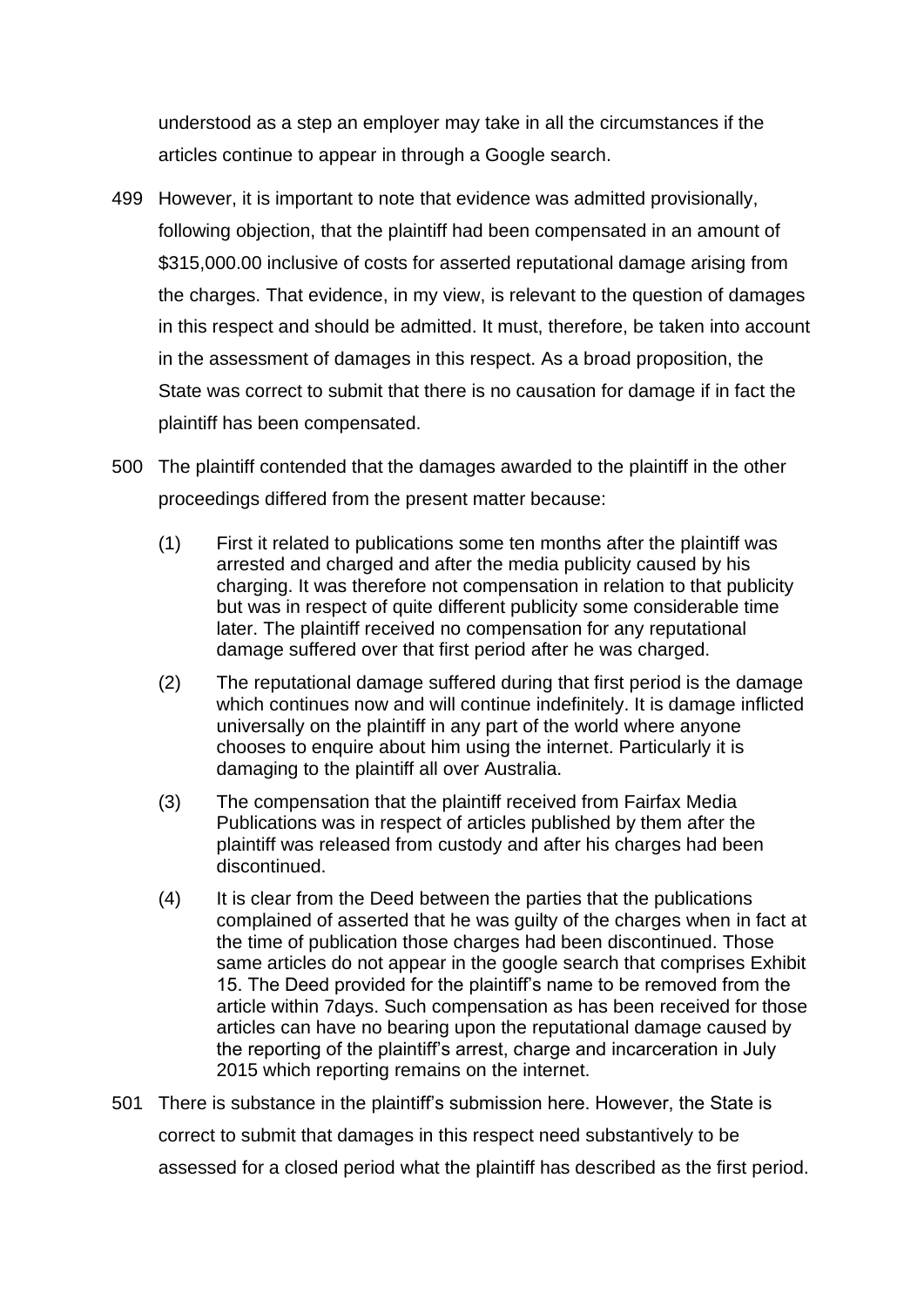understood as a step an employer may take in all the circumstances if the articles continue to appear in through a Google search.

499 However, it is important to note that evidence was admitted provisionally, following objection, that the plaintiff had been compensated in an amount of $315,000.00 inclusive of costs for asserted reputational damage arising from the charges. That evidence, in my view, is relevant to the question of damages in this respect and should be admitted. It must, therefore, be taken into account in the assessment of damages in this respect. As a broad proposition, the State was correct to submit that there is no causation for damage if in fact the plaintiff has been compensated.

500 The plaintiff contended that the damages awarded to the plaintiff in the other proceedings differed from the present matter because:

(1) First it related to publications some ten months after the plaintiff was arrested and charged and after the media publicity caused by his charging. It was therefore not compensation in relation to that publicity but was in respect of quite different publicity some considerable time later. The plaintiff received no compensation for any reputational damage suffered over that first period after he was charged.

(2) The reputational damage suffered during that first period is the damage which continues now and will continue indefinitely. It is damage inflicted universally on the plaintiff in any part of the world where anyone chooses to enquire about him using the internet. Particularly it is damaging to the plaintiff all over Australia.

(3) The compensation that the plaintiff received from Fairfax Media Publications was in respect of articles published by them after the plaintiff was released from custody and after his charges had been discontinued.

(4) It is clear from the Deed between the parties that the publications complained of asserted that he was guilty of the charges when in fact at the time of publication those charges had been discontinued. Those same articles do not appear in the google search that comprises Exhibit 15. The Deed provided for the plaintiff's name to be removed from the article within 7days. Such compensation as has been received for those articles can have no bearing upon the reputational damage caused by the reporting of the plaintiff's arrest, charge and incarceration in July 2015 which reporting remains on the internet.

501 There is substance in the plaintiff's submission here. However, the State is correct to submit that damages in this respect need substantively to be assessed for a closed period what the plaintiff has described as the first period.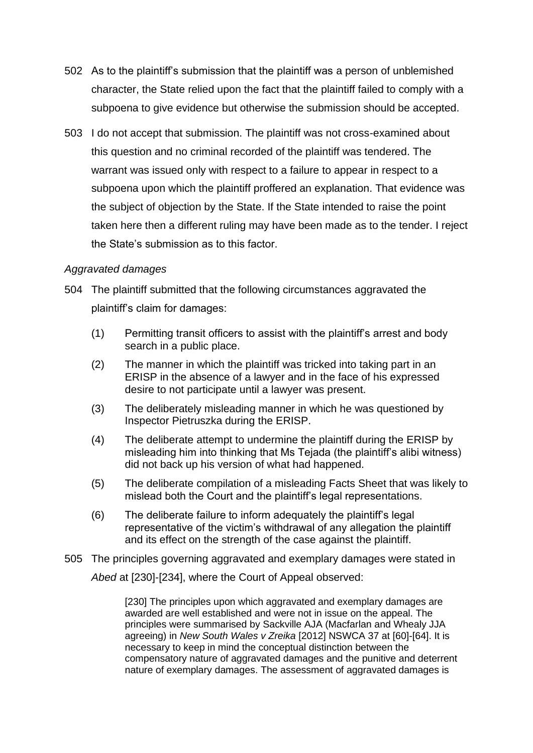502 As to the plaintiff's submission that the plaintiff was a person of unblemished character, the State relied upon the fact that the plaintiff failed to comply with a subpoena to give evidence but otherwise the submission should be accepted.

503 I do not accept that submission. The plaintiff was not cross-examined about this question and no criminal recorded of the plaintiff was tendered. The warrant was issued only with respect to a failure to appear in respect to a subpoena upon which the plaintiff proffered an explanation. That evidence was the subject of objection by the State. If the State intended to raise the point taken here then a different ruling may have been made as to the tender. I reject the State's submission as to this factor.

*Aggravated damages*

504 The plaintiff submitted that the following circumstances aggravated the plaintiff's claim for damages:

> (1) Permitting transit officers to assist with the plaintiff's arrest and body search in a public place.
>
> (2) The manner in which the plaintiff was tricked into taking part in an ERISP in the absence of a lawyer and in the face of his expressed desire to not participate until a lawyer was present.
>
> (3) The deliberately misleading manner in which he was questioned by Inspector Pietruszka during the ERISP.
>
> (4) The deliberate attempt to undermine the plaintiff during the ERISP by misleading him into thinking that Ms Tejada (the plaintiff's alibi witness) did not back up his version of what had happened.
>
> (5) The deliberate compilation of a misleading Facts Sheet that was likely to mislead both the Court and the plaintiff's legal representations.
>
> (6) The deliberate failure to inform adequately the plaintiff's legal representative of the victim's withdrawal of any allegation the plaintiff and its effect on the strength of the case against the plaintiff.

505 The principles governing aggravated and exemplary damages were stated in *Abed* at [230]-[234], where the Court of Appeal observed:

> [230] The principles upon which aggravated and exemplary damages are awarded are well established and were not in issue on the appeal. The principles were summarised by Sackville AJA (Macfarlan and Whealy JJA agreeing) in *New South Wales v Zreika* [2012] NSWCA 37 at [60]-[64]. It is necessary to keep in mind the conceptual distinction between the compensatory nature of aggravated damages and the punitive and deterrent nature of exemplary damages. The assessment of aggravated damages is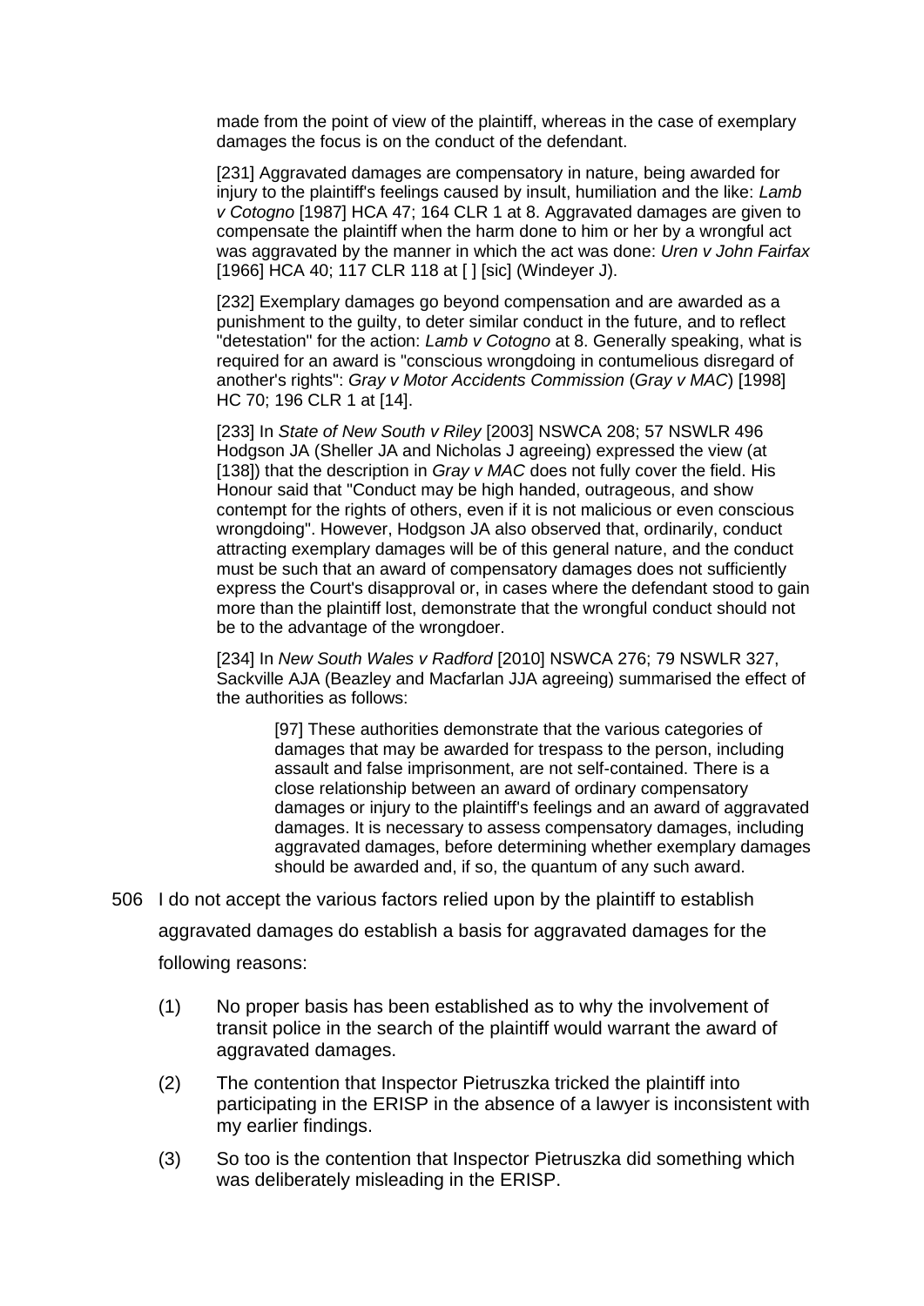made from the point of view of the plaintiff, whereas in the case of exemplary damages the focus is on the conduct of the defendant.

> [231] Aggravated damages are compensatory in nature, being awarded for injury to the plaintiff's feelings caused by insult, humiliation and the like: *Lamb v Cotogno* [1987] HCA 47; 164 CLR 1 at 8. Aggravated damages are given to compensate the plaintiff when the harm done to him or her by a wrongful act was aggravated by the manner in which the act was done: *Uren v John Fairfax* [1966] HCA 40; 117 CLR 118 at [ ] [sic] (Windeyer J).
>
> [232] Exemplary damages go beyond compensation and are awarded as a punishment to the guilty, to deter similar conduct in the future, and to reflect "detestation" for the action: *Lamb v Cotogno* at 8. Generally speaking, what is required for an award is "conscious wrongdoing in contumelious disregard of another's rights": *Gray v Motor Accidents Commission* (*Gray v MAC*) [1998] HC 70; 196 CLR 1 at [14].
>
> [233] In *State of New South v Riley* [2003] NSWCA 208; 57 NSWLR 496 Hodgson JA (Sheller JA and Nicholas J agreeing) expressed the view (at [138]) that the description in *Gray v MAC* does not fully cover the field. His Honour said that "Conduct may be high handed, outrageous, and show contempt for the rights of others, even if it is not malicious or even conscious wrongdoing". However, Hodgson JA also observed that, ordinarily, conduct attracting exemplary damages will be of this general nature, and the conduct must be such that an award of compensatory damages does not sufficiently express the Court's disapproval or, in cases where the defendant stood to gain more than the plaintiff lost, demonstrate that the wrongful conduct should not be to the advantage of the wrongdoer.
>
> [234] In *New South Wales v Radford* [2010] NSWCA 276; 79 NSWLR 327, Sackville AJA (Beazley and Macfarlan JJA agreeing) summarised the effect of the authorities as follows:
>
> > [97] These authorities demonstrate that the various categories of damages that may be awarded for trespass to the person, including assault and false imprisonment, are not self-contained. There is a close relationship between an award of ordinary compensatory damages or injury to the plaintiff's feelings and an award of aggravated damages. It is necessary to assess compensatory damages, including aggravated damages, before determining whether exemplary damages should be awarded and, if so, the quantum of any such award.

506 I do not accept the various factors relied upon by the plaintiff to establish aggravated damages do establish a basis for aggravated damages for the following reasons:

(1) No proper basis has been established as to why the involvement of transit police in the search of the plaintiff would warrant the award of aggravated damages.

(2) The contention that Inspector Pietruszka tricked the plaintiff into participating in the ERISP in the absence of a lawyer is inconsistent with my earlier findings.

(3) So too is the contention that Inspector Pietruszka did something which was deliberately misleading in the ERISP.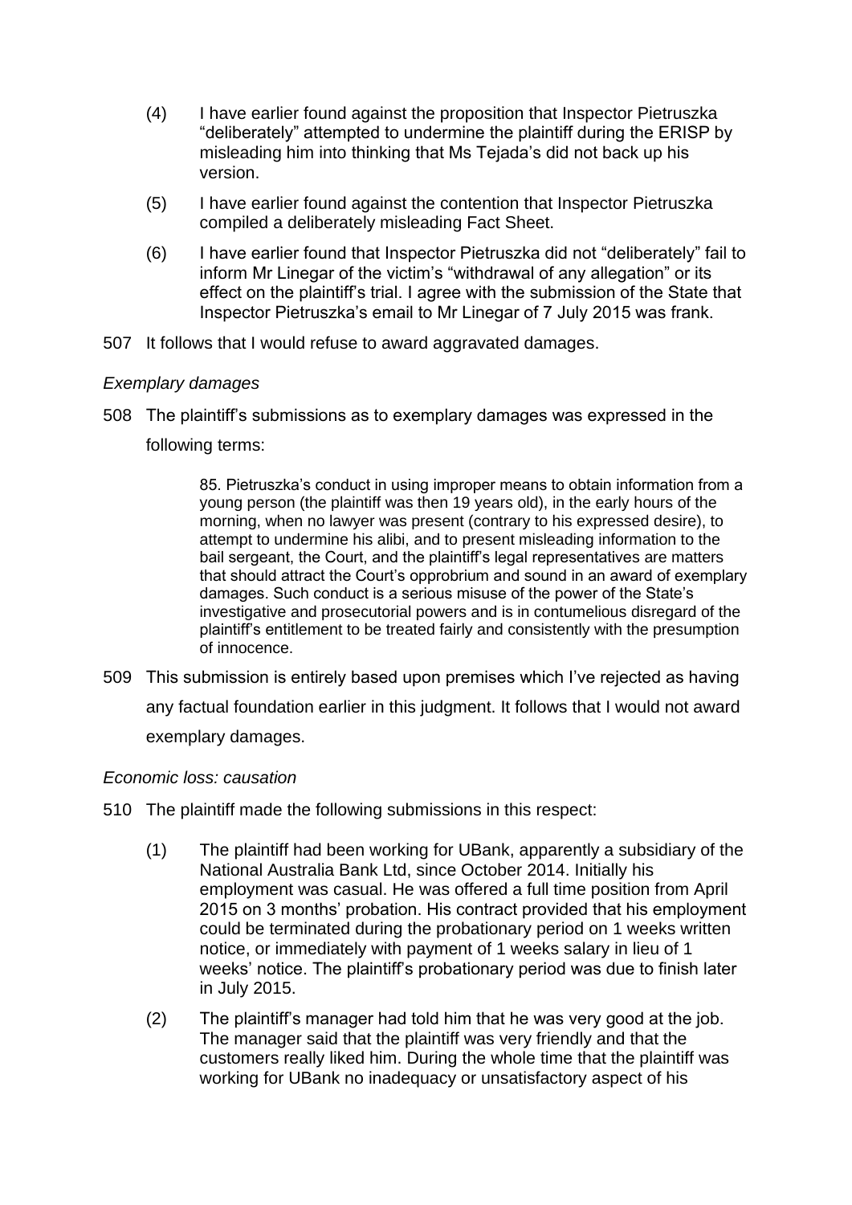(4) I have earlier found against the proposition that Inspector Pietruszka "deliberately" attempted to undermine the plaintiff during the ERISP by misleading him into thinking that Ms Tejada's did not back up his version.

(5) I have earlier found against the contention that Inspector Pietruszka compiled a deliberately misleading Fact Sheet.

(6) I have earlier found that Inspector Pietruszka did not "deliberately" fail to inform Mr Linegar of the victim's "withdrawal of any allegation" or its effect on the plaintiff's trial. I agree with the submission of the State that Inspector Pietruszka's email to Mr Linegar of 7 July 2015 was frank.

507 It follows that I would refuse to award aggravated damages.

*Exemplary damages*

508 The plaintiff's submissions as to exemplary damages was expressed in the following terms:

> 85. Pietruszka's conduct in using improper means to obtain information from a young person (the plaintiff was then 19 years old), in the early hours of the morning, when no lawyer was present (contrary to his expressed desire), to attempt to undermine his alibi, and to present misleading information to the bail sergeant, the Court, and the plaintiff's legal representatives are matters that should attract the Court's opprobrium and sound in an award of exemplary damages. Such conduct is a serious misuse of the power of the State's investigative and prosecutorial powers and is in contumelious disregard of the plaintiff's entitlement to be treated fairly and consistently with the presumption of innocence.

509 This submission is entirely based upon premises which I've rejected as having any factual foundation earlier in this judgment. It follows that I would not award exemplary damages.

*Economic loss: causation*

510 The plaintiff made the following submissions in this respect:

(1) The plaintiff had been working for UBank, apparently a subsidiary of the National Australia Bank Ltd, since October 2014. Initially his employment was casual. He was offered a full time position from April 2015 on 3 months' probation. His contract provided that his employment could be terminated during the probationary period on 1 weeks written notice, or immediately with payment of 1 weeks salary in lieu of 1 weeks' notice. The plaintiff's probationary period was due to finish later in July 2015.

(2) The plaintiff's manager had told him that he was very good at the job. The manager said that the plaintiff was very friendly and that the customers really liked him. During the whole time that the plaintiff was working for UBank no inadequacy or unsatisfactory aspect of his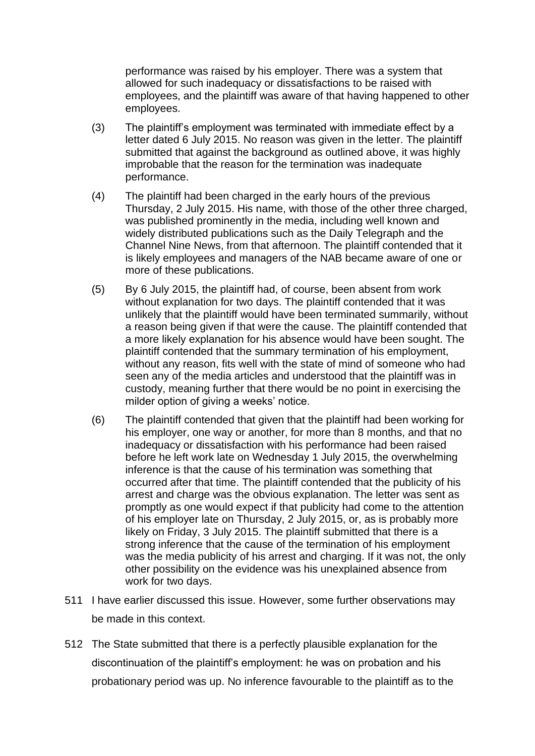performance was raised by his employer. There was a system that allowed for such inadequacy or dissatisfactions to be raised with employees, and the plaintiff was aware of that having happened to other employees.

(3) The plaintiff's employment was terminated with immediate effect by a letter dated 6 July 2015. No reason was given in the letter. The plaintiff submitted that against the background as outlined above, it was highly improbable that the reason for the termination was inadequate performance.

(4) The plaintiff had been charged in the early hours of the previous Thursday, 2 July 2015. His name, with those of the other three charged, was published prominently in the media, including well known and widely distributed publications such as the Daily Telegraph and the Channel Nine News, from that afternoon. The plaintiff contended that it is likely employees and managers of the NAB became aware of one or more of these publications.

(5) By 6 July 2015, the plaintiff had, of course, been absent from work without explanation for two days. The plaintiff contended that it was unlikely that the plaintiff would have been terminated summarily, without a reason being given if that were the cause. The plaintiff contended that a more likely explanation for his absence would have been sought. The plaintiff contended that the summary termination of his employment, without any reason, fits well with the state of mind of someone who had seen any of the media articles and understood that the plaintiff was in custody, meaning further that there would be no point in exercising the milder option of giving a weeks' notice.

(6) The plaintiff contended that given that the plaintiff had been working for his employer, one way or another, for more than 8 months, and that no inadequacy or dissatisfaction with his performance had been raised before he left work late on Wednesday 1 July 2015, the overwhelming inference is that the cause of his termination was something that occurred after that time. The plaintiff contended that the publicity of his arrest and charge was the obvious explanation. The letter was sent as promptly as one would expect if that publicity had come to the attention of his employer late on Thursday, 2 July 2015, or, as is probably more likely on Friday, 3 July 2015. The plaintiff submitted that there is a strong inference that the cause of the termination of his employment was the media publicity of his arrest and charging. If it was not, the only other possibility on the evidence was his unexplained absence from work for two days.

511 I have earlier discussed this issue. However, some further observations may be made in this context.

512 The State submitted that there is a perfectly plausible explanation for the discontinuation of the plaintiff's employment: he was on probation and his probationary period was up. No inference favourable to the plaintiff as to the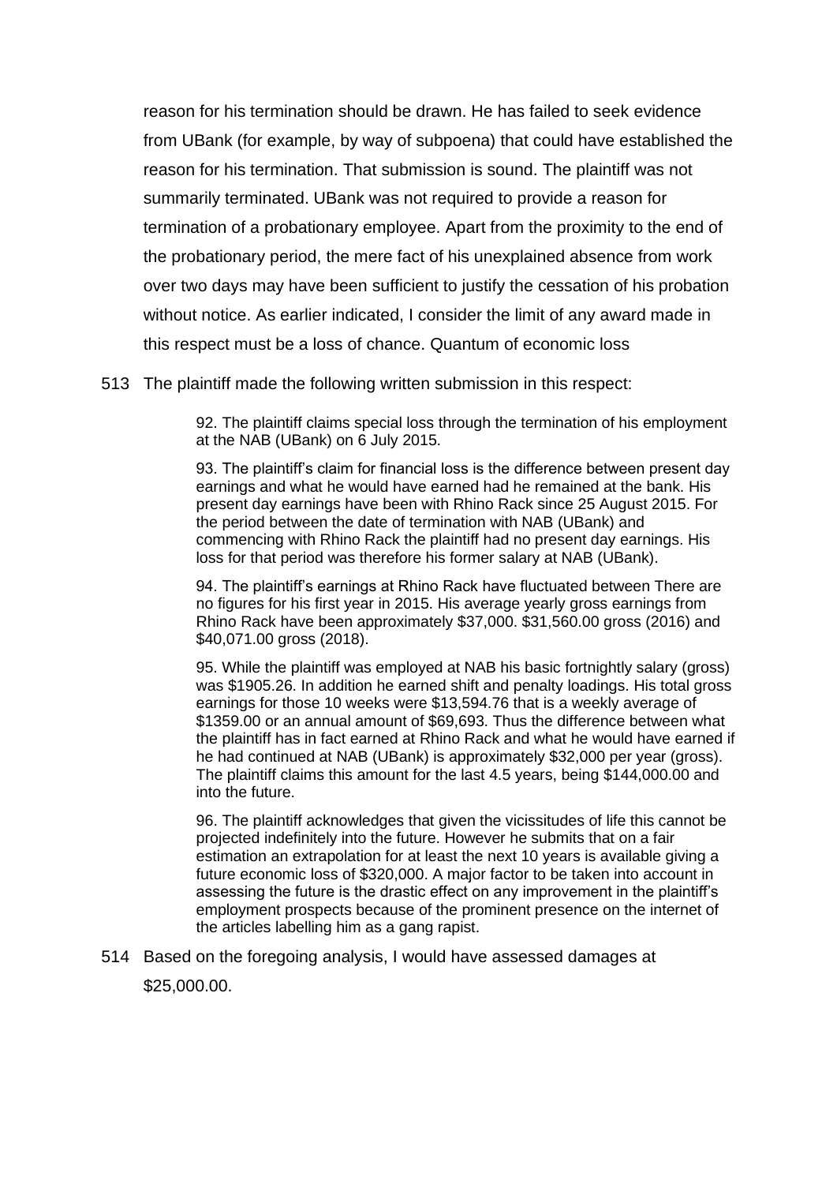reason for his termination should be drawn. He has failed to seek evidence from UBank (for example, by way of subpoena) that could have established the reason for his termination. That submission is sound. The plaintiff was not summarily terminated. UBank was not required to provide a reason for termination of a probationary employee. Apart from the proximity to the end of the probationary period, the mere fact of his unexplained absence from work over two days may have been sufficient to justify the cessation of his probation without notice. As earlier indicated, I consider the limit of any award made in this respect must be a loss of chance. Quantum of economic loss

513 The plaintiff made the following written submission in this respect:

> 92. The plaintiff claims special loss through the termination of his employment at the NAB (UBank) on 6 July 2015.
>
> 93. The plaintiff's claim for financial loss is the difference between present day earnings and what he would have earned had he remained at the bank. His present day earnings have been with Rhino Rack since 25 August 2015. For the period between the date of termination with NAB (UBank) and commencing with Rhino Rack the plaintiff had no present day earnings. His loss for that period was therefore his former salary at NAB (UBank).
>
> 94. The plaintiff's earnings at Rhino Rack have fluctuated between There are no figures for his first year in 2015. His average yearly gross earnings from Rhino Rack have been approximately $37,000. $31,560.00 gross (2016) and $40,071.00 gross (2018).
>
> 95. While the plaintiff was employed at NAB his basic fortnightly salary (gross) was $1905.26. In addition he earned shift and penalty loadings. His total gross earnings for those 10 weeks were $13,594.76 that is a weekly average of $1359.00 or an annual amount of $69,693. Thus the difference between what the plaintiff has in fact earned at Rhino Rack and what he would have earned if he had continued at NAB (UBank) is approximately $32,000 per year (gross). The plaintiff claims this amount for the last 4.5 years, being $144,000.00 and into the future.
>
> 96. The plaintiff acknowledges that given the vicissitudes of life this cannot be projected indefinitely into the future. However he submits that on a fair estimation an extrapolation for at least the next 10 years is available giving a future economic loss of $320,000. A major factor to be taken into account in assessing the future is the drastic effect on any improvement in the plaintiff's employment prospects because of the prominent presence on the internet of the articles labelling him as a gang rapist.

514 Based on the foregoing analysis, I would have assessed damages at $25,000.00.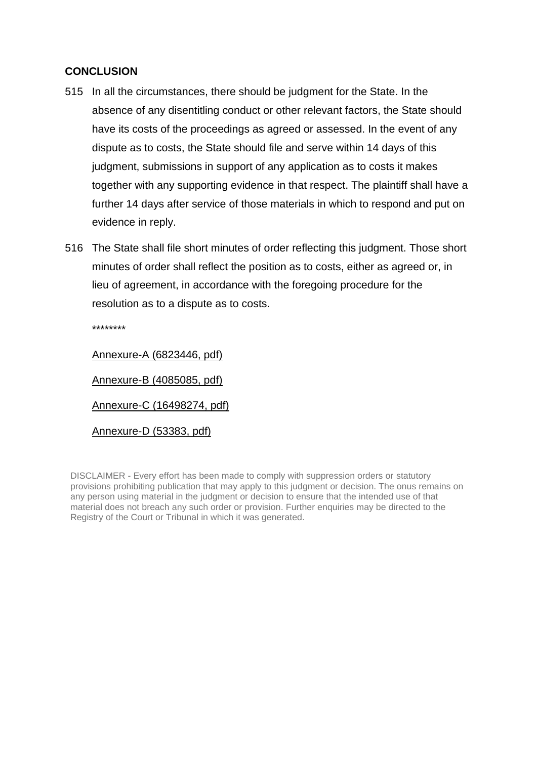## CONCLUSION

515 In all the circumstances, there should be judgment for the State. In the absence of any disentitling conduct or other relevant factors, the State should have its costs of the proceedings as agreed or assessed. In the event of any dispute as to costs, the State should file and serve within 14 days of this judgment, submissions in support of any application as to costs it makes together with any supporting evidence in that respect. The plaintiff shall have a further 14 days after service of those materials in which to respond and put on evidence in reply.

516 The State shall file short minutes of order reflecting this judgment. Those short minutes of order shall reflect the position as to costs, either as agreed or, in lieu of agreement, in accordance with the foregoing procedure for the resolution as to a dispute as to costs.

********

Annexure-A (6823446, pdf)

Annexure-B (4085085, pdf)

Annexure-C (16498274, pdf)

Annexure-D (53383, pdf)

DISCLAIMER - Every effort has been made to comply with suppression orders or statutory provisions prohibiting publication that may apply to this judgment or decision. The onus remains on any person using material in the judgment or decision to ensure that the intended use of that material does not breach any such order or provision. Further enquiries may be directed to the Registry of the Court or Tribunal in which it was generated.